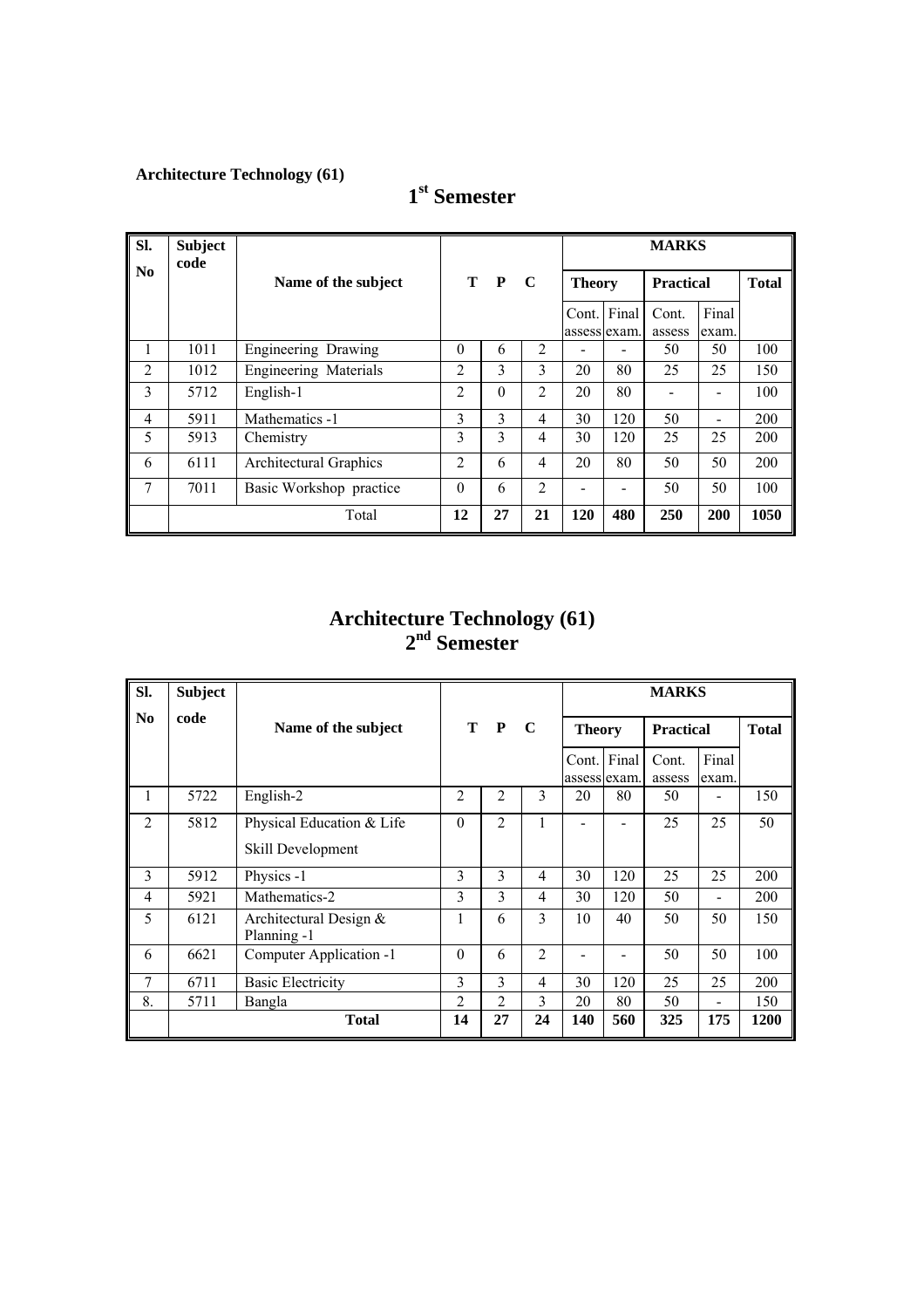**Architecture Technology (61)**

# 1st Semester

| Sl. No | Subject code | Name of the subject | T | P | C | MARKS | | | | |
|---|---|---|---|---|---|---|---|---|---|---|
| | | | | | | Theory | | Practical | | Total |
| | | | | | | Cont. assess | Final exam. | Cont. assess | Final exam. | |
| 1 | 1011 | Engineering Drawing | 0 | 6 | 2 | - | - | 50 | 50 | 100 |
| 2 | 1012 | Engineering Materials | 2 | 3 | 3 | 20 | 80 | 25 | 25 | 150 |
| 3 | 5712 | English-1 | 2 | 0 | 2 | 20 | 80 | - | - | 100 |
| 4 | 5911 | Mathematics -1 | 3 | 3 | 4 | 30 | 120 | 50 | - | 200 |
| 5 | 5913 | Chemistry | 3 | 3 | 4 | 30 | 120 | 25 | 25 | 200 |
| 6 | 6111 | Architectural Graphics | 2 | 6 | 4 | 20 | 80 | 50 | 50 | 200 |
| 7 | 7011 | Basic Workshop practice | 0 | 6 | 2 | - | - | 50 | 50 | 100 |
| | | Total | 12 | 27 | 21 | 120 | 480 | 250 | 200 | 1050 |

# Architecture Technology (61)
# 2nd Semester

| Sl. No | Subject code | Name of the subject | T | P | C | MARKS | | | | |
|---|---|---|---|---|---|---|---|---|---|---|
| | | | | | | Theory | | Practical | | Total |
| | | | | | | Cont. assess | Final exam. | Cont. assess | Final exam. | |
| 1 | 5722 | English-2 | 2 | 2 | 3 | 20 | 80 | 50 | - | 150 |
| 2 | 5812 | Physical Education & Life Skill Development | 0 | 2 | 1 | - | - | 25 | 25 | 50 |
| 3 | 5912 | Physics -1 | 3 | 3 | 4 | 30 | 120 | 25 | 25 | 200 |
| 4 | 5921 | Mathematics-2 | 3 | 3 | 4 | 30 | 120 | 50 | - | 200 |
| 5 | 6121 | Architectural Design & Planning -1 | 1 | 6 | 3 | 10 | 40 | 50 | 50 | 150 |
| 6 | 6621 | Computer Application -1 | 0 | 6 | 2 | - | - | 50 | 50 | 100 |
| 7 | 6711 | Basic Electricity | 3 | 3 | 4 | 30 | 120 | 25 | 25 | 200 |
| 8. | 5711 | Bangla | 2 | 2 | 3 | 20 | 80 | 50 | - | 150 |
| | | **Total** | 14 | 27 | 24 | 140 | 560 | 325 | 175 | 1200 |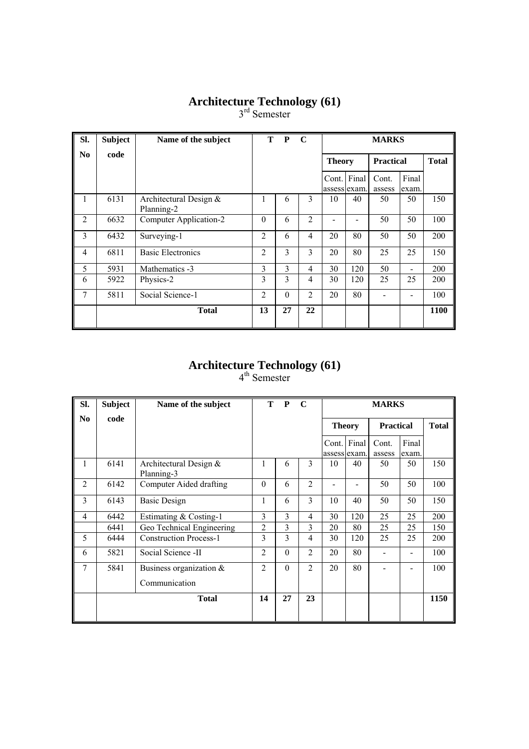# Architecture Technology (61)

3rd Semester

| Sl. No | Subject code | Name of the subject | T | P | C | MARKS | | | | |
|---|---|---|---|---|---|---|---|---|---|---|
| | | | | | | Theory | | Practical | | Total |
| | | | | | | Cont. assess | Final exam. | Cont. assess | Final exam. | |
| 1 | 6131 | Architectural Design & Planning-2 | 1 | 6 | 3 | 10 | 40 | 50 | 50 | 150 |
| 2 | 6632 | Computer Application-2 | 0 | 6 | 2 | - | - | 50 | 50 | 100 |
| 3 | 6432 | Surveying-1 | 2 | 6 | 4 | 20 | 80 | 50 | 50 | 200 |
| 4 | 6811 | Basic Electronics | 2 | 3 | 3 | 20 | 80 | 25 | 25 | 150 |
| 5 | 5931 | Mathematics -3 | 3 | 3 | 4 | 30 | 120 | 50 | - | 200 |
| 6 | 5922 | Physics-2 | 3 | 3 | 4 | 30 | 120 | 25 | 25 | 200 |
| 7 | 5811 | Social Science-1 | 2 | 0 | 2 | 20 | 80 | - | - | 100 |
| | | Total | 13 | 27 | 22 | | | | | 1100 |

# Architecture Technology (61)

4th Semester

| Sl. No | Subject code | Name of the subject | T | P | C | MARKS | | | | |
|---|---|---|---|---|---|---|---|---|---|---|
| | | | | | | Theory | | Practical | | Total |
| | | | | | | Cont. assess | Final exam. | Cont. assess | Final exam. | |
| 1 | 6141 | Architectural Design & Planning-3 | 1 | 6 | 3 | 10 | 40 | 50 | 50 | 150 |
| 2 | 6142 | Computer Aided drafting | 0 | 6 | 2 | - | - | 50 | 50 | 100 |
| 3 | 6143 | Basic Design | 1 | 6 | 3 | 10 | 40 | 50 | 50 | 150 |
| 4 | 6442 | Estimating & Costing-1 | 3 | 3 | 4 | 30 | 120 | 25 | 25 | 200 |
| | 6441 | Geo Technical Engineering | 2 | 3 | 3 | 20 | 80 | 25 | 25 | 150 |
| 5 | 6444 | Construction Process-1 | 3 | 3 | 4 | 30 | 120 | 25 | 25 | 200 |
| 6 | 5821 | Social Science -II | 2 | 0 | 2 | 20 | 80 | - | - | 100 |
| 7 | 5841 | Business organization & Communication | 2 | 0 | 2 | 20 | 80 | - | - | 100 |
| | | Total | 14 | 27 | 23 | | | | | 1150 |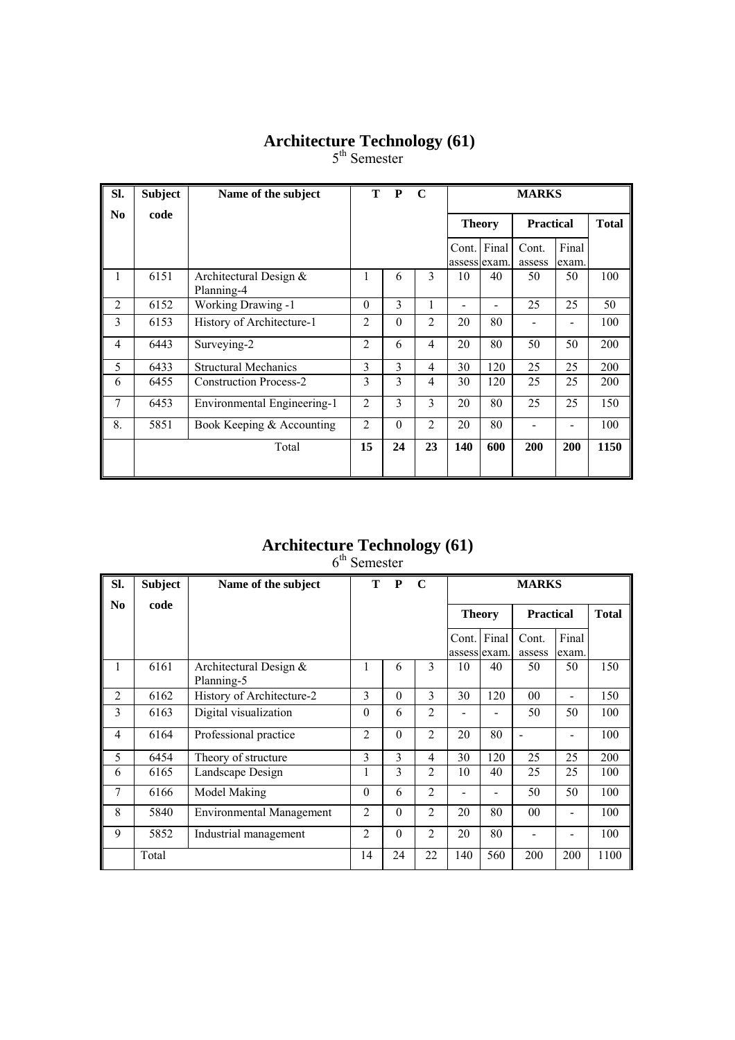# Architecture Technology (61)

5th Semester

| Sl. No | Subject code | Name of the subject | T | P | C | MARKS | | | | |
|---|---|---|---|---|---|---|---|---|---|---|
| | | | | | | Theory | | Practical | | Total |
| | | | | | | Cont. assess | Final exam. | Cont. assess | Final exam. | |
| 1 | 6151 | Architectural Design & Planning-4 | 1 | 6 | 3 | 10 | 40 | 50 | 50 | 100 |
| 2 | 6152 | Working Drawing -1 | 0 | 3 | 1 | - | - | 25 | 25 | 50 |
| 3 | 6153 | History of Architecture-1 | 2 | 0 | 2 | 20 | 80 | - | - | 100 |
| 4 | 6443 | Surveying-2 | 2 | 6 | 4 | 20 | 80 | 50 | 50 | 200 |
| 5 | 6433 | Structural Mechanics | 3 | 3 | 4 | 30 | 120 | 25 | 25 | 200 |
| 6 | 6455 | Construction Process-2 | 3 | 3 | 4 | 30 | 120 | 25 | 25 | 200 |
| 7 | 6453 | Environmental Engineering-1 | 2 | 3 | 3 | 20 | 80 | 25 | 25 | 150 |
| 8. | 5851 | Book Keeping & Accounting | 2 | 0 | 2 | 20 | 80 | - | - | 100 |
| | | Total | **15** | **24** | **23** | **140** | **600** | **200** | **200** | **1150** |

# Architecture Technology (61)

6th Semester

| Sl. No | Subject code | Name of the subject | T | P | C | MARKS | | | | |
|---|---|---|---|---|---|---|---|---|---|---|
| | | | | | | Theory | | Practical | | Total |
| | | | | | | Cont. assess | Final exam. | Cont. assess | Final exam. | |
| 1 | 6161 | Architectural Design & Planning-5 | 1 | 6 | 3 | 10 | 40 | 50 | 50 | 150 |
| 2 | 6162 | History of Architecture-2 | 3 | 0 | 3 | 30 | 120 | 00 | - | 150 |
| 3 | 6163 | Digital visualization | 0 | 6 | 2 | - | - | 50 | 50 | 100 |
| 4 | 6164 | Professional practice | 2 | 0 | 2 | 20 | 80 | - | - | 100 |
| 5 | 6454 | Theory of structure | 3 | 3 | 4 | 30 | 120 | 25 | 25 | 200 |
| 6 | 6165 | Landscape Design | 1 | 3 | 2 | 10 | 40 | 25 | 25 | 100 |
| 7 | 6166 | Model Making | 0 | 6 | 2 | - | - | 50 | 50 | 100 |
| 8 | 5840 | Environmental Management | 2 | 0 | 2 | 20 | 80 | 00 | - | 100 |
| 9 | 5852 | Industrial management | 2 | 0 | 2 | 20 | 80 | - | - | 100 |
| | Total | | 14 | 24 | 22 | 140 | 560 | 200 | 200 | 1100 |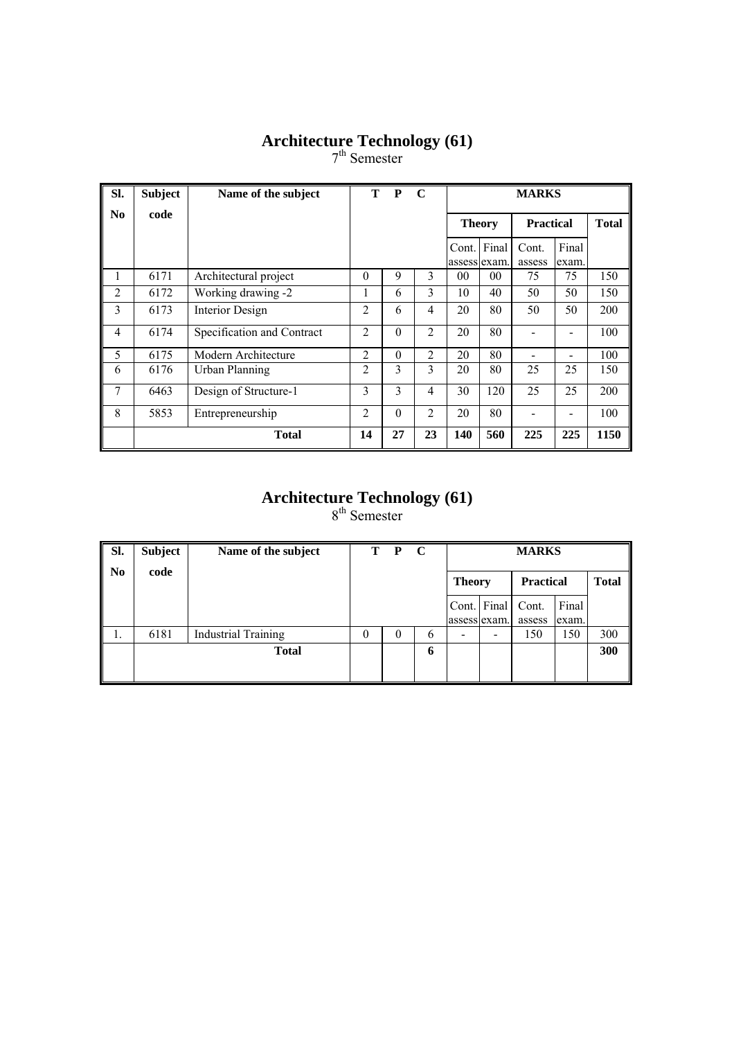# Architecture Technology (61)

7th Semester

| Sl. No | Subject code | Name of the subject | T | P | C | MARKS | | | | |
|---|---|---|---|---|---|---|---|---|---|---|
| | | | | | | Theory | | Practical | | Total |
| | | | | | | Cont. assess | Final exam. | Cont. assess | Final exam. | |
| 1 | 6171 | Architectural project | 0 | 9 | 3 | 00 | 00 | 75 | 75 | 150 |
| 2 | 6172 | Working drawing -2 | 1 | 6 | 3 | 10 | 40 | 50 | 50 | 150 |
| 3 | 6173 | Interior Design | 2 | 6 | 4 | 20 | 80 | 50 | 50 | 200 |
| 4 | 6174 | Specification and Contract | 2 | 0 | 2 | 20 | 80 | - | - | 100 |
| 5 | 6175 | Modern Architecture | 2 | 0 | 2 | 20 | 80 | - | - | 100 |
| 6 | 6176 | Urban Planning | 2 | 3 | 3 | 20 | 80 | 25 | 25 | 150 |
| 7 | 6463 | Design of Structure-1 | 3 | 3 | 4 | 30 | 120 | 25 | 25 | 200 |
| 8 | 5853 | Entrepreneurship | 2 | 0 | 2 | 20 | 80 | - | - | 100 |
| | | **Total** | **14** | **27** | **23** | **140** | **560** | **225** | **225** | **1150** |

# Architecture Technology (61)

8th Semester

| Sl. No | Subject code | Name of the subject | T | P | C | MARKS | | | | |
|---|---|---|---|---|---|---|---|---|---|---|
| | | | | | | Theory | | Practical | | Total |
| | | | | | | Cont. assess | Final exam. | Cont. assess | Final exam. | |
| 1. | 6181 | Industrial Training | 0 | 0 | 6 | - | - | 150 | 150 | 300 |
| | | **Total** | | | **6** | | | | | **300** |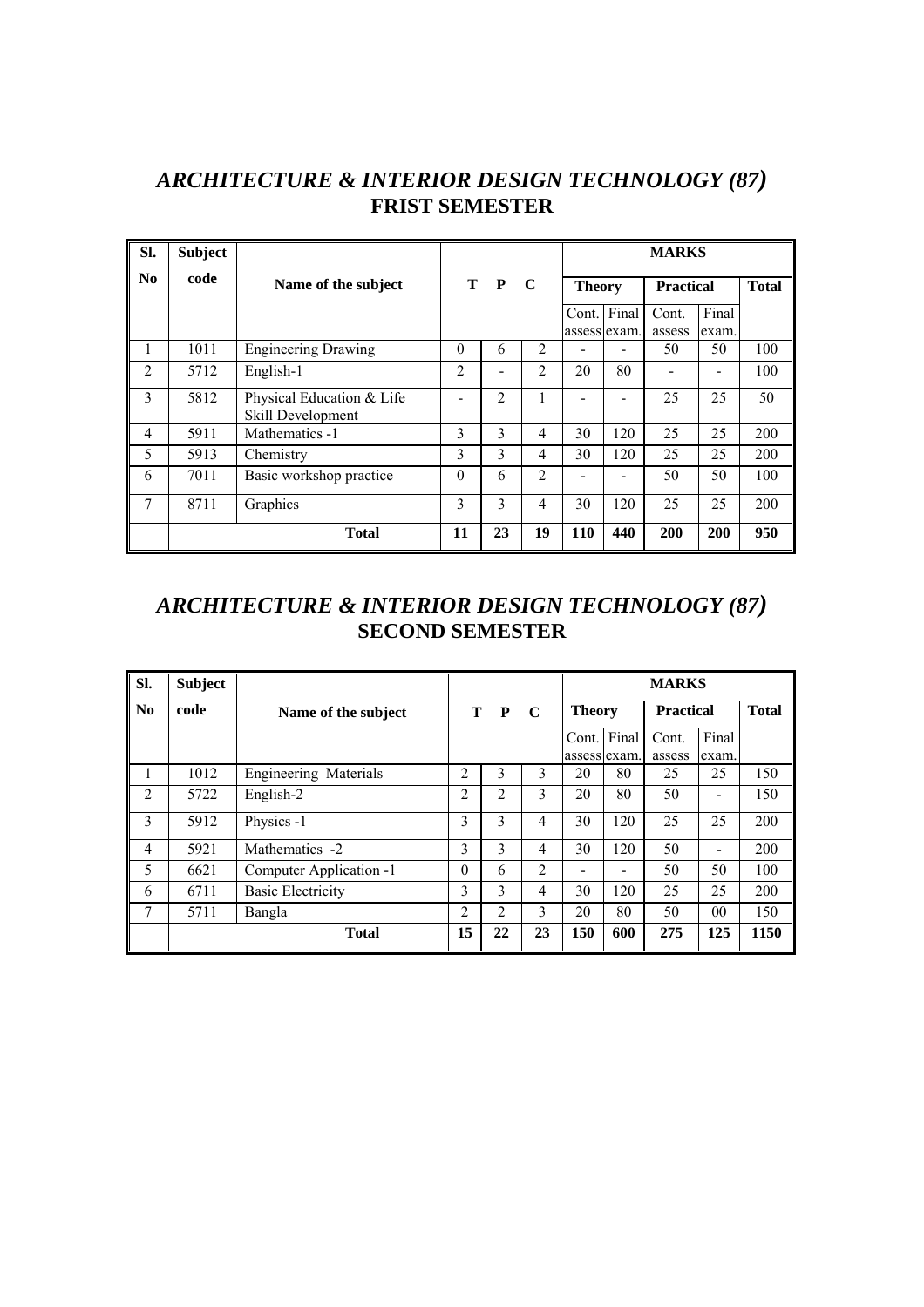## *ARCHITECTURE & INTERIOR DESIGN TECHNOLOGY (87)*
## FRIST SEMESTER

| Sl. No | Subject code | Name of the subject | T | P | C | MARKS | | | | |
|---|---|---|---|---|---|---|---|---|---|---|
| | | | | | | Theory | | Practical | | Total |
| | | | | | | Cont. assess | Final exam. | Cont. assess | Final exam. | |
| 1 | 1011 | Engineering Drawing | 0 | 6 | 2 | - | - | 50 | 50 | 100 |
| 2 | 5712 | English-1 | 2 | - | 2 | 20 | 80 | - | - | 100 |
| 3 | 5812 | Physical Education & Life Skill Development | - | 2 | 1 | - | - | 25 | 25 | 50 |
| 4 | 5911 | Mathematics -1 | 3 | 3 | 4 | 30 | 120 | 25 | 25 | 200 |
| 5 | 5913 | Chemistry | 3 | 3 | 4 | 30 | 120 | 25 | 25 | 200 |
| 6 | 7011 | Basic workshop practice | 0 | 6 | 2 | - | - | 50 | 50 | 100 |
| 7 | 8711 | Graphics | 3 | 3 | 4 | 30 | 120 | 25 | 25 | 200 |
| | | **Total** | **11** | **23** | **19** | **110** | **440** | **200** | **200** | **950** |

## *ARCHITECTURE & INTERIOR DESIGN TECHNOLOGY (87)*
## SECOND SEMESTER

| Sl. No | Subject code | Name of the subject | T | P | C | MARKS | | | | |
|---|---|---|---|---|---|---|---|---|---|---|
| | | | | | | Theory | | Practical | | Total |
| | | | | | | Cont. assess | Final exam. | Cont. assess | Final exam. | |
| 1 | 1012 | Engineering Materials | 2 | 3 | 3 | 20 | 80 | 25 | 25 | 150 |
| 2 | 5722 | English-2 | 2 | 2 | 3 | 20 | 80 | 50 | - | 150 |
| 3 | 5912 | Physics -1 | 3 | 3 | 4 | 30 | 120 | 25 | 25 | 200 |
| 4 | 5921 | Mathematics -2 | 3 | 3 | 4 | 30 | 120 | 50 | - | 200 |
| 5 | 6621 | Computer Application -1 | 0 | 6 | 2 | - | - | 50 | 50 | 100 |
| 6 | 6711 | Basic Electricity | 3 | 3 | 4 | 30 | 120 | 25 | 25 | 200 |
| 7 | 5711 | Bangla | 2 | 2 | 3 | 20 | 80 | 50 | 00 | 150 |
| | | **Total** | **15** | **22** | **23** | **150** | **600** | **275** | **125** | **1150** |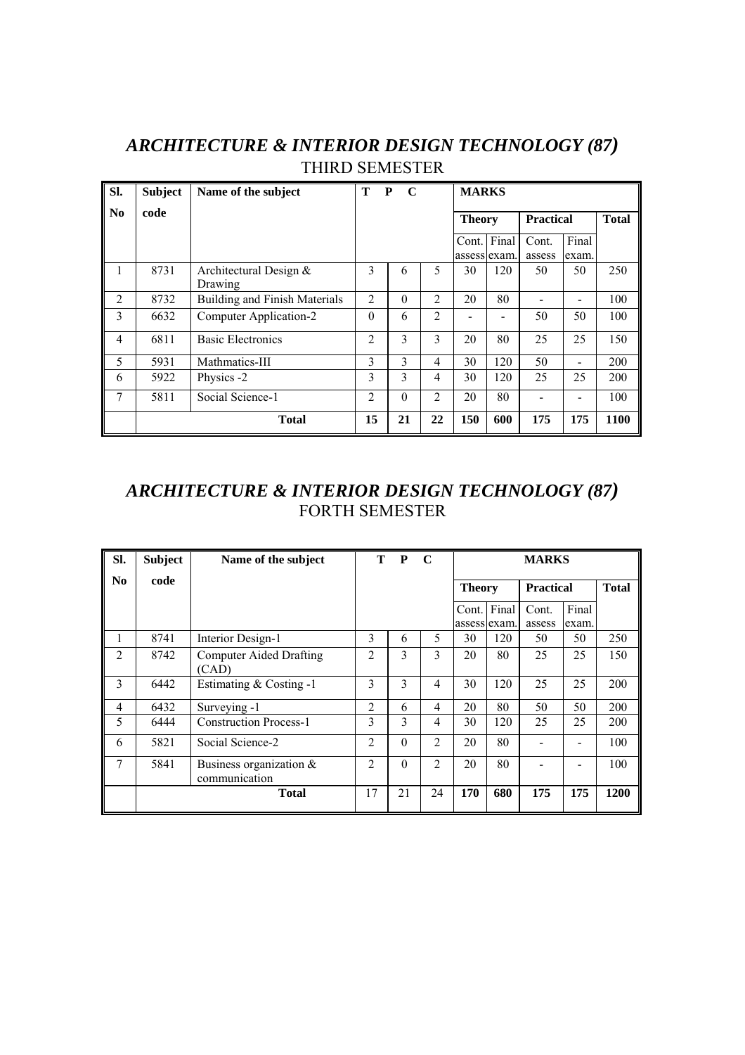## *ARCHITECTURE & INTERIOR DESIGN TECHNOLOGY (87)*

### THIRD SEMESTER

| Sl. No | Subject code | Name of the subject | T | P | C | MARKS | | | | |
|---|---|---|---|---|---|---|---|---|---|---|
| | | | | | | Theory | | Practical | | Total |
| | | | | | | Cont. assess | Final exam. | Cont. assess | Final exam. | |
| 1 | 8731 | Architectural Design & Drawing | 3 | 6 | 5 | 30 | 120 | 50 | 50 | 250 |
| 2 | 8732 | Building and Finish Materials | 2 | 0 | 2 | 20 | 80 | - | - | 100 |
| 3 | 6632 | Computer Application-2 | 0 | 6 | 2 | - | - | 50 | 50 | 100 |
| 4 | 6811 | Basic Electronics | 2 | 3 | 3 | 20 | 80 | 25 | 25 | 150 |
| 5 | 5931 | Mathmatics-III | 3 | 3 | 4 | 30 | 120 | 50 | - | 200 |
| 6 | 5922 | Physics -2 | 3 | 3 | 4 | 30 | 120 | 25 | 25 | 200 |
| 7 | 5811 | Social Science-1 | 2 | 0 | 2 | 20 | 80 | - | - | 100 |
| | | **Total** | **15** | **21** | **22** | **150** | **600** | **175** | **175** | **1100** |

## *ARCHITECTURE & INTERIOR DESIGN TECHNOLOGY (87)*

### FORTH SEMESTER

| Sl. No | Subject code | Name of the subject | T | P | C | MARKS | | | | |
|---|---|---|---|---|---|---|---|---|---|---|
| | | | | | | Theory | | Practical | | Total |
| | | | | | | Cont. assess | Final exam. | Cont. assess | Final exam. | |
| 1 | 8741 | Interior Design-1 | 3 | 6 | 5 | 30 | 120 | 50 | 50 | 250 |
| 2 | 8742 | Computer Aided Drafting (CAD) | 2 | 3 | 3 | 20 | 80 | 25 | 25 | 150 |
| 3 | 6442 | Estimating & Costing -1 | 3 | 3 | 4 | 30 | 120 | 25 | 25 | 200 |
| 4 | 6432 | Surveying -1 | 2 | 6 | 4 | 20 | 80 | 50 | 50 | 200 |
| 5 | 6444 | Construction Process-1 | 3 | 3 | 4 | 30 | 120 | 25 | 25 | 200 |
| 6 | 5821 | Social Science-2 | 2 | 0 | 2 | 20 | 80 | - | - | 100 |
| 7 | 5841 | Business organization & communication | 2 | 0 | 2 | 20 | 80 | - | - | 100 |
| | | **Total** | 17 | 21 | 24 | **170** | **680** | **175** | **175** | **1200** |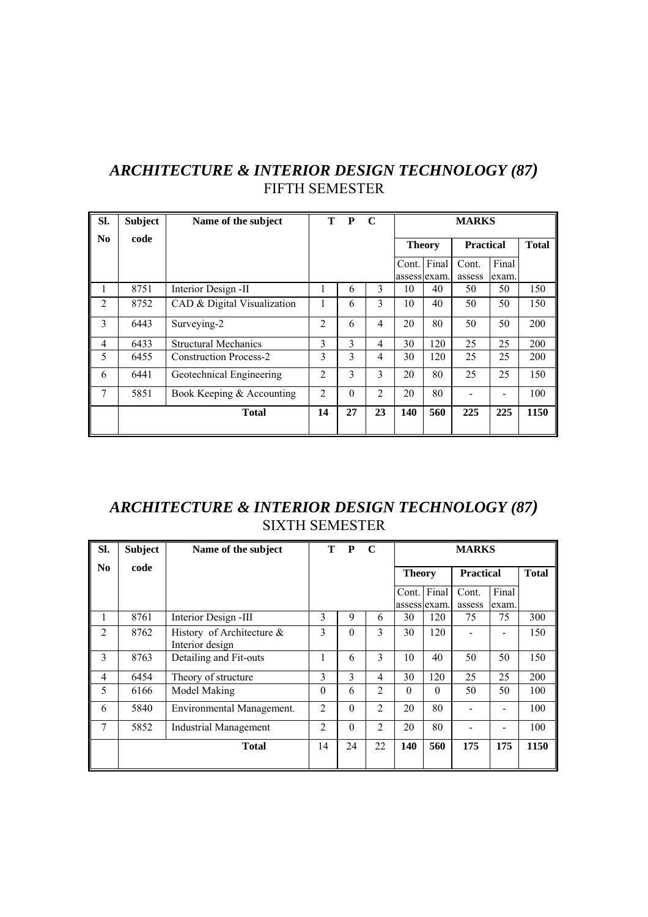## *ARCHITECTURE & INTERIOR DESIGN TECHNOLOGY (87)*

### FIFTH SEMESTER

| Sl. No | Subject code | Name of the subject | T | P | C | MARKS | | | | |
|---|---|---|---|---|---|---|---|---|---|---|
| | | | | | | Theory | | Practical | | Total |
| | | | | | | Cont. assess | Final exam. | Cont. assess | Final exam. | |
| 1 | 8751 | Interior Design -II | 1 | 6 | 3 | 10 | 40 | 50 | 50 | 150 |
| 2 | 8752 | CAD & Digital Visualization | 1 | 6 | 3 | 10 | 40 | 50 | 50 | 150 |
| 3 | 6443 | Surveying-2 | 2 | 6 | 4 | 20 | 80 | 50 | 50 | 200 |
| 4 | 6433 | Structural Mechanics | 3 | 3 | 4 | 30 | 120 | 25 | 25 | 200 |
| 5 | 6455 | Construction Process-2 | 3 | 3 | 4 | 30 | 120 | 25 | 25 | 200 |
| 6 | 6441 | Geotechnical Engineering | 2 | 3 | 3 | 20 | 80 | 25 | 25 | 150 |
| 7 | 5851 | Book Keeping & Accounting | 2 | 0 | 2 | 20 | 80 | - | - | 100 |
| | | **Total** | **14** | **27** | **23** | **140** | **560** | **225** | **225** | **1150** |

## *ARCHITECTURE & INTERIOR DESIGN TECHNOLOGY (87)*

### SIXTH SEMESTER

| Sl. No | Subject code | Name of the subject | T | P | C | MARKS | | | | |
|---|---|---|---|---|---|---|---|---|---|---|
| | | | | | | Theory | | Practical | | Total |
| | | | | | | Cont. assess | Final exam. | Cont. assess | Final exam. | |
| 1 | 8761 | Interior Design -III | 3 | 9 | 6 | 30 | 120 | 75 | 75 | 300 |
| 2 | 8762 | History of Architecture & Interior design | 3 | 0 | 3 | 30 | 120 | - | - | 150 |
| 3 | 8763 | Detailing and Fit-outs | 1 | 6 | 3 | 10 | 40 | 50 | 50 | 150 |
| 4 | 6454 | Theory of structure | 3 | 3 | 4 | 30 | 120 | 25 | 25 | 200 |
| 5 | 6166 | Model Making | 0 | 6 | 2 | 0 | 0 | 50 | 50 | 100 |
| 6 | 5840 | Environmental Management. | 2 | 0 | 2 | 20 | 80 | - | - | 100 |
| 7 | 5852 | Industrial Management | 2 | 0 | 2 | 20 | 80 | - | - | 100 |
| | | **Total** | 14 | 24 | 22 | **140** | **560** | **175** | **175** | **1150** |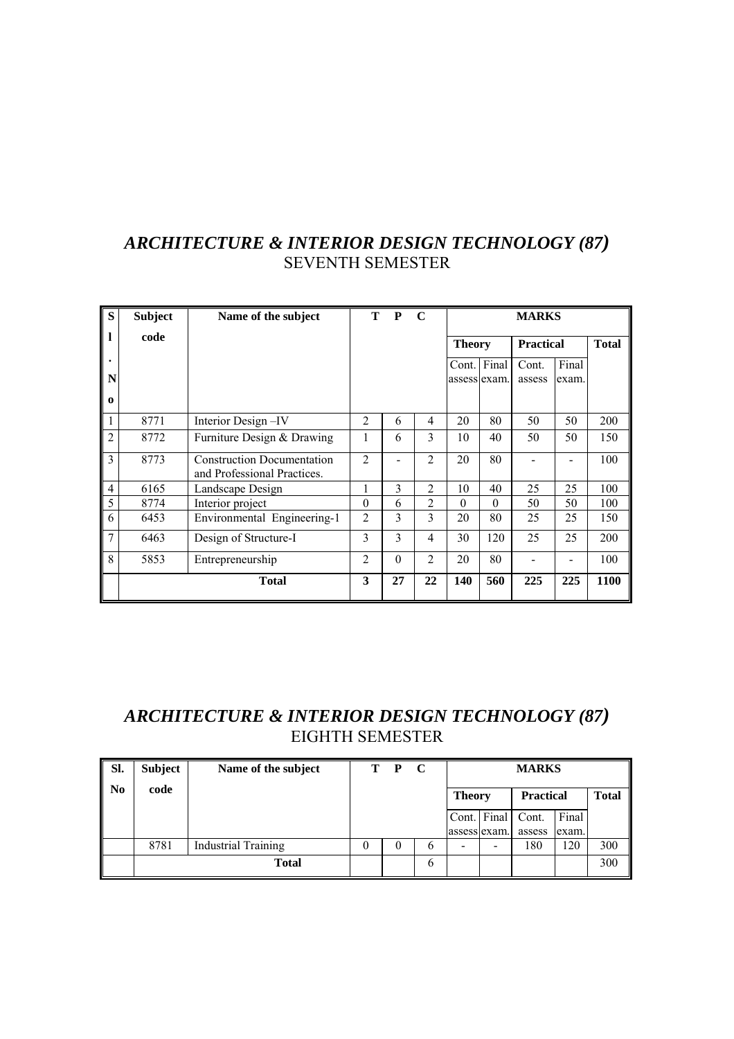## *ARCHITECTURE & INTERIOR DESIGN TECHNOLOGY (87)*
SEVENTH SEMESTER

| Sl. No | Subject code | Name of the subject | T | P | C | MARKS | | | | |
|---|---|---|---|---|---|---|---|---|---|---|
| | | | | | | Theory | | Practical | | Total |
| | | | | | | Cont. assess | Final exam. | Cont. assess | Final exam. | |
| 1 | 8771 | Interior Design –IV | 2 | 6 | 4 | 20 | 80 | 50 | 50 | 200 |
| 2 | 8772 | Furniture Design & Drawing | 1 | 6 | 3 | 10 | 40 | 50 | 50 | 150 |
| 3 | 8773 | Construction Documentation and Professional Practices. | 2 | - | 2 | 20 | 80 | - | - | 100 |
| 4 | 6165 | Landscape Design | 1 | 3 | 2 | 10 | 40 | 25 | 25 | 100 |
| 5 | 8774 | Interior project | 0 | 6 | 2 | 0 | 0 | 50 | 50 | 100 |
| 6 | 6453 | Environmental Engineering-1 | 2 | 3 | 3 | 20 | 80 | 25 | 25 | 150 |
| 7 | 6463 | Design of Structure-I | 3 | 3 | 4 | 30 | 120 | 25 | 25 | 200 |
| 8 | 5853 | Entrepreneurship | 2 | 0 | 2 | 20 | 80 | - | - | 100 |
| | **Total** | | **3** | **27** | **22** | **140** | **560** | **225** | **225** | **1100** |

## *ARCHITECTURE & INTERIOR DESIGN TECHNOLOGY (87)*
EIGHTH SEMESTER

| Sl. No | Subject code | Name of the subject | T | P | C | MARKS | | | | |
|---|---|---|---|---|---|---|---|---|---|---|
| | | | | | | Theory | | Practical | | Total |
| | | | | | | Cont. assess | Final exam. | Cont. assess | Final exam. | |
| | 8781 | Industrial Training | 0 | 0 | 6 | - | - | 180 | 120 | 300 |
| | **Total** | | | | 6 | | | | | 300 |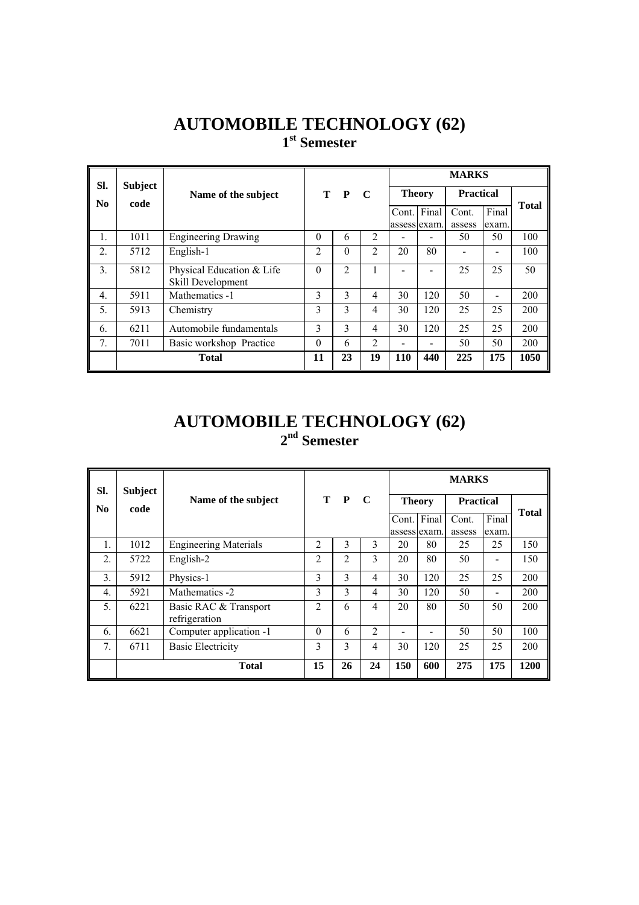# AUTOMOBILE TECHNOLOGY (62)

## 1st Semester

| Sl. No | Subject code | Name of the subject | T | P | C | MARKS | | | | |
|---|---|---|---|---|---|---|---|---|---|---|
| | | | | | | Theory | | Practical | | Total |
| | | | | | | Cont. assess | Final exam. | Cont. assess | Final exam. | |
| 1. | 1011 | Engineering Drawing | 0 | 6 | 2 | - | - | 50 | 50 | 100 |
| 2. | 5712 | English-1 | 2 | 0 | 2 | 20 | 80 | - | - | 100 |
| 3. | 5812 | Physical Education & Life Skill Development | 0 | 2 | 1 | - | - | 25 | 25 | 50 |
| 4. | 5911 | Mathematics -1 | 3 | 3 | 4 | 30 | 120 | 50 | - | 200 |
| 5. | 5913 | Chemistry | 3 | 3 | 4 | 30 | 120 | 25 | 25 | 200 |
| 6. | 6211 | Automobile fundamentals | 3 | 3 | 4 | 30 | 120 | 25 | 25 | 200 |
| 7. | 7011 | Basic workshop Practice | 0 | 6 | 2 | - | - | 50 | 50 | 200 |
| | | **Total** | **11** | **23** | **19** | **110** | **440** | **225** | **175** | **1050** |

# AUTOMOBILE TECHNOLOGY (62)

## 2nd Semester

| Sl. No | Subject code | Name of the subject | T | P | C | MARKS | | | | |
|---|---|---|---|---|---|---|---|---|---|---|
| | | | | | | Theory | | Practical | | Total |
| | | | | | | Cont. assess | Final exam. | Cont. assess | Final exam. | |
| 1. | 1012 | Engineering Materials | 2 | 3 | 3 | 20 | 80 | 25 | 25 | 150 |
| 2. | 5722 | English-2 | 2 | 2 | 3 | 20 | 80 | 50 | - | 150 |
| 3. | 5912 | Physics-1 | 3 | 3 | 4 | 30 | 120 | 25 | 25 | 200 |
| 4. | 5921 | Mathematics -2 | 3 | 3 | 4 | 30 | 120 | 50 | - | 200 |
| 5. | 6221 | Basic RAC & Transport refrigeration | 2 | 6 | 4 | 20 | 80 | 50 | 50 | 200 |
| 6. | 6621 | Computer application -1 | 0 | 6 | 2 | - | - | 50 | 50 | 100 |
| 7. | 6711 | Basic Electricity | 3 | 3 | 4 | 30 | 120 | 25 | 25 | 200 |
| | | **Total** | **15** | **26** | **24** | **150** | **600** | **275** | **175** | **1200** |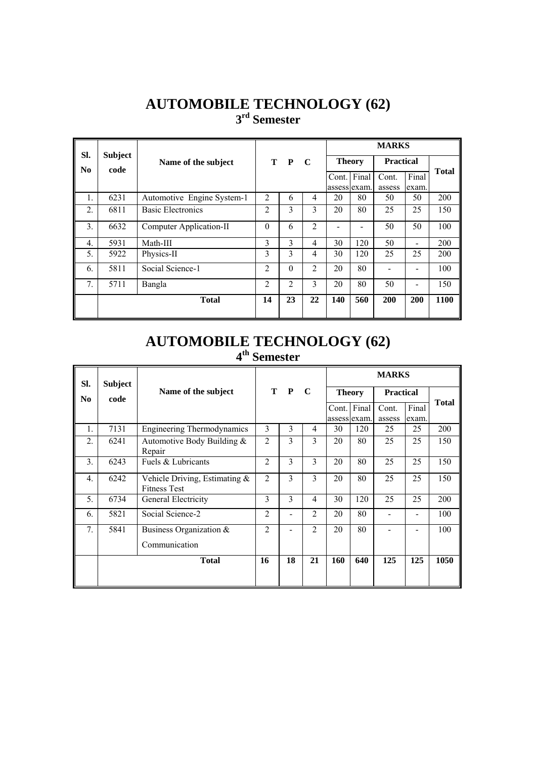# AUTOMOBILE TECHNOLOGY (62)

## 3rd Semester

| Sl. No | Subject code | Name of the subject | T | P | C | MARKS | | | | |
|---|---|---|---|---|---|---|---|---|---|---|
| | | | | | | Theory | | Practical | | Total |
| | | | | | | Cont. assess | Final exam. | Cont. assess | Final exam. | |
| 1. | 6231 | Automotive Engine System-1 | 2 | 6 | 4 | 20 | 80 | 50 | 50 | 200 |
| 2. | 6811 | Basic Electronics | 2 | 3 | 3 | 20 | 80 | 25 | 25 | 150 |
| 3. | 6632 | Computer Application-II | 0 | 6 | 2 | - | - | 50 | 50 | 100 |
| 4. | 5931 | Math-III | 3 | 3 | 4 | 30 | 120 | 50 | - | 200 |
| 5. | 5922 | Physics-II | 3 | 3 | 4 | 30 | 120 | 25 | 25 | 200 |
| 6. | 5811 | Social Science-1 | 2 | 0 | 2 | 20 | 80 | - | - | 100 |
| 7. | 5711 | Bangla | 2 | 2 | 3 | 20 | 80 | 50 | - | 150 |
| | | **Total** | **14** | **23** | **22** | **140** | **560** | **200** | **200** | **1100** |

# AUTOMOBILE TECHNOLOGY (62)

## 4th Semester

| Sl. No | Subject code | Name of the subject | T | P | C | MARKS | | | | |
|---|---|---|---|---|---|---|---|---|---|---|
| | | | | | | Theory | | Practical | | Total |
| | | | | | | Cont. assess | Final exam. | Cont. assess | Final exam. | |
| 1. | 7131 | Engineering Thermodynamics | 3 | 3 | 4 | 30 | 120 | 25 | 25 | 200 |
| 2. | 6241 | Automotive Body Building & Repair | 2 | 3 | 3 | 20 | 80 | 25 | 25 | 150 |
| 3. | 6243 | Fuels & Lubricants | 2 | 3 | 3 | 20 | 80 | 25 | 25 | 150 |
| 4. | 6242 | Vehicle Driving, Estimating & Fitness Test | 2 | 3 | 3 | 20 | 80 | 25 | 25 | 150 |
| 5. | 6734 | General Electricity | 3 | 3 | 4 | 30 | 120 | 25 | 25 | 200 |
| 6. | 5821 | Social Science-2 | 2 | - | 2 | 20 | 80 | - | - | 100 |
| 7. | 5841 | Business Organization & Communication | 2 | - | 2 | 20 | 80 | - | - | 100 |
| | | **Total** | **16** | **18** | **21** | **160** | **640** | **125** | **125** | **1050** |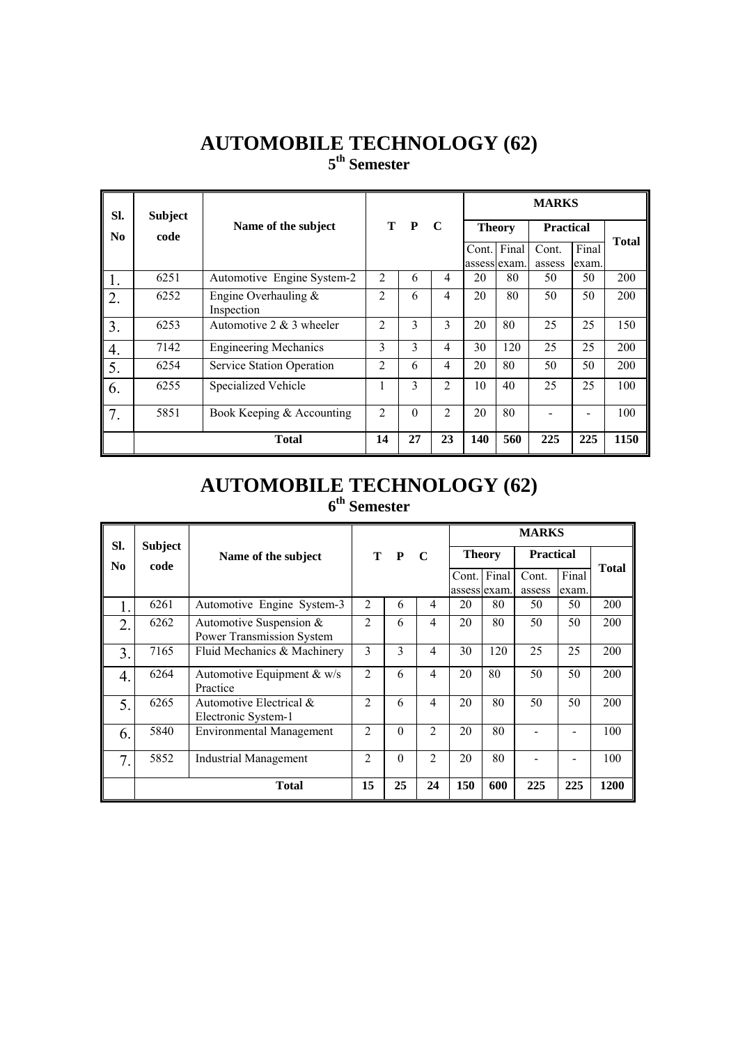# AUTOMOBILE TECHNOLOGY (62)

## 5th Semester

| Sl. No | Subject code | Name of the subject | T | P | C | MARKS | | | | |
|---|---|---|---|---|---|---|---|---|---|---|
| | | | | | | Theory | | Practical | | Total |
| | | | | | | Cont. assess | Final exam. | Cont. assess | Final exam. | |
| 1. | 6251 | Automotive Engine System-2 | 2 | 6 | 4 | 20 | 80 | 50 | 50 | 200 |
| 2. | 6252 | Engine Overhauling & Inspection | 2 | 6 | 4 | 20 | 80 | 50 | 50 | 200 |
| 3. | 6253 | Automotive 2 & 3 wheeler | 2 | 3 | 3 | 20 | 80 | 25 | 25 | 150 |
| 4. | 7142 | Engineering Mechanics | 3 | 3 | 4 | 30 | 120 | 25 | 25 | 200 |
| 5. | 6254 | Service Station Operation | 2 | 6 | 4 | 20 | 80 | 50 | 50 | 200 |
| 6. | 6255 | Specialized Vehicle | 1 | 3 | 2 | 10 | 40 | 25 | 25 | 100 |
| 7. | 5851 | Book Keeping & Accounting | 2 | 0 | 2 | 20 | 80 | - | - | 100 |
| | **Total** | | **14** | **27** | **23** | **140** | **560** | **225** | **225** | **1150** |

# AUTOMOBILE TECHNOLOGY (62)

## 6th Semester

| Sl. No | Subject code | Name of the subject | T | P | C | MARKS | | | | |
|---|---|---|---|---|---|---|---|---|---|---|
| | | | | | | Theory | | Practical | | Total |
| | | | | | | Cont. assess | Final exam. | Cont. assess | Final exam. | |
| 1. | 6261 | Automotive Engine System-3 | 2 | 6 | 4 | 20 | 80 | 50 | 50 | 200 |
| 2. | 6262 | Automotive Suspension & Power Transmission System | 2 | 6 | 4 | 20 | 80 | 50 | 50 | 200 |
| 3. | 7165 | Fluid Mechanics & Machinery | 3 | 3 | 4 | 30 | 120 | 25 | 25 | 200 |
| 4. | 6264 | Automotive Equipment & w/s Practice | 2 | 6 | 4 | 20 | 80 | 50 | 50 | 200 |
| 5. | 6265 | Automotive Electrical & Electronic System-1 | 2 | 6 | 4 | 20 | 80 | 50 | 50 | 200 |
| 6. | 5840 | Environmental Management | 2 | 0 | 2 | 20 | 80 | - | - | 100 |
| 7. | 5852 | Industrial Management | 2 | 0 | 2 | 20 | 80 | - | - | 100 |
| | **Total** | | **15** | **25** | **24** | **150** | **600** | **225** | **225** | **1200** |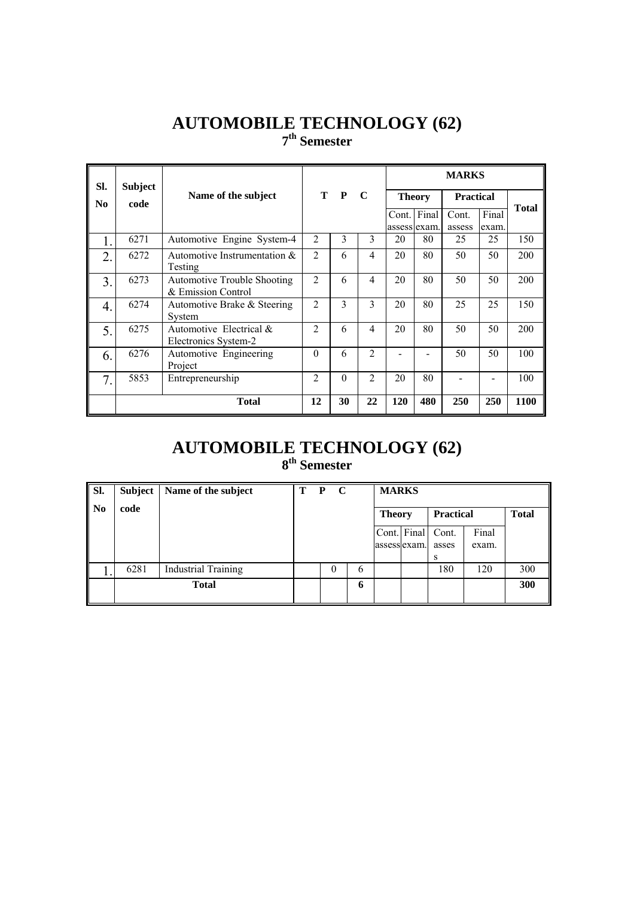# AUTOMOBILE TECHNOLOGY (62)

## 7th Semester

| Sl. No | Subject code | Name of the subject | T | P | C | MARKS | | | | |
|---|---|---|---|---|---|---|---|---|---|---|
| | | | | | | Theory | | Practical | | Total |
| | | | | | | Cont. assess | Final exam. | Cont. assess | Final exam. | |
| 1. | 6271 | Automotive Engine System-4 | 2 | 3 | 3 | 20 | 80 | 25 | 25 | 150 |
| 2. | 6272 | Automotive Instrumentation & Testing | 2 | 6 | 4 | 20 | 80 | 50 | 50 | 200 |
| 3. | 6273 | Automotive Trouble Shooting & Emission Control | 2 | 6 | 4 | 20 | 80 | 50 | 50 | 200 |
| 4. | 6274 | Automotive Brake & Steering System | 2 | 3 | 3 | 20 | 80 | 25 | 25 | 150 |
| 5. | 6275 | Automotive Electrical & Electronics System-2 | 2 | 6 | 4 | 20 | 80 | 50 | 50 | 200 |
| 6. | 6276 | Automotive Engineering Project | 0 | 6 | 2 | - | - | 50 | 50 | 100 |
| 7. | 5853 | Entrepreneurship | 2 | 0 | 2 | 20 | 80 | - | - | 100 |
| | | **Total** | **12** | **30** | **22** | **120** | **480** | **250** | **250** | **1100** |

# AUTOMOBILE TECHNOLOGY (62)

## 8th Semester

| Sl. No | Subject code | Name of the subject | T | P | C | MARKS | | | | |
|---|---|---|---|---|---|---|---|---|---|---|
| | | | | | | Theory | | Practical | | Total |
| | | | | | | Cont. assess | Final exam. | Cont. assess | Final exam. | |
| 1. | 6281 | Industrial Training | | 0 | 6 | | | 180 | 120 | 300 |
| | | **Total** | | | **6** | | | | | **300** |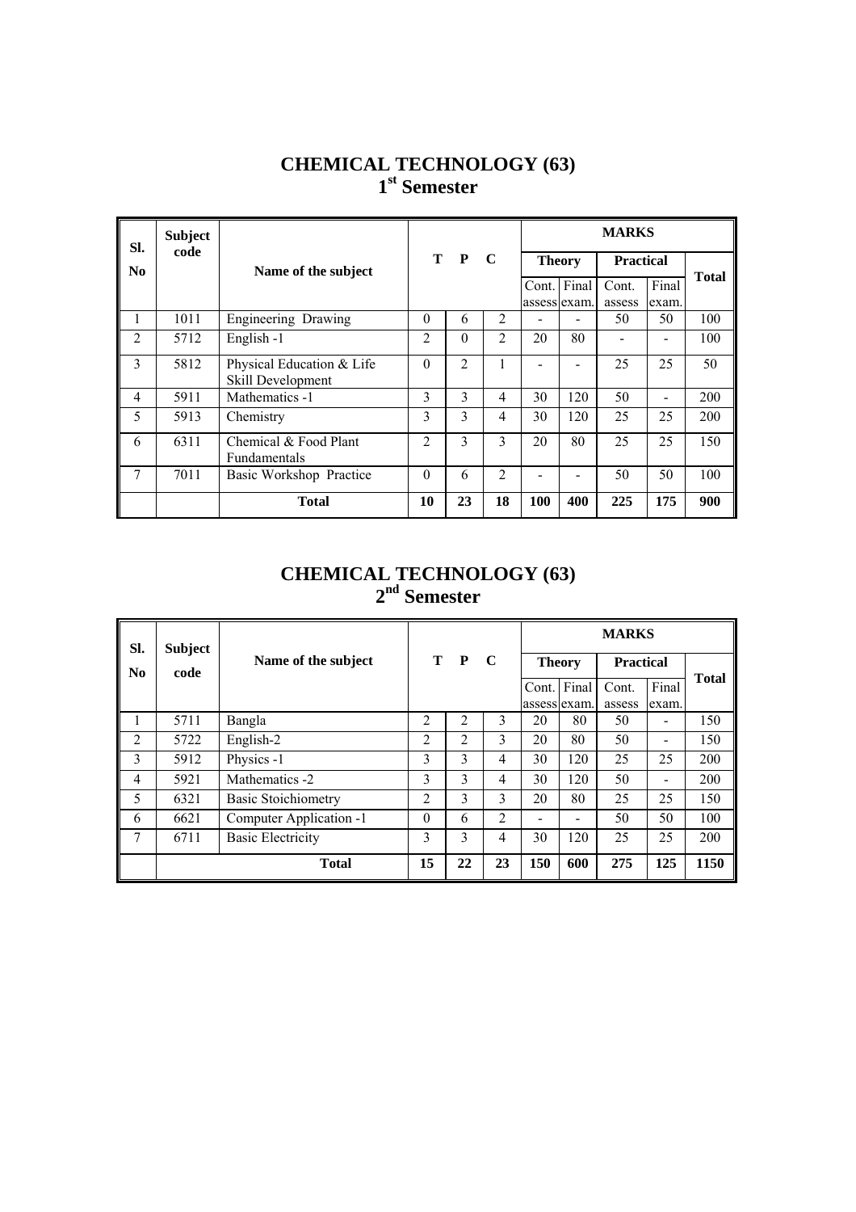# CHEMICAL TECHNOLOGY (63)
## 1st Semester

| Sl. No | Subject code | Name of the subject | T | P | C | MARKS | | | | |
|---|---|---|---|---|---|---|---|---|---|---|
| | | | | | | Theory | | Practical | | Total |
| | | | | | | Cont. assess | Final exam. | Cont. assess | Final exam. | |
| 1 | 1011 | Engineering Drawing | 0 | 6 | 2 | - | - | 50 | 50 | 100 |
| 2 | 5712 | English -1 | 2 | 0 | 2 | 20 | 80 | - | - | 100 |
| 3 | 5812 | Physical Education & Life Skill Development | 0 | 2 | 1 | - | - | 25 | 25 | 50 |
| 4 | 5911 | Mathematics -1 | 3 | 3 | 4 | 30 | 120 | 50 | - | 200 |
| 5 | 5913 | Chemistry | 3 | 3 | 4 | 30 | 120 | 25 | 25 | 200 |
| 6 | 6311 | Chemical & Food Plant Fundamentals | 2 | 3 | 3 | 20 | 80 | 25 | 25 | 150 |
| 7 | 7011 | Basic Workshop Practice | 0 | 6 | 2 | - | - | 50 | 50 | 100 |
| | | **Total** | **10** | **23** | **18** | **100** | **400** | **225** | **175** | **900** |

# CHEMICAL TECHNOLOGY (63)
## 2nd Semester

| Sl. No | Subject code | Name of the subject | T | P | C | MARKS | | | | |
|---|---|---|---|---|---|---|---|---|---|---|
| | | | | | | Theory | | Practical | | Total |
| | | | | | | Cont. assess | Final exam. | Cont. assess | Final exam. | |
| 1 | 5711 | Bangla | 2 | 2 | 3 | 20 | 80 | 50 | - | 150 |
| 2 | 5722 | English-2 | 2 | 2 | 3 | 20 | 80 | 50 | - | 150 |
| 3 | 5912 | Physics -1 | 3 | 3 | 4 | 30 | 120 | 25 | 25 | 200 |
| 4 | 5921 | Mathematics -2 | 3 | 3 | 4 | 30 | 120 | 50 | - | 200 |
| 5 | 6321 | Basic Stoichiometry | 2 | 3 | 3 | 20 | 80 | 25 | 25 | 150 |
| 6 | 6621 | Computer Application -1 | 0 | 6 | 2 | - | - | 50 | 50 | 100 |
| 7 | 6711 | Basic Electricity | 3 | 3 | 4 | 30 | 120 | 25 | 25 | 200 |
| | | **Total** | **15** | **22** | **23** | **150** | **600** | **275** | **125** | **1150** |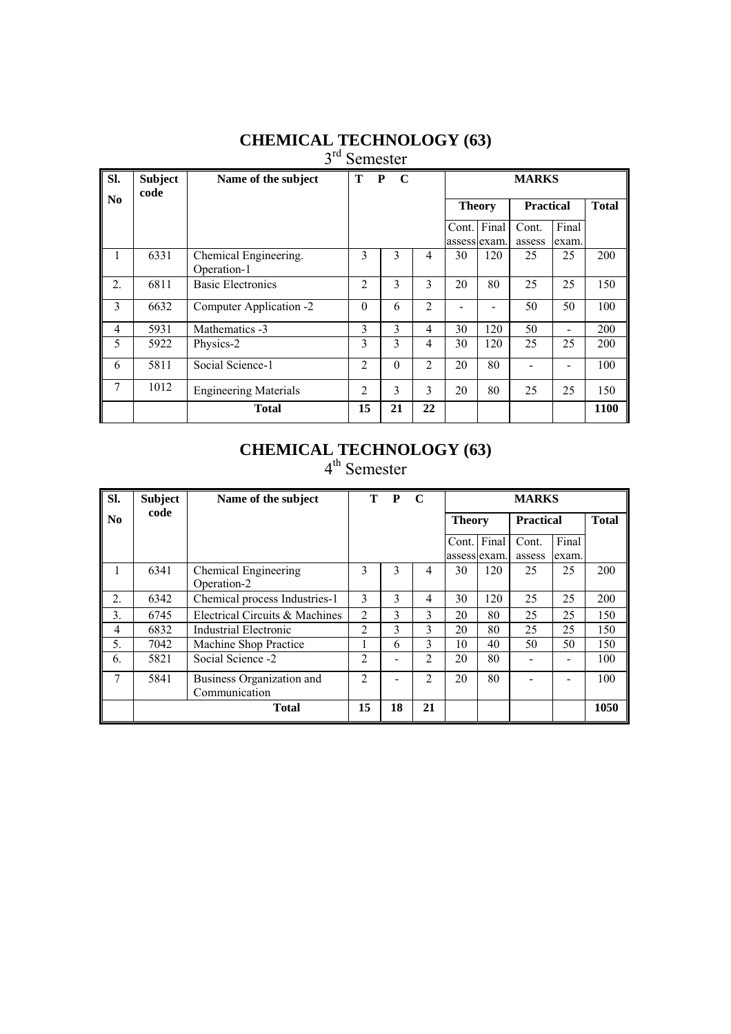# CHEMICAL TECHNOLOGY (63)

## 3rd Semester

| Sl. No | Subject code | Name of the subject | T | P | C | MARKS | | | | |
|---|---|---|---|---|---|---|---|---|---|---|
| | | | | | | Theory | | Practical | | Total |
| | | | | | | Cont. assess | Final exam. | Cont. assess | Final exam. | |
| 1 | 6331 | Chemical Engineering. Operation-1 | 3 | 3 | 4 | 30 | 120 | 25 | 25 | 200 |
| 2. | 6811 | Basic Electronics | 2 | 3 | 3 | 20 | 80 | 25 | 25 | 150 |
| 3 | 6632 | Computer Application -2 | 0 | 6 | 2 | - | - | 50 | 50 | 100 |
| 4 | 5931 | Mathematics -3 | 3 | 3 | 4 | 30 | 120 | 50 | - | 200 |
| 5 | 5922 | Physics-2 | 3 | 3 | 4 | 30 | 120 | 25 | 25 | 200 |
| 6 | 5811 | Social Science-1 | 2 | 0 | 2 | 20 | 80 | - | - | 100 |
| 7 | 1012 | Engineering Materials | 2 | 3 | 3 | 20 | 80 | 25 | 25 | 150 |
| | | **Total** | **15** | **21** | **22** | | | | | **1100** |

# CHEMICAL TECHNOLOGY (63)

## 4th Semester

| Sl. No | Subject code | Name of the subject | T | P | C | MARKS | | | | |
|---|---|---|---|---|---|---|---|---|---|---|
| | | | | | | Theory | | Practical | | Total |
| | | | | | | Cont. assess | Final exam. | Cont. assess | Final exam. | |
| 1 | 6341 | Chemical Engineering Operation-2 | 3 | 3 | 4 | 30 | 120 | 25 | 25 | 200 |
| 2. | 6342 | Chemical process Industries-1 | 3 | 3 | 4 | 30 | 120 | 25 | 25 | 200 |
| 3. | 6745 | Electrical Circuits & Machines | 2 | 3 | 3 | 20 | 80 | 25 | 25 | 150 |
| 4 | 6832 | Industrial Electronic | 2 | 3 | 3 | 20 | 80 | 25 | 25 | 150 |
| 5. | 7042 | Machine Shop Practice | 1 | 6 | 3 | 10 | 40 | 50 | 50 | 150 |
| 6. | 5821 | Social Science -2 | 2 | - | 2 | 20 | 80 | - | - | 100 |
| 7 | 5841 | Business Organization and Communication | 2 | - | 2 | 20 | 80 | - | - | 100 |
| | | **Total** | **15** | **18** | **21** | | | | | **1050** |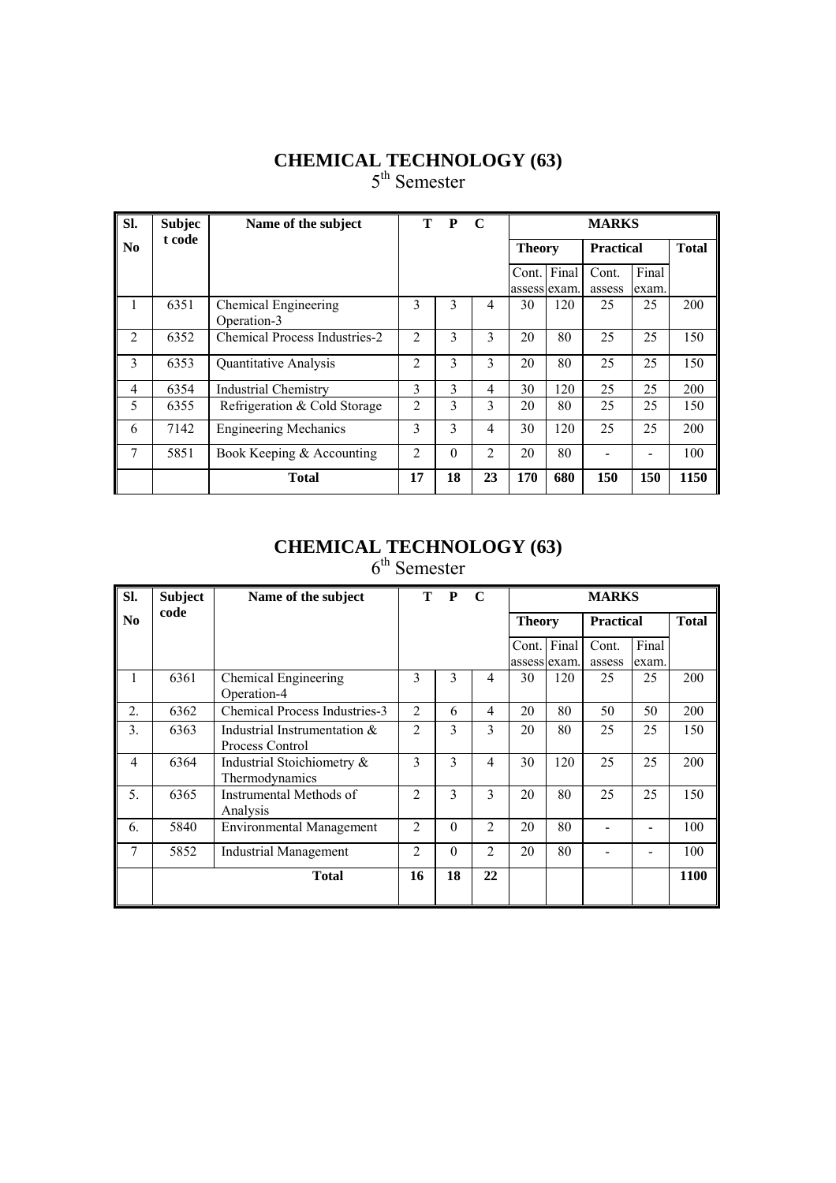# CHEMICAL TECHNOLOGY (63)

## 5th Semester

| Sl. No | Subject code | Name of the subject | T | P | C | MARKS | | | | |
|---|---|---|---|---|---|---|---|---|---|---|
| | | | | | | Theory | | Practical | | Total |
| | | | | | | Cont. assess | Final exam. | Cont. assess | Final exam. | |
| 1 | 6351 | Chemical Engineering Operation-3 | 3 | 3 | 4 | 30 | 120 | 25 | 25 | 200 |
| 2 | 6352 | Chemical Process Industries-2 | 2 | 3 | 3 | 20 | 80 | 25 | 25 | 150 |
| 3 | 6353 | Quantitative Analysis | 2 | 3 | 3 | 20 | 80 | 25 | 25 | 150 |
| 4 | 6354 | Industrial Chemistry | 3 | 3 | 4 | 30 | 120 | 25 | 25 | 200 |
| 5 | 6355 | Refrigeration & Cold Storage | 2 | 3 | 3 | 20 | 80 | 25 | 25 | 150 |
| 6 | 7142 | Engineering Mechanics | 3 | 3 | 4 | 30 | 120 | 25 | 25 | 200 |
| 7 | 5851 | Book Keeping & Accounting | 2 | 0 | 2 | 20 | 80 | - | - | 100 |
| | | **Total** | **17** | **18** | **23** | **170** | **680** | **150** | **150** | **1150** |

# CHEMICAL TECHNOLOGY (63)

## 6th Semester

| Sl. No | Subject code | Name of the subject | T | P | C | MARKS | | | | |
|---|---|---|---|---|---|---|---|---|---|---|
| | | | | | | Theory | | Practical | | Total |
| | | | | | | Cont. assess | Final exam. | Cont. assess | Final exam. | |
| 1 | 6361 | Chemical Engineering Operation-4 | 3 | 3 | 4 | 30 | 120 | 25 | 25 | 200 |
| 2. | 6362 | Chemical Process Industries-3 | 2 | 6 | 4 | 20 | 80 | 50 | 50 | 200 |
| 3. | 6363 | Industrial Instrumentation & Process Control | 2 | 3 | 3 | 20 | 80 | 25 | 25 | 150 |
| 4 | 6364 | Industrial Stoichiometry & Thermodynamics | 3 | 3 | 4 | 30 | 120 | 25 | 25 | 200 |
| 5. | 6365 | Instrumental Methods of Analysis | 2 | 3 | 3 | 20 | 80 | 25 | 25 | 150 |
| 6. | 5840 | Environmental Management | 2 | 0 | 2 | 20 | 80 | - | - | 100 |
| 7 | 5852 | Industrial Management | 2 | 0 | 2 | 20 | 80 | - | - | 100 |
| | | **Total** | **16** | **18** | **22** | | | | | **1100** |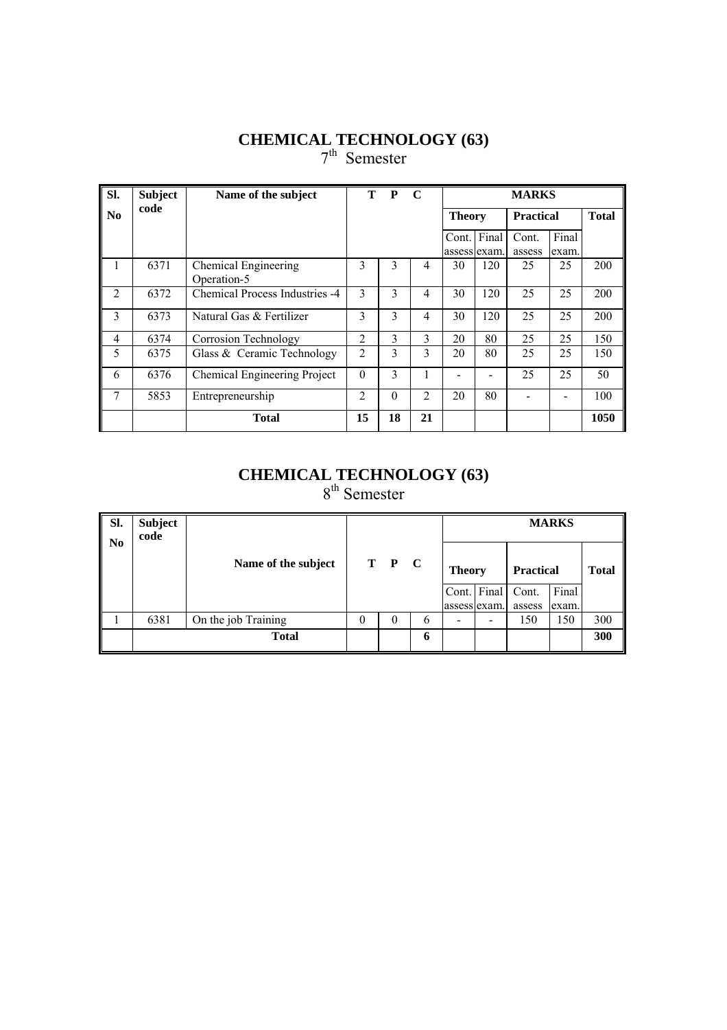# CHEMICAL TECHNOLOGY (63)

7th Semester

| Sl. No | Subject code | Name of the subject | T | P | C | MARKS | | | | |
|---|---|---|---|---|---|---|---|---|---|---|
| | | | | | | Theory | | Practical | | Total |
| | | | | | | Cont. assess | Final exam. | Cont. assess | Final exam. | |
| 1 | 6371 | Chemical Engineering Operation-5 | 3 | 3 | 4 | 30 | 120 | 25 | 25 | 200 |
| 2 | 6372 | Chemical Process Industries -4 | 3 | 3 | 4 | 30 | 120 | 25 | 25 | 200 |
| 3 | 6373 | Natural Gas & Fertilizer | 3 | 3 | 4 | 30 | 120 | 25 | 25 | 200 |
| 4 | 6374 | Corrosion Technology | 2 | 3 | 3 | 20 | 80 | 25 | 25 | 150 |
| 5 | 6375 | Glass & Ceramic Technology | 2 | 3 | 3 | 20 | 80 | 25 | 25 | 150 |
| 6 | 6376 | Chemical Engineering Project | 0 | 3 | 1 | - | - | 25 | 25 | 50 |
| 7 | 5853 | Entrepreneurship | 2 | 0 | 2 | 20 | 80 | - | - | 100 |
| | | **Total** | **15** | **18** | **21** | | | | | **1050** |

# CHEMICAL TECHNOLOGY (63)

8th Semester

| Sl. No | Subject code | Name of the subject | T | P | C | MARKS | | | | |
|---|---|---|---|---|---|---|---|---|---|---|
| | | | | | | Theory | | Practical | | Total |
| | | | | | | Cont. assess | Final exam. | Cont. assess | Final exam. | |
| 1 | 6381 | On the job Training | 0 | 0 | 6 | - | - | 150 | 150 | 300 |
| | | **Total** | | | **6** | | | | | **300** |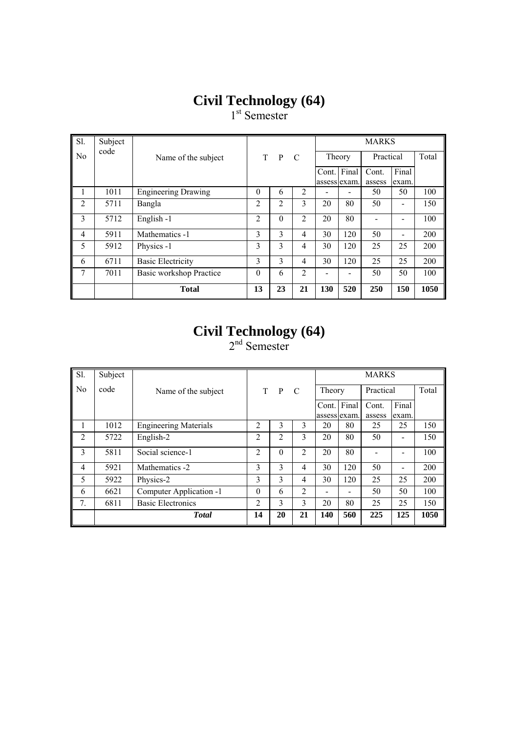# Civil Technology (64)

1st Semester

| Sl. No | Subject code | Name of the subject | T | P | C | MARKS | | | | |
|---|---|---|---|---|---|---|---|---|---|---|
| | | | | | | Theory | | Practical | | Total |
| | | | | | | Cont. assess | Final exam. | Cont. assess | Final exam. | |
| 1 | 1011 | Engineering Drawing | 0 | 6 | 2 | - | - | 50 | 50 | 100 |
| 2 | 5711 | Bangla | 2 | 2 | 3 | 20 | 80 | 50 | - | 150 |
| 3 | 5712 | English -1 | 2 | 0 | 2 | 20 | 80 | - | - | 100 |
| 4 | 5911 | Mathematics -1 | 3 | 3 | 4 | 30 | 120 | 50 | - | 200 |
| 5 | 5912 | Physics -1 | 3 | 3 | 4 | 30 | 120 | 25 | 25 | 200 |
| 6 | 6711 | Basic Electricity | 3 | 3 | 4 | 30 | 120 | 25 | 25 | 200 |
| 7 | 7011 | Basic workshop Practice | 0 | 6 | 2 | - | - | 50 | 50 | 100 |
| | | **Total** | **13** | **23** | **21** | **130** | **520** | **250** | **150** | **1050** |

# Civil Technology (64)

2nd Semester

| Sl. No | Subject code | Name of the subject | T | P | C | MARKS | | | | |
|---|---|---|---|---|---|---|---|---|---|---|
| | | | | | | Theory | | Practical | | Total |
| | | | | | | Cont. assess | Final exam. | Cont. assess | Final exam. | |
| 1 | 1012 | Engineering Materials | 2 | 3 | 3 | 20 | 80 | 25 | 25 | 150 |
| 2 | 5722 | English-2 | 2 | 2 | 3 | 20 | 80 | 50 | - | 150 |
| 3 | 5811 | Social science-1 | 2 | 0 | 2 | 20 | 80 | - | - | 100 |
| 4 | 5921 | Mathematics -2 | 3 | 3 | 4 | 30 | 120 | 50 | - | 200 |
| 5 | 5922 | Physics-2 | 3 | 3 | 4 | 30 | 120 | 25 | 25 | 200 |
| 6 | 6621 | Computer Application -1 | 0 | 6 | 2 | - | - | 50 | 50 | 100 |
| 7. | 6811 | Basic Electronics | 2 | 3 | 3 | 20 | 80 | 25 | 25 | 150 |
| | | ***Total*** | **14** | **20** | **21** | **140** | **560** | **225** | **125** | **1050** |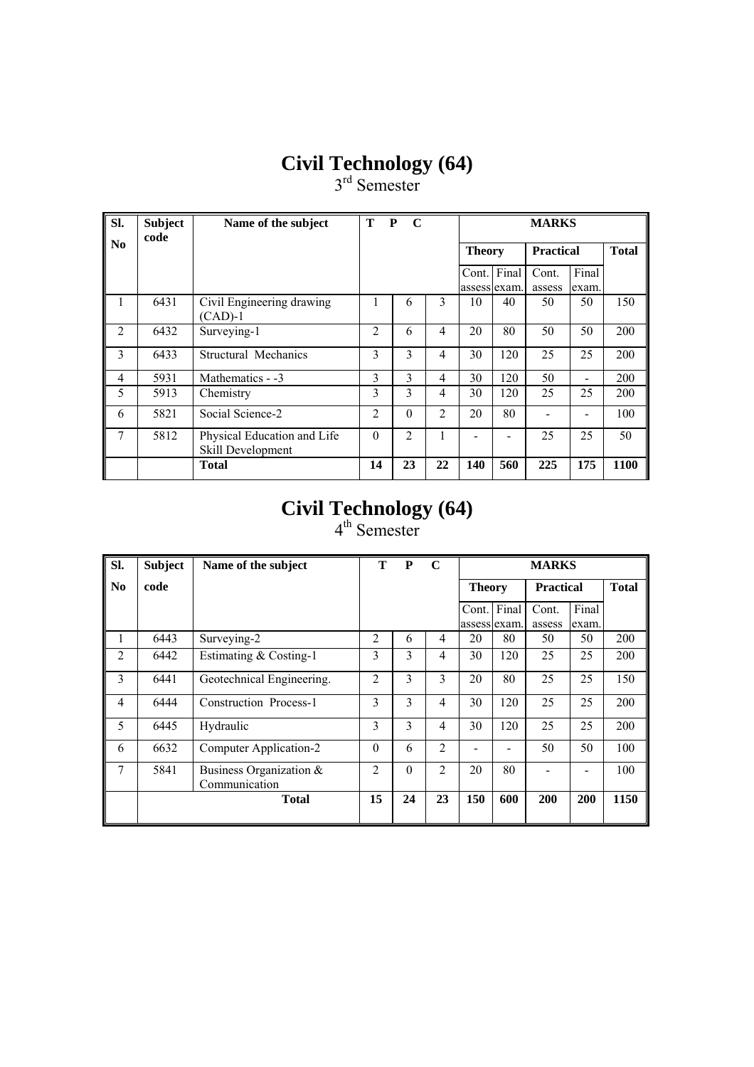# Civil Technology (64)

## 3rd Semester

| Sl. No | Subject code | Name of the subject | T | P | C | MARKS | | | | |
|---|---|---|---|---|---|---|---|---|---|---|
| | | | | | | Theory | | Practical | | Total |
| | | | | | | Cont. assess | Final exam. | Cont. assess | Final exam. | |
| 1 | 6431 | Civil Engineering drawing (CAD)-1 | 1 | 6 | 3 | 10 | 40 | 50 | 50 | 150 |
| 2 | 6432 | Surveying-1 | 2 | 6 | 4 | 20 | 80 | 50 | 50 | 200 |
| 3 | 6433 | Structural Mechanics | 3 | 3 | 4 | 30 | 120 | 25 | 25 | 200 |
| 4 | 5931 | Mathematics - -3 | 3 | 3 | 4 | 30 | 120 | 50 | - | 200 |
| 5 | 5913 | Chemistry | 3 | 3 | 4 | 30 | 120 | 25 | 25 | 200 |
| 6 | 5821 | Social Science-2 | 2 | 0 | 2 | 20 | 80 | - | - | 100 |
| 7 | 5812 | Physical Education and Life Skill Development | 0 | 2 | 1 | - | - | 25 | 25 | 50 |
| | | **Total** | **14** | **23** | **22** | **140** | **560** | **225** | **175** | **1100** |

# Civil Technology (64)

## 4th Semester

| Sl. No | Subject code | Name of the subject | T | P | C | MARKS | | | | |
|---|---|---|---|---|---|---|---|---|---|---|
| | | | | | | Theory | | Practical | | Total |
| | | | | | | Cont. assess | Final exam. | Cont. assess | Final exam. | |
| 1 | 6443 | Surveying-2 | 2 | 6 | 4 | 20 | 80 | 50 | 50 | 200 |
| 2 | 6442 | Estimating & Costing-1 | 3 | 3 | 4 | 30 | 120 | 25 | 25 | 200 |
| 3 | 6441 | Geotechnical Engineering. | 2 | 3 | 3 | 20 | 80 | 25 | 25 | 150 |
| 4 | 6444 | Construction Process-1 | 3 | 3 | 4 | 30 | 120 | 25 | 25 | 200 |
| 5 | 6445 | Hydraulic | 3 | 3 | 4 | 30 | 120 | 25 | 25 | 200 |
| 6 | 6632 | Computer Application-2 | 0 | 6 | 2 | - | - | 50 | 50 | 100 |
| 7 | 5841 | Business Organization & Communication | 2 | 0 | 2 | 20 | 80 | - | - | 100 |
| | | **Total** | **15** | **24** | **23** | **150** | **600** | **200** | **200** | **1150** |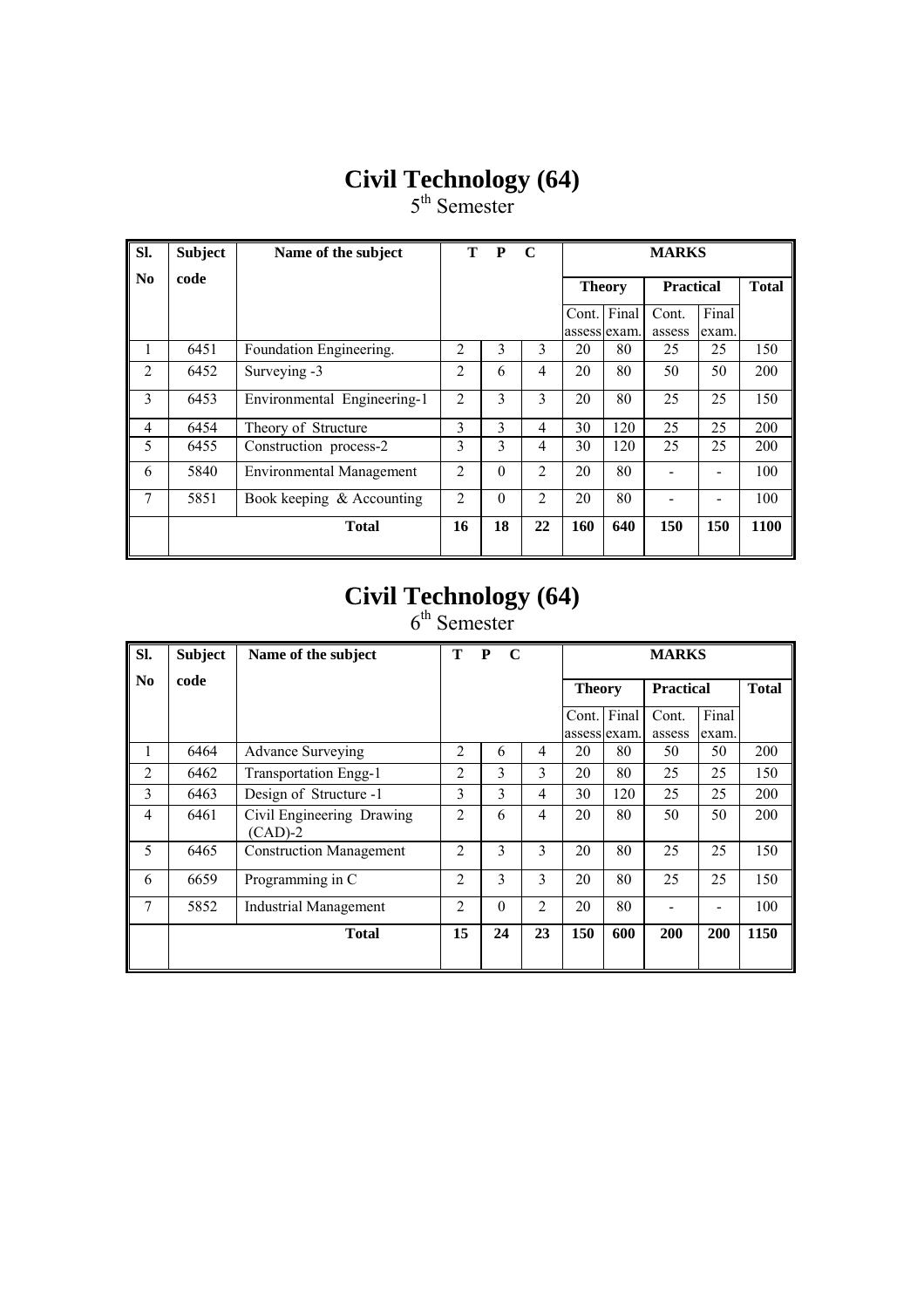# Civil Technology (64)

5th Semester

| Sl. No | Subject code | Name of the subject | T | P | C | MARKS | | | | |
|---|---|---|---|---|---|---|---|---|---|---|
| | | | | | | Theory | | Practical | | Total |
| | | | | | | Cont. assess | Final exam. | Cont. assess | Final exam. | |
| 1 | 6451 | Foundation Engineering. | 2 | 3 | 3 | 20 | 80 | 25 | 25 | 150 |
| 2 | 6452 | Surveying -3 | 2 | 6 | 4 | 20 | 80 | 50 | 50 | 200 |
| 3 | 6453 | Environmental Engineering-1 | 2 | 3 | 3 | 20 | 80 | 25 | 25 | 150 |
| 4 | 6454 | Theory of Structure | 3 | 3 | 4 | 30 | 120 | 25 | 25 | 200 |
| 5 | 6455 | Construction process-2 | 3 | 3 | 4 | 30 | 120 | 25 | 25 | 200 |
| 6 | 5840 | Environmental Management | 2 | 0 | 2 | 20 | 80 | - | - | 100 |
| 7 | 5851 | Book keeping & Accounting | 2 | 0 | 2 | 20 | 80 | - | - | 100 |
| | | **Total** | **16** | **18** | **22** | **160** | **640** | **150** | **150** | **1100** |

# Civil Technology (64)

6th Semester

| Sl. No | Subject code | Name of the subject | T | P | C | MARKS | | | | |
|---|---|---|---|---|---|---|---|---|---|---|
| | | | | | | Theory | | Practical | | Total |
| | | | | | | Cont. assess | Final exam. | Cont. assess | Final exam. | |
| 1 | 6464 | Advance Surveying | 2 | 6 | 4 | 20 | 80 | 50 | 50 | 200 |
| 2 | 6462 | Transportation Engg-1 | 2 | 3 | 3 | 20 | 80 | 25 | 25 | 150 |
| 3 | 6463 | Design of Structure -1 | 3 | 3 | 4 | 30 | 120 | 25 | 25 | 200 |
| 4 | 6461 | Civil Engineering Drawing (CAD)-2 | 2 | 6 | 4 | 20 | 80 | 50 | 50 | 200 |
| 5 | 6465 | Construction Management | 2 | 3 | 3 | 20 | 80 | 25 | 25 | 150 |
| 6 | 6659 | Programming in C | 2 | 3 | 3 | 20 | 80 | 25 | 25 | 150 |
| 7 | 5852 | Industrial Management | 2 | 0 | 2 | 20 | 80 | - | - | 100 |
| | | **Total** | **15** | **24** | **23** | **150** | **600** | **200** | **200** | **1150** |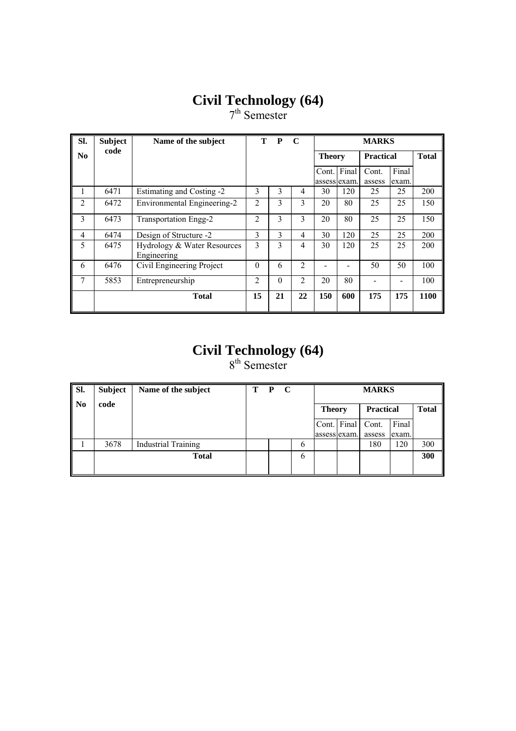# Civil Technology (64)
## 7th Semester

| Sl. No | Subject code | Name of the subject | T | P | C | MARKS | | | | |
|---|---|---|---|---|---|---|---|---|---|---|
| | | | | | | Theory | | Practical | | Total |
| | | | | | | Cont. assess | Final exam. | Cont. assess | Final exam. | |
| 1 | 6471 | Estimating and Costing -2 | 3 | 3 | 4 | 30 | 120 | 25 | 25 | 200 |
| 2 | 6472 | Environmental Engineering-2 | 2 | 3 | 3 | 20 | 80 | 25 | 25 | 150 |
| 3 | 6473 | Transportation Engg-2 | 2 | 3 | 3 | 20 | 80 | 25 | 25 | 150 |
| 4 | 6474 | Design of Structure -2 | 3 | 3 | 4 | 30 | 120 | 25 | 25 | 200 |
| 5 | 6475 | Hydrology & Water Resources Engineering | 3 | 3 | 4 | 30 | 120 | 25 | 25 | 200 |
| 6 | 6476 | Civil Engineering Project | 0 | 6 | 2 | - | - | 50 | 50 | 100 |
| 7 | 5853 | Entrepreneurship | 2 | 0 | 2 | 20 | 80 | - | - | 100 |
| | | **Total** | **15** | **21** | **22** | **150** | **600** | **175** | **175** | **1100** |

# Civil Technology (64)
## 8th Semester

| Sl. No | Subject code | Name of the subject | T | P | C | MARKS | | | | |
|---|---|---|---|---|---|---|---|---|---|---|
| | | | | | | Theory | | Practical | | Total |
| | | | | | | Cont. assess | Final exam. | Cont. assess | Final exam. | |
| 1 | 3678 | Industrial Training | | | 6 | | | 180 | 120 | 300 |
| | | **Total** | | | 6 | | | | | **300** |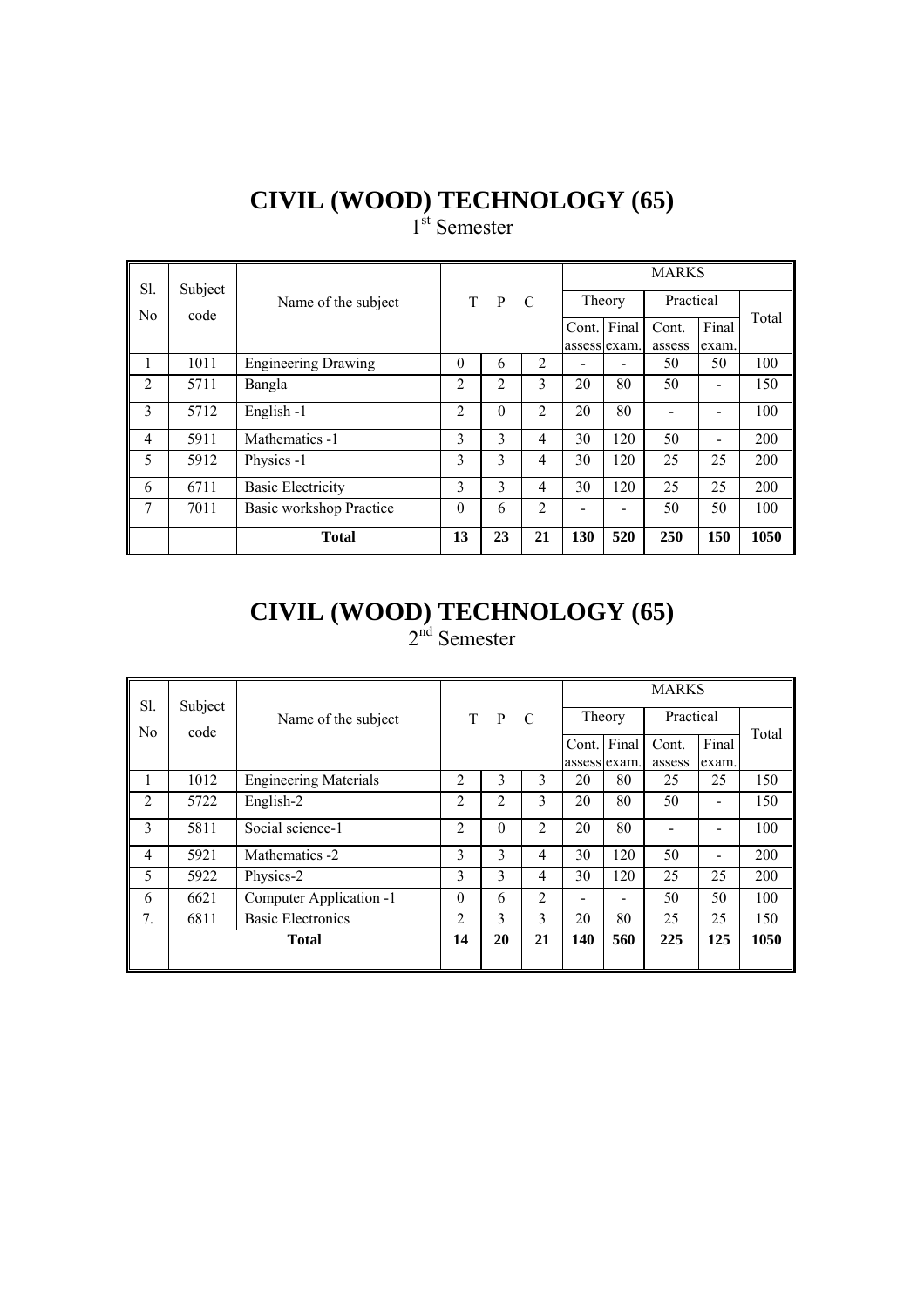# CIVIL (WOOD) TECHNOLOGY (65)

1st Semester

| Sl. No | Subject code | Name of the subject | T | P | C | MARKS | | | | |
|---|---|---|---|---|---|---|---|---|---|---|
| | | | | | | Theory | | Practical | | Total |
| | | | | | | Cont. assess | Final exam. | Cont. assess | Final exam. | |
| 1 | 1011 | Engineering Drawing | 0 | 6 | 2 | - | - | 50 | 50 | 100 |
| 2 | 5711 | Bangla | 2 | 2 | 3 | 20 | 80 | 50 | - | 150 |
| 3 | 5712 | English -1 | 2 | 0 | 2 | 20 | 80 | - | - | 100 |
| 4 | 5911 | Mathematics -1 | 3 | 3 | 4 | 30 | 120 | 50 | - | 200 |
| 5 | 5912 | Physics -1 | 3 | 3 | 4 | 30 | 120 | 25 | 25 | 200 |
| 6 | 6711 | Basic Electricity | 3 | 3 | 4 | 30 | 120 | 25 | 25 | 200 |
| 7 | 7011 | Basic workshop Practice | 0 | 6 | 2 | - | - | 50 | 50 | 100 |
| | | **Total** | **13** | **23** | **21** | **130** | **520** | **250** | **150** | **1050** |

# CIVIL (WOOD) TECHNOLOGY (65)

2nd Semester

| Sl. No | Subject code | Name of the subject | T | P | C | MARKS | | | | |
|---|---|---|---|---|---|---|---|---|---|---|
| | | | | | | Theory | | Practical | | Total |
| | | | | | | Cont. assess | Final exam. | Cont. assess | Final exam. | |
| 1 | 1012 | Engineering Materials | 2 | 3 | 3 | 20 | 80 | 25 | 25 | 150 |
| 2 | 5722 | English-2 | 2 | 2 | 3 | 20 | 80 | 50 | - | 150 |
| 3 | 5811 | Social science-1 | 2 | 0 | 2 | 20 | 80 | - | - | 100 |
| 4 | 5921 | Mathematics -2 | 3 | 3 | 4 | 30 | 120 | 50 | - | 200 |
| 5 | 5922 | Physics-2 | 3 | 3 | 4 | 30 | 120 | 25 | 25 | 200 |
| 6 | 6621 | Computer Application -1 | 0 | 6 | 2 | - | - | 50 | 50 | 100 |
| 7. | 6811 | Basic Electronics | 2 | 3 | 3 | 20 | 80 | 25 | 25 | 150 |
| | | **Total** | **14** | **20** | **21** | **140** | **560** | **225** | **125** | **1050** |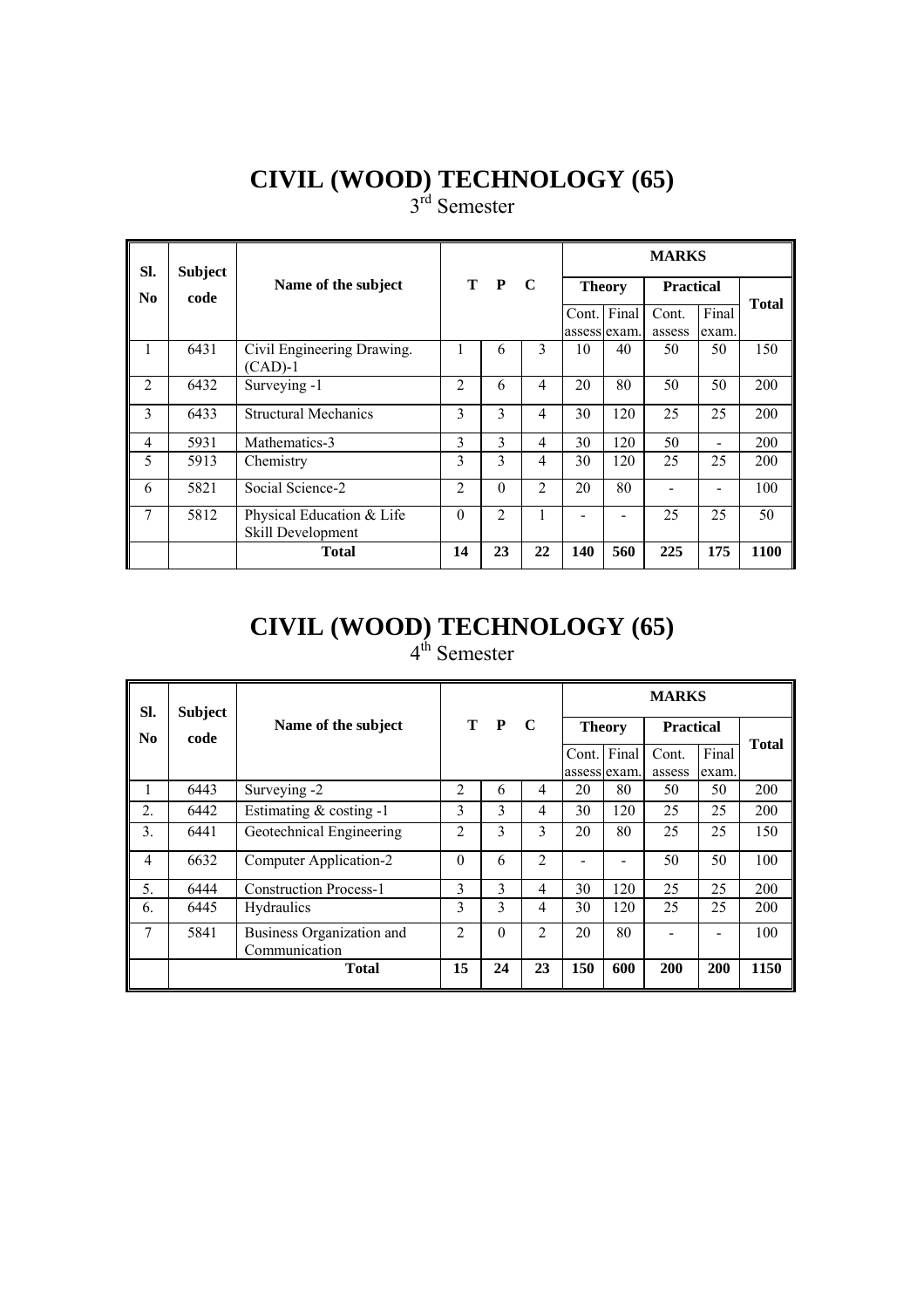# CIVIL (WOOD) TECHNOLOGY (65)

3rd Semester

| Sl. No | Subject code | Name of the subject | T | P | C | MARKS | | | | |
|---|---|---|---|---|---|---|---|---|---|---|
| | | | | | | Theory | | Practical | | Total |
| | | | | | | Cont. assess | Final exam. | Cont. assess | Final exam. | |
| 1 | 6431 | Civil Engineering Drawing. (CAD)-1 | 1 | 6 | 3 | 10 | 40 | 50 | 50 | 150 |
| 2 | 6432 | Surveying -1 | 2 | 6 | 4 | 20 | 80 | 50 | 50 | 200 |
| 3 | 6433 | Structural Mechanics | 3 | 3 | 4 | 30 | 120 | 25 | 25 | 200 |
| 4 | 5931 | Mathematics-3 | 3 | 3 | 4 | 30 | 120 | 50 | - | 200 |
| 5 | 5913 | Chemistry | 3 | 3 | 4 | 30 | 120 | 25 | 25 | 200 |
| 6 | 5821 | Social Science-2 | 2 | 0 | 2 | 20 | 80 | - | - | 100 |
| 7 | 5812 | Physical Education & Life Skill Development | 0 | 2 | 1 | - | - | 25 | 25 | 50 |
| | | **Total** | **14** | **23** | **22** | **140** | **560** | **225** | **175** | **1100** |

# CIVIL (WOOD) TECHNOLOGY (65)

4th Semester

| Sl. No | Subject code | Name of the subject | T | P | C | MARKS | | | | |
|---|---|---|---|---|---|---|---|---|---|---|
| | | | | | | Theory | | Practical | | Total |
| | | | | | | Cont. assess | Final exam. | Cont. assess | Final exam. | |
| 1 | 6443 | Surveying -2 | 2 | 6 | 4 | 20 | 80 | 50 | 50 | 200 |
| 2. | 6442 | Estimating & costing -1 | 3 | 3 | 4 | 30 | 120 | 25 | 25 | 200 |
| 3. | 6441 | Geotechnical Engineering | 2 | 3 | 3 | 20 | 80 | 25 | 25 | 150 |
| 4 | 6632 | Computer Application-2 | 0 | 6 | 2 | - | - | 50 | 50 | 100 |
| 5. | 6444 | Construction Process-1 | 3 | 3 | 4 | 30 | 120 | 25 | 25 | 200 |
| 6. | 6445 | Hydraulics | 3 | 3 | 4 | 30 | 120 | 25 | 25 | 200 |
| 7 | 5841 | Business Organization and Communication | 2 | 0 | 2 | 20 | 80 | - | - | 100 |
| | **Total** | | **15** | **24** | **23** | **150** | **600** | **200** | **200** | **1150** |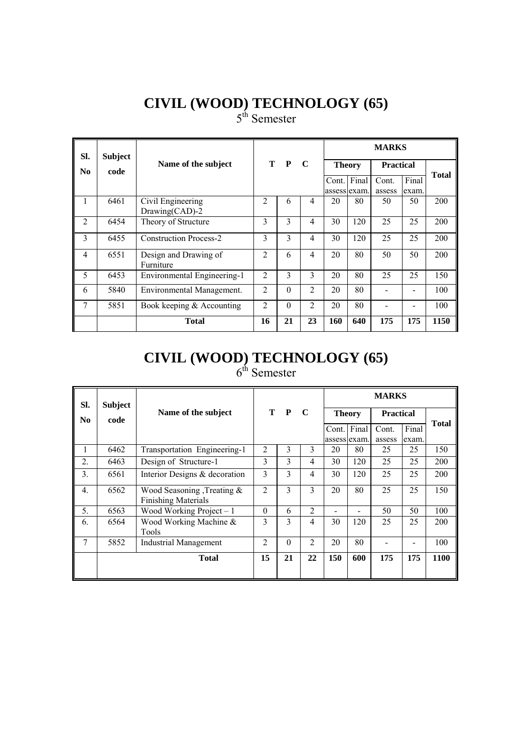# CIVIL (WOOD) TECHNOLOGY (65)

5th Semester

| Sl. No | Subject code | Name of the subject | T | P | C | MARKS | | | | |
|---|---|---|---|---|---|---|---|---|---|---|
| | | | | | | Theory | | Practical | | Total |
| | | | | | | Cont. assess | Final exam. | Cont. assess | Final exam. | |
| 1 | 6461 | Civil Engineering Drawing(CAD)-2 | 2 | 6 | 4 | 20 | 80 | 50 | 50 | 200 |
| 2 | 6454 | Theory of Structure | 3 | 3 | 4 | 30 | 120 | 25 | 25 | 200 |
| 3 | 6455 | Construction Process-2 | 3 | 3 | 4 | 30 | 120 | 25 | 25 | 200 |
| 4 | 6551 | Design and Drawing of Furniture | 2 | 6 | 4 | 20 | 80 | 50 | 50 | 200 |
| 5 | 6453 | Environmental Engineering-1 | 2 | 3 | 3 | 20 | 80 | 25 | 25 | 150 |
| 6 | 5840 | Environmental Management. | 2 | 0 | 2 | 20 | 80 | - | - | 100 |
| 7 | 5851 | Book keeping & Accounting | 2 | 0 | 2 | 20 | 80 | - | - | 100 |
| | | **Total** | **16** | **21** | **23** | **160** | **640** | **175** | **175** | **1150** |

# CIVIL (WOOD) TECHNOLOGY (65)

6th Semester

| Sl. No | Subject code | Name of the subject | T | P | C | MARKS | | | | |
|---|---|---|---|---|---|---|---|---|---|---|
| | | | | | | Theory | | Practical | | Total |
| | | | | | | Cont. assess | Final exam. | Cont. assess | Final exam. | |
| 1 | 6462 | Transportation Engineering-1 | 2 | 3 | 3 | 20 | 80 | 25 | 25 | 150 |
| 2. | 6463 | Design of Structure-1 | 3 | 3 | 4 | 30 | 120 | 25 | 25 | 200 |
| 3. | 6561 | Interior Designs & decoration | 3 | 3 | 4 | 30 | 120 | 25 | 25 | 200 |
| 4. | 6562 | Wood Seasoning ,Treating & Finishing Materials | 2 | 3 | 3 | 20 | 80 | 25 | 25 | 150 |
| 5. | 6563 | Wood Working Project – 1 | 0 | 6 | 2 | - | - | 50 | 50 | 100 |
| 6. | 6564 | Wood Working Machine & Tools | 3 | 3 | 4 | 30 | 120 | 25 | 25 | 200 |
| 7 | 5852 | Industrial Management | 2 | 0 | 2 | 20 | 80 | - | - | 100 |
| | | **Total** | **15** | **21** | **22** | **150** | **600** | **175** | **175** | **1100** |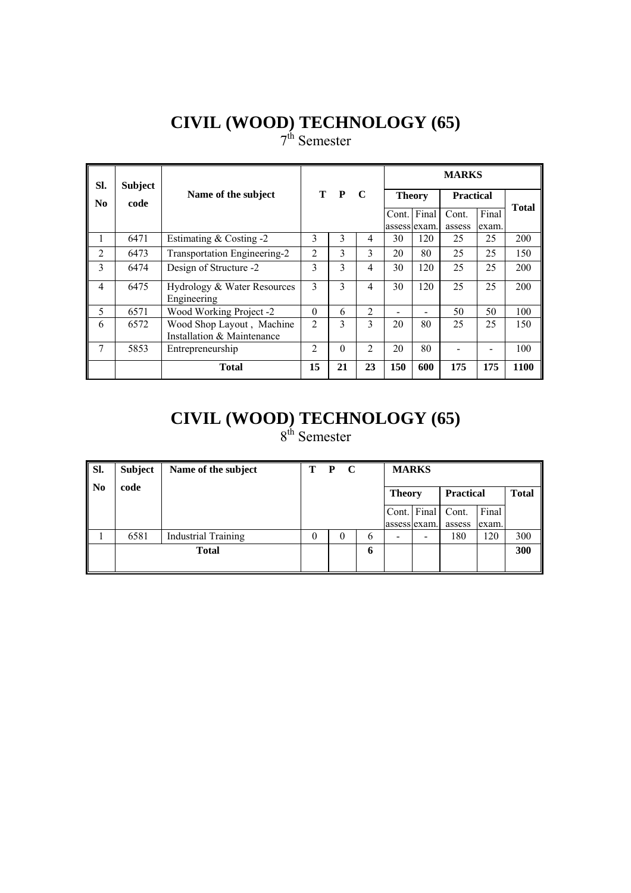# CIVIL (WOOD) TECHNOLOGY (65)

7th Semester

| Sl. No | Subject code | Name of the subject | T | P | C | MARKS | | | | |
|---|---|---|---|---|---|---|---|---|---|---|
| | | | | | | Theory | | Practical | | Total |
| | | | | | | Cont. assess | Final exam. | Cont. assess | Final exam. | |
| 1 | 6471 | Estimating & Costing -2 | 3 | 3 | 4 | 30 | 120 | 25 | 25 | 200 |
| 2 | 6473 | Transportation Engineering-2 | 2 | 3 | 3 | 20 | 80 | 25 | 25 | 150 |
| 3 | 6474 | Design of Structure -2 | 3 | 3 | 4 | 30 | 120 | 25 | 25 | 200 |
| 4 | 6475 | Hydrology & Water Resources Engineering | 3 | 3 | 4 | 30 | 120 | 25 | 25 | 200 |
| 5 | 6571 | Wood Working Project -2 | 0 | 6 | 2 | - | - | 50 | 50 | 100 |
| 6 | 6572 | Wood Shop Layout , Machine Installation & Maintenance | 2 | 3 | 3 | 20 | 80 | 25 | 25 | 150 |
| 7 | 5853 | Entrepreneurship | 2 | 0 | 2 | 20 | 80 | - | - | 100 |
| | | **Total** | **15** | **21** | **23** | **150** | **600** | **175** | **175** | **1100** |

# CIVIL (WOOD) TECHNOLOGY (65)

8th Semester

| Sl. No | Subject code | Name of the subject | T | P | C | MARKS | | | | |
|---|---|---|---|---|---|---|---|---|---|---|
| | | | | | | Theory | | Practical | | Total |
| | | | | | | Cont. assess | Final exam. | Cont. assess | Final exam. | |
| 1 | 6581 | Industrial Training | 0 | 0 | 6 | - | - | 180 | 120 | 300 |
| | | **Total** | | | **6** | | | | | **300** |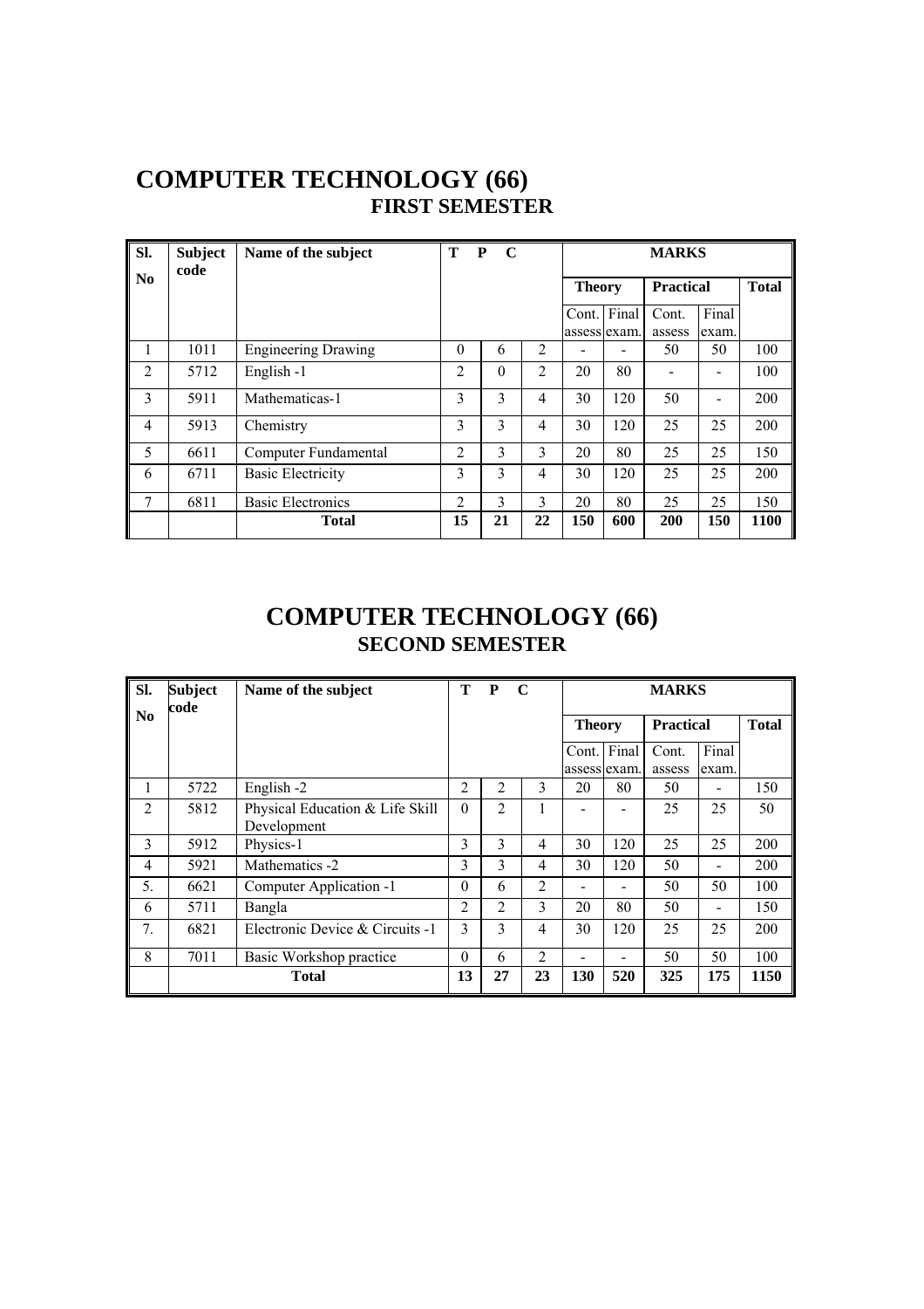# COMPUTER TECHNOLOGY (66)

## FIRST SEMESTER

| Sl. No | Subject code | Name of the subject | T | P | C | MARKS | | | | |
|---|---|---|---|---|---|---|---|---|---|---|
| | | | | | | Theory | | Practical | | Total |
| | | | | | | Cont. assess | Final exam. | Cont. assess | Final exam. | |
| 1 | 1011 | Engineering Drawing | 0 | 6 | 2 | - | - | 50 | 50 | 100 |
| 2 | 5712 | English -1 | 2 | 0 | 2 | 20 | 80 | - | - | 100 |
| 3 | 5911 | Mathematicas-1 | 3 | 3 | 4 | 30 | 120 | 50 | - | 200 |
| 4 | 5913 | Chemistry | 3 | 3 | 4 | 30 | 120 | 25 | 25 | 200 |
| 5 | 6611 | Computer Fundamental | 2 | 3 | 3 | 20 | 80 | 25 | 25 | 150 |
| 6 | 6711 | Basic Electricity | 3 | 3 | 4 | 30 | 120 | 25 | 25 | 200 |
| 7 | 6811 | Basic Electronics | 2 | 3 | 3 | 20 | 80 | 25 | 25 | 150 |
| | | **Total** | **15** | **21** | **22** | **150** | **600** | **200** | **150** | **1100** |

# COMPUTER TECHNOLOGY (66)

## SECOND SEMESTER

| Sl. No | Subject code | Name of the subject | T | P | C | MARKS | | | | |
|---|---|---|---|---|---|---|---|---|---|---|
| | | | | | | Theory | | Practical | | Total |
| | | | | | | Cont. assess | Final exam. | Cont. assess | Final exam. | |
| 1 | 5722 | English -2 | 2 | 2 | 3 | 20 | 80 | 50 | - | 150 |
| 2 | 5812 | Physical Education & Life Skill Development | 0 | 2 | 1 | - | - | 25 | 25 | 50 |
| 3 | 5912 | Physics-1 | 3 | 3 | 4 | 30 | 120 | 25 | 25 | 200 |
| 4 | 5921 | Mathematics -2 | 3 | 3 | 4 | 30 | 120 | 50 | - | 200 |
| 5. | 6621 | Computer Application -1 | 0 | 6 | 2 | - | - | 50 | 50 | 100 |
| 6 | 5711 | Bangla | 2 | 2 | 3 | 20 | 80 | 50 | - | 150 |
| 7. | 6821 | Electronic Device & Circuits -1 | 3 | 3 | 4 | 30 | 120 | 25 | 25 | 200 |
| 8 | 7011 | Basic Workshop practice | 0 | 6 | 2 | - | - | 50 | 50 | 100 |
| | | **Total** | **13** | **27** | **23** | **130** | **520** | **325** | **175** | **1150** |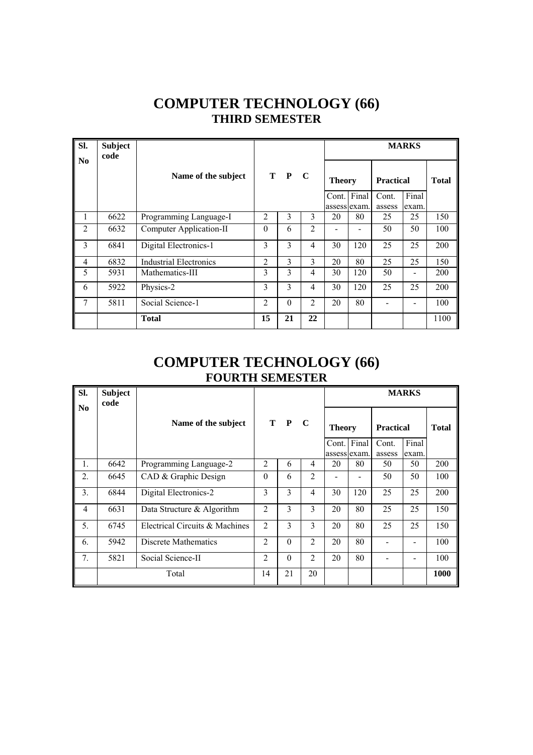# COMPUTER TECHNOLOGY (66)

## THIRD SEMESTER

| Sl. No | Subject code | Name of the subject | T | P | C | MARKS | | | | |
|---|---|---|---|---|---|---|---|---|---|---|
| | | | | | | Theory | | Practical | | Total |
| | | | | | | Cont. assess | Final exam. | Cont. assess | Final exam. | |
| 1 | 6622 | Programming Language-I | 2 | 3 | 3 | 20 | 80 | 25 | 25 | 150 |
| 2 | 6632 | Computer Application-II | 0 | 6 | 2 | - | - | 50 | 50 | 100 |
| 3 | 6841 | Digital Electronics-1 | 3 | 3 | 4 | 30 | 120 | 25 | 25 | 200 |
| 4 | 6832 | Industrial Electronics | 2 | 3 | 3 | 20 | 80 | 25 | 25 | 150 |
| 5 | 5931 | Mathematics-III | 3 | 3 | 4 | 30 | 120 | 50 | - | 200 |
| 6 | 5922 | Physics-2 | 3 | 3 | 4 | 30 | 120 | 25 | 25 | 200 |
| 7 | 5811 | Social Science-1 | 2 | 0 | 2 | 20 | 80 | - | - | 100 |
| | | **Total** | **15** | **21** | **22** | | | | | 1100 |

# COMPUTER TECHNOLOGY (66)

## FOURTH SEMESTER

| Sl. No | Subject code | Name of the subject | T | P | C | MARKS | | | | |
|---|---|---|---|---|---|---|---|---|---|---|
| | | | | | | Theory | | Practical | | Total |
| | | | | | | Cont. assess | Final exam. | Cont. assess | Final exam. | |
| 1. | 6642 | Programming Language-2 | 2 | 6 | 4 | 20 | 80 | 50 | 50 | 200 |
| 2. | 6645 | CAD & Graphic Design | 0 | 6 | 2 | - | - | 50 | 50 | 100 |
| 3. | 6844 | Digital Electronics-2 | 3 | 3 | 4 | 30 | 120 | 25 | 25 | 200 |
| 4 | 6631 | Data Structure & Algorithm | 2 | 3 | 3 | 20 | 80 | 25 | 25 | 150 |
| 5. | 6745 | Electrical Circuits & Machines | 2 | 3 | 3 | 20 | 80 | 25 | 25 | 150 |
| 6. | 5942 | Discrete Mathematics | 2 | 0 | 2 | 20 | 80 | - | - | 100 |
| 7. | 5821 | Social Science-II | 2 | 0 | 2 | 20 | 80 | - | - | 100 |
| | | Total | 14 | 21 | 20 | | | | | **1000** |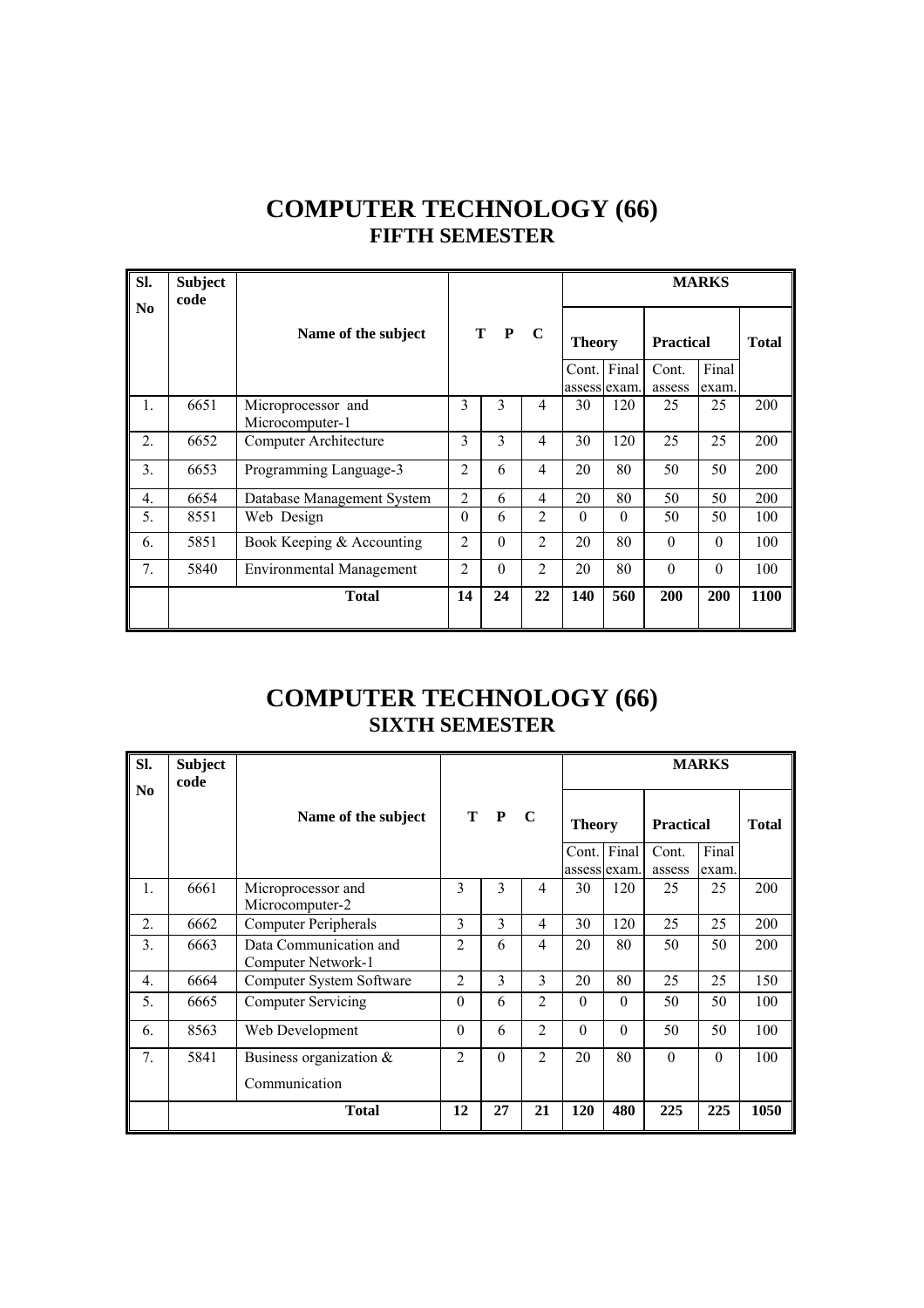# COMPUTER TECHNOLOGY (66)
## FIFTH SEMESTER

| Sl. No | Subject code | Name of the subject | T | P | C | MARKS | | | | |
|---|---|---|---|---|---|---|---|---|---|---|
| | | | | | | Theory | | Practical | | Total |
| | | | | | | Cont. assess | Final exam. | Cont. assess | Final exam. | |
| 1. | 6651 | Microprocessor and Microcomputer-1 | 3 | 3 | 4 | 30 | 120 | 25 | 25 | 200 |
| 2. | 6652 | Computer Architecture | 3 | 3 | 4 | 30 | 120 | 25 | 25 | 200 |
| 3. | 6653 | Programming Language-3 | 2 | 6 | 4 | 20 | 80 | 50 | 50 | 200 |
| 4. | 6654 | Database Management System | 2 | 6 | 4 | 20 | 80 | 50 | 50 | 200 |
| 5. | 8551 | Web Design | 0 | 6 | 2 | 0 | 0 | 50 | 50 | 100 |
| 6. | 5851 | Book Keeping & Accounting | 2 | 0 | 2 | 20 | 80 | 0 | 0 | 100 |
| 7. | 5840 | Environmental Management | 2 | 0 | 2 | 20 | 80 | 0 | 0 | 100 |
| | | **Total** | **14** | **24** | **22** | **140** | **560** | **200** | **200** | **1100** |

# COMPUTER TECHNOLOGY (66)
## SIXTH SEMESTER

| Sl. No | Subject code | Name of the subject | T | P | C | MARKS | | | | |
|---|---|---|---|---|---|---|---|---|---|---|
| | | | | | | Theory | | Practical | | Total |
| | | | | | | Cont. assess | Final exam. | Cont. assess | Final exam. | |
| 1. | 6661 | Microprocessor and Microcomputer-2 | 3 | 3 | 4 | 30 | 120 | 25 | 25 | 200 |
| 2. | 6662 | Computer Peripherals | 3 | 3 | 4 | 30 | 120 | 25 | 25 | 200 |
| 3. | 6663 | Data Communication and Computer Network-1 | 2 | 6 | 4 | 20 | 80 | 50 | 50 | 200 |
| 4. | 6664 | Computer System Software | 2 | 3 | 3 | 20 | 80 | 25 | 25 | 150 |
| 5. | 6665 | Computer Servicing | 0 | 6 | 2 | 0 | 0 | 50 | 50 | 100 |
| 6. | 8563 | Web Development | 0 | 6 | 2 | 0 | 0 | 50 | 50 | 100 |
| 7. | 5841 | Business organization & Communication | 2 | 0 | 2 | 20 | 80 | 0 | 0 | 100 |
| | | **Total** | **12** | **27** | **21** | **120** | **480** | **225** | **225** | **1050** |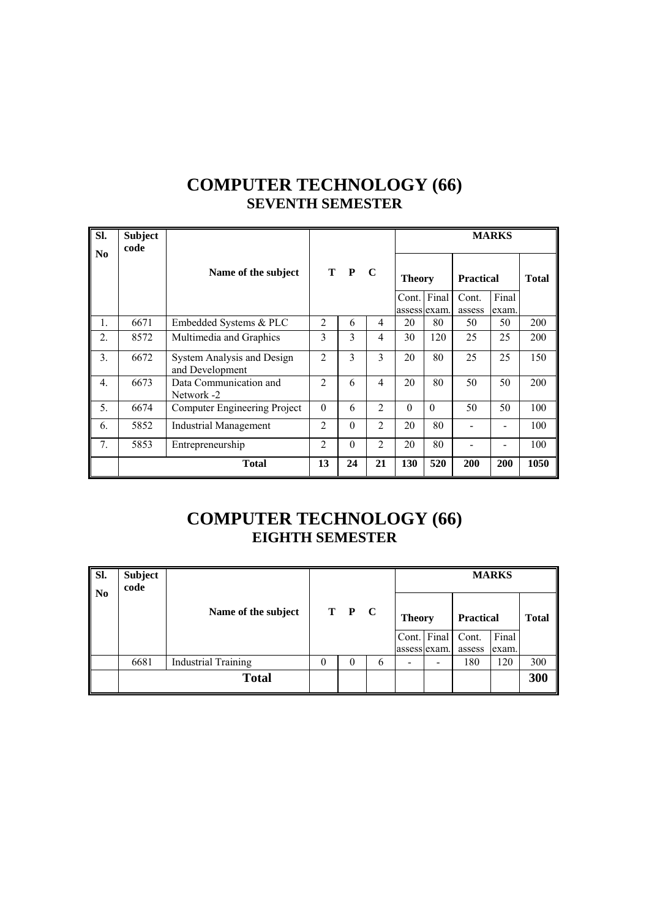# COMPUTER TECHNOLOGY (66)
## SEVENTH SEMESTER

| Sl. No | Subject code | Name of the subject | T | P | C | MARKS | | | | |
|---|---|---|---|---|---|---|---|---|---|---|
| | | | | | | Theory | | Practical | | Total |
| | | | | | | Cont. assess | Final exam. | Cont. assess | Final exam. | |
| 1. | 6671 | Embedded Systems & PLC | 2 | 6 | 4 | 20 | 80 | 50 | 50 | 200 |
| 2. | 8572 | Multimedia and Graphics | 3 | 3 | 4 | 30 | 120 | 25 | 25 | 200 |
| 3. | 6672 | System Analysis and Design and Development | 2 | 3 | 3 | 20 | 80 | 25 | 25 | 150 |
| 4. | 6673 | Data Communication and Network -2 | 2 | 6 | 4 | 20 | 80 | 50 | 50 | 200 |
| 5. | 6674 | Computer Engineering Project | 0 | 6 | 2 | 0 | 0 | 50 | 50 | 100 |
| 6. | 5852 | Industrial Management | 2 | 0 | 2 | 20 | 80 | - | - | 100 |
| 7. | 5853 | Entrepreneurship | 2 | 0 | 2 | 20 | 80 | - | - | 100 |
| | | **Total** | **13** | **24** | **21** | **130** | **520** | **200** | **200** | **1050** |

# COMPUTER TECHNOLOGY (66)
## EIGHTH SEMESTER

| Sl. No | Subject code | Name of the subject | T | P | C | MARKS | | | | |
|---|---|---|---|---|---|---|---|---|---|---|
| | | | | | | Theory | | Practical | | Total |
| | | | | | | Cont. assess | Final exam. | Cont. assess | Final exam. | |
| | 6681 | Industrial Training | 0 | 0 | 6 | - | - | 180 | 120 | 300 |
| | | **Total** | | | | | | | | **300** |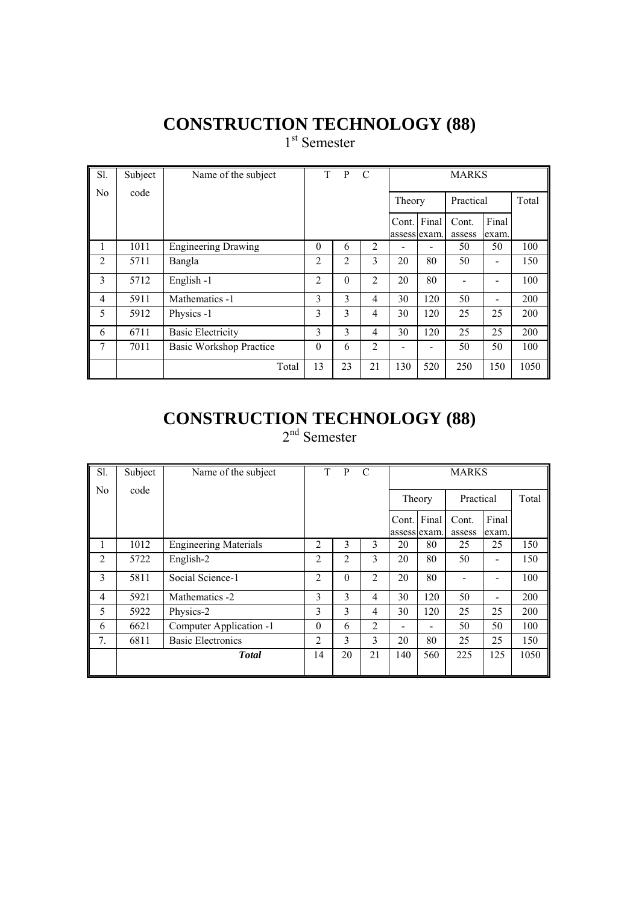# CONSTRUCTION TECHNOLOGY (88)

1st Semester

| Sl. No | Subject code | Name of the subject | T | P | C | MARKS | | | | |
|---|---|---|---|---|---|---|---|---|---|---|
| | | | | | | Theory | | Practical | | Total |
| | | | | | | Cont. assess | Final exam. | Cont. assess | Final exam. | |
| 1 | 1011 | Engineering Drawing | 0 | 6 | 2 | - | - | 50 | 50 | 100 |
| 2 | 5711 | Bangla | 2 | 2 | 3 | 20 | 80 | 50 | - | 150 |
| 3 | 5712 | English -1 | 2 | 0 | 2 | 20 | 80 | - | - | 100 |
| 4 | 5911 | Mathematics -1 | 3 | 3 | 4 | 30 | 120 | 50 | - | 200 |
| 5 | 5912 | Physics -1 | 3 | 3 | 4 | 30 | 120 | 25 | 25 | 200 |
| 6 | 6711 | Basic Electricity | 3 | 3 | 4 | 30 | 120 | 25 | 25 | 200 |
| 7 | 7011 | Basic Workshop Practice | 0 | 6 | 2 | - | - | 50 | 50 | 100 |
| | | Total | 13 | 23 | 21 | 130 | 520 | 250 | 150 | 1050 |

# CONSTRUCTION TECHNOLOGY (88)

2nd Semester

| Sl. No | Subject code | Name of the subject | T | P | C | MARKS | | | | |
|---|---|---|---|---|---|---|---|---|---|---|
| | | | | | | Theory | | Practical | | Total |
| | | | | | | Cont. assess | Final exam. | Cont. assess | Final exam. | |
| 1 | 1012 | Engineering Materials | 2 | 3 | 3 | 20 | 80 | 25 | 25 | 150 |
| 2 | 5722 | English-2 | 2 | 2 | 3 | 20 | 80 | 50 | - | 150 |
| 3 | 5811 | Social Science-1 | 2 | 0 | 2 | 20 | 80 | - | - | 100 |
| 4 | 5921 | Mathematics -2 | 3 | 3 | 4 | 30 | 120 | 50 | - | 200 |
| 5 | 5922 | Physics-2 | 3 | 3 | 4 | 30 | 120 | 25 | 25 | 200 |
| 6 | 6621 | Computer Application -1 | 0 | 6 | 2 | - | - | 50 | 50 | 100 |
| 7. | 6811 | Basic Electronics | 2 | 3 | 3 | 20 | 80 | 25 | 25 | 150 |
| | | ***Total*** | 14 | 20 | 21 | 140 | 560 | 225 | 125 | 1050 |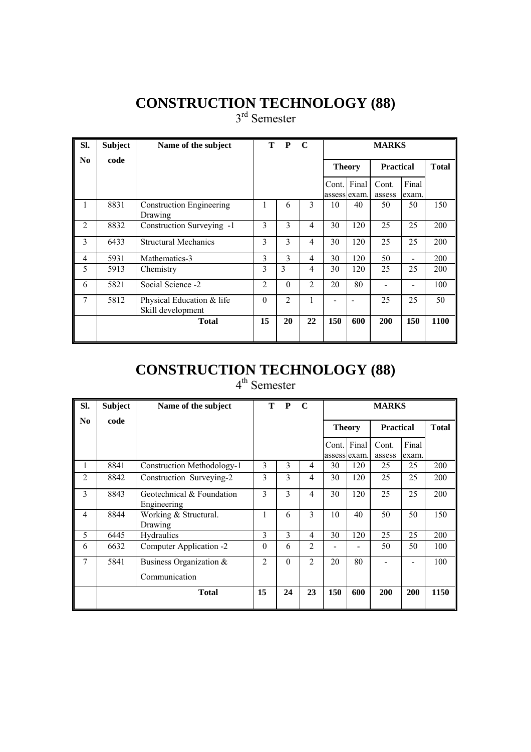# CONSTRUCTION TECHNOLOGY (88)

3rd Semester

| Sl. No | Subject code | Name of the subject | T | P | C | MARKS | | | | |
|---|---|---|---|---|---|---|---|---|---|---|
| | | | | | | Theory | | Practical | | Total |
| | | | | | | Cont. assess | Final exam. | Cont. assess | Final exam. | |
| 1 | 8831 | Construction Engineering Drawing | 1 | 6 | 3 | 10 | 40 | 50 | 50 | 150 |
| 2 | 8832 | Construction Surveying -1 | 3 | 3 | 4 | 30 | 120 | 25 | 25 | 200 |
| 3 | 6433 | Structural Mechanics | 3 | 3 | 4 | 30 | 120 | 25 | 25 | 200 |
| 4 | 5931 | Mathematics-3 | 3 | 3 | 4 | 30 | 120 | 50 | - | 200 |
| 5 | 5913 | Chemistry | 3 | 3 | 4 | 30 | 120 | 25 | 25 | 200 |
| 6 | 5821 | Social Science -2 | 2 | 0 | 2 | 20 | 80 | - | - | 100 |
| 7 | 5812 | Physical Education & life Skill development | 0 | 2 | 1 | - | - | 25 | 25 | 50 |
| | | Total | 15 | 20 | 22 | 150 | 600 | 200 | 150 | 1100 |

# CONSTRUCTION TECHNOLOGY (88)

4th Semester

| Sl. No | Subject code | Name of the subject | T | P | C | MARKS | | | | |
|---|---|---|---|---|---|---|---|---|---|---|
| | | | | | | Theory | | Practical | | Total |
| | | | | | | Cont. assess | Final exam. | Cont. assess | Final exam. | |
| 1 | 8841 | Construction Methodology-1 | 3 | 3 | 4 | 30 | 120 | 25 | 25 | 200 |
| 2 | 8842 | Construction Surveying-2 | 3 | 3 | 4 | 30 | 120 | 25 | 25 | 200 |
| 3 | 8843 | Geotechnical & Foundation Engineering | 3 | 3 | 4 | 30 | 120 | 25 | 25 | 200 |
| 4 | 8844 | Working & Structural. Drawing | 1 | 6 | 3 | 10 | 40 | 50 | 50 | 150 |
| 5 | 6445 | Hydraulics | 3 | 3 | 4 | 30 | 120 | 25 | 25 | 200 |
| 6 | 6632 | Computer Application -2 | 0 | 6 | 2 | - | - | 50 | 50 | 100 |
| 7 | 5841 | Business Organization & Communication | 2 | 0 | 2 | 20 | 80 | - | - | 100 |
| | | Total | 15 | 24 | 23 | 150 | 600 | 200 | 200 | 1150 |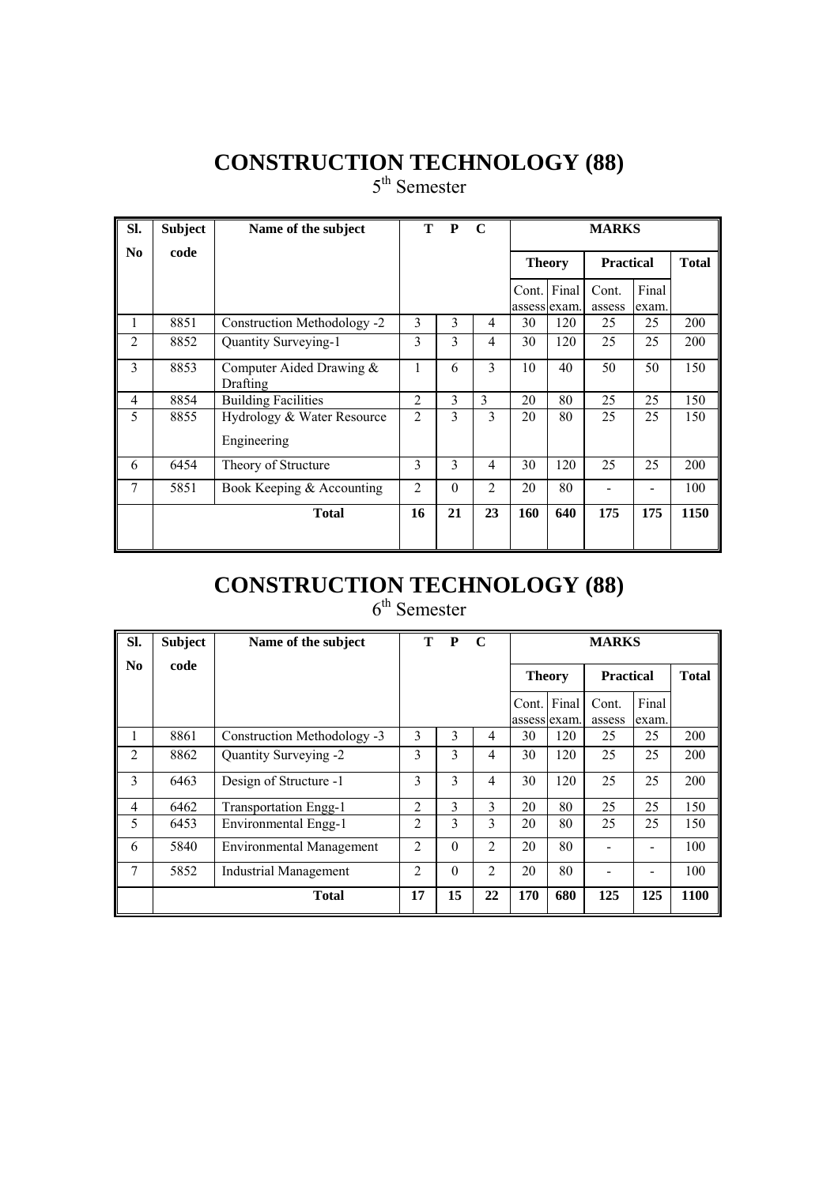# CONSTRUCTION TECHNOLOGY (88)

5th Semester

| Sl. No | Subject code | Name of the subject | T | P | C | MARKS | | | | |
|---|---|---|---|---|---|---|---|---|---|---|
| | | | | | | Theory | | Practical | | Total |
| | | | | | | Cont. assess | Final exam. | Cont. assess | Final exam. | |
| 1 | 8851 | Construction Methodology -2 | 3 | 3 | 4 | 30 | 120 | 25 | 25 | 200 |
| 2 | 8852 | Quantity Surveying-1 | 3 | 3 | 4 | 30 | 120 | 25 | 25 | 200 |
| 3 | 8853 | Computer Aided Drawing & Drafting | 1 | 6 | 3 | 10 | 40 | 50 | 50 | 150 |
| 4 | 8854 | Building Facilities | 2 | 3 | 3 | 20 | 80 | 25 | 25 | 150 |
| 5 | 8855 | Hydrology & Water Resource Engineering | 2 | 3 | 3 | 20 | 80 | 25 | 25 | 150 |
| 6 | 6454 | Theory of Structure | 3 | 3 | 4 | 30 | 120 | 25 | 25 | 200 |
| 7 | 5851 | Book Keeping & Accounting | 2 | 0 | 2 | 20 | 80 | - | - | 100 |
| | | **Total** | **16** | **21** | **23** | **160** | **640** | **175** | **175** | **1150** |

# CONSTRUCTION TECHNOLOGY (88)

6th Semester

| Sl. No | Subject code | Name of the subject | T | P | C | MARKS | | | | |
|---|---|---|---|---|---|---|---|---|---|---|
| | | | | | | Theory | | Practical | | Total |
| | | | | | | Cont. assess | Final exam. | Cont. assess | Final exam. | |
| 1 | 8861 | Construction Methodology -3 | 3 | 3 | 4 | 30 | 120 | 25 | 25 | 200 |
| 2 | 8862 | Quantity Surveying -2 | 3 | 3 | 4 | 30 | 120 | 25 | 25 | 200 |
| 3 | 6463 | Design of Structure -1 | 3 | 3 | 4 | 30 | 120 | 25 | 25 | 200 |
| 4 | 6462 | Transportation Engg-1 | 2 | 3 | 3 | 20 | 80 | 25 | 25 | 150 |
| 5 | 6453 | Environmental Engg-1 | 2 | 3 | 3 | 20 | 80 | 25 | 25 | 150 |
| 6 | 5840 | Environmental Management | 2 | 0 | 2 | 20 | 80 | - | - | 100 |
| 7 | 5852 | Industrial Management | 2 | 0 | 2 | 20 | 80 | - | - | 100 |
| | | **Total** | **17** | **15** | **22** | **170** | **680** | **125** | **125** | **1100** |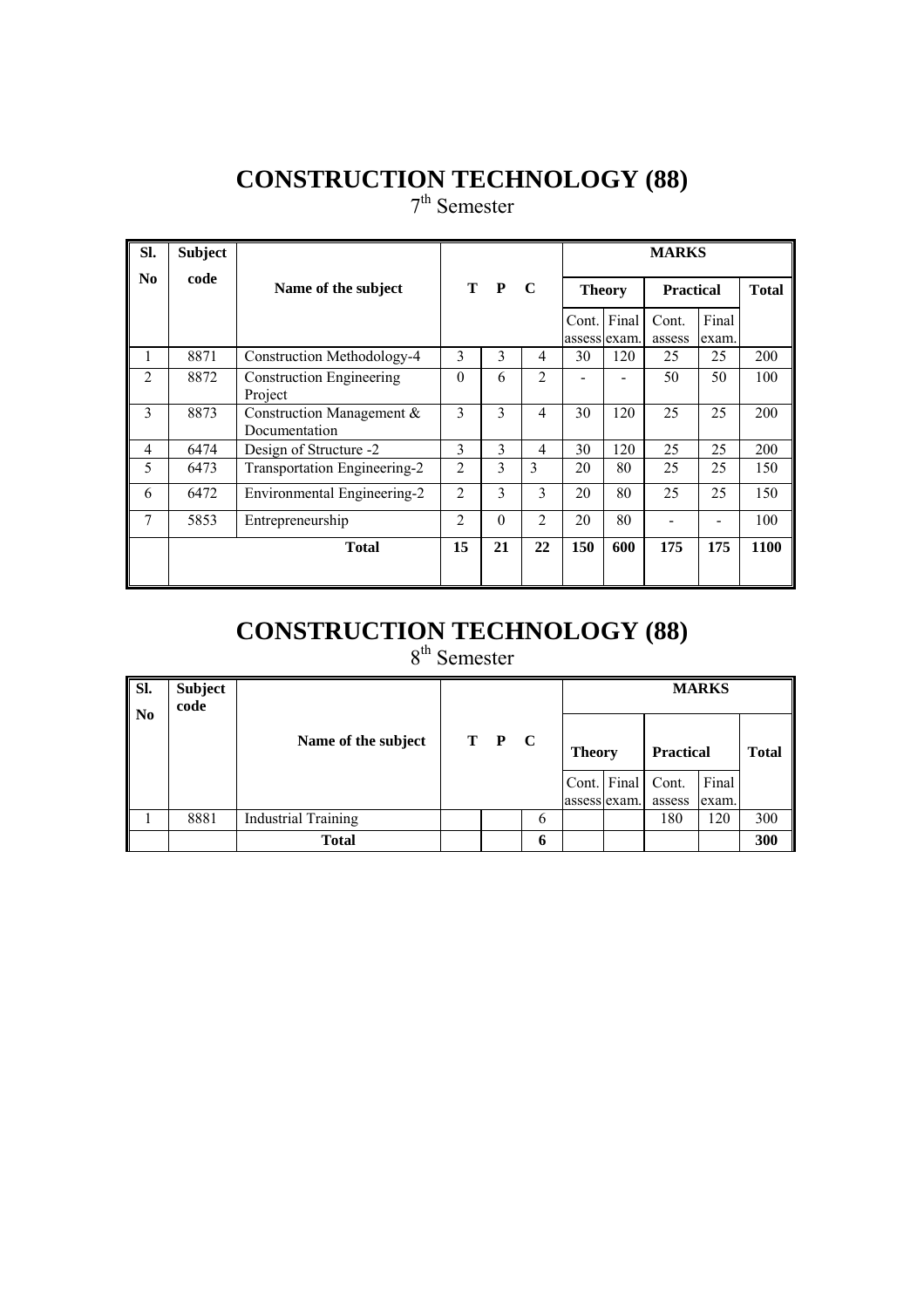# CONSTRUCTION TECHNOLOGY (88)

7th Semester

| Sl. No | Subject code | Name of the subject | T | P | C | MARKS | | | | |
|---|---|---|---|---|---|---|---|---|---|---|
| | | | | | | Theory | | Practical | | Total |
| | | | | | | Cont. assess | Final exam. | Cont. assess | Final exam. | |
| 1 | 8871 | Construction Methodology-4 | 3 | 3 | 4 | 30 | 120 | 25 | 25 | 200 |
| 2 | 8872 | Construction Engineering Project | 0 | 6 | 2 | - | - | 50 | 50 | 100 |
| 3 | 8873 | Construction Management & Documentation | 3 | 3 | 4 | 30 | 120 | 25 | 25 | 200 |
| 4 | 6474 | Design of Structure -2 | 3 | 3 | 4 | 30 | 120 | 25 | 25 | 200 |
| 5 | 6473 | Transportation Engineering-2 | 2 | 3 | 3 | 20 | 80 | 25 | 25 | 150 |
| 6 | 6472 | Environmental Engineering-2 | 2 | 3 | 3 | 20 | 80 | 25 | 25 | 150 |
| 7 | 5853 | Entrepreneurship | 2 | 0 | 2 | 20 | 80 | - | - | 100 |
| | | **Total** | **15** | **21** | **22** | **150** | **600** | **175** | **175** | **1100** |

# CONSTRUCTION TECHNOLOGY (88)

8th Semester

| Sl. No | Subject code | Name of the subject | T | P | C | MARKS | | | | |
|---|---|---|---|---|---|---|---|---|---|---|
| | | | | | | Theory | | Practical | | Total |
| | | | | | | Cont. assess | Final exam. | Cont. assess | Final exam. | |
| 1 | 8881 | Industrial Training | | | 6 | | | 180 | 120 | 300 |
| | | **Total** | | | **6** | | | | | **300** |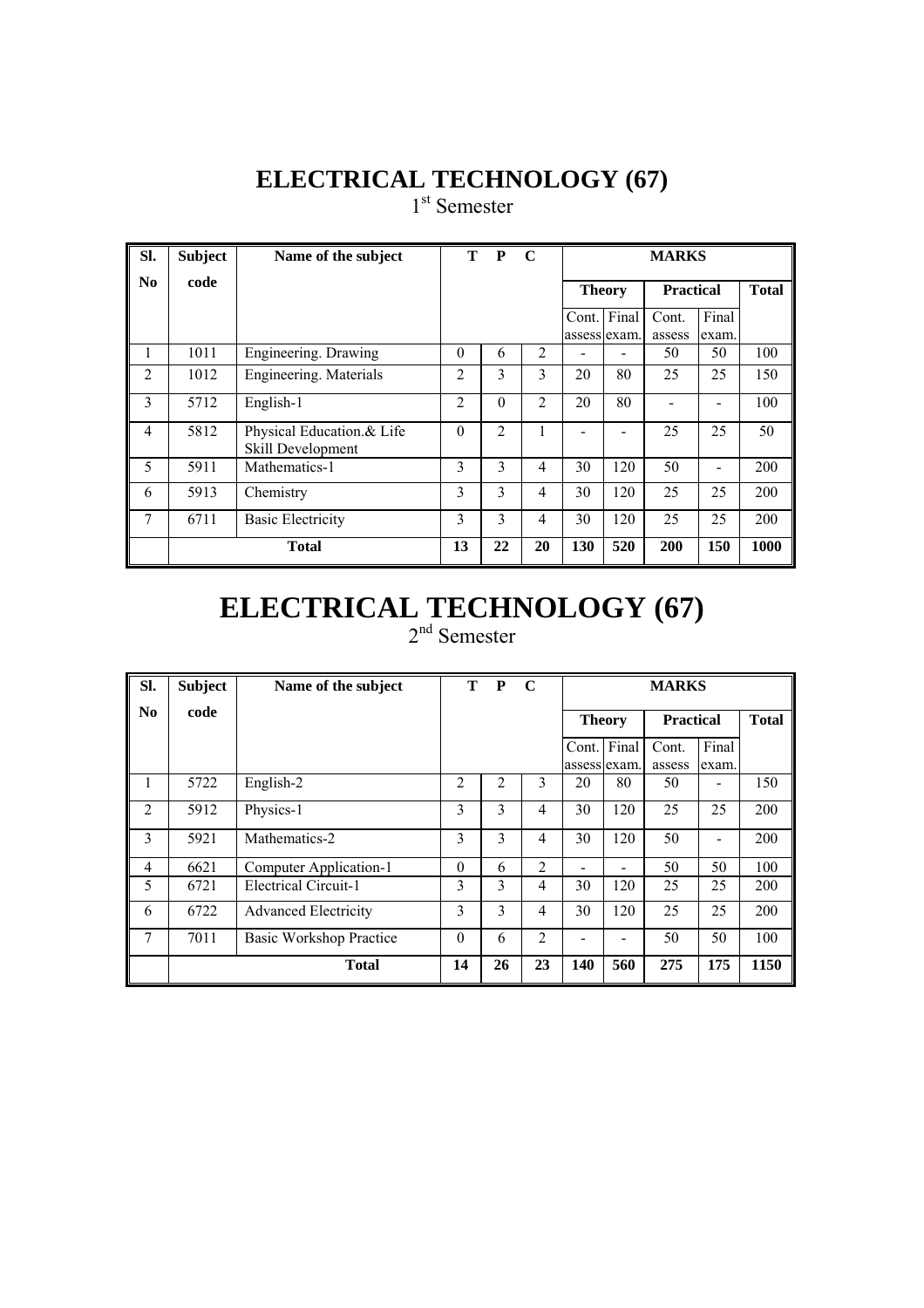# ELECTRICAL TECHNOLOGY (67)

1st Semester

| Sl. No | Subject code | Name of the subject | T | P | C | MARKS | | | | |
|---|---|---|---|---|---|---|---|---|---|---|
| | | | | | | Theory | | Practical | | Total |
| | | | | | | Cont. assess | Final exam. | Cont. assess | Final exam. | |
| 1 | 1011 | Engineering. Drawing | 0 | 6 | 2 | - | - | 50 | 50 | 100 |
| 2 | 1012 | Engineering. Materials | 2 | 3 | 3 | 20 | 80 | 25 | 25 | 150 |
| 3 | 5712 | English-1 | 2 | 0 | 2 | 20 | 80 | - | - | 100 |
| 4 | 5812 | Physical Education.& Life Skill Development | 0 | 2 | 1 | - | - | 25 | 25 | 50 |
| 5 | 5911 | Mathematics-1 | 3 | 3 | 4 | 30 | 120 | 50 | - | 200 |
| 6 | 5913 | Chemistry | 3 | 3 | 4 | 30 | 120 | 25 | 25 | 200 |
| 7 | 6711 | Basic Electricity | 3 | 3 | 4 | 30 | 120 | 25 | 25 | 200 |
| | | **Total** | **13** | **22** | **20** | **130** | **520** | **200** | **150** | **1000** |

# ELECTRICAL TECHNOLOGY (67)

2nd Semester

| Sl. No | Subject code | Name of the subject | T | P | C | MARKS | | | | |
|---|---|---|---|---|---|---|---|---|---|---|
| | | | | | | Theory | | Practical | | Total |
| | | | | | | Cont. assess | Final exam. | Cont. assess | Final exam. | |
| 1 | 5722 | English-2 | 2 | 2 | 3 | 20 | 80 | 50 | - | 150 |
| 2 | 5912 | Physics-1 | 3 | 3 | 4 | 30 | 120 | 25 | 25 | 200 |
| 3 | 5921 | Mathematics-2 | 3 | 3 | 4 | 30 | 120 | 50 | - | 200 |
| 4 | 6621 | Computer Application-1 | 0 | 6 | 2 | - | - | 50 | 50 | 100 |
| 5 | 6721 | Electrical Circuit-1 | 3 | 3 | 4 | 30 | 120 | 25 | 25 | 200 |
| 6 | 6722 | Advanced Electricity | 3 | 3 | 4 | 30 | 120 | 25 | 25 | 200 |
| 7 | 7011 | Basic Workshop Practice | 0 | 6 | 2 | - | - | 50 | 50 | 100 |
| | | **Total** | **14** | **26** | **23** | **140** | **560** | **275** | **175** | **1150** |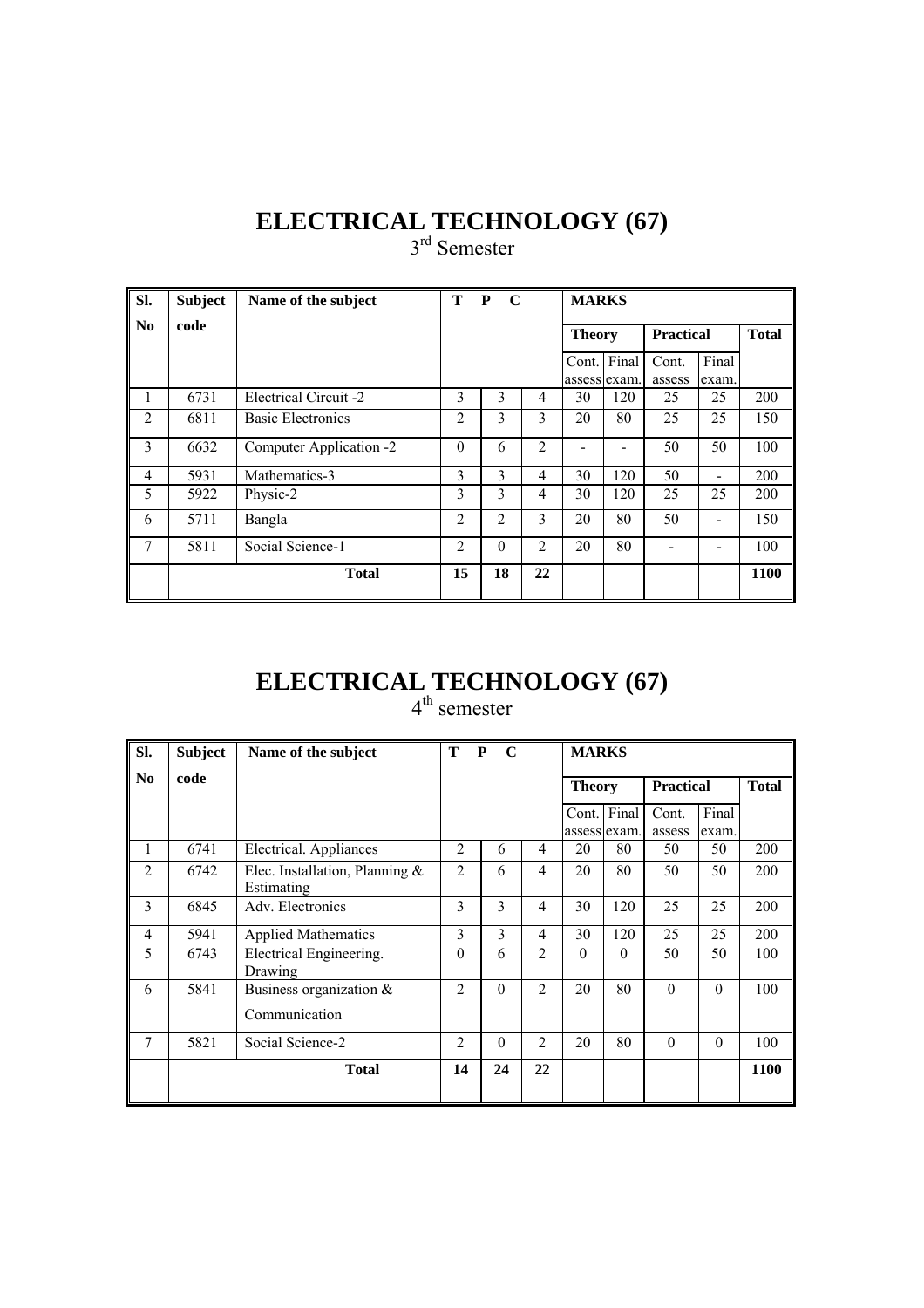# ELECTRICAL TECHNOLOGY (67)

3rd Semester

| Sl. No | Subject code | Name of the subject | T | P | C | MARKS | | | | |
|---|---|---|---|---|---|---|---|---|---|---|
| | | | | | | Theory | | Practical | | Total |
| | | | | | | Cont. assess | Final exam. | Cont. assess | Final exam. | |
| 1 | 6731 | Electrical Circuit -2 | 3 | 3 | 4 | 30 | 120 | 25 | 25 | 200 |
| 2 | 6811 | Basic Electronics | 2 | 3 | 3 | 20 | 80 | 25 | 25 | 150 |
| 3 | 6632 | Computer Application -2 | 0 | 6 | 2 | - | - | 50 | 50 | 100 |
| 4 | 5931 | Mathematics-3 | 3 | 3 | 4 | 30 | 120 | 50 | - | 200 |
| 5 | 5922 | Physic-2 | 3 | 3 | 4 | 30 | 120 | 25 | 25 | 200 |
| 6 | 5711 | Bangla | 2 | 2 | 3 | 20 | 80 | 50 | - | 150 |
| 7 | 5811 | Social Science-1 | 2 | 0 | 2 | 20 | 80 | - | - | 100 |
| | | **Total** | **15** | **18** | **22** | | | | | **1100** |

# ELECTRICAL TECHNOLOGY (67)

4th semester

| Sl. No | Subject code | Name of the subject | T | P | C | MARKS | | | | |
|---|---|---|---|---|---|---|---|---|---|---|
| | | | | | | Theory | | Practical | | Total |
| | | | | | | Cont. assess | Final exam. | Cont. assess | Final exam. | |
| 1 | 6741 | Electrical. Appliances | 2 | 6 | 4 | 20 | 80 | 50 | 50 | 200 |
| 2 | 6742 | Elec. Installation, Planning & Estimating | 2 | 6 | 4 | 20 | 80 | 50 | 50 | 200 |
| 3 | 6845 | Adv. Electronics | 3 | 3 | 4 | 30 | 120 | 25 | 25 | 200 |
| 4 | 5941 | Applied Mathematics | 3 | 3 | 4 | 30 | 120 | 25 | 25 | 200 |
| 5 | 6743 | Electrical Engineering. Drawing | 0 | 6 | 2 | 0 | 0 | 50 | 50 | 100 |
| 6 | 5841 | Business organization & Communication | 2 | 0 | 2 | 20 | 80 | 0 | 0 | 100 |
| 7 | 5821 | Social Science-2 | 2 | 0 | 2 | 20 | 80 | 0 | 0 | 100 |
| | | **Total** | **14** | **24** | **22** | | | | | **1100** |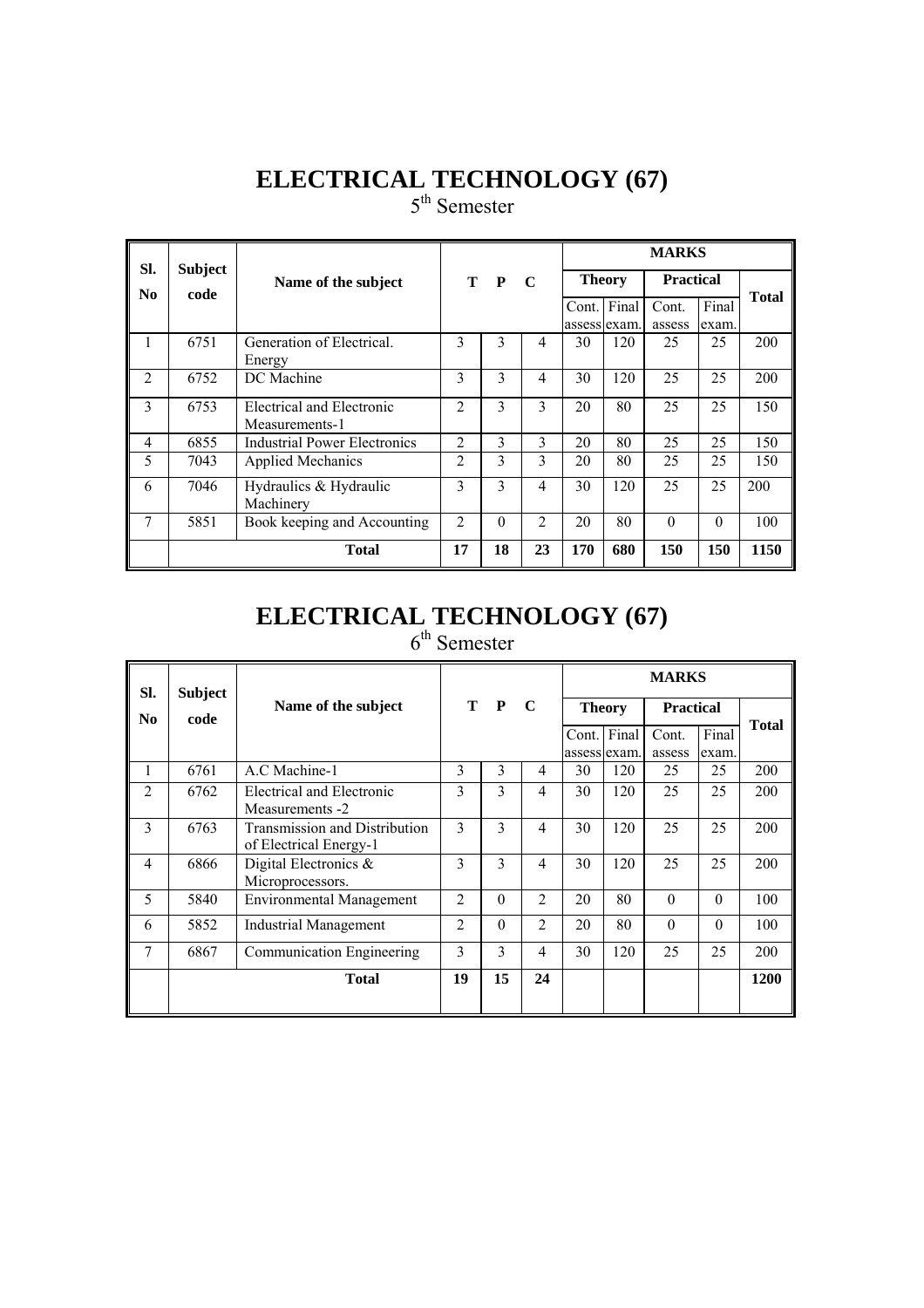# ELECTRICAL TECHNOLOGY (67)

5th Semester

| Sl. No | Subject code | Name of the subject | T | P | C | MARKS | | | | |
|---|---|---|---|---|---|---|---|---|---|---|
| | | | | | | Theory | | Practical | | Total |
| | | | | | | Cont. assess | Final exam. | Cont. assess | Final exam. | |
| 1 | 6751 | Generation of Electrical. Energy | 3 | 3 | 4 | 30 | 120 | 25 | 25 | 200 |
| 2 | 6752 | DC Machine | 3 | 3 | 4 | 30 | 120 | 25 | 25 | 200 |
| 3 | 6753 | Electrical and Electronic Measurements-1 | 2 | 3 | 3 | 20 | 80 | 25 | 25 | 150 |
| 4 | 6855 | Industrial Power Electronics | 2 | 3 | 3 | 20 | 80 | 25 | 25 | 150 |
| 5 | 7043 | Applied Mechanics | 2 | 3 | 3 | 20 | 80 | 25 | 25 | 150 |
| 6 | 7046 | Hydraulics & Hydraulic Machinery | 3 | 3 | 4 | 30 | 120 | 25 | 25 | 200 |
| 7 | 5851 | Book keeping and Accounting | 2 | 0 | 2 | 20 | 80 | 0 | 0 | 100 |
| | | **Total** | **17** | **18** | **23** | **170** | **680** | **150** | **150** | **1150** |

# ELECTRICAL TECHNOLOGY (67)

6th Semester

| Sl. No | Subject code | Name of the subject | T | P | C | MARKS | | | | |
|---|---|---|---|---|---|---|---|---|---|---|
| | | | | | | Theory | | Practical | | Total |
| | | | | | | Cont. assess | Final exam. | Cont. assess | Final exam. | |
| 1 | 6761 | A.C Machine-1 | 3 | 3 | 4 | 30 | 120 | 25 | 25 | 200 |
| 2 | 6762 | Electrical and Electronic Measurements -2 | 3 | 3 | 4 | 30 | 120 | 25 | 25 | 200 |
| 3 | 6763 | Transmission and Distribution of Electrical Energy-1 | 3 | 3 | 4 | 30 | 120 | 25 | 25 | 200 |
| 4 | 6866 | Digital Electronics & Microprocessors. | 3 | 3 | 4 | 30 | 120 | 25 | 25 | 200 |
| 5 | 5840 | Environmental Management | 2 | 0 | 2 | 20 | 80 | 0 | 0 | 100 |
| 6 | 5852 | Industrial Management | 2 | 0 | 2 | 20 | 80 | 0 | 0 | 100 |
| 7 | 6867 | Communication Engineering | 3 | 3 | 4 | 30 | 120 | 25 | 25 | 200 |
| | | **Total** | **19** | **15** | **24** | | | | | **1200** |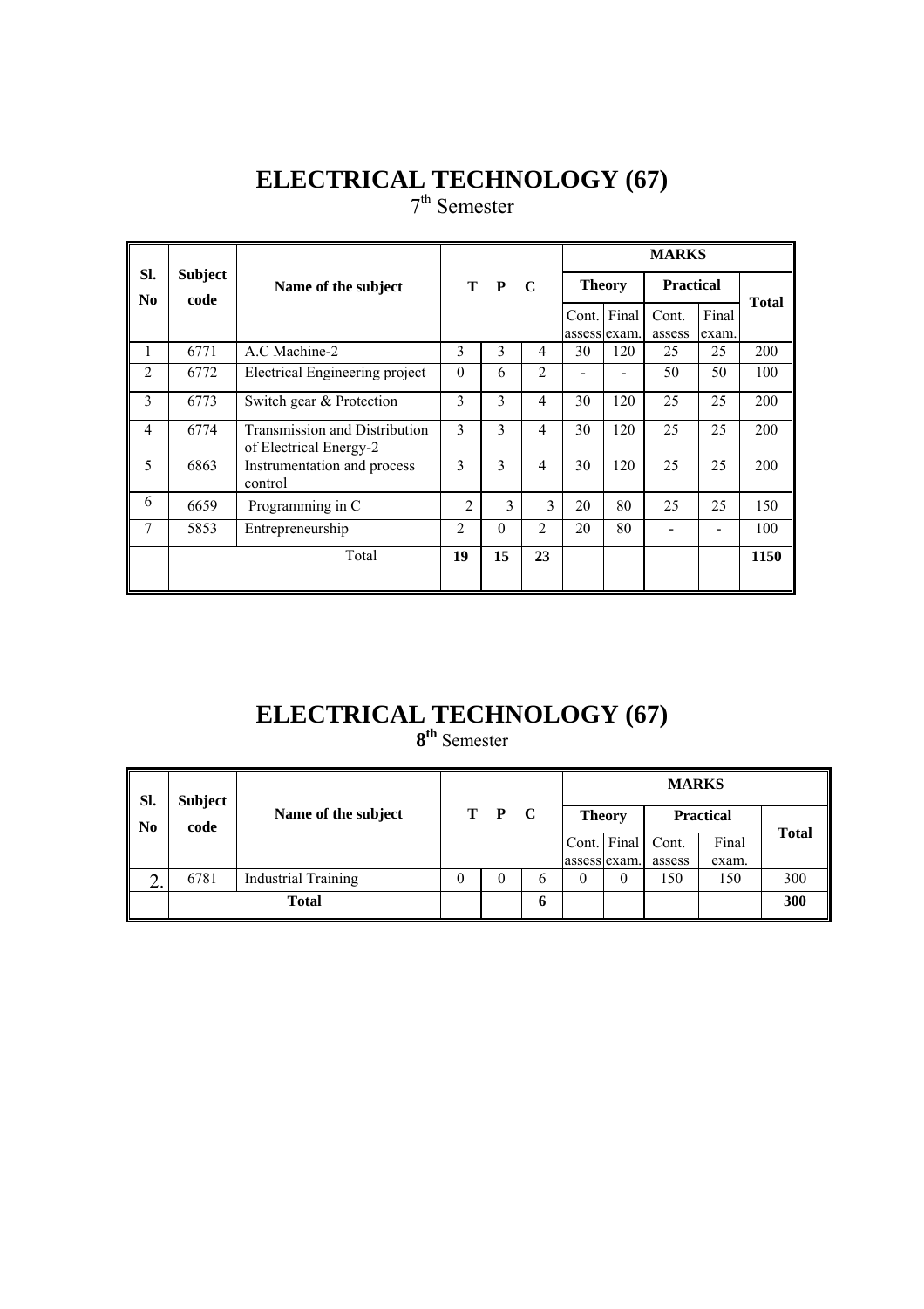# ELECTRICAL TECHNOLOGY (67)

7th Semester

| Sl. No | Subject code | Name of the subject | T | P | C | MARKS | | | | |
|---|---|---|---|---|---|---|---|---|---|---|
| | | | | | | Theory | | Practical | | Total |
| | | | | | | Cont. assess | Final exam. | Cont. assess | Final exam. | |
| 1 | 6771 | A.C Machine-2 | 3 | 3 | 4 | 30 | 120 | 25 | 25 | 200 |
| 2 | 6772 | Electrical Engineering project | 0 | 6 | 2 | - | - | 50 | 50 | 100 |
| 3 | 6773 | Switch gear & Protection | 3 | 3 | 4 | 30 | 120 | 25 | 25 | 200 |
| 4 | 6774 | Transmission and Distribution of Electrical Energy-2 | 3 | 3 | 4 | 30 | 120 | 25 | 25 | 200 |
| 5 | 6863 | Instrumentation and process control | 3 | 3 | 4 | 30 | 120 | 25 | 25 | 200 |
| 6 | 6659 | Programming in C | 2 | 3 | 3 | 20 | 80 | 25 | 25 | 150 |
| 7 | 5853 | Entrepreneurship | 2 | 0 | 2 | 20 | 80 | - | - | 100 |
| | | Total | **19** | **15** | **23** | | | | | **1150** |

# ELECTRICAL TECHNOLOGY (67)

**8th** Semester

| Sl. No | Subject code | Name of the subject | T | P | C | MARKS | | | | |
|---|---|---|---|---|---|---|---|---|---|---|
| | | | | | | Theory | | Practical | | Total |
| | | | | | | Cont. assess | Final exam. | Cont. assess | Final exam. | |
| 2. | 6781 | Industrial Training | 0 | 0 | 6 | 0 | 0 | 150 | 150 | 300 |
| | | **Total** | | | **6** | | | | | **300** |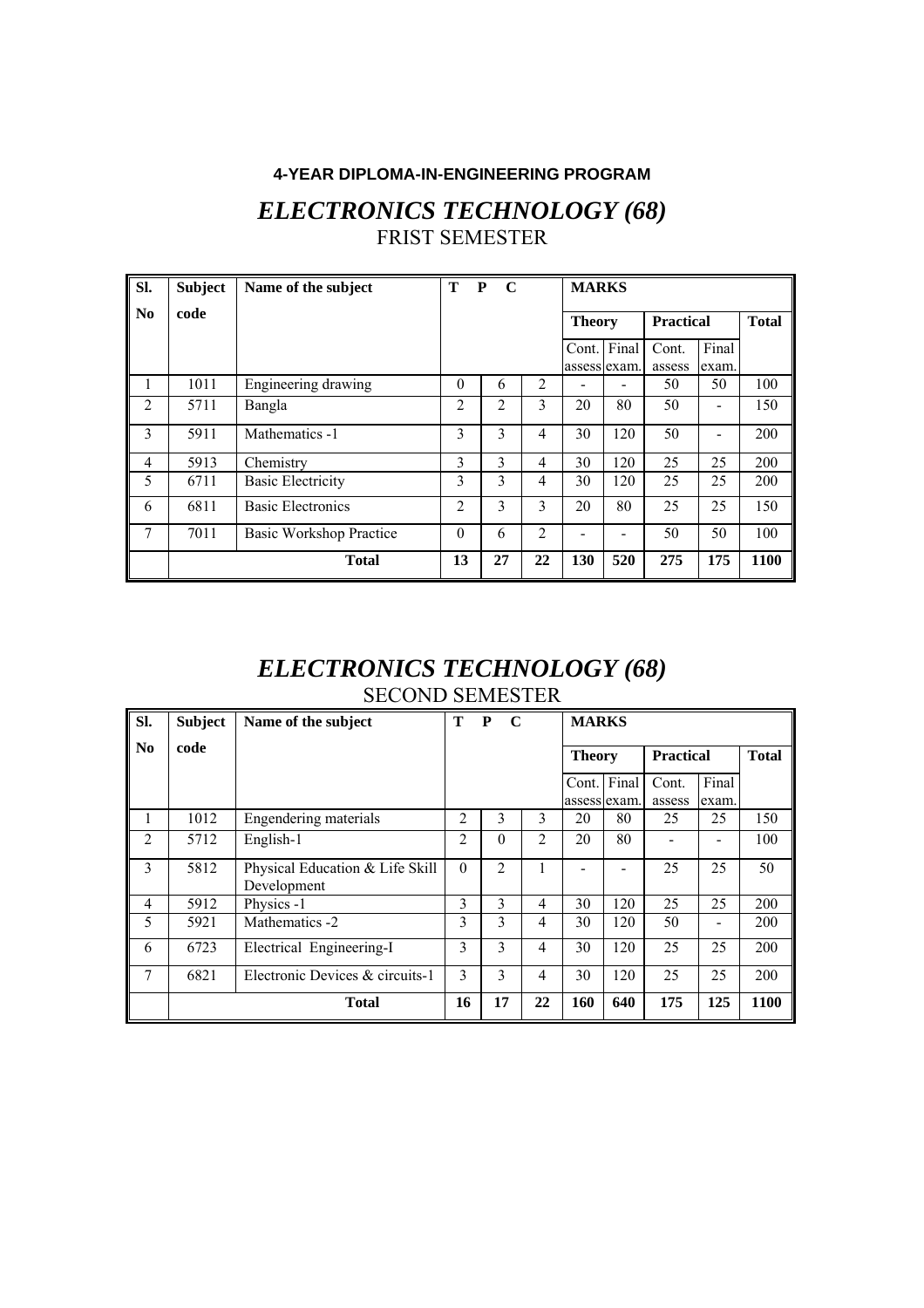**4-YEAR DIPLOMA-IN-ENGINEERING PROGRAM**

# *ELECTRONICS TECHNOLOGY (68)*

## FRIST SEMESTER

| Sl. No | Subject code | Name of the subject | T | P | C | MARKS | | | | |
|---|---|---|---|---|---|---|---|---|---|---|
| | | | | | | Theory | | Practical | | Total |
| | | | | | | Cont. assess | Final exam. | Cont. assess | Final exam. | |
| 1 | 1011 | Engineering drawing | 0 | 6 | 2 | - | - | 50 | 50 | 100 |
| 2 | 5711 | Bangla | 2 | 2 | 3 | 20 | 80 | 50 | - | 150 |
| 3 | 5911 | Mathematics -1 | 3 | 3 | 4 | 30 | 120 | 50 | - | 200 |
| 4 | 5913 | Chemistry | 3 | 3 | 4 | 30 | 120 | 25 | 25 | 200 |
| 5 | 6711 | Basic Electricity | 3 | 3 | 4 | 30 | 120 | 25 | 25 | 200 |
| 6 | 6811 | Basic Electronics | 2 | 3 | 3 | 20 | 80 | 25 | 25 | 150 |
| 7 | 7011 | Basic Workshop Practice | 0 | 6 | 2 | - | - | 50 | 50 | 100 |
| | | **Total** | **13** | **27** | **22** | **130** | **520** | **275** | **175** | **1100** |

# *ELECTRONICS TECHNOLOGY (68)*

## SECOND SEMESTER

| Sl. No | Subject code | Name of the subject | T | P | C | MARKS | | | | |
|---|---|---|---|---|---|---|---|---|---|---|
| | | | | | | Theory | | Practical | | Total |
| | | | | | | Cont. assess | Final exam. | Cont. assess | Final exam. | |
| 1 | 1012 | Engendering materials | 2 | 3 | 3 | 20 | 80 | 25 | 25 | 150 |
| 2 | 5712 | English-1 | 2 | 0 | 2 | 20 | 80 | - | - | 100 |
| 3 | 5812 | Physical Education & Life Skill Development | 0 | 2 | 1 | - | - | 25 | 25 | 50 |
| 4 | 5912 | Physics -1 | 3 | 3 | 4 | 30 | 120 | 25 | 25 | 200 |
| 5 | 5921 | Mathematics -2 | 3 | 3 | 4 | 30 | 120 | 50 | - | 200 |
| 6 | 6723 | Electrical Engineering-I | 3 | 3 | 4 | 30 | 120 | 25 | 25 | 200 |
| 7 | 6821 | Electronic Devices & circuits-1 | 3 | 3 | 4 | 30 | 120 | 25 | 25 | 200 |
| | | **Total** | **16** | **17** | **22** | **160** | **640** | **175** | **125** | **1100** |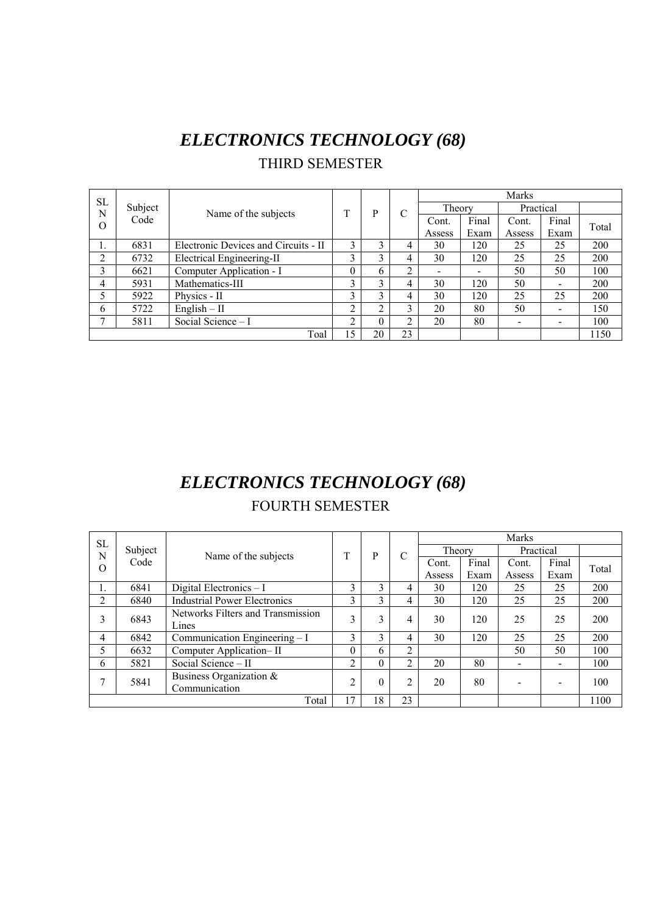# *ELECTRONICS TECHNOLOGY (68)*

## THIRD SEMESTER

| SL NO | Subject Code | Name of the subjects | T | P | C | Marks | | | | |
|---|---|---|---|---|---|---|---|---|---|---|
| | | | | | | Theory | | Practical | | |
| | | | | | | Cont. Assess | Final Exam | Cont. Assess | Final Exam | Total |
| 1. | 6831 | Electronic Devices and Circuits - II | 3 | 3 | 4 | 30 | 120 | 25 | 25 | 200 |
| 2 | 6732 | Electrical Engineering-II | 3 | 3 | 4 | 30 | 120 | 25 | 25 | 200 |
| 3 | 6621 | Computer Application - I | 0 | 6 | 2 | - | - | 50 | 50 | 100 |
| 4 | 5931 | Mathematics-III | 3 | 3 | 4 | 30 | 120 | 50 | - | 200 |
| 5 | 5922 | Physics - II | 3 | 3 | 4 | 30 | 120 | 25 | 25 | 200 |
| 6 | 5722 | English – II | 2 | 2 | 3 | 20 | 80 | 50 | - | 150 |
| 7 | 5811 | Social Science – I | 2 | 0 | 2 | 20 | 80 | - | - | 100 |
| | | Toal | 15 | 20 | 23 | | | | | 1150 |

# *ELECTRONICS TECHNOLOGY (68)*

## FOURTH SEMESTER

| SL NO | Subject Code | Name of the subjects | T | P | C | Marks | | | | |
|---|---|---|---|---|---|---|---|---|---|---|
| | | | | | | Theory | | Practical | | |
| | | | | | | Cont. Assess | Final Exam | Cont. Assess | Final Exam | Total |
| 1. | 6841 | Digital Electronics – I | 3 | 3 | 4 | 30 | 120 | 25 | 25 | 200 |
| 2 | 6840 | Industrial Power Electronics | 3 | 3 | 4 | 30 | 120 | 25 | 25 | 200 |
| 3 | 6843 | Networks Filters and Transmission Lines | 3 | 3 | 4 | 30 | 120 | 25 | 25 | 200 |
| 4 | 6842 | Communication Engineering – I | 3 | 3 | 4 | 30 | 120 | 25 | 25 | 200 |
| 5 | 6632 | Computer Application– II | 0 | 6 | 2 | | | 50 | 50 | 100 |
| 6 | 5821 | Social Science – II | 2 | 0 | 2 | 20 | 80 | - | - | 100 |
| 7 | 5841 | Business Organization & Communication | 2 | 0 | 2 | 20 | 80 | - | - | 100 |
| | | Total | 17 | 18 | 23 | | | | | 1100 |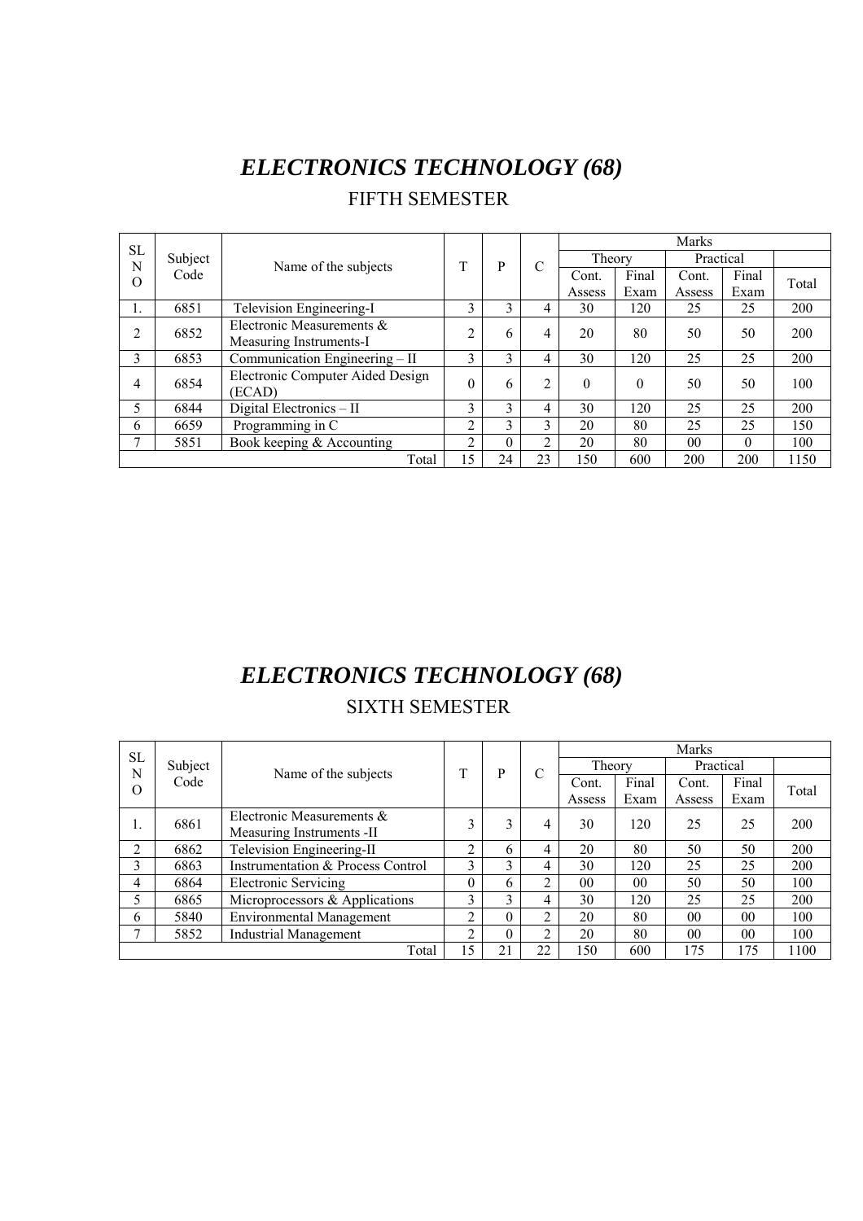# *ELECTRONICS TECHNOLOGY (68)*

## FIFTH SEMESTER

| SL NO | Subject Code | Name of the subjects | T | P | C | Marks | | | | |
|---|---|---|---|---|---|---|---|---|---|---|
| | | | | | | Theory | | Practical | | Total |
| | | | | | | Cont. Assess | Final Exam | Cont. Assess | Final Exam | |
| 1. | 6851 | Television Engineering-I | 3 | 3 | 4 | 30 | 120 | 25 | 25 | 200 |
| 2 | 6852 | Electronic Measurements & Measuring Instruments-I | 2 | 6 | 4 | 20 | 80 | 50 | 50 | 200 |
| 3 | 6853 | Communication Engineering – II | 3 | 3 | 4 | 30 | 120 | 25 | 25 | 200 |
| 4 | 6854 | Electronic Computer Aided Design (ECAD) | 0 | 6 | 2 | 0 | 0 | 50 | 50 | 100 |
| 5 | 6844 | Digital Electronics – II | 3 | 3 | 4 | 30 | 120 | 25 | 25 | 200 |
| 6 | 6659 | Programming in C | 2 | 3 | 3 | 20 | 80 | 25 | 25 | 150 |
| 7 | 5851 | Book keeping & Accounting | 2 | 0 | 2 | 20 | 80 | 00 | 0 | 100 |
| | | Total | 15 | 24 | 23 | 150 | 600 | 200 | 200 | 1150 |

# *ELECTRONICS TECHNOLOGY (68)*

## SIXTH SEMESTER

| SL NO | Subject Code | Name of the subjects | T | P | C | Marks | | | | |
|---|---|---|---|---|---|---|---|---|---|---|
| | | | | | | Theory | | Practical | | Total |
| | | | | | | Cont. Assess | Final Exam | Cont. Assess | Final Exam | |
| 1. | 6861 | Electronic Measurements & Measuring Instruments -II | 3 | 3 | 4 | 30 | 120 | 25 | 25 | 200 |
| 2 | 6862 | Television Engineering-II | 2 | 6 | 4 | 20 | 80 | 50 | 50 | 200 |
| 3 | 6863 | Instrumentation & Process Control | 3 | 3 | 4 | 30 | 120 | 25 | 25 | 200 |
| 4 | 6864 | Electronic Servicing | 0 | 6 | 2 | 00 | 00 | 50 | 50 | 100 |
| 5 | 6865 | Microprocessors & Applications | 3 | 3 | 4 | 30 | 120 | 25 | 25 | 200 |
| 6 | 5840 | Environmental Management | 2 | 0 | 2 | 20 | 80 | 00 | 00 | 100 |
| 7 | 5852 | Industrial Management | 2 | 0 | 2 | 20 | 80 | 00 | 00 | 100 |
| | | Total | 15 | 21 | 22 | 150 | 600 | 175 | 175 | 1100 |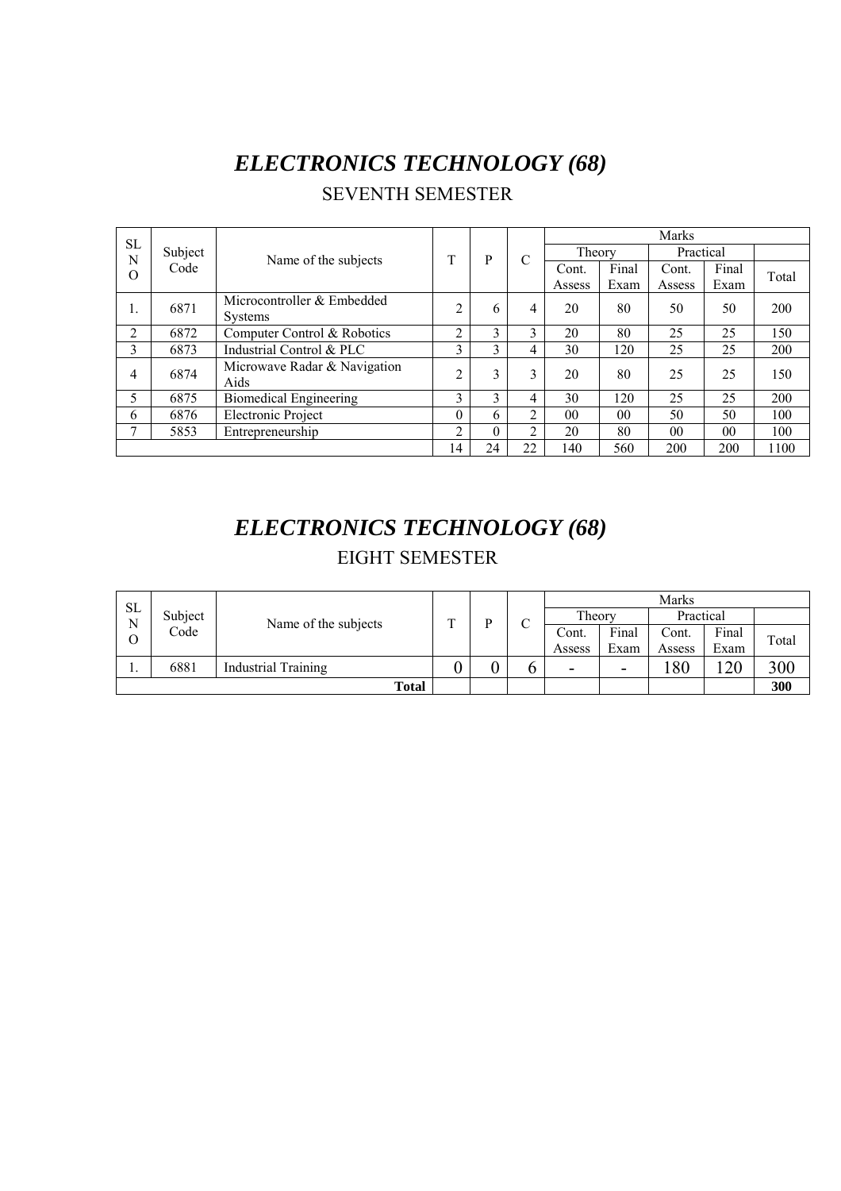# *ELECTRONICS TECHNOLOGY (68)*

## SEVENTH SEMESTER

| SL NO | Subject Code | Name of the subjects | T | P | C | Marks | | | | |
|---|---|---|---|---|---|---|---|---|---|---|
| | | | | | | Theory | | Practical | | |
| | | | | | | Cont. Assess | Final Exam | Cont. Assess | Final Exam | Total |
| 1. | 6871 | Microcontroller & Embedded Systems | 2 | 6 | 4 | 20 | 80 | 50 | 50 | 200 |
| 2 | 6872 | Computer Control & Robotics | 2 | 3 | 3 | 20 | 80 | 25 | 25 | 150 |
| 3 | 6873 | Industrial Control & PLC | 3 | 3 | 4 | 30 | 120 | 25 | 25 | 200 |
| 4 | 6874 | Microwave Radar & Navigation Aids | 2 | 3 | 3 | 20 | 80 | 25 | 25 | 150 |
| 5 | 6875 | Biomedical Engineering | 3 | 3 | 4 | 30 | 120 | 25 | 25 | 200 |
| 6 | 6876 | Electronic Project | 0 | 6 | 2 | 00 | 00 | 50 | 50 | 100 |
| 7 | 5853 | Entrepreneurship | 2 | 0 | 2 | 20 | 80 | 00 | 00 | 100 |
| | | | 14 | 24 | 22 | 140 | 560 | 200 | 200 | 1100 |

# *ELECTRONICS TECHNOLOGY (68)*

## EIGHT SEMESTER

| SL NO | Subject Code | Name of the subjects | T | P | C | Marks | | | | |
|---|---|---|---|---|---|---|---|---|---|---|
| | | | | | | Theory | | Practical | | |
| | | | | | | Cont. Assess | Final Exam | Cont. Assess | Final Exam | Total |
| 1. | 6881 | Industrial Training | 0 | 0 | 6 | - | - | 180 | 120 | 300 |
| | | **Total** | | | | | | | | **300** |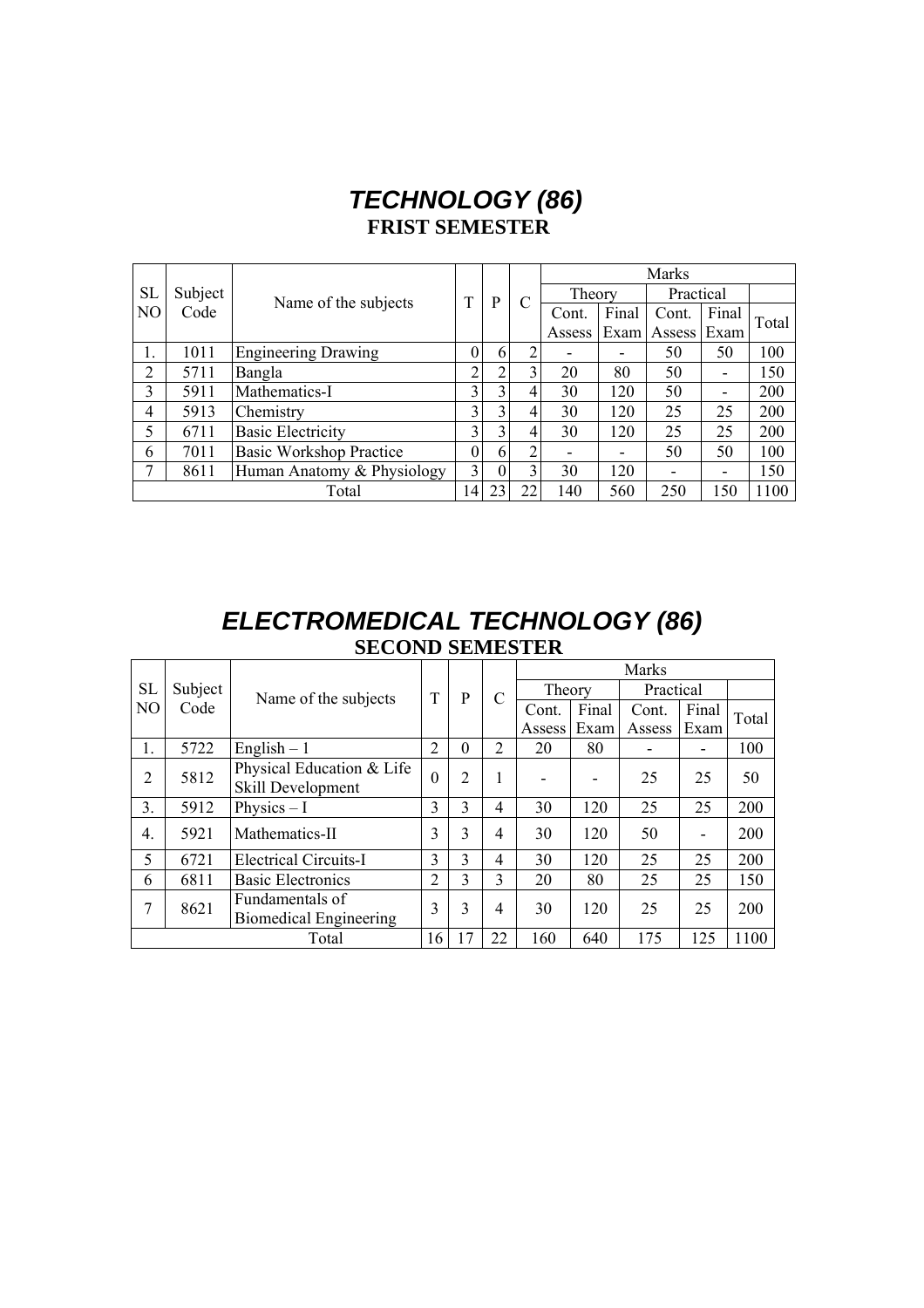# *TECHNOLOGY (86)*

## FRIST SEMESTER

| SL NO | Subject Code | Name of the subjects | T | P | C | Marks | | | | |
|---|---|---|---|---|---|---|---|---|---|---|
| | | | | | | Theory | | Practical | | Total |
| | | | | | | Cont. Assess | Final Exam | Cont. Assess | Final Exam | |
| 1. | 1011 | Engineering Drawing | 0 | 6 | 2 | - | - | 50 | 50 | 100 |
| 2 | 5711 | Bangla | 2 | 2 | 3 | 20 | 80 | 50 | - | 150 |
| 3 | 5911 | Mathematics-I | 3 | 3 | 4 | 30 | 120 | 50 | - | 200 |
| 4 | 5913 | Chemistry | 3 | 3 | 4 | 30 | 120 | 25 | 25 | 200 |
| 5 | 6711 | Basic Electricity | 3 | 3 | 4 | 30 | 120 | 25 | 25 | 200 |
| 6 | 7011 | Basic Workshop Practice | 0 | 6 | 2 | - | - | 50 | 50 | 100 |
| 7 | 8611 | Human Anatomy & Physiology | 3 | 0 | 3 | 30 | 120 | - | - | 150 |
| Total | | | 14 | 23 | 22 | 140 | 560 | 250 | 150 | 1100 |

# *ELECTROMEDICAL TECHNOLOGY (86)*

## SECOND SEMESTER

| SL NO | Subject Code | Name of the subjects | T | P | C | Marks | | | | |
|---|---|---|---|---|---|---|---|---|---|---|
| | | | | | | Theory | | Practical | | Total |
| | | | | | | Cont. Assess | Final Exam | Cont. Assess | Final Exam | |
| 1. | 5722 | English – 1 | 2 | 0 | 2 | 20 | 80 | - | - | 100 |
| 2 | 5812 | Physical Education & Life Skill Development | 0 | 2 | 1 | - | - | 25 | 25 | 50 |
| 3. | 5912 | Physics – I | 3 | 3 | 4 | 30 | 120 | 25 | 25 | 200 |
| 4. | 5921 | Mathematics-II | 3 | 3 | 4 | 30 | 120 | 50 | - | 200 |
| 5 | 6721 | Electrical Circuits-I | 3 | 3 | 4 | 30 | 120 | 25 | 25 | 200 |
| 6 | 6811 | Basic Electronics | 2 | 3 | 3 | 20 | 80 | 25 | 25 | 150 |
| 7 | 8621 | Fundamentals of Biomedical Engineering | 3 | 3 | 4 | 30 | 120 | 25 | 25 | 200 |
| Total | | | 16 | 17 | 22 | 160 | 640 | 175 | 125 | 1100 |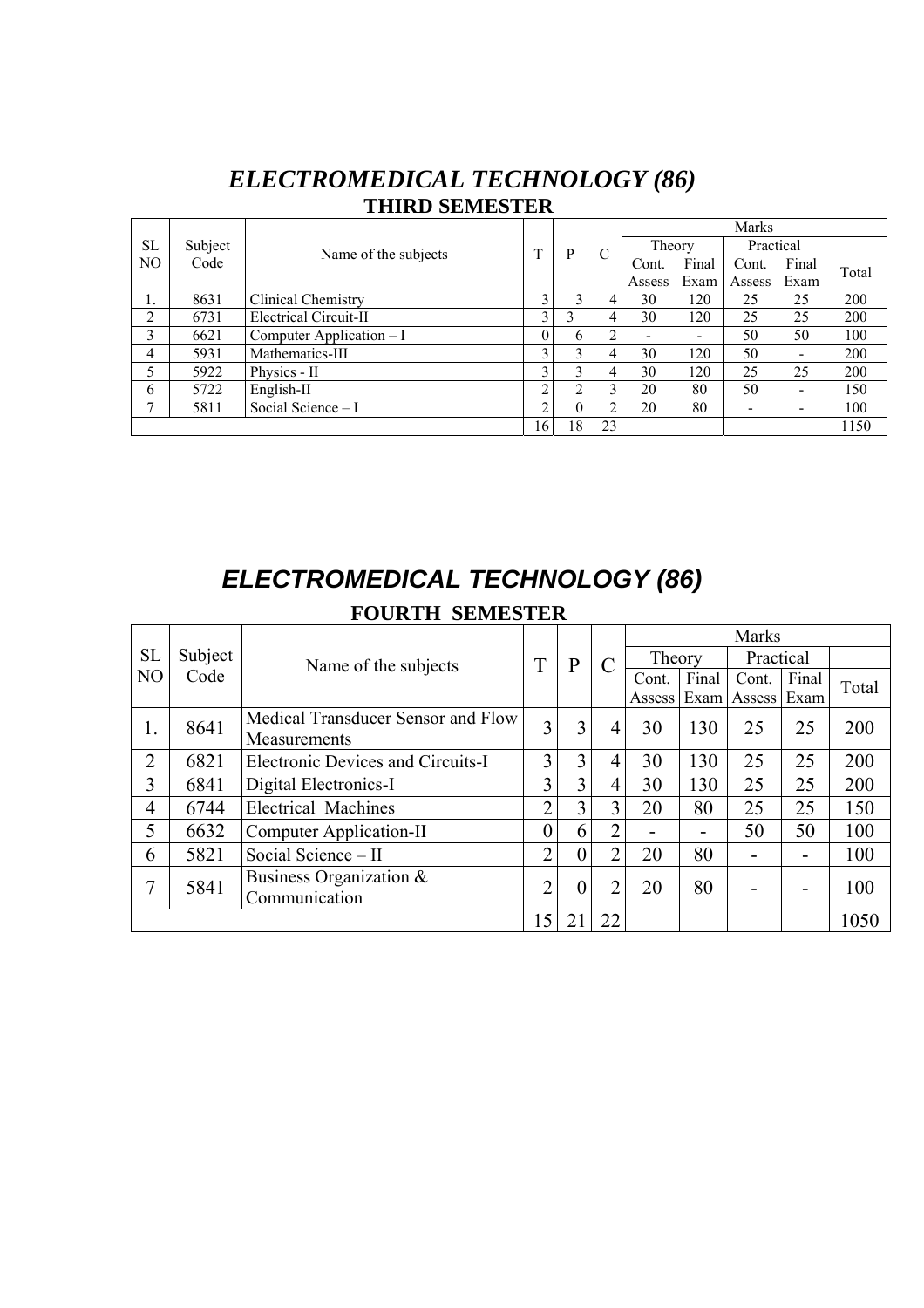# *ELECTROMEDICAL TECHNOLOGY (86)*

## THIRD SEMESTER

| SL NO | Subject Code | Name of the subjects | T | P | C | Marks | | | | |
|---|---|---|---|---|---|---|---|---|---|---|
| | | | | | | Theory | | Practical | | Total |
| | | | | | | Cont. Assess | Final Exam | Cont. Assess | Final Exam | |
| 1. | 8631 | Clinical Chemistry | 3 | 3 | 4 | 30 | 120 | 25 | 25 | 200 |
| 2 | 6731 | Electrical Circuit-II | 3 | 3 | 4 | 30 | 120 | 25 | 25 | 200 |
| 3 | 6621 | Computer Application – I | 0 | 6 | 2 | - | - | 50 | 50 | 100 |
| 4 | 5931 | Mathematics-III | 3 | 3 | 4 | 30 | 120 | 50 | - | 200 |
| 5 | 5922 | Physics - II | 3 | 3 | 4 | 30 | 120 | 25 | 25 | 200 |
| 6 | 5722 | English-II | 2 | 2 | 3 | 20 | 80 | 50 | - | 150 |
| 7 | 5811 | Social Science – I | 2 | 0 | 2 | 20 | 80 | - | - | 100 |
| | | | 16 | 18 | 23 | | | | | 1150 |

# *ELECTROMEDICAL TECHNOLOGY (86)*

## FOURTH SEMESTER

| SL NO | Subject Code | Name of the subjects | T | P | C | Marks | | | | |
|---|---|---|---|---|---|---|---|---|---|---|
| | | | | | | Theory | | Practical | | Total |
| | | | | | | Cont. Assess | Final Exam | Cont. Assess | Final Exam | |
| 1. | 8641 | Medical Transducer Sensor and Flow Measurements | 3 | 3 | 4 | 30 | 130 | 25 | 25 | 200 |
| 2 | 6821 | Electronic Devices and Circuits-I | 3 | 3 | 4 | 30 | 130 | 25 | 25 | 200 |
| 3 | 6841 | Digital Electronics-I | 3 | 3 | 4 | 30 | 130 | 25 | 25 | 200 |
| 4 | 6744 | Electrical Machines | 2 | 3 | 3 | 20 | 80 | 25 | 25 | 150 |
| 5 | 6632 | Computer Application-II | 0 | 6 | 2 | - | - | 50 | 50 | 100 |
| 6 | 5821 | Social Science – II | 2 | 0 | 2 | 20 | 80 | - | - | 100 |
| 7 | 5841 | Business Organization & Communication | 2 | 0 | 2 | 20 | 80 | - | - | 100 |
| | | | 15 | 21 | 22 | | | | | 1050 |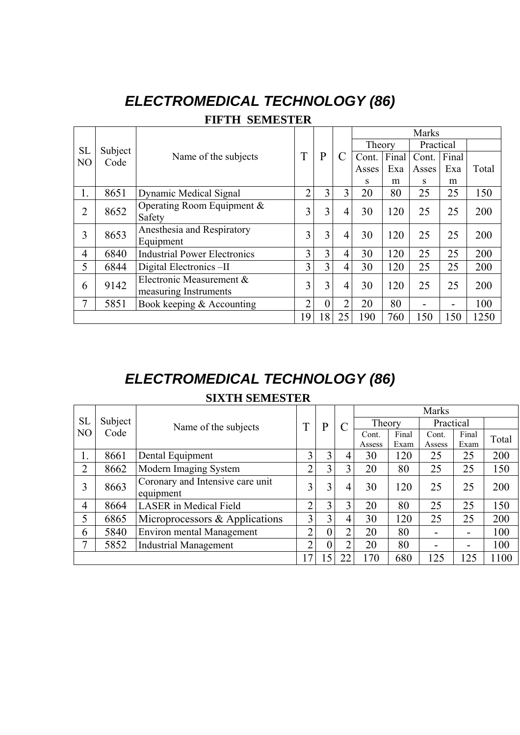# *ELECTROMEDICAL TECHNOLOGY (86)*

## FIFTH SEMESTER

| SL NO | Subject Code | Name of the subjects | T | P | C | Marks | | | | |
|---|---|---|---|---|---|---|---|---|---|---|
| | | | | | | Theory | | Practical | | |
| | | | | | | Cont. Assess | Final Exam | Cont. Assess | Final Exam | Total |
| 1. | 8651 | Dynamic Medical Signal | 2 | 3 | 3 | 20 | 80 | 25 | 25 | 150 |
| 2 | 8652 | Operating Room Equipment & Safety | 3 | 3 | 4 | 30 | 120 | 25 | 25 | 200 |
| 3 | 8653 | Anesthesia and Respiratory Equipment | 3 | 3 | 4 | 30 | 120 | 25 | 25 | 200 |
| 4 | 6840 | Industrial Power Electronics | 3 | 3 | 4 | 30 | 120 | 25 | 25 | 200 |
| 5 | 6844 | Digital Electronics –II | 3 | 3 | 4 | 30 | 120 | 25 | 25 | 200 |
| 6 | 9142 | Electronic Measurement & measuring Instruments | 3 | 3 | 4 | 30 | 120 | 25 | 25 | 200 |
| 7 | 5851 | Book keeping & Accounting | 2 | 0 | 2 | 20 | 80 | - | - | 100 |
| | | | 19 | 18 | 25 | 190 | 760 | 150 | 150 | 1250 |

# *ELECTROMEDICAL TECHNOLOGY (86)*

## SIXTH SEMESTER

| SL NO | Subject Code | Name of the subjects | T | P | C | Marks | | | | |
|---|---|---|---|---|---|---|---|---|---|---|
| | | | | | | Theory | | Practical | | |
| | | | | | | Cont. Assess | Final Exam | Cont. Assess | Final Exam | Total |
| 1. | 8661 | Dental Equipment | 3 | 3 | 4 | 30 | 120 | 25 | 25 | 200 |
| 2 | 8662 | Modern Imaging System | 2 | 3 | 3 | 20 | 80 | 25 | 25 | 150 |
| 3 | 8663 | Coronary and Intensive care unit equipment | 3 | 3 | 4 | 30 | 120 | 25 | 25 | 200 |
| 4 | 8664 | LASER in Medical Field | 2 | 3 | 3 | 20 | 80 | 25 | 25 | 150 |
| 5 | 6865 | Microprocessors & Applications | 3 | 3 | 4 | 30 | 120 | 25 | 25 | 200 |
| 6 | 5840 | Environ mental Management | 2 | 0 | 2 | 20 | 80 | - | - | 100 |
| 7 | 5852 | Industrial Management | 2 | 0 | 2 | 20 | 80 | - | - | 100 |
| | | | 17 | 15 | 22 | 170 | 680 | 125 | 125 | 1100 |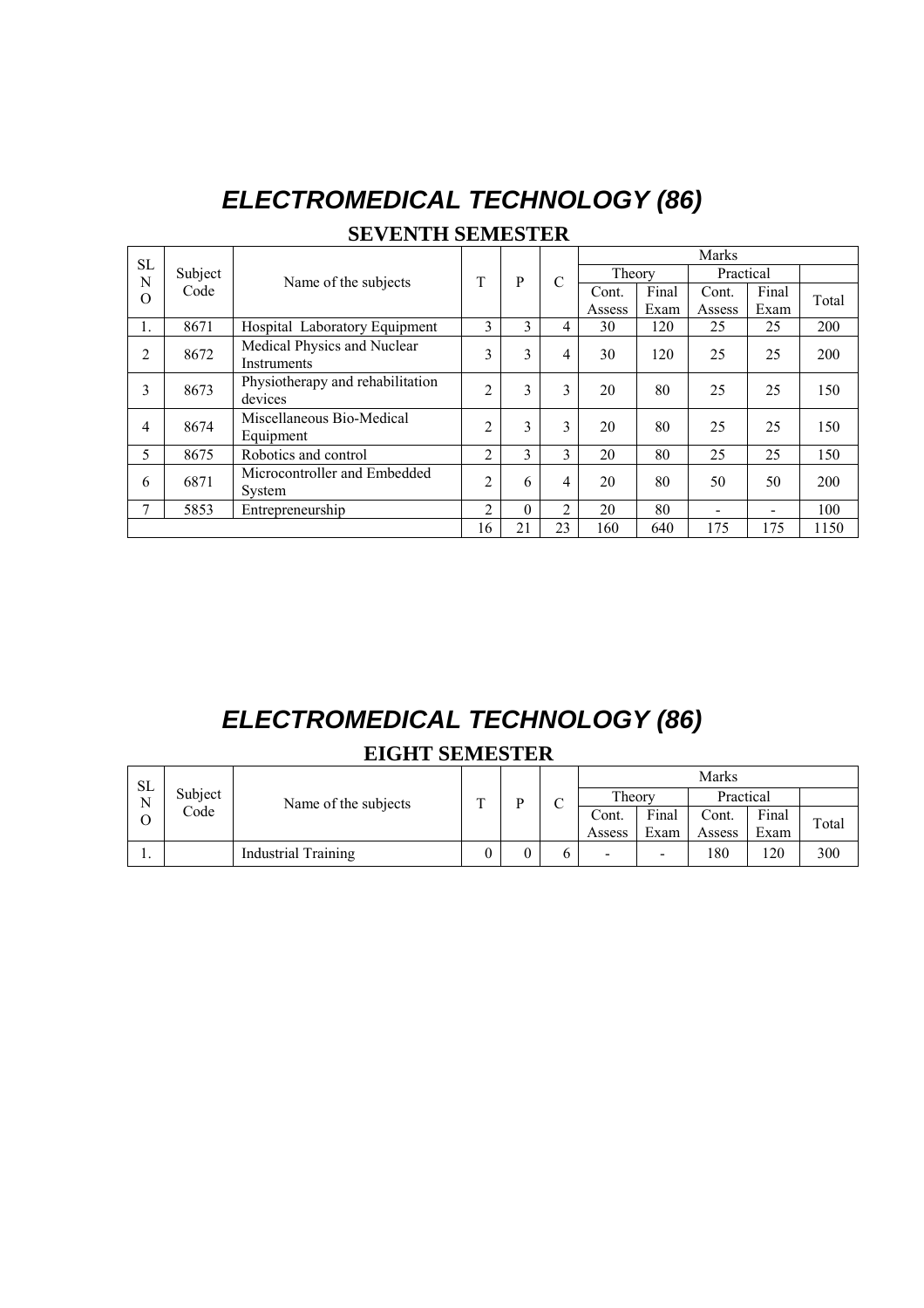# *ELECTROMEDICAL TECHNOLOGY (86)*

## SEVENTH SEMESTER

| SL NO | Subject Code | Name of the subjects | T | P | C | Marks | | | | |
|---|---|---|---|---|---|---|---|---|---|---|
| | | | | | | Theory | | Practical | | |
| | | | | | | Cont. Assess | Final Exam | Cont. Assess | Final Exam | Total |
| 1. | 8671 | Hospital Laboratory Equipment | 3 | 3 | 4 | 30 | 120 | 25 | 25 | 200 |
| 2 | 8672 | Medical Physics and Nuclear Instruments | 3 | 3 | 4 | 30 | 120 | 25 | 25 | 200 |
| 3 | 8673 | Physiotherapy and rehabilitation devices | 2 | 3 | 3 | 20 | 80 | 25 | 25 | 150 |
| 4 | 8674 | Miscellaneous Bio-Medical Equipment | 2 | 3 | 3 | 20 | 80 | 25 | 25 | 150 |
| 5 | 8675 | Robotics and control | 2 | 3 | 3 | 20 | 80 | 25 | 25 | 150 |
| 6 | 6871 | Microcontroller and Embedded System | 2 | 6 | 4 | 20 | 80 | 50 | 50 | 200 |
| 7 | 5853 | Entrepreneurship | 2 | 0 | 2 | 20 | 80 | - | - | 100 |
| | | | 16 | 21 | 23 | 160 | 640 | 175 | 175 | 1150 |

# *ELECTROMEDICAL TECHNOLOGY (86)*

## EIGHT SEMESTER

| SL NO | Subject Code | Name of the subjects | T | P | C | Marks | | | | |
|---|---|---|---|---|---|---|---|---|---|---|
| | | | | | | Theory | | Practical | | |
| | | | | | | Cont. Assess | Final Exam | Cont. Assess | Final Exam | Total |
| 1. | | Industrial Training | 0 | 0 | 6 | - | - | 180 | 120 | 300 |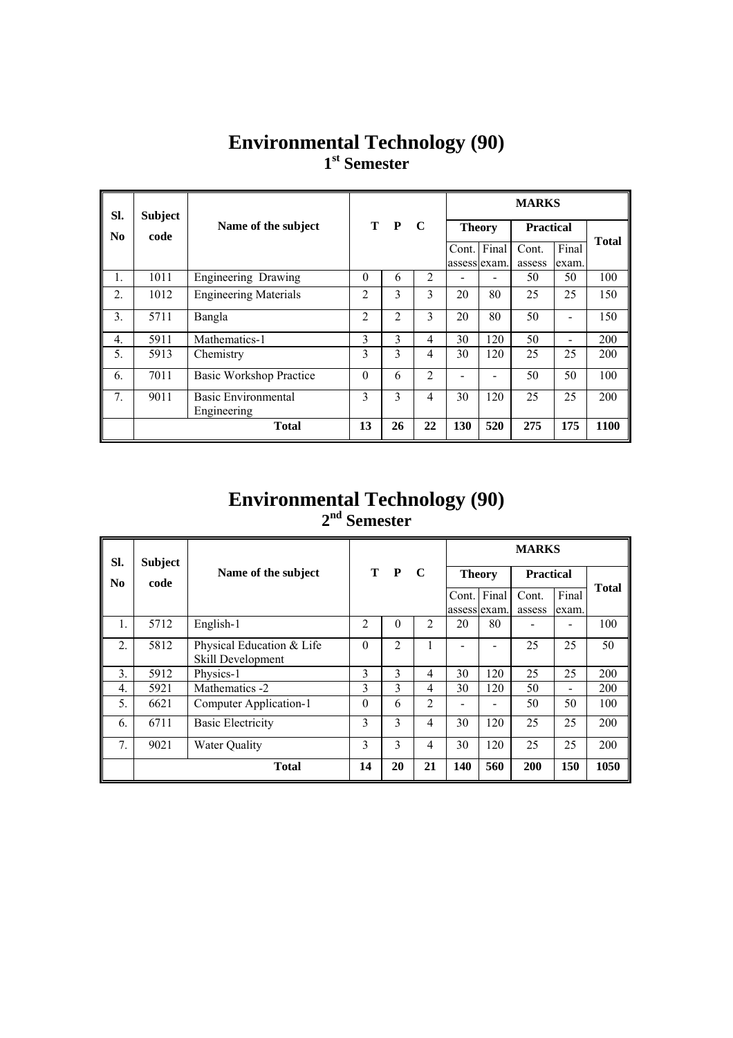# Environmental Technology (90)

## 1st Semester

| Sl. No | Subject code | Name of the subject | T | P | C | MARKS | | | | |
|---|---|---|---|---|---|---|---|---|---|---|
| | | | | | | Theory | | Practical | | Total |
| | | | | | | Cont. assess | Final exam. | Cont. assess | Final exam. | |
| 1. | 1011 | Engineering Drawing | 0 | 6 | 2 | - | - | 50 | 50 | 100 |
| 2. | 1012 | Engineering Materials | 2 | 3 | 3 | 20 | 80 | 25 | 25 | 150 |
| 3. | 5711 | Bangla | 2 | 2 | 3 | 20 | 80 | 50 | - | 150 |
| 4. | 5911 | Mathematics-1 | 3 | 3 | 4 | 30 | 120 | 50 | - | 200 |
| 5. | 5913 | Chemistry | 3 | 3 | 4 | 30 | 120 | 25 | 25 | 200 |
| 6. | 7011 | Basic Workshop Practice | 0 | 6 | 2 | - | - | 50 | 50 | 100 |
| 7. | 9011 | Basic Environmental Engineering | 3 | 3 | 4 | 30 | 120 | 25 | 25 | 200 |
| | | **Total** | **13** | **26** | **22** | **130** | **520** | **275** | **175** | **1100** |

# Environmental Technology (90)

## 2nd Semester

| Sl. No | Subject code | Name of the subject | T | P | C | MARKS | | | | |
|---|---|---|---|---|---|---|---|---|---|---|
| | | | | | | Theory | | Practical | | Total |
| | | | | | | Cont. assess | Final exam. | Cont. assess | Final exam. | |
| 1. | 5712 | English-1 | 2 | 0 | 2 | 20 | 80 | - | - | 100 |
| 2. | 5812 | Physical Education & Life Skill Development | 0 | 2 | 1 | - | - | 25 | 25 | 50 |
| 3. | 5912 | Physics-1 | 3 | 3 | 4 | 30 | 120 | 25 | 25 | 200 |
| 4. | 5921 | Mathematics -2 | 3 | 3 | 4 | 30 | 120 | 50 | - | 200 |
| 5. | 6621 | Computer Application-1 | 0 | 6 | 2 | - | - | 50 | 50 | 100 |
| 6. | 6711 | Basic Electricity | 3 | 3 | 4 | 30 | 120 | 25 | 25 | 200 |
| 7. | 9021 | Water Quality | 3 | 3 | 4 | 30 | 120 | 25 | 25 | 200 |
| | | **Total** | **14** | **20** | **21** | **140** | **560** | **200** | **150** | **1050** |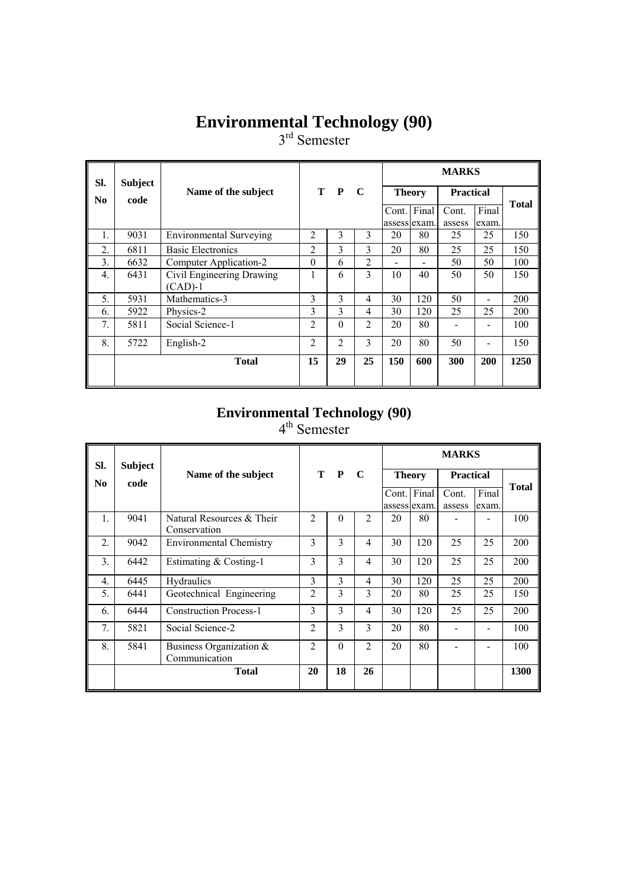# Environmental Technology (90)

3rd Semester

| Sl. No | Subject code | Name of the subject | T | P | C | MARKS | | | | |
|---|---|---|---|---|---|---|---|---|---|---|
| | | | | | | Theory | | Practical | | Total |
| | | | | | | Cont. assess | Final exam. | Cont. assess | Final exam. | |
| 1. | 9031 | Environmental Surveying | 2 | 3 | 3 | 20 | 80 | 25 | 25 | 150 |
| 2. | 6811 | Basic Electronics | 2 | 3 | 3 | 20 | 80 | 25 | 25 | 150 |
| 3. | 6632 | Computer Application-2 | 0 | 6 | 2 | - | - | 50 | 50 | 100 |
| 4. | 6431 | Civil Engineering Drawing (CAD)-1 | 1 | 6 | 3 | 10 | 40 | 50 | 50 | 150 |
| 5. | 5931 | Mathematics-3 | 3 | 3 | 4 | 30 | 120 | 50 | - | 200 |
| 6. | 5922 | Physics-2 | 3 | 3 | 4 | 30 | 120 | 25 | 25 | 200 |
| 7. | 5811 | Social Science-1 | 2 | 0 | 2 | 20 | 80 | - | - | 100 |
| 8. | 5722 | English-2 | 2 | 2 | 3 | 20 | 80 | 50 | - | 150 |
| | | **Total** | **15** | **29** | **25** | **150** | **600** | **300** | **200** | **1250** |

# Environmental Technology (90)

4th Semester

| Sl. No | Subject code | Name of the subject | T | P | C | MARKS | | | | |
|---|---|---|---|---|---|---|---|---|---|---|
| | | | | | | Theory | | Practical | | Total |
| | | | | | | Cont. assess | Final exam. | Cont. assess | Final exam. | |
| 1. | 9041 | Natural Resources & Their Conservation | 2 | 0 | 2 | 20 | 80 | - | - | 100 |
| 2. | 9042 | Environmental Chemistry | 3 | 3 | 4 | 30 | 120 | 25 | 25 | 200 |
| 3. | 6442 | Estimating & Costing-1 | 3 | 3 | 4 | 30 | 120 | 25 | 25 | 200 |
| 4. | 6445 | Hydraulics | 3 | 3 | 4 | 30 | 120 | 25 | 25 | 200 |
| 5. | 6441 | Geotechnical Engineering | 2 | 3 | 3 | 20 | 80 | 25 | 25 | 150 |
| 6. | 6444 | Construction Process-1 | 3 | 3 | 4 | 30 | 120 | 25 | 25 | 200 |
| 7. | 5821 | Social Science-2 | 2 | 3 | 3 | 20 | 80 | - | - | 100 |
| 8. | 5841 | Business Organization & Communication | 2 | 0 | 2 | 20 | 80 | - | - | 100 |
| | | **Total** | **20** | **18** | **26** | | | | | **1300** |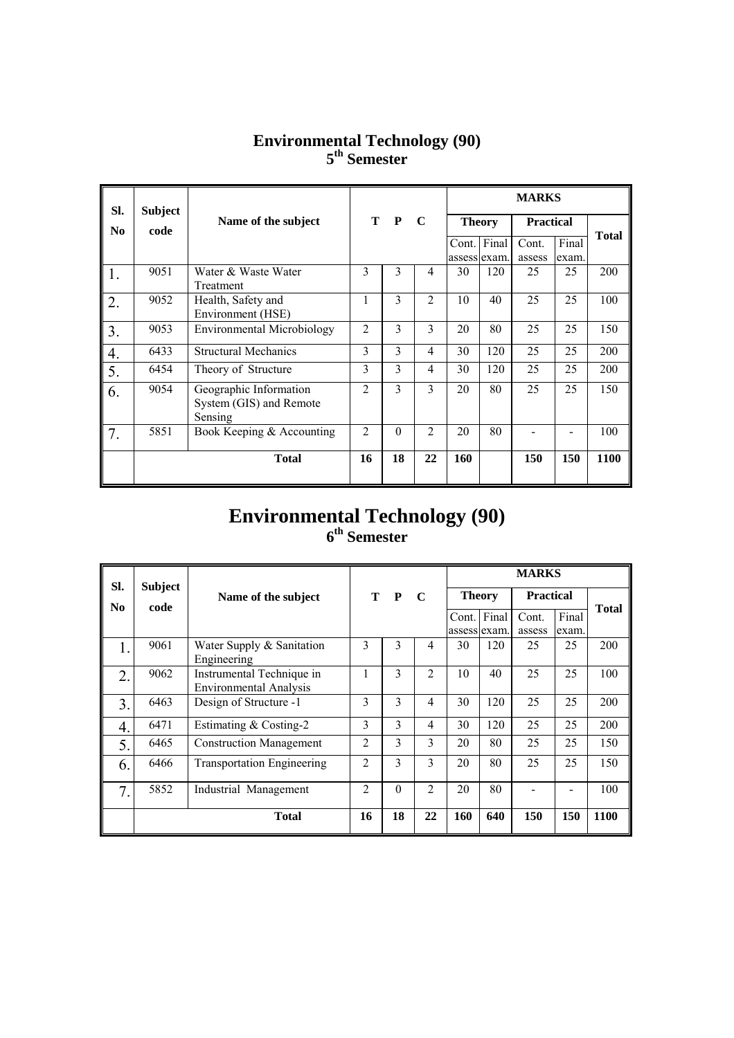# Environmental Technology (90)
## 5th Semester

| Sl. No | Subject code | Name of the subject | T | P | C | MARKS | | | | |
|---|---|---|---|---|---|---|---|---|---|---|
| | | | | | | Theory | | Practical | | Total |
| | | | | | | Cont. assess | Final exam. | Cont. assess | Final exam. | |
| 1. | 9051 | Water & Waste Water Treatment | 3 | 3 | 4 | 30 | 120 | 25 | 25 | 200 |
| 2. | 9052 | Health, Safety and Environment (HSE) | 1 | 3 | 2 | 10 | 40 | 25 | 25 | 100 |
| 3. | 9053 | Environmental Microbiology | 2 | 3 | 3 | 20 | 80 | 25 | 25 | 150 |
| 4. | 6433 | Structural Mechanics | 3 | 3 | 4 | 30 | 120 | 25 | 25 | 200 |
| 5. | 6454 | Theory of Structure | 3 | 3 | 4 | 30 | 120 | 25 | 25 | 200 |
| 6. | 9054 | Geographic Information System (GIS) and Remote Sensing | 2 | 3 | 3 | 20 | 80 | 25 | 25 | 150 |
| 7. | 5851 | Book Keeping & Accounting | 2 | 0 | 2 | 20 | 80 | - | - | 100 |
| | | Total | 16 | 18 | 22 | 160 | | 150 | 150 | 1100 |

# Environmental Technology (90)
## 6th Semester

| Sl. No | Subject code | Name of the subject | T | P | C | MARKS | | | | |
|---|---|---|---|---|---|---|---|---|---|---|
| | | | | | | Theory | | Practical | | Total |
| | | | | | | Cont. assess | Final exam. | Cont. assess | Final exam. | |
| 1. | 9061 | Water Supply & Sanitation Engineering | 3 | 3 | 4 | 30 | 120 | 25 | 25 | 200 |
| 2. | 9062 | Instrumental Technique in Environmental Analysis | 1 | 3 | 2 | 10 | 40 | 25 | 25 | 100 |
| 3. | 6463 | Design of Structure -1 | 3 | 3 | 4 | 30 | 120 | 25 | 25 | 200 |
| 4. | 6471 | Estimating & Costing-2 | 3 | 3 | 4 | 30 | 120 | 25 | 25 | 200 |
| 5. | 6465 | Construction Management | 2 | 3 | 3 | 20 | 80 | 25 | 25 | 150 |
| 6. | 6466 | Transportation Engineering | 2 | 3 | 3 | 20 | 80 | 25 | 25 | 150 |
| 7. | 5852 | Industrial Management | 2 | 0 | 2 | 20 | 80 | - | - | 100 |
| | | Total | 16 | 18 | 22 | 160 | 640 | 150 | 150 | 1100 |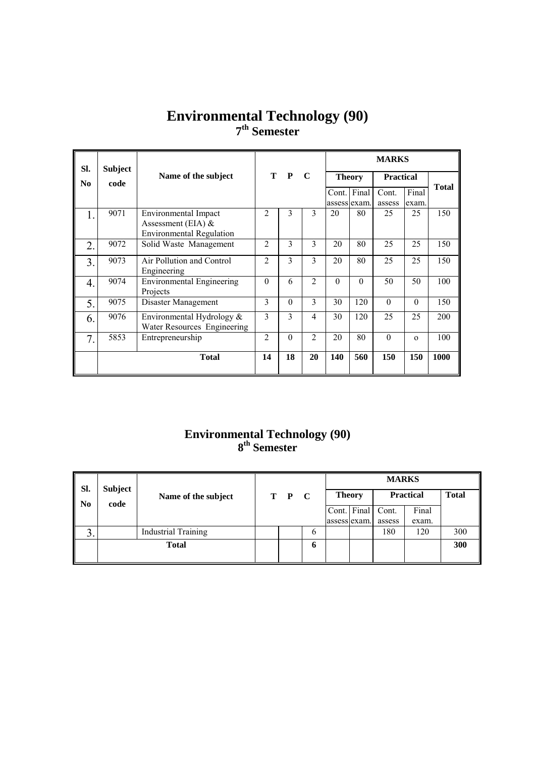# Environmental Technology (90)

## 7th Semester

| Sl. No | Subject code | Name of the subject | T | P | C | MARKS | | | | |
|---|---|---|---|---|---|---|---|---|---|---|
| | | | | | | Theory | | Practical | | Total |
| | | | | | | Cont. assess | Final exam. | Cont. assess | Final exam. | |
| 1. | 9071 | Environmental Impact Assessment (EIA) & Environmental Regulation | 2 | 3 | 3 | 20 | 80 | 25 | 25 | 150 |
| 2. | 9072 | Solid Waste Management | 2 | 3 | 3 | 20 | 80 | 25 | 25 | 150 |
| 3. | 9073 | Air Pollution and Control Engineering | 2 | 3 | 3 | 20 | 80 | 25 | 25 | 150 |
| 4. | 9074 | Environmental Engineering Projects | 0 | 6 | 2 | 0 | 0 | 50 | 50 | 100 |
| 5. | 9075 | Disaster Management | 3 | 0 | 3 | 30 | 120 | 0 | 0 | 150 |
| 6. | 9076 | Environmental Hydrology & Water Resources Engineering | 3 | 3 | 4 | 30 | 120 | 25 | 25 | 200 |
| 7. | 5853 | Entrepreneurship | 2 | 0 | 2 | 20 | 80 | 0 | o | 100 |
| | | **Total** | **14** | **18** | **20** | **140** | **560** | **150** | **150** | **1000** |

# Environmental Technology (90)

## 8th Semester

| Sl. No | Subject code | Name of the subject | T | P | C | MARKS | | | | |
|---|---|---|---|---|---|---|---|---|---|---|
| | | | | | | Theory | | Practical | | Total |
| | | | | | | Cont. assess | Final exam. | Cont. assess | Final exam. | |
| 3. | | Industrial Training | | | 6 | | | 180 | 120 | 300 |
| | | **Total** | | | **6** | | | | | **300** |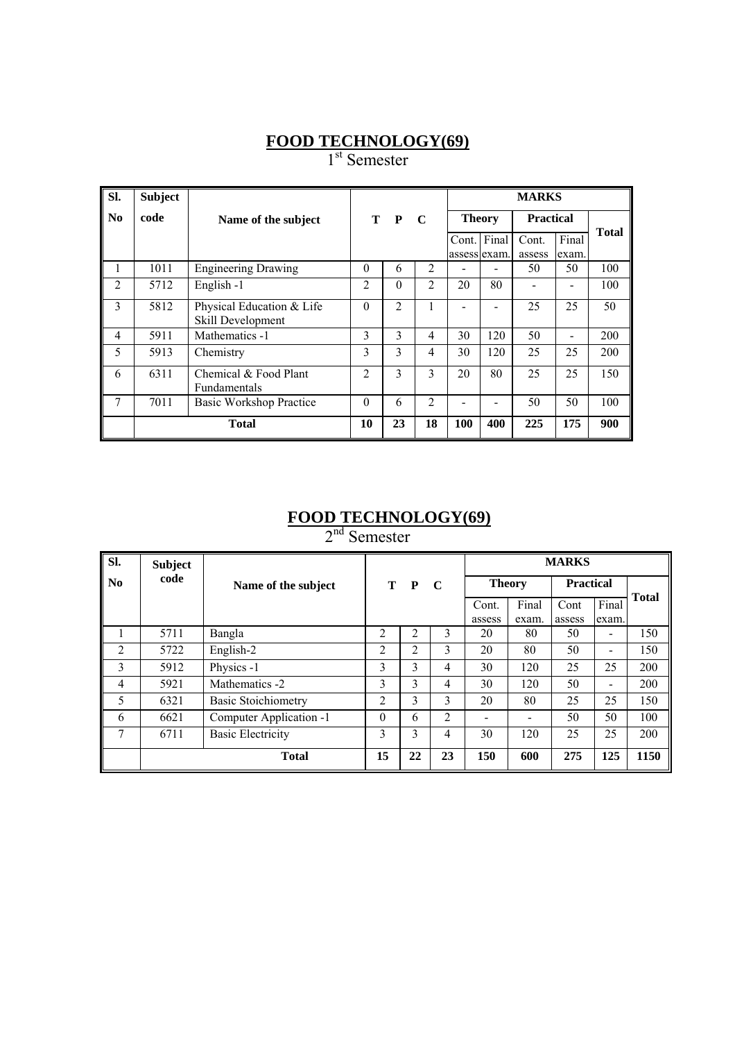# FOOD TECHNOLOGY(69)

1st Semester

| Sl. No | Subject code | Name of the subject | T | P | C | MARKS | | | | |
|---|---|---|---|---|---|---|---|---|---|---|
| | | | | | | Theory | | Practical | | Total |
| | | | | | | Cont. assess | Final exam. | Cont. assess | Final exam. | |
| 1 | 1011 | Engineering Drawing | 0 | 6 | 2 | - | - | 50 | 50 | 100 |
| 2 | 5712 | English -1 | 2 | 0 | 2 | 20 | 80 | - | - | 100 |
| 3 | 5812 | Physical Education & Life Skill Development | 0 | 2 | 1 | - | - | 25 | 25 | 50 |
| 4 | 5911 | Mathematics -1 | 3 | 3 | 4 | 30 | 120 | 50 | - | 200 |
| 5 | 5913 | Chemistry | 3 | 3 | 4 | 30 | 120 | 25 | 25 | 200 |
| 6 | 6311 | Chemical & Food Plant Fundamentals | 2 | 3 | 3 | 20 | 80 | 25 | 25 | 150 |
| 7 | 7011 | Basic Workshop Practice | 0 | 6 | 2 | - | - | 50 | 50 | 100 |
| | **Total** | | **10** | **23** | **18** | **100** | **400** | **225** | **175** | **900** |

# FOOD TECHNOLOGY(69)

2nd Semester

| Sl. No | Subject code | Name of the subject | T | P | C | MARKS | | | | |
|---|---|---|---|---|---|---|---|---|---|---|
| | | | | | | Theory | | Practical | | Total |
| | | | | | | Cont. assess | Final exam. | Cont assess | Final exam. | |
| 1 | 5711 | Bangla | 2 | 2 | 3 | 20 | 80 | 50 | - | 150 |
| 2 | 5722 | English-2 | 2 | 2 | 3 | 20 | 80 | 50 | - | 150 |
| 3 | 5912 | Physics -1 | 3 | 3 | 4 | 30 | 120 | 25 | 25 | 200 |
| 4 | 5921 | Mathematics -2 | 3 | 3 | 4 | 30 | 120 | 50 | - | 200 |
| 5 | 6321 | Basic Stoichiometry | 2 | 3 | 3 | 20 | 80 | 25 | 25 | 150 |
| 6 | 6621 | Computer Application -1 | 0 | 6 | 2 | - | - | 50 | 50 | 100 |
| 7 | 6711 | Basic Electricity | 3 | 3 | 4 | 30 | 120 | 25 | 25 | 200 |
| | **Total** | | **15** | **22** | **23** | **150** | **600** | **275** | **125** | **1150** |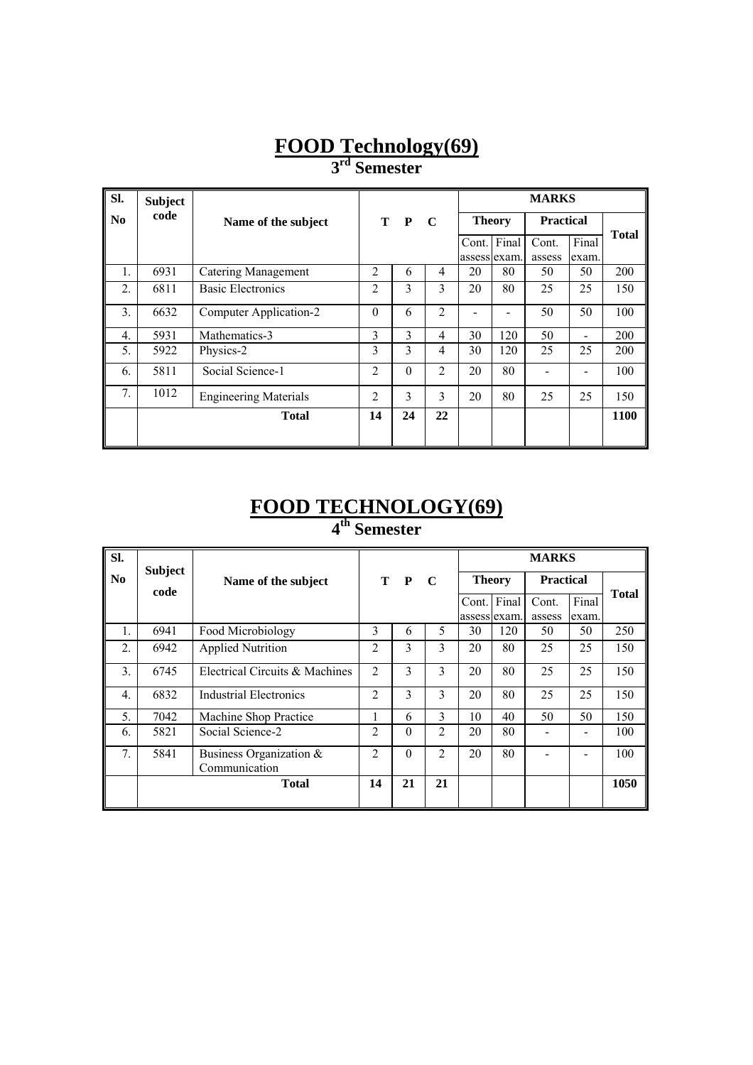# FOOD Technology(69)

## 3rd Semester

| Sl. No | Subject code | Name of the subject | T | P | C | MARKS | | | | |
|---|---|---|---|---|---|---|---|---|---|---|
| | | | | | | Theory | | Practical | | Total |
| | | | | | | Cont. assess | Final exam. | Cont. assess | Final exam. | |
| 1. | 6931 | Catering Management | 2 | 6 | 4 | 20 | 80 | 50 | 50 | 200 |
| 2. | 6811 | Basic Electronics | 2 | 3 | 3 | 20 | 80 | 25 | 25 | 150 |
| 3. | 6632 | Computer Application-2 | 0 | 6 | 2 | - | - | 50 | 50 | 100 |
| 4. | 5931 | Mathematics-3 | 3 | 3 | 4 | 30 | 120 | 50 | - | 200 |
| 5. | 5922 | Physics-2 | 3 | 3 | 4 | 30 | 120 | 25 | 25 | 200 |
| 6. | 5811 | Social Science-1 | 2 | 0 | 2 | 20 | 80 | - | - | 100 |
| 7. | 1012 | Engineering Materials | 2 | 3 | 3 | 20 | 80 | 25 | 25 | 150 |
| | | **Total** | **14** | **24** | **22** | | | | | **1100** |

# FOOD TECHNOLOGY(69)

## 4th Semester

| Sl. No | Subject code | Name of the subject | T | P | C | MARKS | | | | |
|---|---|---|---|---|---|---|---|---|---|---|
| | | | | | | Theory | | Practical | | Total |
| | | | | | | Cont. assess | Final exam. | Cont. assess | Final exam. | |
| 1. | 6941 | Food Microbiology | 3 | 6 | 5 | 30 | 120 | 50 | 50 | 250 |
| 2. | 6942 | Applied Nutrition | 2 | 3 | 3 | 20 | 80 | 25 | 25 | 150 |
| 3. | 6745 | Electrical Circuits & Machines | 2 | 3 | 3 | 20 | 80 | 25 | 25 | 150 |
| 4. | 6832 | Industrial Electronics | 2 | 3 | 3 | 20 | 80 | 25 | 25 | 150 |
| 5. | 7042 | Machine Shop Practice | 1 | 6 | 3 | 10 | 40 | 50 | 50 | 150 |
| 6. | 5821 | Social Science-2 | 2 | 0 | 2 | 20 | 80 | - | - | 100 |
| 7. | 5841 | Business Organization & Communication | 2 | 0 | 2 | 20 | 80 | - | - | 100 |
| | | **Total** | **14** | **21** | **21** | | | | | **1050** |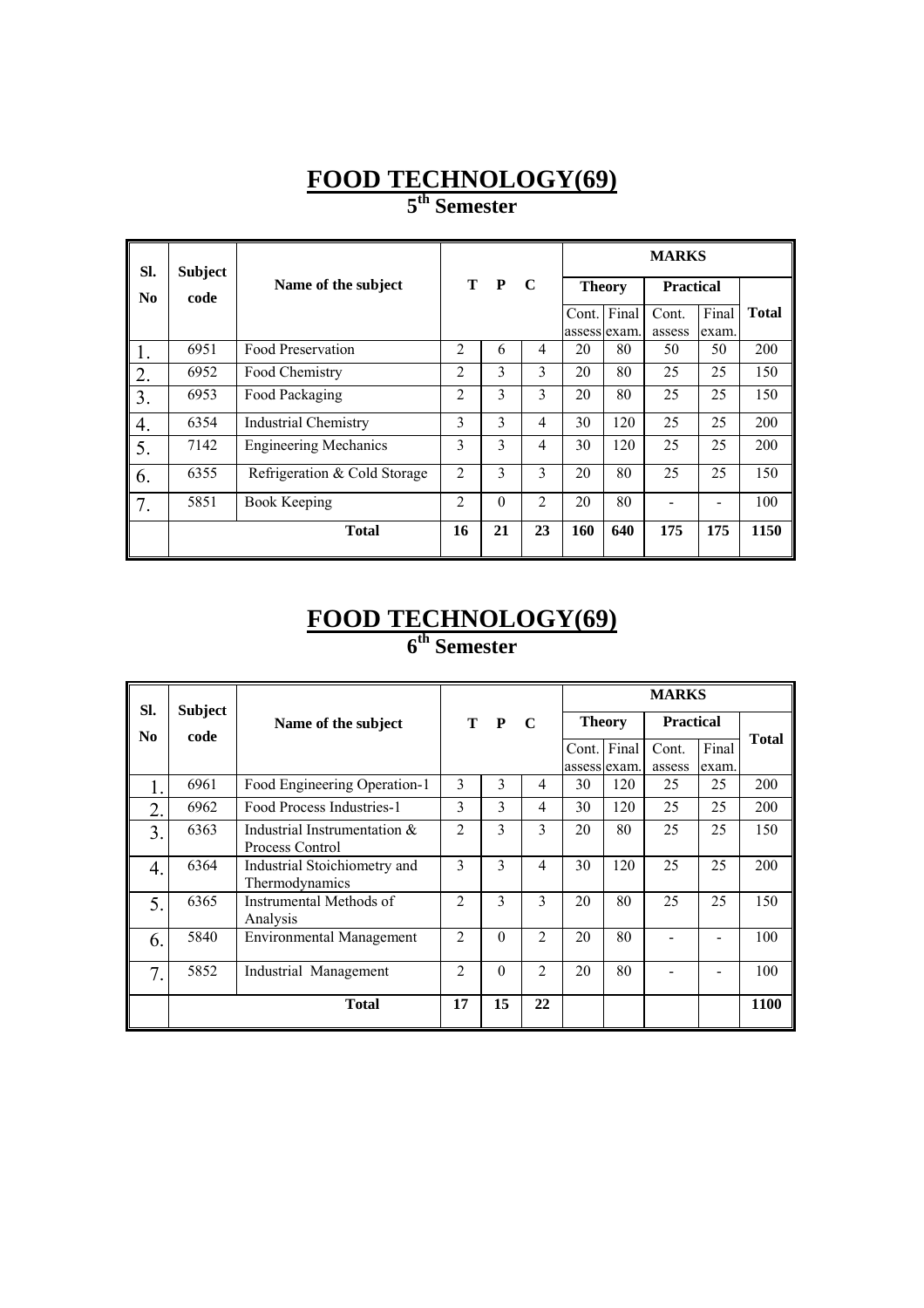# FOOD TECHNOLOGY(69)

## 5th Semester

| Sl. No | Subject code | Name of the subject | T | P | C | MARKS | | | | |
|---|---|---|---|---|---|---|---|---|---|---|
| | | | | | | Theory | | Practical | | Total |
| | | | | | | Cont. assess | Final exam. | Cont. assess | Final exam. | |
| 1. | 6951 | Food Preservation | 2 | 6 | 4 | 20 | 80 | 50 | 50 | 200 |
| 2. | 6952 | Food Chemistry | 2 | 3 | 3 | 20 | 80 | 25 | 25 | 150 |
| 3. | 6953 | Food Packaging | 2 | 3 | 3 | 20 | 80 | 25 | 25 | 150 |
| 4. | 6354 | Industrial Chemistry | 3 | 3 | 4 | 30 | 120 | 25 | 25 | 200 |
| 5. | 7142 | Engineering Mechanics | 3 | 3 | 4 | 30 | 120 | 25 | 25 | 200 |
| 6. | 6355 | Refrigeration & Cold Storage | 2 | 3 | 3 | 20 | 80 | 25 | 25 | 150 |
| 7. | 5851 | Book Keeping | 2 | 0 | 2 | 20 | 80 | - | - | 100 |
| | **Total** | | **16** | **21** | **23** | **160** | **640** | **175** | **175** | **1150** |

# FOOD TECHNOLOGY(69)

## 6th Semester

| Sl. No | Subject code | Name of the subject | T | P | C | MARKS | | | | |
|---|---|---|---|---|---|---|---|---|---|---|
| | | | | | | Theory | | Practical | | Total |
| | | | | | | Cont. assess | Final exam. | Cont. assess | Final exam. | |
| 1. | 6961 | Food Engineering Operation-1 | 3 | 3 | 4 | 30 | 120 | 25 | 25 | 200 |
| 2. | 6962 | Food Process Industries-1 | 3 | 3 | 4 | 30 | 120 | 25 | 25 | 200 |
| 3. | 6363 | Industrial Instrumentation & Process Control | 2 | 3 | 3 | 20 | 80 | 25 | 25 | 150 |
| 4. | 6364 | Industrial Stoichiometry and Thermodynamics | 3 | 3 | 4 | 30 | 120 | 25 | 25 | 200 |
| 5. | 6365 | Instrumental Methods of Analysis | 2 | 3 | 3 | 20 | 80 | 25 | 25 | 150 |
| 6. | 5840 | Environmental Management | 2 | 0 | 2 | 20 | 80 | - | - | 100 |
| 7. | 5852 | Industrial Management | 2 | 0 | 2 | 20 | 80 | - | - | 100 |
| | **Total** | | **17** | **15** | **22** | | | | | **1100** |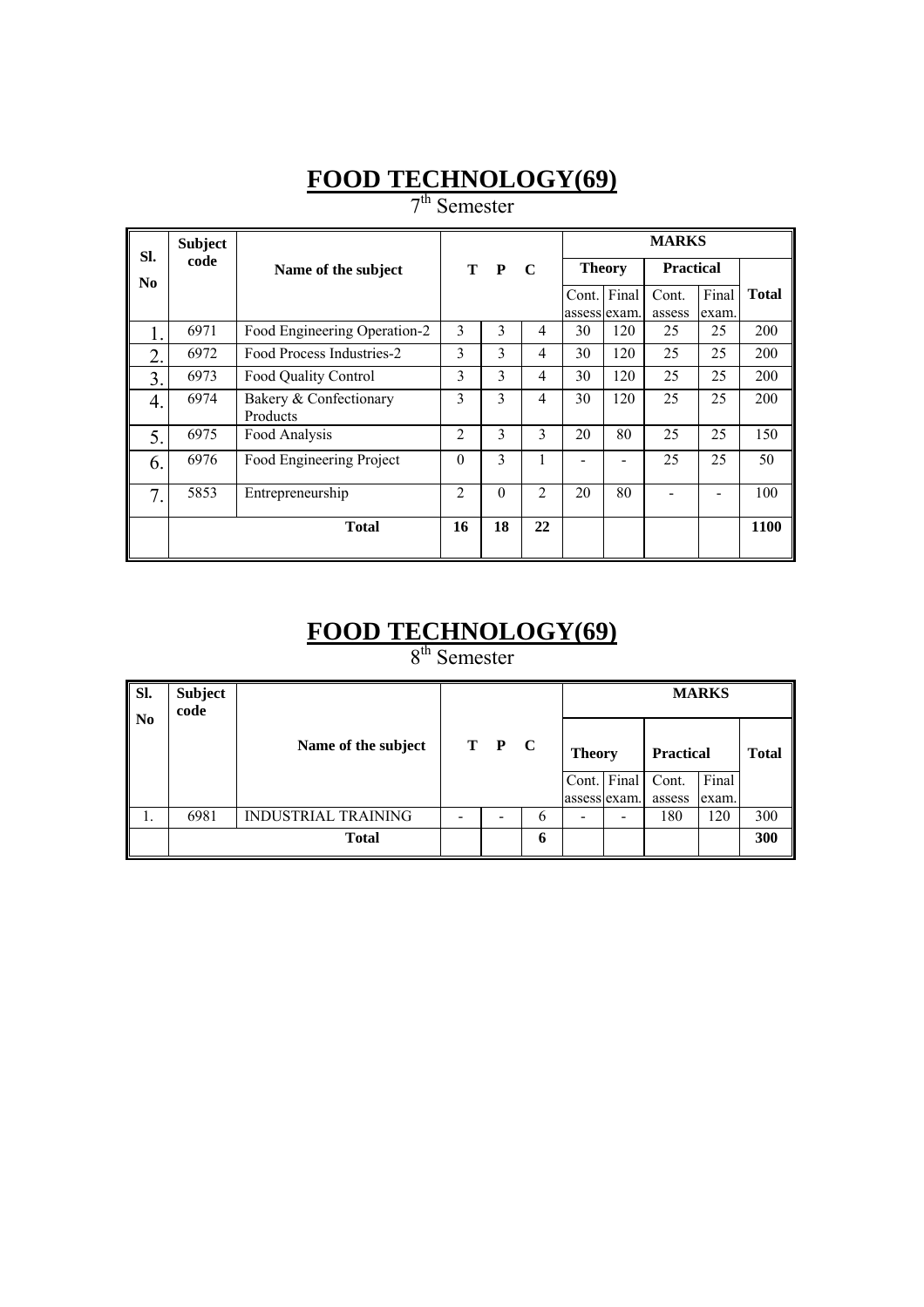# FOOD TECHNOLOGY(69)

7th Semester

| Sl. No | Subject code | Name of the subject | T | P | C | MARKS | | | | |
|---|---|---|---|---|---|---|---|---|---|---|
| | | | | | | Theory | | Practical | | Total |
| | | | | | | Cont. assess | Final exam. | Cont. assess | Final exam. | |
| 1. | 6971 | Food Engineering Operation-2 | 3 | 3 | 4 | 30 | 120 | 25 | 25 | 200 |
| 2. | 6972 | Food Process Industries-2 | 3 | 3 | 4 | 30 | 120 | 25 | 25 | 200 |
| 3. | 6973 | Food Quality Control | 3 | 3 | 4 | 30 | 120 | 25 | 25 | 200 |
| 4. | 6974 | Bakery & Confectionary Products | 3 | 3 | 4 | 30 | 120 | 25 | 25 | 200 |
| 5. | 6975 | Food Analysis | 2 | 3 | 3 | 20 | 80 | 25 | 25 | 150 |
| 6. | 6976 | Food Engineering Project | 0 | 3 | 1 | - | - | 25 | 25 | 50 |
| 7. | 5853 | Entrepreneurship | 2 | 0 | 2 | 20 | 80 | - | - | 100 |
| | | Total | 16 | 18 | 22 | | | | | 1100 |

# FOOD TECHNOLOGY(69)

8th Semester

| Sl. No | Subject code | Name of the subject | T | P | C | MARKS | | | | |
|---|---|---|---|---|---|---|---|---|---|---|
| | | | | | | Theory | | Practical | | Total |
| | | | | | | Cont. assess | Final exam. | Cont. assess | Final exam. | |
| 1. | 6981 | INDUSTRIAL TRAINING | - | - | 6 | - | - | 180 | 120 | 300 |
| | | Total | | | 6 | | | | | 300 |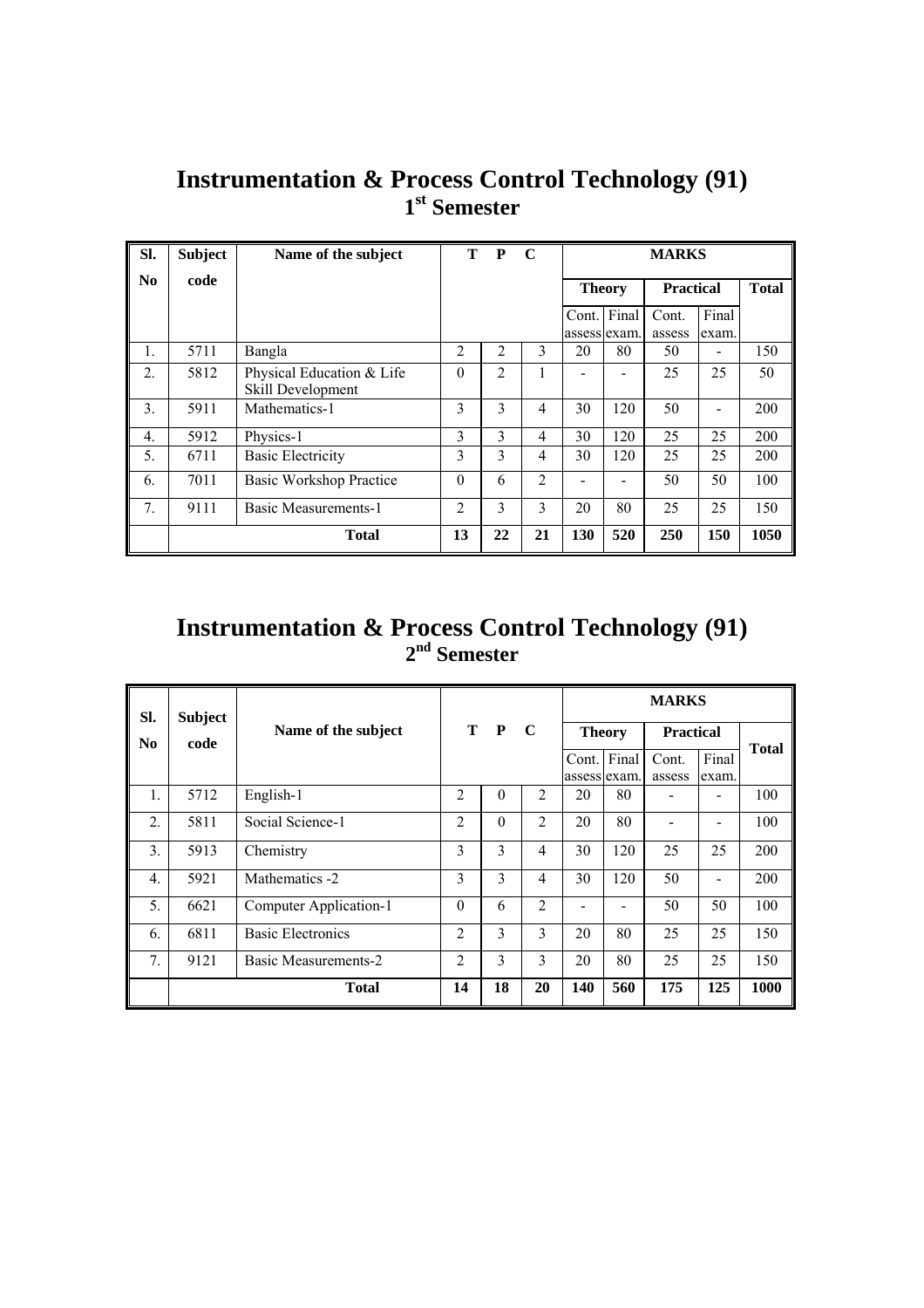# Instrumentation & Process Control Technology (91)

## 1st Semester

| Sl. No | Subject code | Name of the subject | T | P | C | MARKS | | | | |
|---|---|---|---|---|---|---|---|---|---|---|
| | | | | | | Theory | | Practical | | Total |
| | | | | | | Cont. assess | Final exam. | Cont. assess | Final exam. | |
| 1. | 5711 | Bangla | 2 | 2 | 3 | 20 | 80 | 50 | - | 150 |
| 2. | 5812 | Physical Education & Life Skill Development | 0 | 2 | 1 | - | - | 25 | 25 | 50 |
| 3. | 5911 | Mathematics-1 | 3 | 3 | 4 | 30 | 120 | 50 | - | 200 |
| 4. | 5912 | Physics-1 | 3 | 3 | 4 | 30 | 120 | 25 | 25 | 200 |
| 5. | 6711 | Basic Electricity | 3 | 3 | 4 | 30 | 120 | 25 | 25 | 200 |
| 6. | 7011 | Basic Workshop Practice | 0 | 6 | 2 | - | - | 50 | 50 | 100 |
| 7. | 9111 | Basic Measurements-1 | 2 | 3 | 3 | 20 | 80 | 25 | 25 | 150 |
| | | **Total** | **13** | **22** | **21** | **130** | **520** | **250** | **150** | **1050** |

# Instrumentation & Process Control Technology (91)

## 2nd Semester

| Sl. No | Subject code | Name of the subject | T | P | C | MARKS | | | | |
|---|---|---|---|---|---|---|---|---|---|---|
| | | | | | | Theory | | Practical | | Total |
| | | | | | | Cont. assess | Final exam. | Cont. assess | Final exam. | |
| 1. | 5712 | English-1 | 2 | 0 | 2 | 20 | 80 | - | - | 100 |
| 2. | 5811 | Social Science-1 | 2 | 0 | 2 | 20 | 80 | - | - | 100 |
| 3. | 5913 | Chemistry | 3 | 3 | 4 | 30 | 120 | 25 | 25 | 200 |
| 4. | 5921 | Mathematics -2 | 3 | 3 | 4 | 30 | 120 | 50 | - | 200 |
| 5. | 6621 | Computer Application-1 | 0 | 6 | 2 | - | - | 50 | 50 | 100 |
| 6. | 6811 | Basic Electronics | 2 | 3 | 3 | 20 | 80 | 25 | 25 | 150 |
| 7. | 9121 | Basic Measurements-2 | 2 | 3 | 3 | 20 | 80 | 25 | 25 | 150 |
| | | **Total** | **14** | **18** | **20** | **140** | **560** | **175** | **125** | **1000** |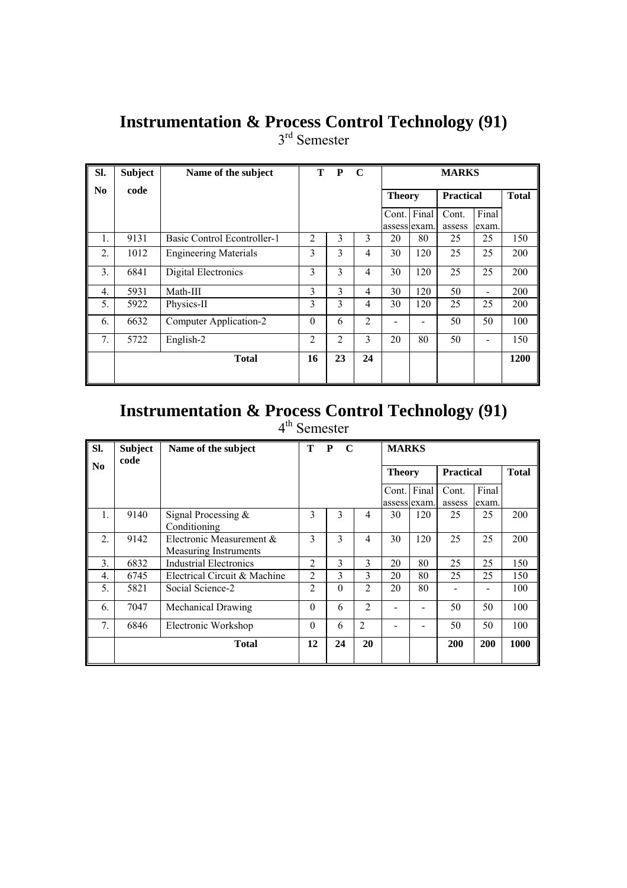# Instrumentation & Process Control Technology (91)

3rd Semester

| Sl. No | Subject code | Name of the subject | T | P | C | MARKS | | | | |
|---|---|---|---|---|---|---|---|---|---|---|
| | | | | | | Theory | | Practical | | Total |
| | | | | | | Cont. assess | Final exam. | Cont. assess | Final exam. | |
| 1. | 9131 | Basic Control Econtroller-1 | 2 | 3 | 3 | 20 | 80 | 25 | 25 | 150 |
| 2. | 1012 | Engineering Materials | 3 | 3 | 4 | 30 | 120 | 25 | 25 | 200 |
| 3. | 6841 | Digital Electronics | 3 | 3 | 4 | 30 | 120 | 25 | 25 | 200 |
| 4. | 5931 | Math-III | 3 | 3 | 4 | 30 | 120 | 50 | - | 200 |
| 5. | 5922 | Physics-II | 3 | 3 | 4 | 30 | 120 | 25 | 25 | 200 |
| 6. | 6632 | Computer Application-2 | 0 | 6 | 2 | - | - | 50 | 50 | 100 |
| 7. | 5722 | English-2 | 2 | 2 | 3 | 20 | 80 | 50 | - | 150 |
| | | **Total** | **16** | **23** | **24** | | | | | **1200** |

# Instrumentation & Process Control Technology (91)

4th Semester

| Sl. No | Subject code | Name of the subject | T | P | C | MARKS | | | | |
|---|---|---|---|---|---|---|---|---|---|---|
| | | | | | | Theory | | Practical | | Total |
| | | | | | | Cont. assess | Final exam. | Cont. assess | Final exam. | |
| 1. | 9140 | Signal Processing & Conditioning | 3 | 3 | 4 | 30 | 120 | 25 | 25 | 200 |
| 2. | 9142 | Electronic Measurement & Measuring Instruments | 3 | 3 | 4 | 30 | 120 | 25 | 25 | 200 |
| 3. | 6832 | Industrial Electronics | 2 | 3 | 3 | 20 | 80 | 25 | 25 | 150 |
| 4. | 6745 | Electrical Circuit & Machine | 2 | 3 | 3 | 20 | 80 | 25 | 25 | 150 |
| 5. | 5821 | Social Science-2 | 2 | 0 | 2 | 20 | 80 | - | - | 100 |
| 6. | 7047 | Mechanical Drawing | 0 | 6 | 2 | - | - | 50 | 50 | 100 |
| 7. | 6846 | Electronic Workshop | 0 | 6 | 2 | - | - | 50 | 50 | 100 |
| | | **Total** | **12** | **24** | **20** | | | **200** | **200** | **1000** |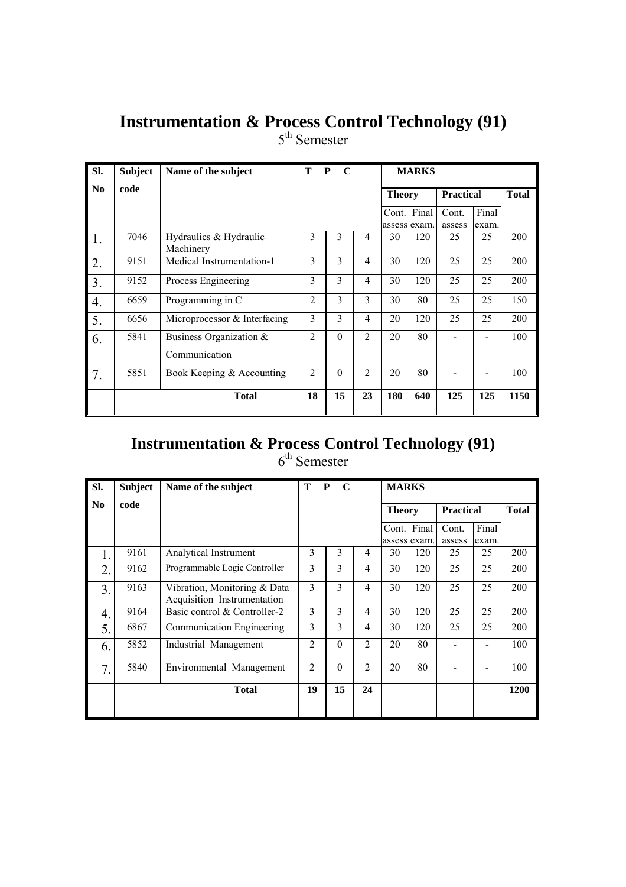# Instrumentation & Process Control Technology (91)

5th Semester

| Sl. No | Subject code | Name of the subject | T | P | C | MARKS | | | | |
|---|---|---|---|---|---|---|---|---|---|---|
| | | | | | | Theory | | Practical | | Total |
| | | | | | | Cont. assess | Final exam. | Cont. assess | Final exam. | |
| 1. | 7046 | Hydraulics & Hydraulic Machinery | 3 | 3 | 4 | 30 | 120 | 25 | 25 | 200 |
| 2. | 9151 | Medical Instrumentation-1 | 3 | 3 | 4 | 30 | 120 | 25 | 25 | 200 |
| 3. | 9152 | Process Engineering | 3 | 3 | 4 | 30 | 120 | 25 | 25 | 200 |
| 4. | 6659 | Programming in C | 2 | 3 | 3 | 30 | 80 | 25 | 25 | 150 |
| 5. | 6656 | Microprocessor & Interfacing | 3 | 3 | 4 | 20 | 120 | 25 | 25 | 200 |
| 6. | 5841 | Business Organization & Communication | 2 | 0 | 2 | 20 | 80 | - | - | 100 |
| 7. | 5851 | Book Keeping & Accounting | 2 | 0 | 2 | 20 | 80 | - | - | 100 |
| | | **Total** | **18** | **15** | **23** | **180** | **640** | **125** | **125** | **1150** |

# Instrumentation & Process Control Technology (91)

6th Semester

| Sl. No | Subject code | Name of the subject | T | P | C | MARKS | | | | |
|---|---|---|---|---|---|---|---|---|---|---|
| | | | | | | Theory | | Practical | | Total |
| | | | | | | Cont. assess | Final exam. | Cont. assess | Final exam. | |
| 1. | 9161 | Analytical Instrument | 3 | 3 | 4 | 30 | 120 | 25 | 25 | 200 |
| 2. | 9162 | Programmable Logic Controller | 3 | 3 | 4 | 30 | 120 | 25 | 25 | 200 |
| 3. | 9163 | Vibration, Monitoring & Data Acquisition Instrumentation | 3 | 3 | 4 | 30 | 120 | 25 | 25 | 200 |
| 4. | 9164 | Basic control & Controller-2 | 3 | 3 | 4 | 30 | 120 | 25 | 25 | 200 |
| 5. | 6867 | Communication Engineering | 3 | 3 | 4 | 30 | 120 | 25 | 25 | 200 |
| 6. | 5852 | Industrial Management | 2 | 0 | 2 | 20 | 80 | - | - | 100 |
| 7. | 5840 | Environmental Management | 2 | 0 | 2 | 20 | 80 | - | - | 100 |
| | | **Total** | **19** | **15** | **24** | | | | | **1200** |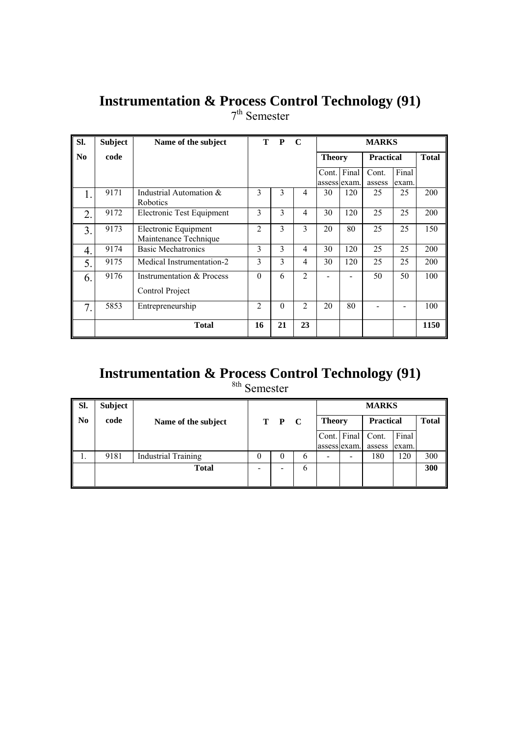# Instrumentation & Process Control Technology (91)

7th Semester

| Sl. No | Subject code | Name of the subject | T | P | C | MARKS | | | | |
|---|---|---|---|---|---|---|---|---|---|---|
| | | | | | | Theory | | Practical | | Total |
| | | | | | | Cont. assess | Final exam. | Cont. assess | Final exam. | |
| 1. | 9171 | Industrial Automation & Robotics | 3 | 3 | 4 | 30 | 120 | 25 | 25 | 200 |
| 2. | 9172 | Electronic Test Equipment | 3 | 3 | 4 | 30 | 120 | 25 | 25 | 200 |
| 3. | 9173 | Electronic Equipment Maintenance Technique | 2 | 3 | 3 | 20 | 80 | 25 | 25 | 150 |
| 4. | 9174 | Basic Mechatronics | 3 | 3 | 4 | 30 | 120 | 25 | 25 | 200 |
| 5. | 9175 | Medical Instrumentation-2 | 3 | 3 | 4 | 30 | 120 | 25 | 25 | 200 |
| 6. | 9176 | Instrumentation & Process Control Project | 0 | 6 | 2 | - | - | 50 | 50 | 100 |
| 7. | 5853 | Entrepreneurship | 2 | 0 | 2 | 20 | 80 | - | - | 100 |
| | | **Total** | **16** | **21** | **23** | | | | | **1150** |

# Instrumentation & Process Control Technology (91)

8th Semester

| Sl. No | Subject code | Name of the subject | T | P | C | MARKS | | | | |
|---|---|---|---|---|---|---|---|---|---|---|
| | | | | | | Theory | | Practical | | Total |
| | | | | | | Cont. assess | Final exam. | Cont. assess | Final exam. | |
| 1. | 9181 | Industrial Training | 0 | 0 | 6 | - | - | 180 | 120 | 300 |
| | | **Total** | - | - | 6 | | | | | **300** |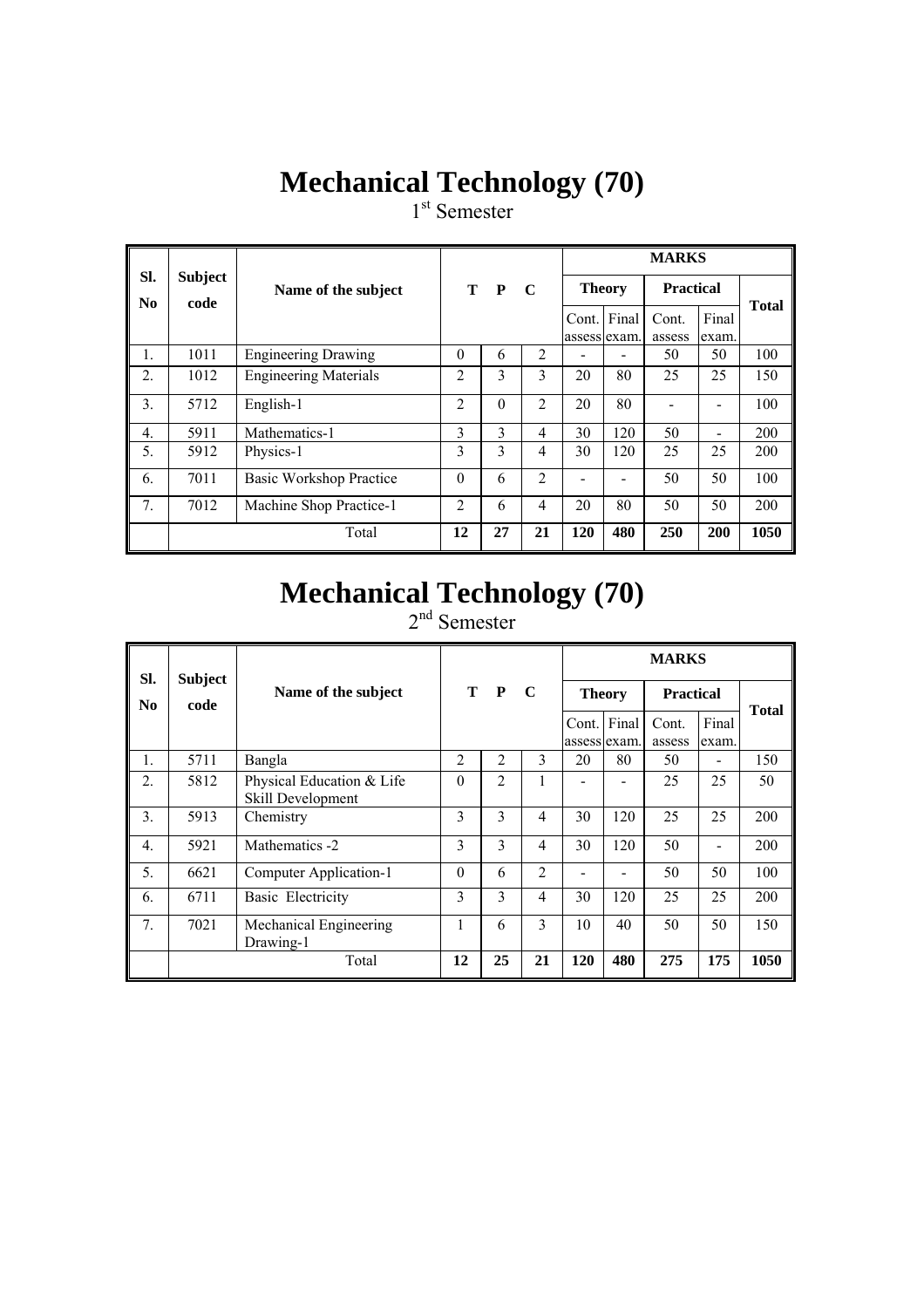# Mechanical Technology (70)

1st Semester

| Sl. No | Subject code | Name of the subject | T | P | C | MARKS | | | | |
|---|---|---|---|---|---|---|---|---|---|---|
| | | | | | | Theory | | Practical | | Total |
| | | | | | | Cont. assess | Final exam. | Cont. assess | Final exam. | |
| 1. | 1011 | Engineering Drawing | 0 | 6 | 2 | - | - | 50 | 50 | 100 |
| 2. | 1012 | Engineering Materials | 2 | 3 | 3 | 20 | 80 | 25 | 25 | 150 |
| 3. | 5712 | English-1 | 2 | 0 | 2 | 20 | 80 | - | - | 100 |
| 4. | 5911 | Mathematics-1 | 3 | 3 | 4 | 30 | 120 | 50 | - | 200 |
| 5. | 5912 | Physics-1 | 3 | 3 | 4 | 30 | 120 | 25 | 25 | 200 |
| 6. | 7011 | Basic Workshop Practice | 0 | 6 | 2 | - | - | 50 | 50 | 100 |
| 7. | 7012 | Machine Shop Practice-1 | 2 | 6 | 4 | 20 | 80 | 50 | 50 | 200 |
| | | Total | **12** | **27** | **21** | **120** | **480** | **250** | **200** | **1050** |

# Mechanical Technology (70)

2nd Semester

| Sl. No | Subject code | Name of the subject | T | P | C | MARKS | | | | |
|---|---|---|---|---|---|---|---|---|---|---|
| | | | | | | Theory | | Practical | | Total |
| | | | | | | Cont. assess | Final exam. | Cont. assess | Final exam. | |
| 1. | 5711 | Bangla | 2 | 2 | 3 | 20 | 80 | 50 | - | 150 |
| 2. | 5812 | Physical Education & Life Skill Development | 0 | 2 | 1 | - | - | 25 | 25 | 50 |
| 3. | 5913 | Chemistry | 3 | 3 | 4 | 30 | 120 | 25 | 25 | 200 |
| 4. | 5921 | Mathematics -2 | 3 | 3 | 4 | 30 | 120 | 50 | - | 200 |
| 5. | 6621 | Computer Application-1 | 0 | 6 | 2 | - | - | 50 | 50 | 100 |
| 6. | 6711 | Basic Electricity | 3 | 3 | 4 | 30 | 120 | 25 | 25 | 200 |
| 7. | 7021 | Mechanical Engineering Drawing-1 | 1 | 6 | 3 | 10 | 40 | 50 | 50 | 150 |
| | | Total | **12** | **25** | **21** | **120** | **480** | **275** | **175** | **1050** |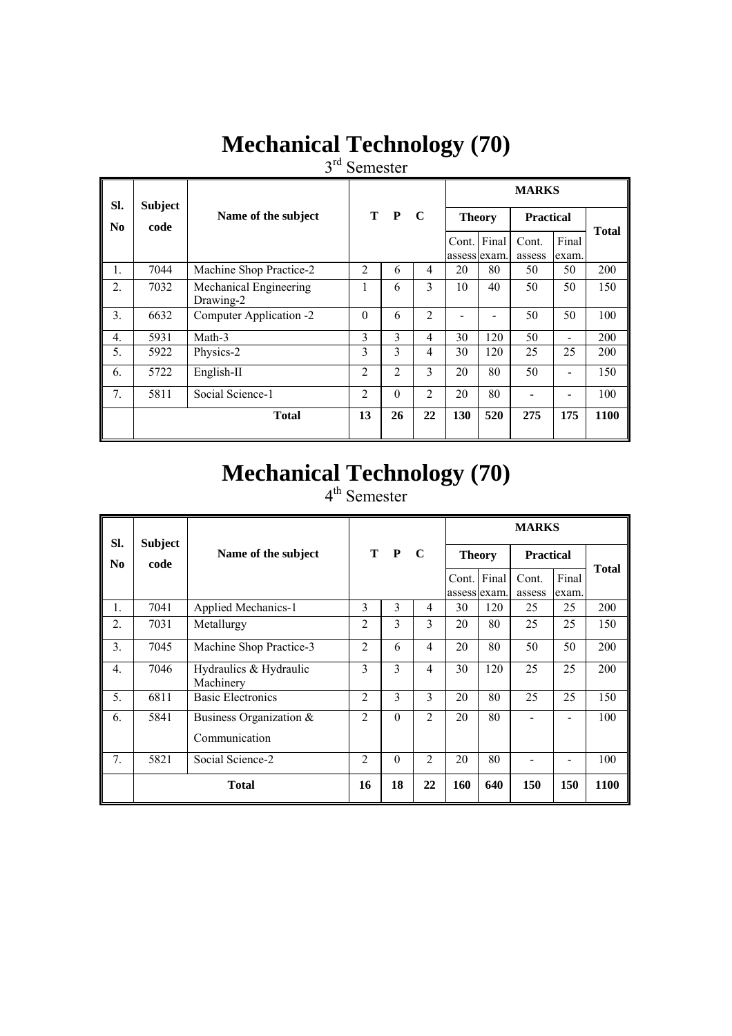# Mechanical Technology (70)

3[rd] Semester

| Sl. No | Subject code | Name of the subject | T | P | C | MARKS | | | | |
|---|---|---|---|---|---|---|---|---|---|---|
| | | | | | | Theory | | Practical | | Total |
| | | | | | | Cont. assess | Final exam. | Cont. assess | Final exam. | |
| 1. | 7044 | Machine Shop Practice-2 | 2 | 6 | 4 | 20 | 80 | 50 | 50 | 200 |
| 2. | 7032 | Mechanical Engineering Drawing-2 | 1 | 6 | 3 | 10 | 40 | 50 | 50 | 150 |
| 3. | 6632 | Computer Application -2 | 0 | 6 | 2 | - | - | 50 | 50 | 100 |
| 4. | 5931 | Math-3 | 3 | 3 | 4 | 30 | 120 | 50 | - | 200 |
| 5. | 5922 | Physics-2 | 3 | 3 | 4 | 30 | 120 | 25 | 25 | 200 |
| 6. | 5722 | English-II | 2 | 2 | 3 | 20 | 80 | 50 | - | 150 |
| 7. | 5811 | Social Science-1 | 2 | 0 | 2 | 20 | 80 | - | - | 100 |
| | | **Total** | **13** | **26** | **22** | **130** | **520** | **275** | **175** | **1100** |

# Mechanical Technology (70)

4[th] Semester

| Sl. No | Subject code | Name of the subject | T | P | C | MARKS | | | | |
|---|---|---|---|---|---|---|---|---|---|---|
| | | | | | | Theory | | Practical | | Total |
| | | | | | | Cont. assess | Final exam. | Cont. assess | Final exam. | |
| 1. | 7041 | Applied Mechanics-1 | 3 | 3 | 4 | 30 | 120 | 25 | 25 | 200 |
| 2. | 7031 | Metallurgy | 2 | 3 | 3 | 20 | 80 | 25 | 25 | 150 |
| 3. | 7045 | Machine Shop Practice-3 | 2 | 6 | 4 | 20 | 80 | 50 | 50 | 200 |
| 4. | 7046 | Hydraulics & Hydraulic Machinery | 3 | 3 | 4 | 30 | 120 | 25 | 25 | 200 |
| 5. | 6811 | Basic Electronics | 2 | 3 | 3 | 20 | 80 | 25 | 25 | 150 |
| 6. | 5841 | Business Organization & Communication | 2 | 0 | 2 | 20 | 80 | - | - | 100 |
| 7. | 5821 | Social Science-2 | 2 | 0 | 2 | 20 | 80 | - | - | 100 |
| | | **Total** | **16** | **18** | **22** | **160** | **640** | **150** | **150** | **1100** |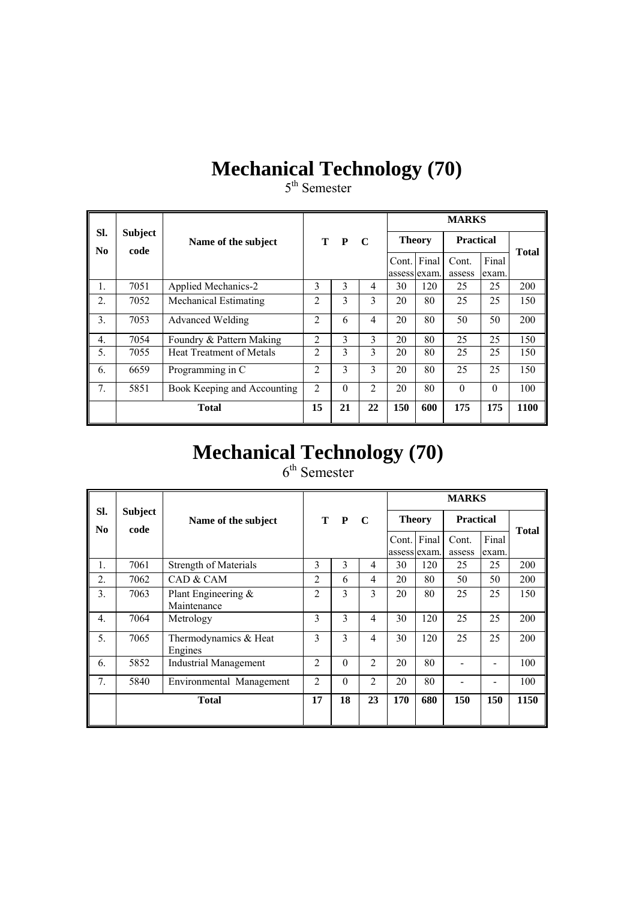# Mechanical Technology (70)

5th Semester

| Sl. No | Subject code | Name of the subject | T | P | C | MARKS | | | | |
|---|---|---|---|---|---|---|---|---|---|---|
| | | | | | | Theory | | Practical | | Total |
| | | | | | | Cont. assess | Final exam. | Cont. assess | Final exam. | |
| 1. | 7051 | Applied Mechanics-2 | 3 | 3 | 4 | 30 | 120 | 25 | 25 | 200 |
| 2. | 7052 | Mechanical Estimating | 2 | 3 | 3 | 20 | 80 | 25 | 25 | 150 |
| 3. | 7053 | Advanced Welding | 2 | 6 | 4 | 20 | 80 | 50 | 50 | 200 |
| 4. | 7054 | Foundry & Pattern Making | 2 | 3 | 3 | 20 | 80 | 25 | 25 | 150 |
| 5. | 7055 | Heat Treatment of Metals | 2 | 3 | 3 | 20 | 80 | 25 | 25 | 150 |
| 6. | 6659 | Programming in C | 2 | 3 | 3 | 20 | 80 | 25 | 25 | 150 |
| 7. | 5851 | Book Keeping and Accounting | 2 | 0 | 2 | 20 | 80 | 0 | 0 | 100 |
| | | **Total** | **15** | **21** | **22** | **150** | **600** | **175** | **175** | **1100** |

# Mechanical Technology (70)

6th Semester

| Sl. No | Subject code | Name of the subject | T | P | C | MARKS | | | | |
|---|---|---|---|---|---|---|---|---|---|---|
| | | | | | | Theory | | Practical | | Total |
| | | | | | | Cont. assess | Final exam. | Cont. assess | Final exam. | |
| 1. | 7061 | Strength of Materials | 3 | 3 | 4 | 30 | 120 | 25 | 25 | 200 |
| 2. | 7062 | CAD & CAM | 2 | 6 | 4 | 20 | 80 | 50 | 50 | 200 |
| 3. | 7063 | Plant Engineering & Maintenance | 2 | 3 | 3 | 20 | 80 | 25 | 25 | 150 |
| 4. | 7064 | Metrology | 3 | 3 | 4 | 30 | 120 | 25 | 25 | 200 |
| 5. | 7065 | Thermodynamics & Heat Engines | 3 | 3 | 4 | 30 | 120 | 25 | 25 | 200 |
| 6. | 5852 | Industrial Management | 2 | 0 | 2 | 20 | 80 | - | - | 100 |
| 7. | 5840 | Environmental Management | 2 | 0 | 2 | 20 | 80 | - | - | 100 |
| | | **Total** | **17** | **18** | **23** | **170** | **680** | **150** | **150** | **1150** |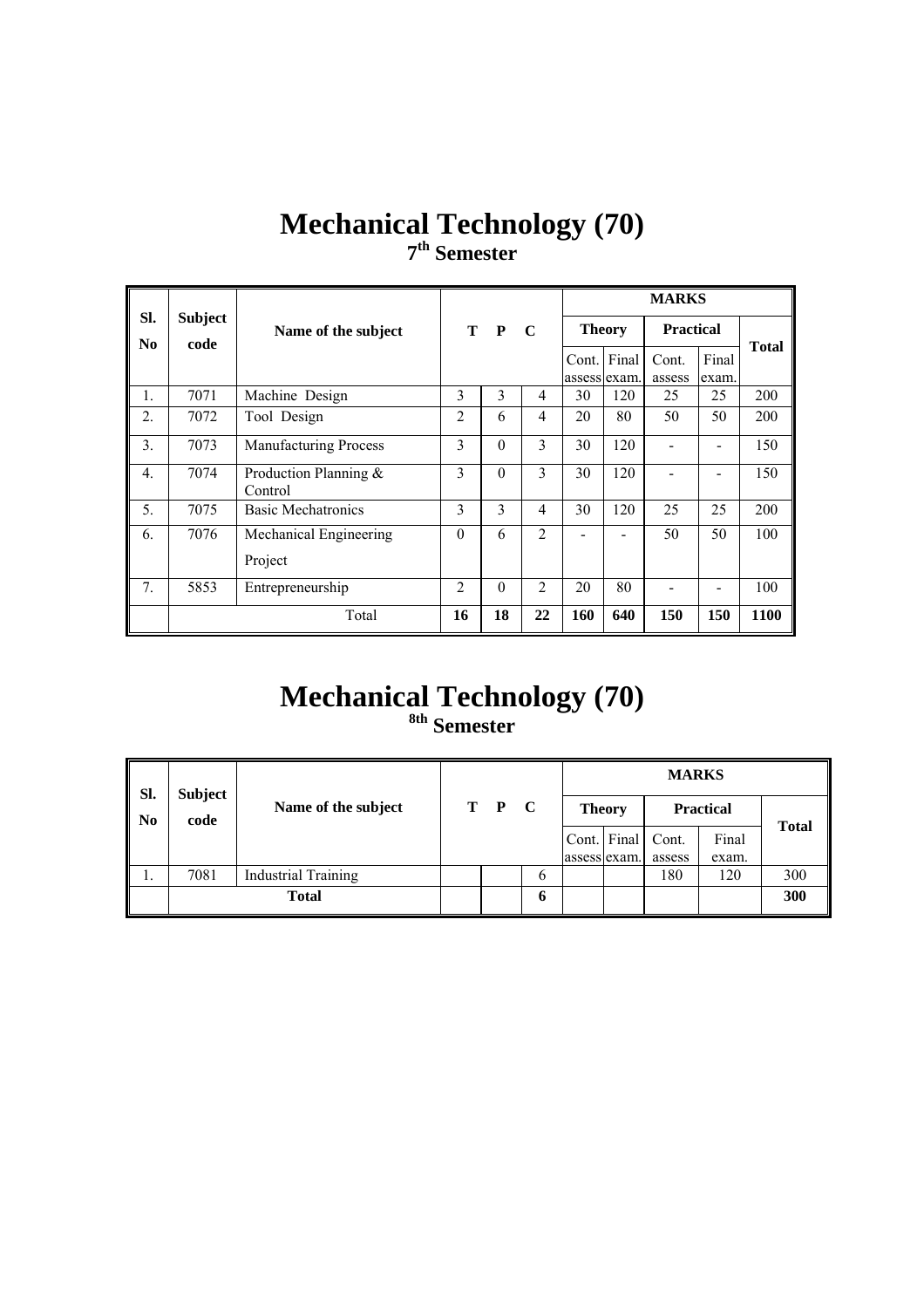# Mechanical Technology (70)

## 7th Semester

| Sl. No | Subject code | Name of the subject | T | P | C | MARKS | | | | |
|---|---|---|---|---|---|---|---|---|---|---|
| | | | | | | Theory | | Practical | | Total |
| | | | | | | Cont. assess | Final exam. | Cont. assess | Final exam. | |
| 1. | 7071 | Machine Design | 3 | 3 | 4 | 30 | 120 | 25 | 25 | 200 |
| 2. | 7072 | Tool Design | 2 | 6 | 4 | 20 | 80 | 50 | 50 | 200 |
| 3. | 7073 | Manufacturing Process | 3 | 0 | 3 | 30 | 120 | - | - | 150 |
| 4. | 7074 | Production Planning & Control | 3 | 0 | 3 | 30 | 120 | - | - | 150 |
| 5. | 7075 | Basic Mechatronics | 3 | 3 | 4 | 30 | 120 | 25 | 25 | 200 |
| 6. | 7076 | Mechanical Engineering Project | 0 | 6 | 2 | - | - | 50 | 50 | 100 |
| 7. | 5853 | Entrepreneurship | 2 | 0 | 2 | 20 | 80 | - | - | 100 |
| | | Total | **16** | **18** | **22** | **160** | **640** | **150** | **150** | **1100** |

# Mechanical Technology (70)

## 8th Semester

| Sl. No | Subject code | Name of the subject | T | P | C | MARKS | | | | |
|---|---|---|---|---|---|---|---|---|---|---|
| | | | | | | Theory | | Practical | | Total |
| | | | | | | Cont. assess | Final exam. | Cont. assess | Final exam. | |
| 1. | 7081 | Industrial Training | | | 6 | | | 180 | 120 | 300 |
| | | **Total** | | | **6** | | | | | **300** |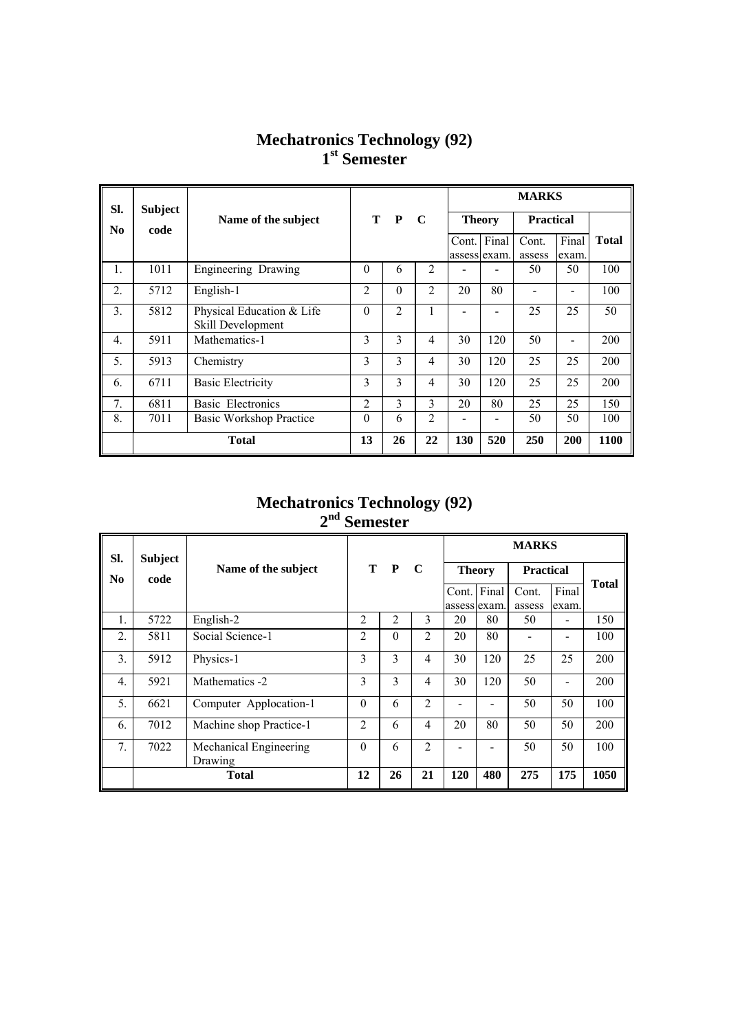# Mechatronics Technology (92)

## 1st Semester

| Sl. No | Subject code | Name of the subject | T | P | C | MARKS | | | | |
|---|---|---|---|---|---|---|---|---|---|---|
| | | | | | | Theory | | Practical | | Total |
| | | | | | | Cont. assess | Final exam. | Cont. assess | Final exam. | |
| 1. | 1011 | Engineering Drawing | 0 | 6 | 2 | - | - | 50 | 50 | 100 |
| 2. | 5712 | English-1 | 2 | 0 | 2 | 20 | 80 | - | - | 100 |
| 3. | 5812 | Physical Education & Life Skill Development | 0 | 2 | 1 | - | - | 25 | 25 | 50 |
| 4. | 5911 | Mathematics-1 | 3 | 3 | 4 | 30 | 120 | 50 | - | 200 |
| 5. | 5913 | Chemistry | 3 | 3 | 4 | 30 | 120 | 25 | 25 | 200 |
| 6. | 6711 | Basic Electricity | 3 | 3 | 4 | 30 | 120 | 25 | 25 | 200 |
| 7. | 6811 | Basic Electronics | 2 | 3 | 3 | 20 | 80 | 25 | 25 | 150 |
| 8. | 7011 | Basic Workshop Practice | 0 | 6 | 2 | - | - | 50 | 50 | 100 |
| | **Total** | | **13** | **26** | **22** | **130** | **520** | **250** | **200** | **1100** |

# Mechatronics Technology (92)

## 2nd Semester

| Sl. No | Subject code | Name of the subject | T | P | C | MARKS | | | | |
|---|---|---|---|---|---|---|---|---|---|---|
| | | | | | | Theory | | Practical | | Total |
| | | | | | | Cont. assess | Final exam. | Cont. assess | Final exam. | |
| 1. | 5722 | English-2 | 2 | 2 | 3 | 20 | 80 | 50 | - | 150 |
| 2. | 5811 | Social Science-1 | 2 | 0 | 2 | 20 | 80 | - | - | 100 |
| 3. | 5912 | Physics-1 | 3 | 3 | 4 | 30 | 120 | 25 | 25 | 200 |
| 4. | 5921 | Mathematics -2 | 3 | 3 | 4 | 30 | 120 | 50 | - | 200 |
| 5. | 6621 | Computer Applocation-1 | 0 | 6 | 2 | - | - | 50 | 50 | 100 |
| 6. | 7012 | Machine shop Practice-1 | 2 | 6 | 4 | 20 | 80 | 50 | 50 | 200 |
| 7. | 7022 | Mechanical Engineering Drawing | 0 | 6 | 2 | - | - | 50 | 50 | 100 |
| | **Total** | | **12** | **26** | **21** | **120** | **480** | **275** | **175** | **1050** |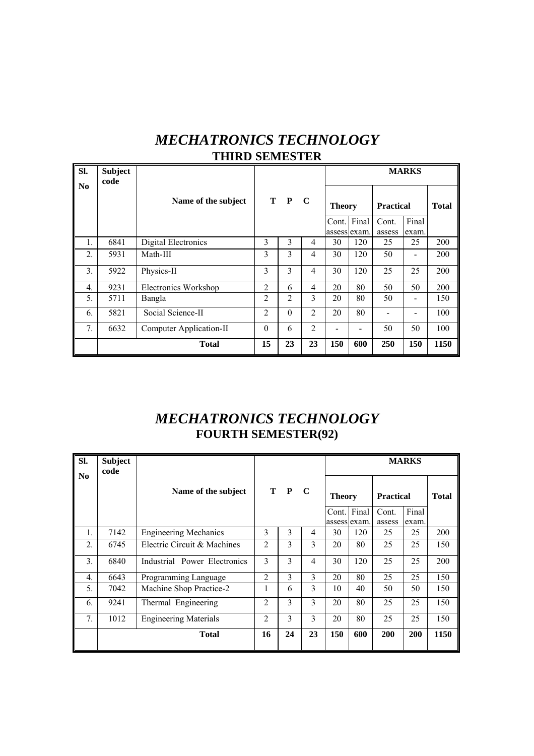# *MECHATRONICS TECHNOLOGY*

## THIRD SEMESTER

| Sl. No | Subject code | Name of the subject | T | P | C | MARKS | | | | |
|---|---|---|---|---|---|---|---|---|---|---|
| | | | | | | Theory | | Practical | | Total |
| | | | | | | Cont. assess | Final exam. | Cont. assess | Final exam. | |
| 1. | 6841 | Digital Electronics | 3 | 3 | 4 | 30 | 120 | 25 | 25 | 200 |
| 2. | 5931 | Math-III | 3 | 3 | 4 | 30 | 120 | 50 | - | 200 |
| 3. | 5922 | Physics-II | 3 | 3 | 4 | 30 | 120 | 25 | 25 | 200 |
| 4. | 9231 | Electronics Workshop | 2 | 6 | 4 | 20 | 80 | 50 | 50 | 200 |
| 5. | 5711 | Bangla | 2 | 2 | 3 | 20 | 80 | 50 | - | 150 |
| 6. | 5821 | Social Science-II | 2 | 0 | 2 | 20 | 80 | - | - | 100 |
| 7. | 6632 | Computer Application-II | 0 | 6 | 2 | - | - | 50 | 50 | 100 |
| | | **Total** | **15** | **23** | **23** | **150** | **600** | **250** | **150** | **1150** |

# *MECHATRONICS TECHNOLOGY*

## FOURTH SEMESTER(92)

| Sl. No | Subject code | Name of the subject | T | P | C | MARKS | | | | |
|---|---|---|---|---|---|---|---|---|---|---|
| | | | | | | Theory | | Practical | | Total |
| | | | | | | Cont. assess | Final exam. | Cont. assess | Final exam. | |
| 1. | 7142 | Engineering Mechanics | 3 | 3 | 4 | 30 | 120 | 25 | 25 | 200 |
| 2. | 6745 | Electric Circuit & Machines | 2 | 3 | 3 | 20 | 80 | 25 | 25 | 150 |
| 3. | 6840 | Industrial Power Electronics | 3 | 3 | 4 | 30 | 120 | 25 | 25 | 200 |
| 4. | 6643 | Programming Language | 2 | 3 | 3 | 20 | 80 | 25 | 25 | 150 |
| 5. | 7042 | Machine Shop Practice-2 | 1 | 6 | 3 | 10 | 40 | 50 | 50 | 150 |
| 6. | 9241 | Thermal Engineering | 2 | 3 | 3 | 20 | 80 | 25 | 25 | 150 |
| 7. | 1012 | Engineering Materials | 2 | 3 | 3 | 20 | 80 | 25 | 25 | 150 |
| | | **Total** | **16** | **24** | **23** | **150** | **600** | **200** | **200** | **1150** |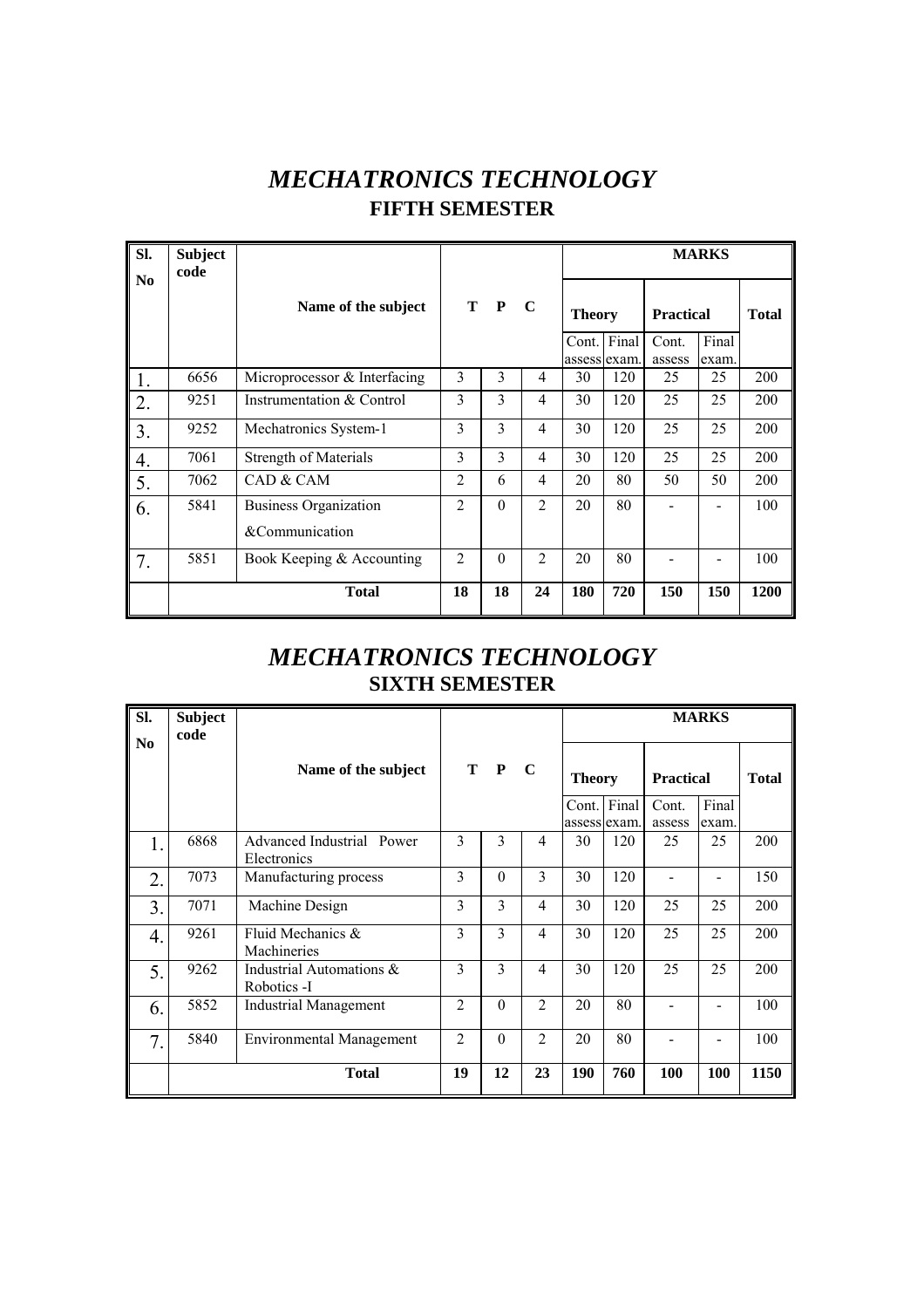# *MECHATRONICS TECHNOLOGY*

## FIFTH SEMESTER

| Sl. No | Subject code | Name of the subject | T | P | C | MARKS | | | | |
|---|---|---|---|---|---|---|---|---|---|---|
| | | | | | | Theory | | Practical | | Total |
| | | | | | | Cont. assess | Final exam. | Cont. assess | Final exam. | |
| 1. | 6656 | Microprocessor & Interfacing | 3 | 3 | 4 | 30 | 120 | 25 | 25 | 200 |
| 2. | 9251 | Instrumentation & Control | 3 | 3 | 4 | 30 | 120 | 25 | 25 | 200 |
| 3. | 9252 | Mechatronics System-1 | 3 | 3 | 4 | 30 | 120 | 25 | 25 | 200 |
| 4. | 7061 | Strength of Materials | 3 | 3 | 4 | 30 | 120 | 25 | 25 | 200 |
| 5. | 7062 | CAD & CAM | 2 | 6 | 4 | 20 | 80 | 50 | 50 | 200 |
| 6. | 5841 | Business Organization &Communication | 2 | 0 | 2 | 20 | 80 | - | - | 100 |
| 7. | 5851 | Book Keeping & Accounting | 2 | 0 | 2 | 20 | 80 | - | - | 100 |
| | | **Total** | **18** | **18** | **24** | **180** | **720** | **150** | **150** | **1200** |

# *MECHATRONICS TECHNOLOGY*

## SIXTH SEMESTER

| Sl. No | Subject code | Name of the subject | T | P | C | MARKS | | | | |
|---|---|---|---|---|---|---|---|---|---|---|
| | | | | | | Theory | | Practical | | Total |
| | | | | | | Cont. assess | Final exam. | Cont. assess | Final exam. | |
| 1. | 6868 | Advanced Industrial Power Electronics | 3 | 3 | 4 | 30 | 120 | 25 | 25 | 200 |
| 2. | 7073 | Manufacturing process | 3 | 0 | 3 | 30 | 120 | - | - | 150 |
| 3. | 7071 | Machine Design | 3 | 3 | 4 | 30 | 120 | 25 | 25 | 200 |
| 4. | 9261 | Fluid Mechanics & Machineries | 3 | 3 | 4 | 30 | 120 | 25 | 25 | 200 |
| 5. | 9262 | Industrial Automations & Robotics -I | 3 | 3 | 4 | 30 | 120 | 25 | 25 | 200 |
| 6. | 5852 | Industrial Management | 2 | 0 | 2 | 20 | 80 | - | - | 100 |
| 7. | 5840 | Environmental Management | 2 | 0 | 2 | 20 | 80 | - | - | 100 |
| | | **Total** | **19** | **12** | **23** | **190** | **760** | **100** | **100** | **1150** |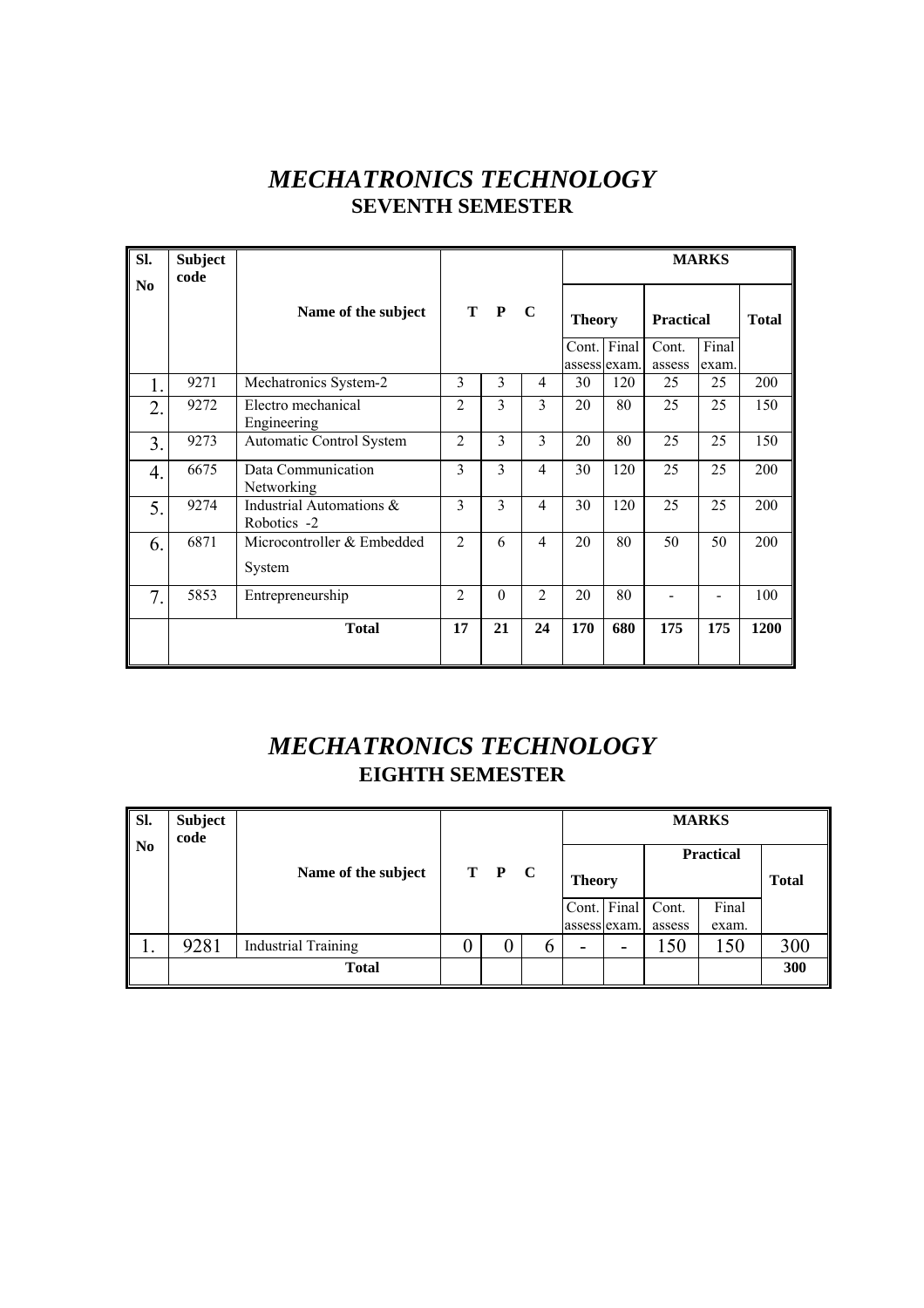# *MECHATRONICS TECHNOLOGY*

## SEVENTH SEMESTER

| Sl. No | Subject code | Name of the subject | T | P | C | MARKS | | | | |
|---|---|---|---|---|---|---|---|---|---|---|
| | | | | | | Theory | | Practical | | Total |
| | | | | | | Cont. assess | Final exam. | Cont. assess | Final exam. | |
| 1. | 9271 | Mechatronics System-2 | 3 | 3 | 4 | 30 | 120 | 25 | 25 | 200 |
| 2. | 9272 | Electro mechanical Engineering | 2 | 3 | 3 | 20 | 80 | 25 | 25 | 150 |
| 3. | 9273 | Automatic Control System | 2 | 3 | 3 | 20 | 80 | 25 | 25 | 150 |
| 4. | 6675 | Data Communication Networking | 3 | 3 | 4 | 30 | 120 | 25 | 25 | 200 |
| 5. | 9274 | Industrial Automations & Robotics -2 | 3 | 3 | 4 | 30 | 120 | 25 | 25 | 200 |
| 6. | 6871 | Microcontroller & Embedded System | 2 | 6 | 4 | 20 | 80 | 50 | 50 | 200 |
| 7. | 5853 | Entrepreneurship | 2 | 0 | 2 | 20 | 80 | - | - | 100 |
| | | **Total** | **17** | **21** | **24** | **170** | **680** | **175** | **175** | **1200** |

# *MECHATRONICS TECHNOLOGY*

## EIGHTH SEMESTER

| Sl. No | Subject code | Name of the subject | T | P | C | MARKS | | | | |
|---|---|---|---|---|---|---|---|---|---|---|
| | | | | | | Theory | | Practical | | Total |
| | | | | | | Cont. assess | Final exam. | Cont. assess | Final exam. | |
| 1. | 9281 | Industrial Training | 0 | 0 | 6 | - | - | 150 | 150 | 300 |
| | | **Total** | | | | | | | | **300** |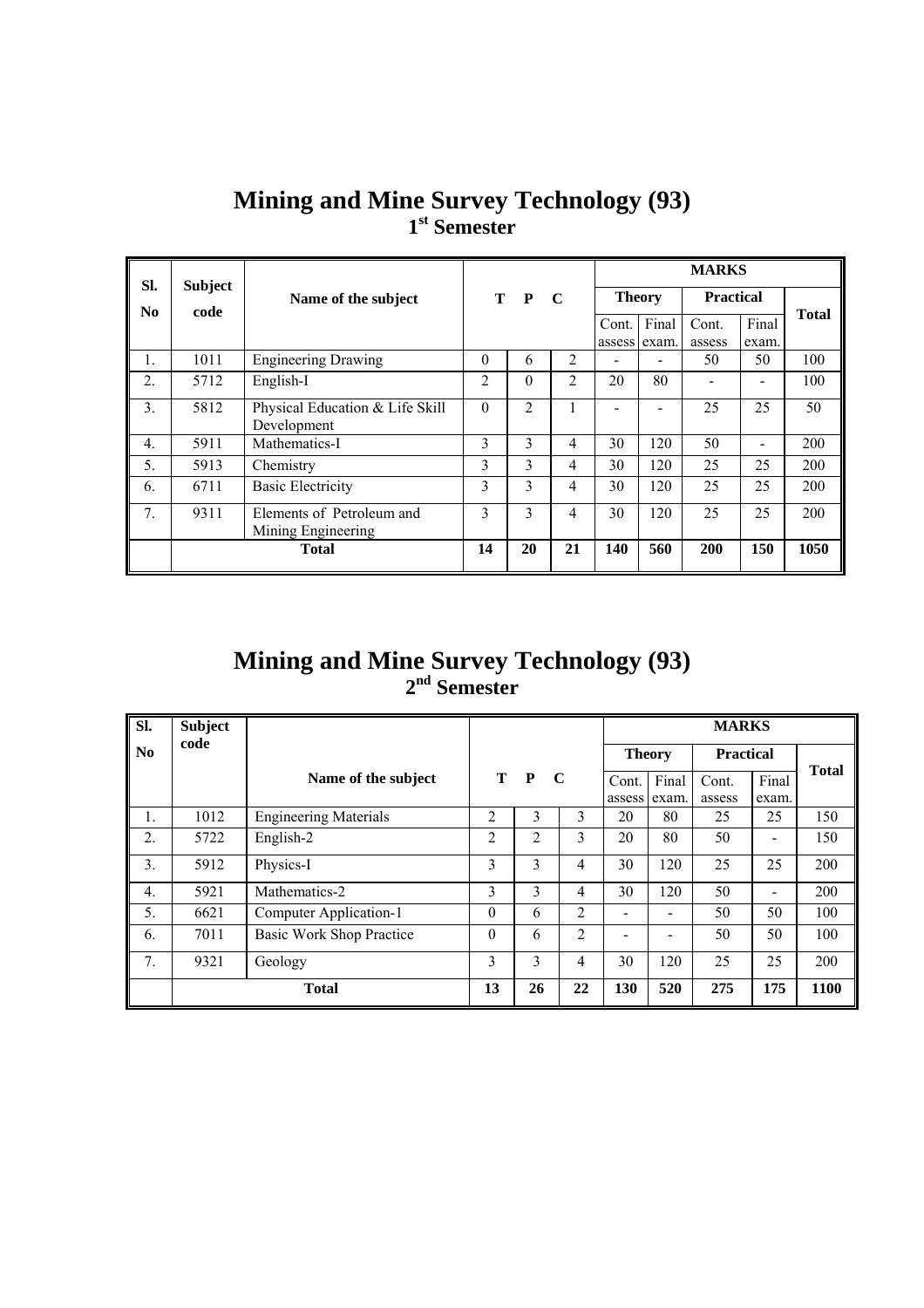# Mining and Mine Survey Technology (93)

## 1st Semester

| Sl. No | Subject code | Name of the subject | T | P | C | MARKS | | | | |
|---|---|---|---|---|---|---|---|---|---|---|
| | | | | | | Theory | | Practical | | Total |
| | | | | | | Cont. assess | Final exam. | Cont. assess | Final exam. | |
| 1. | 1011 | Engineering Drawing | 0 | 6 | 2 | - | - | 50 | 50 | 100 |
| 2. | 5712 | English-I | 2 | 0 | 2 | 20 | 80 | - | - | 100 |
| 3. | 5812 | Physical Education & Life Skill Development | 0 | 2 | 1 | - | - | 25 | 25 | 50 |
| 4. | 5911 | Mathematics-I | 3 | 3 | 4 | 30 | 120 | 50 | - | 200 |
| 5. | 5913 | Chemistry | 3 | 3 | 4 | 30 | 120 | 25 | 25 | 200 |
| 6. | 6711 | Basic Electricity | 3 | 3 | 4 | 30 | 120 | 25 | 25 | 200 |
| 7. | 9311 | Elements of Petroleum and Mining Engineering | 3 | 3 | 4 | 30 | 120 | 25 | 25 | 200 |
| | | **Total** | **14** | **20** | **21** | **140** | **560** | **200** | **150** | **1050** |

# Mining and Mine Survey Technology (93)

## 2nd Semester

| Sl. No | Subject code | Name of the subject | T | P | C | MARKS | | | | |
|---|---|---|---|---|---|---|---|---|---|---|
| | | | | | | Theory | | Practical | | Total |
| | | | | | | Cont. assess | Final exam. | Cont. assess | Final exam. | |
| 1. | 1012 | Engineering Materials | 2 | 3 | 3 | 20 | 80 | 25 | 25 | 150 |
| 2. | 5722 | English-2 | 2 | 2 | 3 | 20 | 80 | 50 | - | 150 |
| 3. | 5912 | Physics-I | 3 | 3 | 4 | 30 | 120 | 25 | 25 | 200 |
| 4. | 5921 | Mathematics-2 | 3 | 3 | 4 | 30 | 120 | 50 | - | 200 |
| 5. | 6621 | Computer Application-1 | 0 | 6 | 2 | - | - | 50 | 50 | 100 |
| 6. | 7011 | Basic Work Shop Practice | 0 | 6 | 2 | - | - | 50 | 50 | 100 |
| 7. | 9321 | Geology | 3 | 3 | 4 | 30 | 120 | 25 | 25 | 200 |
| | | **Total** | **13** | **26** | **22** | **130** | **520** | **275** | **175** | **1100** |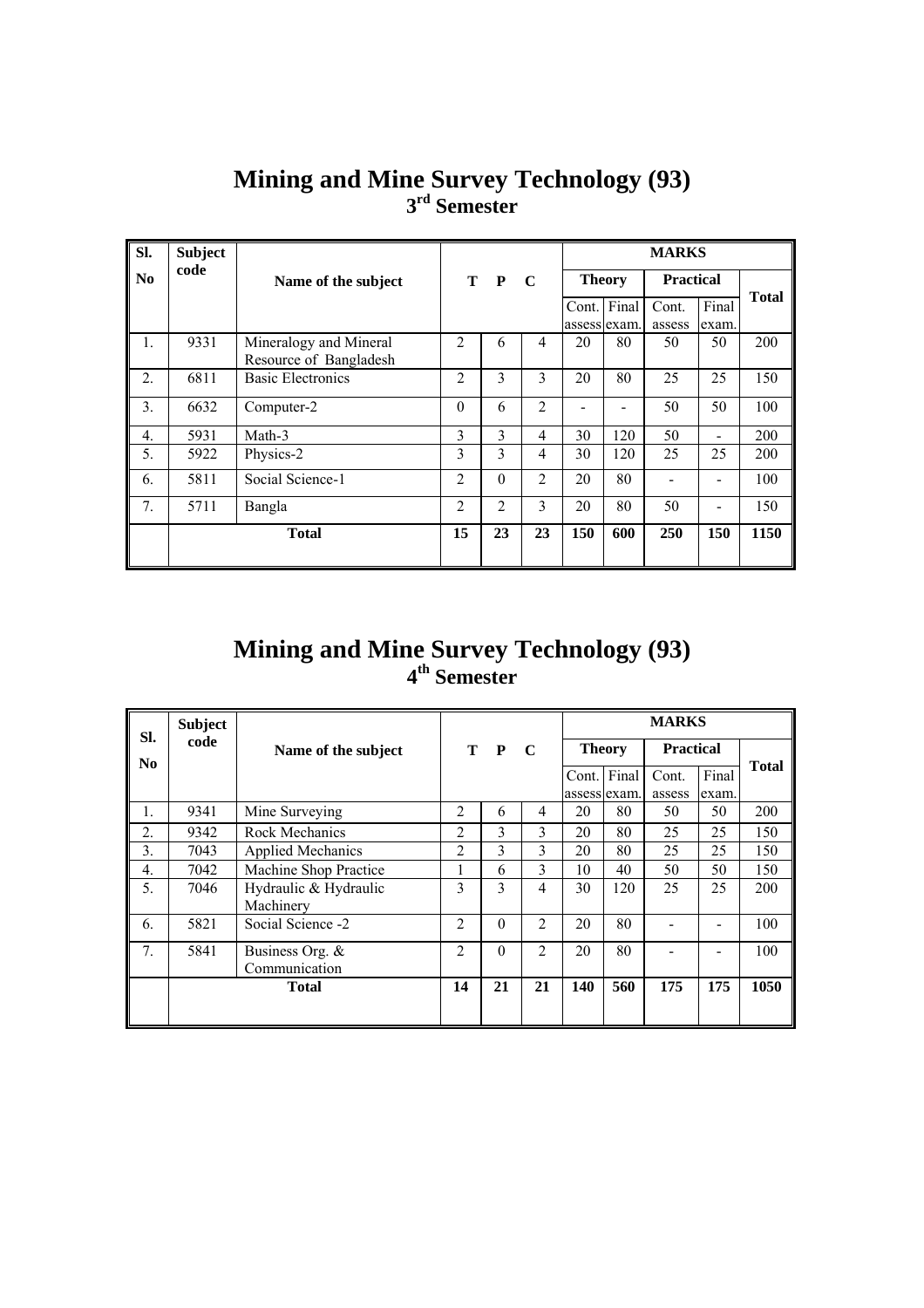# Mining and Mine Survey Technology (93)

## 3rd Semester

| Sl. No | Subject code | Name of the subject | T | P | C | MARKS | | | | |
|---|---|---|---|---|---|---|---|---|---|---|
| | | | | | | Theory | | Practical | | Total |
| | | | | | | Cont. assess | Final exam. | Cont. assess | Final exam. | |
| 1. | 9331 | Mineralogy and Mineral Resource of Bangladesh | 2 | 6 | 4 | 20 | 80 | 50 | 50 | 200 |
| 2. | 6811 | Basic Electronics | 2 | 3 | 3 | 20 | 80 | 25 | 25 | 150 |
| 3. | 6632 | Computer-2 | 0 | 6 | 2 | - | - | 50 | 50 | 100 |
| 4. | 5931 | Math-3 | 3 | 3 | 4 | 30 | 120 | 50 | - | 200 |
| 5. | 5922 | Physics-2 | 3 | 3 | 4 | 30 | 120 | 25 | 25 | 200 |
| 6. | 5811 | Social Science-1 | 2 | 0 | 2 | 20 | 80 | - | - | 100 |
| 7. | 5711 | Bangla | 2 | 2 | 3 | 20 | 80 | 50 | - | 150 |
| | | **Total** | **15** | **23** | **23** | **150** | **600** | **250** | **150** | **1150** |

# Mining and Mine Survey Technology (93)

## 4th Semester

| Sl. No | Subject code | Name of the subject | T | P | C | MARKS | | | | |
|---|---|---|---|---|---|---|---|---|---|---|
| | | | | | | Theory | | Practical | | Total |
| | | | | | | Cont. assess | Final exam. | Cont. assess | Final exam. | |
| 1. | 9341 | Mine Surveying | 2 | 6 | 4 | 20 | 80 | 50 | 50 | 200 |
| 2. | 9342 | Rock Mechanics | 2 | 3 | 3 | 20 | 80 | 25 | 25 | 150 |
| 3. | 7043 | Applied Mechanics | 2 | 3 | 3 | 20 | 80 | 25 | 25 | 150 |
| 4. | 7042 | Machine Shop Practice | 1 | 6 | 3 | 10 | 40 | 50 | 50 | 150 |
| 5. | 7046 | Hydraulic & Hydraulic Machinery | 3 | 3 | 4 | 30 | 120 | 25 | 25 | 200 |
| 6. | 5821 | Social Science -2 | 2 | 0 | 2 | 20 | 80 | - | - | 100 |
| 7. | 5841 | Business Org. & Communication | 2 | 0 | 2 | 20 | 80 | - | - | 100 |
| | | **Total** | **14** | **21** | **21** | **140** | **560** | **175** | **175** | **1050** |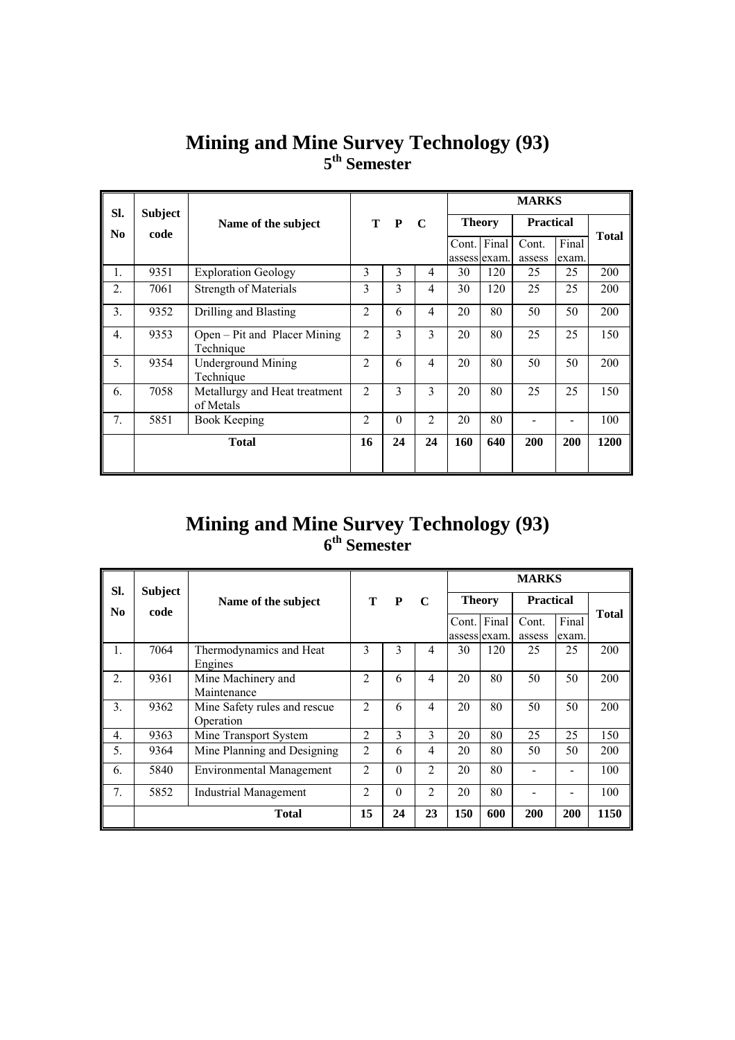# Mining and Mine Survey Technology (93)

## 5th Semester

| Sl. No | Subject code | Name of the subject | T | P | C | MARKS | | | | |
|---|---|---|---|---|---|---|---|---|---|---|
| | | | | | | Theory | | Practical | | Total |
| | | | | | | Cont. assess | Final exam. | Cont. assess | Final exam. | |
| 1. | 9351 | Exploration Geology | 3 | 3 | 4 | 30 | 120 | 25 | 25 | 200 |
| 2. | 7061 | Strength of Materials | 3 | 3 | 4 | 30 | 120 | 25 | 25 | 200 |
| 3. | 9352 | Drilling and Blasting | 2 | 6 | 4 | 20 | 80 | 50 | 50 | 200 |
| 4. | 9353 | Open – Pit and Placer Mining Technique | 2 | 3 | 3 | 20 | 80 | 25 | 25 | 150 |
| 5. | 9354 | Underground Mining Technique | 2 | 6 | 4 | 20 | 80 | 50 | 50 | 200 |
| 6. | 7058 | Metallurgy and Heat treatment of Metals | 2 | 3 | 3 | 20 | 80 | 25 | 25 | 150 |
| 7. | 5851 | Book Keeping | 2 | 0 | 2 | 20 | 80 | - | - | 100 |
| | | Total | 16 | 24 | 24 | 160 | 640 | 200 | 200 | 1200 |

# Mining and Mine Survey Technology (93)

## 6th Semester

| Sl. No | Subject code | Name of the subject | T | P | C | MARKS | | | | |
|---|---|---|---|---|---|---|---|---|---|---|
| | | | | | | Theory | | Practical | | Total |
| | | | | | | Cont. assess | Final exam. | Cont. assess | Final exam. | |
| 1. | 7064 | Thermodynamics and Heat Engines | 3 | 3 | 4 | 30 | 120 | 25 | 25 | 200 |
| 2. | 9361 | Mine Machinery and Maintenance | 2 | 6 | 4 | 20 | 80 | 50 | 50 | 200 |
| 3. | 9362 | Mine Safety rules and rescue Operation | 2 | 6 | 4 | 20 | 80 | 50 | 50 | 200 |
| 4. | 9363 | Mine Transport System | 2 | 3 | 3 | 20 | 80 | 25 | 25 | 150 |
| 5. | 9364 | Mine Planning and Designing | 2 | 6 | 4 | 20 | 80 | 50 | 50 | 200 |
| 6. | 5840 | Environmental Management | 2 | 0 | 2 | 20 | 80 | - | - | 100 |
| 7. | 5852 | Industrial Management | 2 | 0 | 2 | 20 | 80 | - | - | 100 |
| | | Total | 15 | 24 | 23 | 150 | 600 | 200 | 200 | 1150 |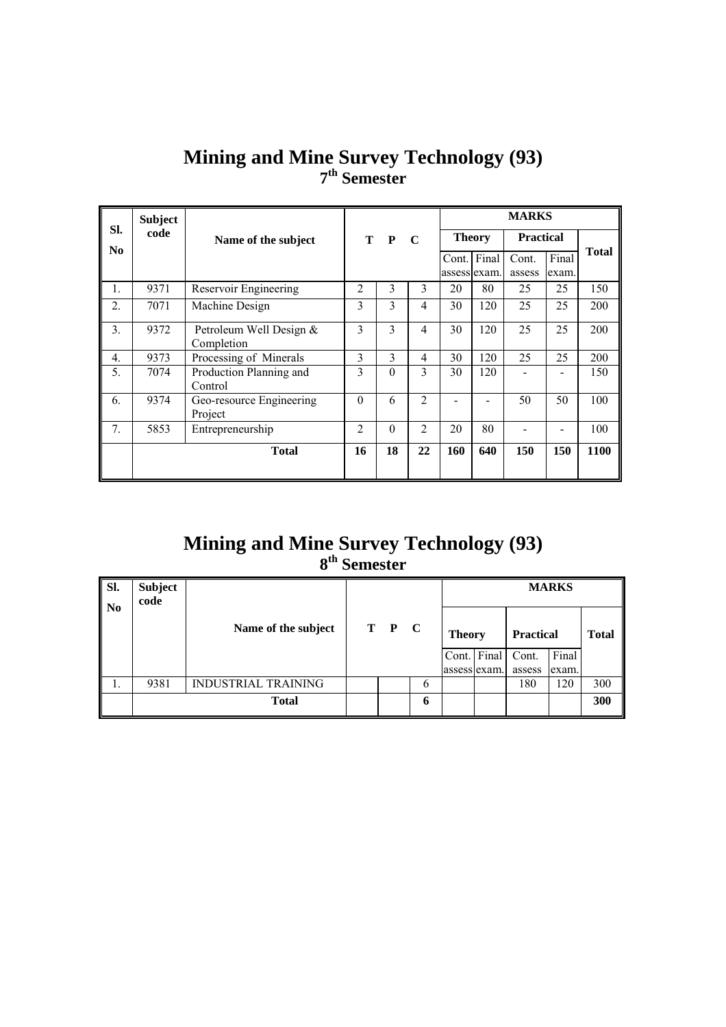# Mining and Mine Survey Technology (93)

## 7th Semester

| Sl. No | Subject code | Name of the subject | T | P | C | MARKS | | | | |
|---|---|---|---|---|---|---|---|---|---|---|
| | | | | | | Theory | | Practical | | Total |
| | | | | | | Cont. assess | Final exam. | Cont. assess | Final exam. | |
| 1. | 9371 | Reservoir Engineering | 2 | 3 | 3 | 20 | 80 | 25 | 25 | 150 |
| 2. | 7071 | Machine Design | 3 | 3 | 4 | 30 | 120 | 25 | 25 | 200 |
| 3. | 9372 | Petroleum Well Design & Completion | 3 | 3 | 4 | 30 | 120 | 25 | 25 | 200 |
| 4. | 9373 | Processing of Minerals | 3 | 3 | 4 | 30 | 120 | 25 | 25 | 200 |
| 5. | 7074 | Production Planning and Control | 3 | 0 | 3 | 30 | 120 | - | - | 150 |
| 6. | 9374 | Geo-resource Engineering Project | 0 | 6 | 2 | - | - | 50 | 50 | 100 |
| 7. | 5853 | Entrepreneurship | 2 | 0 | 2 | 20 | 80 | - | - | 100 |
| | | **Total** | **16** | **18** | **22** | **160** | **640** | **150** | **150** | **1100** |

# Mining and Mine Survey Technology (93)

## 8th Semester

| Sl. No | Subject code | Name of the subject | T | P | C | MARKS | | | | |
|---|---|---|---|---|---|---|---|---|---|---|
| | | | | | | Theory | | Practical | | Total |
| | | | | | | Cont. assess | Final exam. | Cont. assess | Final exam. | |
| 1. | 9381 | INDUSTRIAL TRAINING | | | 6 | | | 180 | 120 | 300 |
| | | **Total** | | | **6** | | | | | **300** |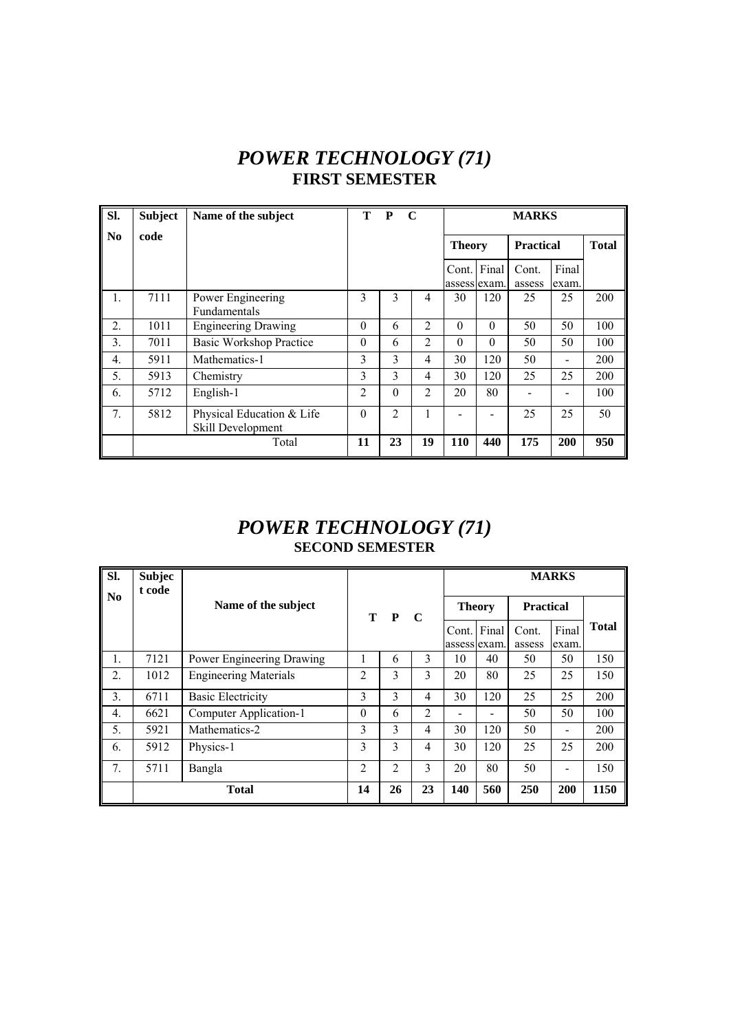# *POWER TECHNOLOGY (71)*

## FIRST SEMESTER

| Sl. No | Subject code | Name of the subject | T | P | C | MARKS | | | | |
|---|---|---|---|---|---|---|---|---|---|---|
| | | | | | | Theory | | Practical | | Total |
| | | | | | | Cont. assess | Final exam. | Cont. assess | Final exam. | |
| 1. | 7111 | Power Engineering Fundamentals | 3 | 3 | 4 | 30 | 120 | 25 | 25 | 200 |
| 2. | 1011 | Engineering Drawing | 0 | 6 | 2 | 0 | 0 | 50 | 50 | 100 |
| 3. | 7011 | Basic Workshop Practice | 0 | 6 | 2 | 0 | 0 | 50 | 50 | 100 |
| 4. | 5911 | Mathematics-1 | 3 | 3 | 4 | 30 | 120 | 50 | - | 200 |
| 5. | 5913 | Chemistry | 3 | 3 | 4 | 30 | 120 | 25 | 25 | 200 |
| 6. | 5712 | English-1 | 2 | 0 | 2 | 20 | 80 | - | - | 100 |
| 7. | 5812 | Physical Education & Life Skill Development | 0 | 2 | 1 | - | - | 25 | 25 | 50 |
| | Total | | **11** | **23** | **19** | **110** | **440** | **175** | **200** | **950** |

# *POWER TECHNOLOGY (71)*

## SECOND SEMESTER

| Sl. No | Subject code | Name of the subject | T | P | C | MARKS | | | | |
|---|---|---|---|---|---|---|---|---|---|---|
| | | | | | | Theory | | Practical | | Total |
| | | | | | | Cont. assess | Final exam. | Cont. assess | Final exam. | |
| 1. | 7121 | Power Engineering Drawing | 1 | 6 | 3 | 10 | 40 | 50 | 50 | 150 |
| 2. | 1012 | Engineering Materials | 2 | 3 | 3 | 20 | 80 | 25 | 25 | 150 |
| 3. | 6711 | Basic Electricity | 3 | 3 | 4 | 30 | 120 | 25 | 25 | 200 |
| 4. | 6621 | Computer Application-1 | 0 | 6 | 2 | - | - | 50 | 50 | 100 |
| 5. | 5921 | Mathematics-2 | 3 | 3 | 4 | 30 | 120 | 50 | - | 200 |
| 6. | 5912 | Physics-1 | 3 | 3 | 4 | 30 | 120 | 25 | 25 | 200 |
| 7. | 5711 | Bangla | 2 | 2 | 3 | 20 | 80 | 50 | - | 150 |
| | **Total** | | **14** | **26** | **23** | **140** | **560** | **250** | **200** | **1150** |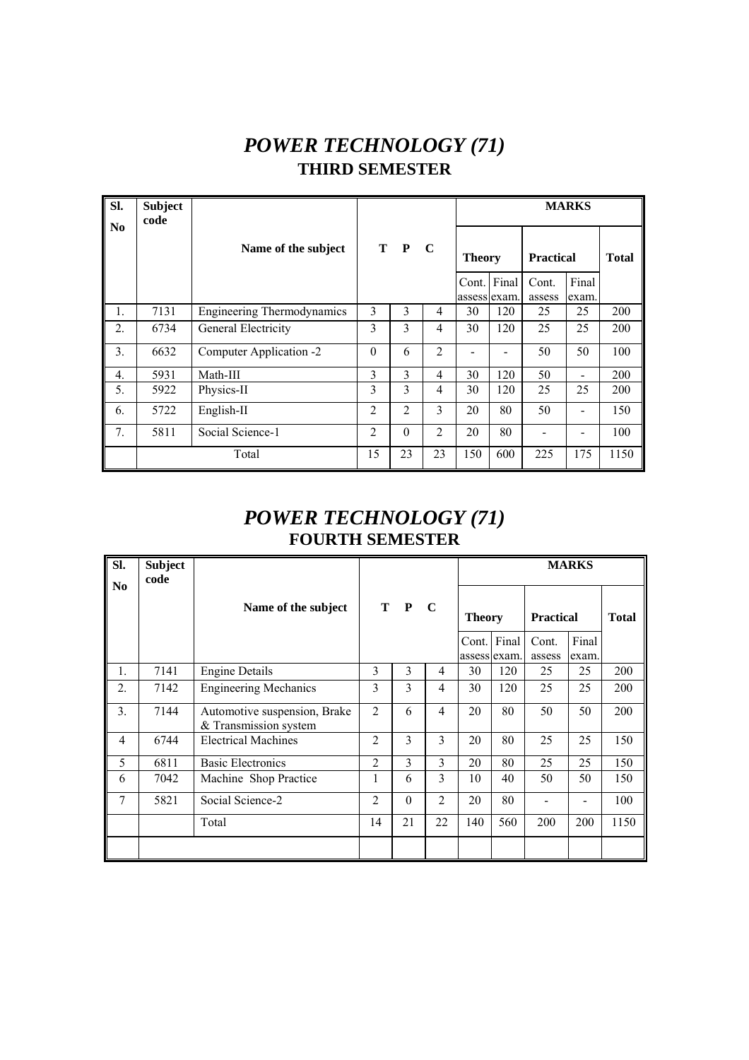# *POWER TECHNOLOGY (71)*

## THIRD SEMESTER

| Sl. No | Subject code | Name of the subject | T | P | C | MARKS | | | | |
|---|---|---|---|---|---|---|---|---|---|---|
| | | | | | | Theory | | Practical | | Total |
| | | | | | | Cont. assess | Final exam. | Cont. assess | Final exam. | |
| 1. | 7131 | Engineering Thermodynamics | 3 | 3 | 4 | 30 | 120 | 25 | 25 | 200 |
| 2. | 6734 | General Electricity | 3 | 3 | 4 | 30 | 120 | 25 | 25 | 200 |
| 3. | 6632 | Computer Application -2 | 0 | 6 | 2 | - | - | 50 | 50 | 100 |
| 4. | 5931 | Math-III | 3 | 3 | 4 | 30 | 120 | 50 | - | 200 |
| 5. | 5922 | Physics-II | 3 | 3 | 4 | 30 | 120 | 25 | 25 | 200 |
| 6. | 5722 | English-II | 2 | 2 | 3 | 20 | 80 | 50 | - | 150 |
| 7. | 5811 | Social Science-1 | 2 | 0 | 2 | 20 | 80 | - | - | 100 |
| | Total | | 15 | 23 | 23 | 150 | 600 | 225 | 175 | 1150 |

# *POWER TECHNOLOGY (71)*

## FOURTH SEMESTER

| Sl. No | Subject code | Name of the subject | T | P | C | MARKS | | | | |
|---|---|---|---|---|---|---|---|---|---|---|
| | | | | | | Theory | | Practical | | Total |
| | | | | | | Cont. assess | Final exam. | Cont. assess | Final exam. | |
| 1. | 7141 | Engine Details | 3 | 3 | 4 | 30 | 120 | 25 | 25 | 200 |
| 2. | 7142 | Engineering Mechanics | 3 | 3 | 4 | 30 | 120 | 25 | 25 | 200 |
| 3. | 7144 | Automotive suspension, Brake & Transmission system | 2 | 6 | 4 | 20 | 80 | 50 | 50 | 200 |
| 4 | 6744 | Electrical Machines | 2 | 3 | 3 | 20 | 80 | 25 | 25 | 150 |
| 5 | 6811 | Basic Electronics | 2 | 3 | 3 | 20 | 80 | 25 | 25 | 150 |
| 6 | 7042 | Machine Shop Practice | 1 | 6 | 3 | 10 | 40 | 50 | 50 | 150 |
| 7 | 5821 | Social Science-2 | 2 | 0 | 2 | 20 | 80 | - | - | 100 |
| | | Total | 14 | 21 | 22 | 140 | 560 | 200 | 200 | 1150 |
| | | | | | | | | | | |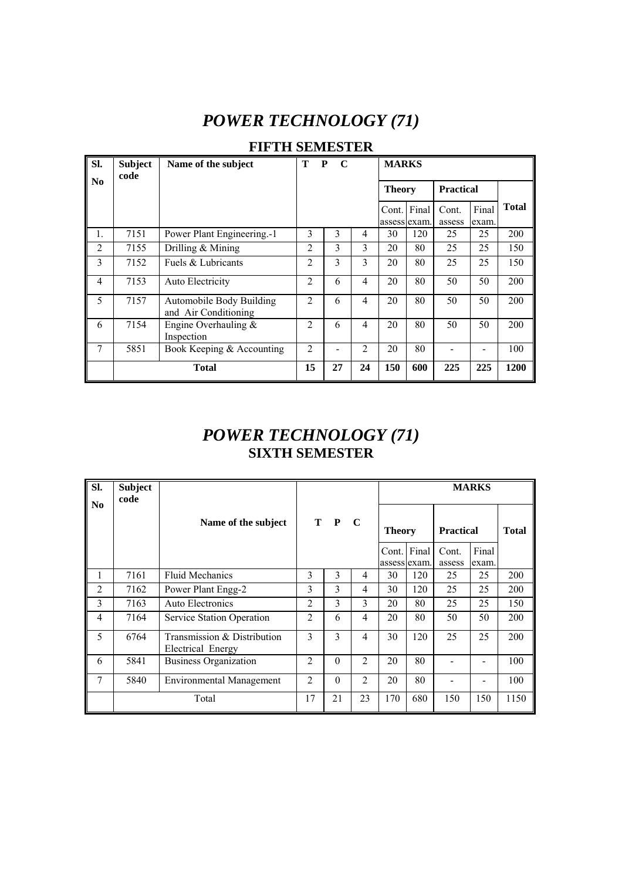# *POWER TECHNOLOGY (71)*

## FIFTH SEMESTER

| Sl. No | Subject code | Name of the subject | T | P | C | MARKS | | | | |
|---|---|---|---|---|---|---|---|---|---|---|
| | | | | | | Theory | | Practical | | Total |
| | | | | | | Cont. assess | Final exam. | Cont. assess | Final exam. | |
| 1. | 7151 | Power Plant Engineering.-1 | 3 | 3 | 4 | 30 | 120 | 25 | 25 | 200 |
| 2 | 7155 | Drilling & Mining | 2 | 3 | 3 | 20 | 80 | 25 | 25 | 150 |
| 3 | 7152 | Fuels & Lubricants | 2 | 3 | 3 | 20 | 80 | 25 | 25 | 150 |
| 4 | 7153 | Auto Electricity | 2 | 6 | 4 | 20 | 80 | 50 | 50 | 200 |
| 5 | 7157 | Automobile Body Building and Air Conditioning | 2 | 6 | 4 | 20 | 80 | 50 | 50 | 200 |
| 6 | 7154 | Engine Overhauling & Inspection | 2 | 6 | 4 | 20 | 80 | 50 | 50 | 200 |
| 7 | 5851 | Book Keeping & Accounting | 2 | - | 2 | 20 | 80 | - | - | 100 |
| | **Total** | | **15** | **27** | **24** | **150** | **600** | **225** | **225** | **1200** |

# *POWER TECHNOLOGY (71)*

## SIXTH SEMESTER

| Sl. No | Subject code | Name of the subject | T | P | C | MARKS | | | | |
|---|---|---|---|---|---|---|---|---|---|---|
| | | | | | | Theory | | Practical | | Total |
| | | | | | | Cont. assess | Final exam. | Cont. assess | Final exam. | |
| 1 | 7161 | Fluid Mechanics | 3 | 3 | 4 | 30 | 120 | 25 | 25 | 200 |
| 2 | 7162 | Power Plant Engg-2 | 3 | 3 | 4 | 30 | 120 | 25 | 25 | 200 |
| 3 | 7163 | Auto Electronics | 2 | 3 | 3 | 20 | 80 | 25 | 25 | 150 |
| 4 | 7164 | Service Station Operation | 2 | 6 | 4 | 20 | 80 | 50 | 50 | 200 |
| 5 | 6764 | Transmission & Distribution Electrical Energy | 3 | 3 | 4 | 30 | 120 | 25 | 25 | 200 |
| 6 | 5841 | Business Organization | 2 | 0 | 2 | 20 | 80 | - | - | 100 |
| 7 | 5840 | Environmental Management | 2 | 0 | 2 | 20 | 80 | - | - | 100 |
| | Total | | 17 | 21 | 23 | 170 | 680 | 150 | 150 | 1150 |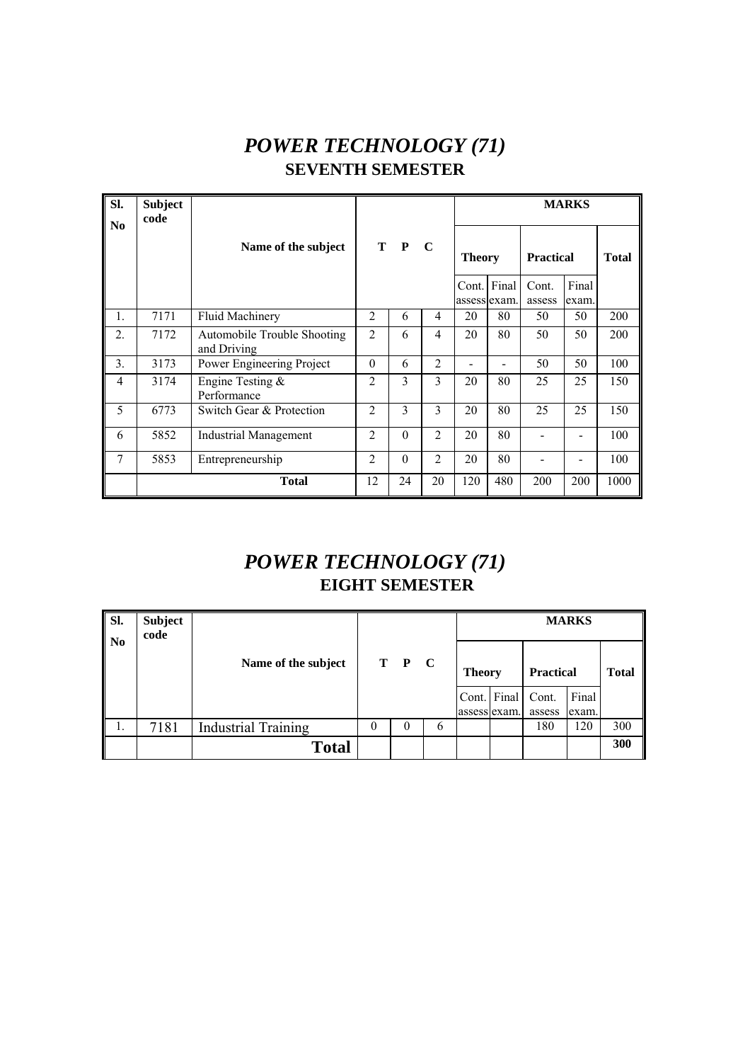# *POWER TECHNOLOGY (71)*

## SEVENTH SEMESTER

| Sl. No | Subject code | Name of the subject | T | P | C | MARKS | | | | |
|---|---|---|---|---|---|---|---|---|---|---|
| | | | | | | Theory | | Practical | | Total |
| | | | | | | Cont. assess | Final exam. | Cont. assess | Final exam. | |
| 1. | 7171 | Fluid Machinery | 2 | 6 | 4 | 20 | 80 | 50 | 50 | 200 |
| 2. | 7172 | Automobile Trouble Shooting and Driving | 2 | 6 | 4 | 20 | 80 | 50 | 50 | 200 |
| 3. | 3173 | Power Engineering Project | 0 | 6 | 2 | - | - | 50 | 50 | 100 |
| 4 | 3174 | Engine Testing & Performance | 2 | 3 | 3 | 20 | 80 | 25 | 25 | 150 |
| 5 | 6773 | Switch Gear & Protection | 2 | 3 | 3 | 20 | 80 | 25 | 25 | 150 |
| 6 | 5852 | Industrial Management | 2 | 0 | 2 | 20 | 80 | - | - | 100 |
| 7 | 5853 | Entrepreneurship | 2 | 0 | 2 | 20 | 80 | - | - | 100 |
| | | **Total** | 12 | 24 | 20 | 120 | 480 | 200 | 200 | 1000 |

# *POWER TECHNOLOGY (71)*

## EIGHT SEMESTER

| Sl. No | Subject code | Name of the subject | T | P | C | MARKS | | | | |
|---|---|---|---|---|---|---|---|---|---|---|
| | | | | | | Theory | | Practical | | Total |
| | | | | | | Cont. assess | Final exam. | Cont. assess | Final exam. | |
| 1. | 7181 | Industrial Training | 0 | 0 | 6 | | | 180 | 120 | 300 |
| | | **Total** | | | | | | | | **300** |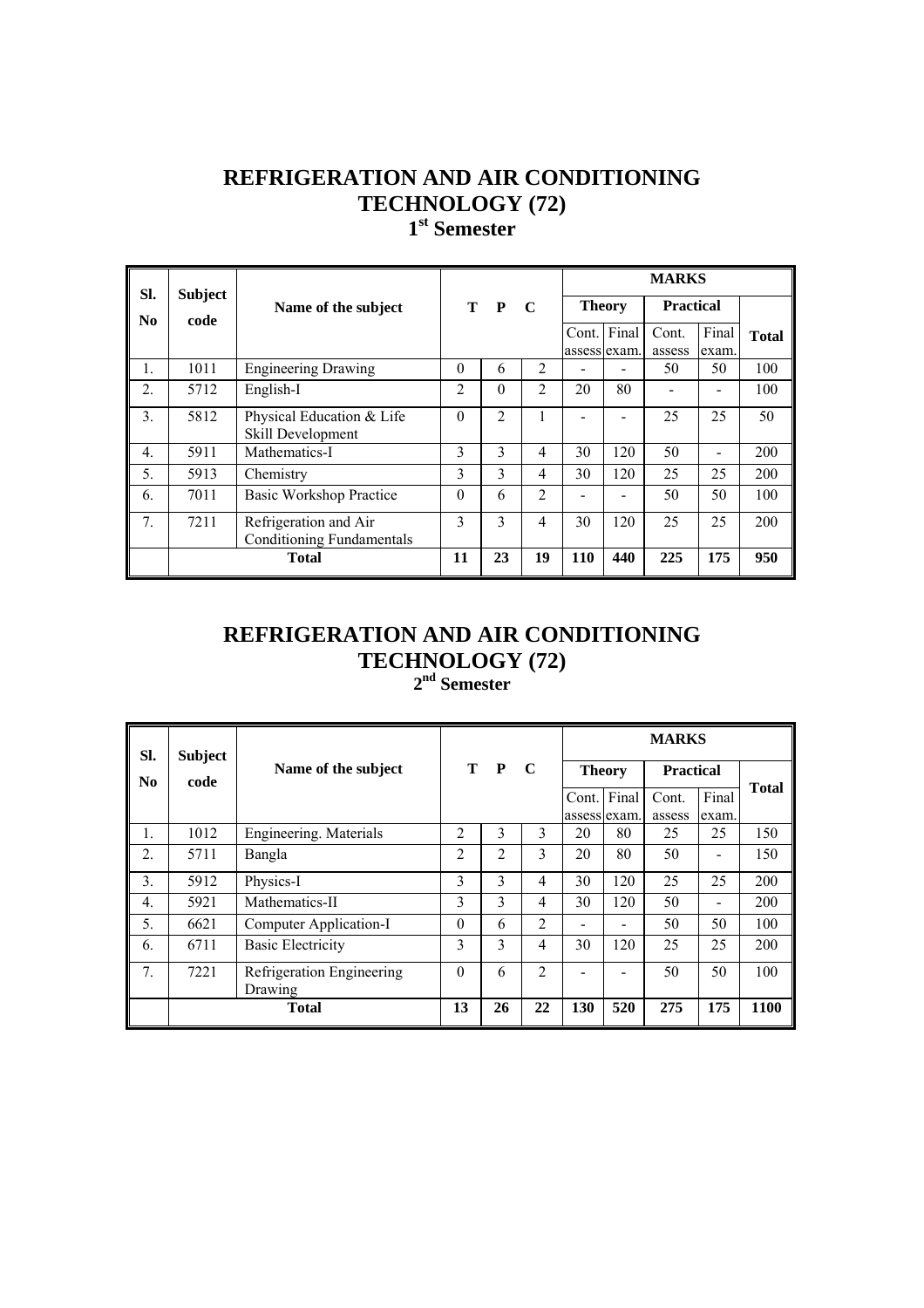# REFRIGERATION AND AIR CONDITIONING TECHNOLOGY (72)

## 1st Semester

| Sl. No | Subject code | Name of the subject | T | P | C | MARKS | | | | |
|---|---|---|---|---|---|---|---|---|---|---|
| | | | | | | Theory | | Practical | | Total |
| | | | | | | Cont. assess | Final exam. | Cont. assess | Final exam. | |
| 1. | 1011 | Engineering Drawing | 0 | 6 | 2 | - | - | 50 | 50 | 100 |
| 2. | 5712 | English-I | 2 | 0 | 2 | 20 | 80 | - | - | 100 |
| 3. | 5812 | Physical Education & Life Skill Development | 0 | 2 | 1 | - | - | 25 | 25 | 50 |
| 4. | 5911 | Mathematics-I | 3 | 3 | 4 | 30 | 120 | 50 | - | 200 |
| 5. | 5913 | Chemistry | 3 | 3 | 4 | 30 | 120 | 25 | 25 | 200 |
| 6. | 7011 | Basic Workshop Practice | 0 | 6 | 2 | - | - | 50 | 50 | 100 |
| 7. | 7211 | Refrigeration and Air Conditioning Fundamentals | 3 | 3 | 4 | 30 | 120 | 25 | 25 | 200 |
| | **Total** | | **11** | **23** | **19** | **110** | **440** | **225** | **175** | **950** |

# REFRIGERATION AND AIR CONDITIONING TECHNOLOGY (72)

## 2nd Semester

| Sl. No | Subject code | Name of the subject | T | P | C | MARKS | | | | |
|---|---|---|---|---|---|---|---|---|---|---|
| | | | | | | Theory | | Practical | | Total |
| | | | | | | Cont. assess | Final exam. | Cont. assess | Final exam. | |
| 1. | 1012 | Engineering. Materials | 2 | 3 | 3 | 20 | 80 | 25 | 25 | 150 |
| 2. | 5711 | Bangla | 2 | 2 | 3 | 20 | 80 | 50 | - | 150 |
| 3. | 5912 | Physics-I | 3 | 3 | 4 | 30 | 120 | 25 | 25 | 200 |
| 4. | 5921 | Mathematics-II | 3 | 3 | 4 | 30 | 120 | 50 | - | 200 |
| 5. | 6621 | Computer Application-I | 0 | 6 | 2 | - | - | 50 | 50 | 100 |
| 6. | 6711 | Basic Electricity | 3 | 3 | 4 | 30 | 120 | 25 | 25 | 200 |
| 7. | 7221 | Refrigeration Engineering Drawing | 0 | 6 | 2 | - | - | 50 | 50 | 100 |
| | **Total** | | **13** | **26** | **22** | **130** | **520** | **275** | **175** | **1100** |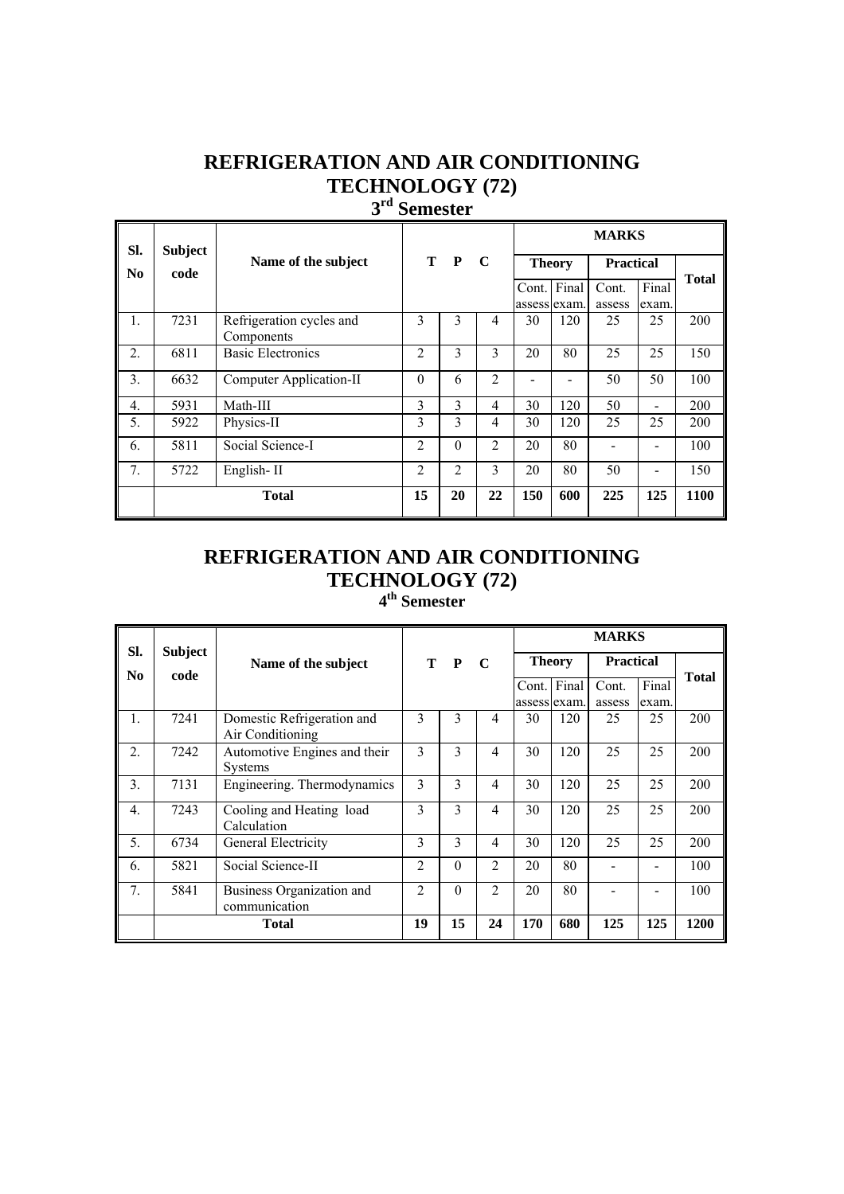# REFRIGERATION AND AIR CONDITIONING TECHNOLOGY (72)

## 3rd Semester

| Sl. No | Subject code | Name of the subject | T | P | C | MARKS | | | | |
|---|---|---|---|---|---|---|---|---|---|---|
| | | | | | | Theory | | Practical | | Total |
| | | | | | | Cont. assess | Final exam. | Cont. assess | Final exam. | |
| 1. | 7231 | Refrigeration cycles and Components | 3 | 3 | 4 | 30 | 120 | 25 | 25 | 200 |
| 2. | 6811 | Basic Electronics | 2 | 3 | 3 | 20 | 80 | 25 | 25 | 150 |
| 3. | 6632 | Computer Application-II | 0 | 6 | 2 | - | - | 50 | 50 | 100 |
| 4. | 5931 | Math-III | 3 | 3 | 4 | 30 | 120 | 50 | - | 200 |
| 5. | 5922 | Physics-II | 3 | 3 | 4 | 30 | 120 | 25 | 25 | 200 |
| 6. | 5811 | Social Science-I | 2 | 0 | 2 | 20 | 80 | - | - | 100 |
| 7. | 5722 | English- II | 2 | 2 | 3 | 20 | 80 | 50 | - | 150 |
| | | **Total** | **15** | **20** | **22** | **150** | **600** | **225** | **125** | **1100** |

# REFRIGERATION AND AIR CONDITIONING TECHNOLOGY (72)

## 4th Semester

| Sl. No | Subject code | Name of the subject | T | P | C | MARKS | | | | |
|---|---|---|---|---|---|---|---|---|---|---|
| | | | | | | Theory | | Practical | | Total |
| | | | | | | Cont. assess | Final exam. | Cont. assess | Final exam. | |
| 1. | 7241 | Domestic Refrigeration and Air Conditioning | 3 | 3 | 4 | 30 | 120 | 25 | 25 | 200 |
| 2. | 7242 | Automotive Engines and their Systems | 3 | 3 | 4 | 30 | 120 | 25 | 25 | 200 |
| 3. | 7131 | Engineering. Thermodynamics | 3 | 3 | 4 | 30 | 120 | 25 | 25 | 200 |
| 4. | 7243 | Cooling and Heating load Calculation | 3 | 3 | 4 | 30 | 120 | 25 | 25 | 200 |
| 5. | 6734 | General Electricity | 3 | 3 | 4 | 30 | 120 | 25 | 25 | 200 |
| 6. | 5821 | Social Science-II | 2 | 0 | 2 | 20 | 80 | - | - | 100 |
| 7. | 5841 | Business Organization and communication | 2 | 0 | 2 | 20 | 80 | - | - | 100 |
| | | **Total** | **19** | **15** | **24** | **170** | **680** | **125** | **125** | **1200** |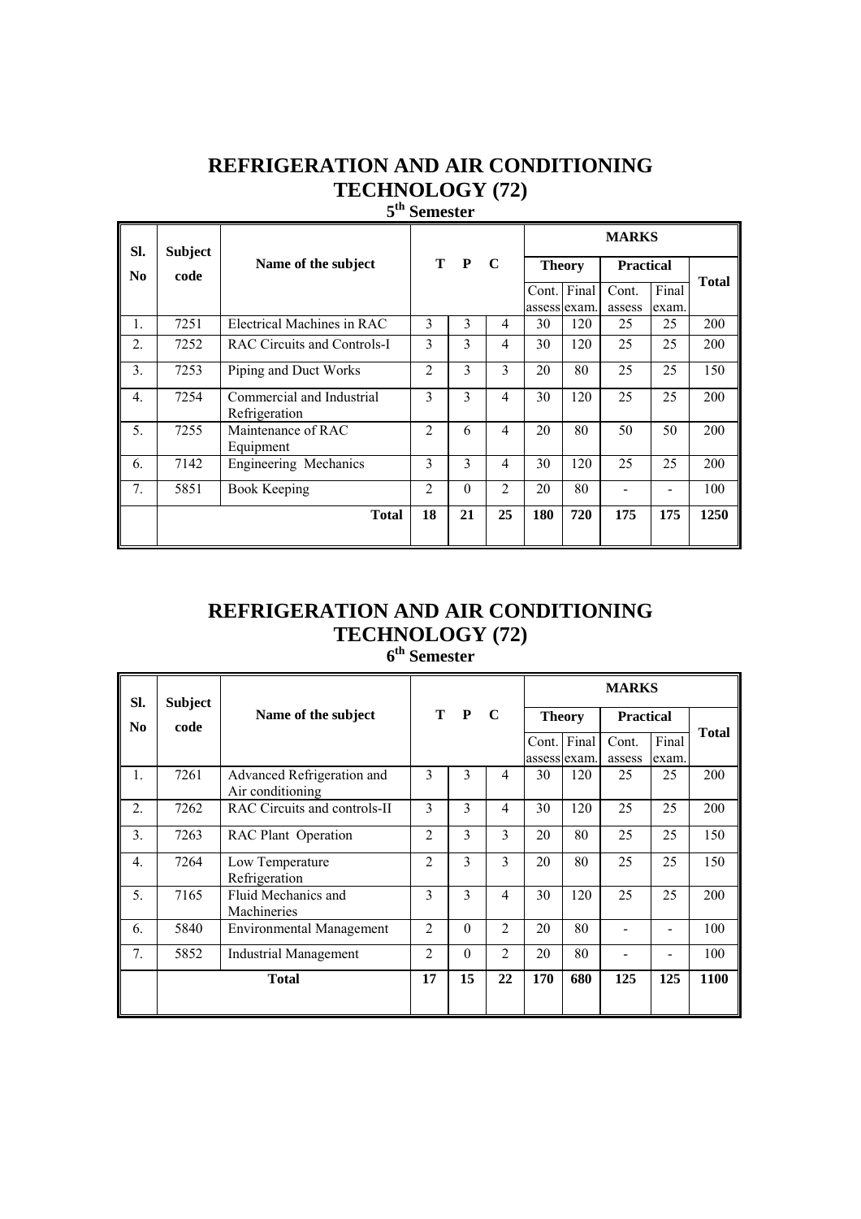# REFRIGERATION AND AIR CONDITIONING TECHNOLOGY (72)

## 5th Semester

| Sl. No | Subject code | Name of the subject | T | P | C | MARKS | | | | |
|---|---|---|---|---|---|---|---|---|---|---|
| | | | | | | Theory | | Practical | | Total |
| | | | | | | Cont. assess | Final exam. | Cont. assess | Final exam. | |
| 1. | 7251 | Electrical Machines in RAC | 3 | 3 | 4 | 30 | 120 | 25 | 25 | 200 |
| 2. | 7252 | RAC Circuits and Controls-I | 3 | 3 | 4 | 30 | 120 | 25 | 25 | 200 |
| 3. | 7253 | Piping and Duct Works | 2 | 3 | 3 | 20 | 80 | 25 | 25 | 150 |
| 4. | 7254 | Commercial and Industrial Refrigeration | 3 | 3 | 4 | 30 | 120 | 25 | 25 | 200 |
| 5. | 7255 | Maintenance of RAC Equipment | 2 | 6 | 4 | 20 | 80 | 50 | 50 | 200 |
| 6. | 7142 | Engineering Mechanics | 3 | 3 | 4 | 30 | 120 | 25 | 25 | 200 |
| 7. | 5851 | Book Keeping | 2 | 0 | 2 | 20 | 80 | - | - | 100 |
| | | **Total** | **18** | **21** | **25** | **180** | **720** | **175** | **175** | **1250** |

# REFRIGERATION AND AIR CONDITIONING TECHNOLOGY (72)

## 6th Semester

| Sl. No | Subject code | Name of the subject | T | P | C | MARKS | | | | |
|---|---|---|---|---|---|---|---|---|---|---|
| | | | | | | Theory | | Practical | | Total |
| | | | | | | Cont. assess | Final exam. | Cont. assess | Final exam. | |
| 1. | 7261 | Advanced Refrigeration and Air conditioning | 3 | 3 | 4 | 30 | 120 | 25 | 25 | 200 |
| 2. | 7262 | RAC Circuits and controls-II | 3 | 3 | 4 | 30 | 120 | 25 | 25 | 200 |
| 3. | 7263 | RAC Plant Operation | 2 | 3 | 3 | 20 | 80 | 25 | 25 | 150 |
| 4. | 7264 | Low Temperature Refrigeration | 2 | 3 | 3 | 20 | 80 | 25 | 25 | 150 |
| 5. | 7165 | Fluid Mechanics and Machineries | 3 | 3 | 4 | 30 | 120 | 25 | 25 | 200 |
| 6. | 5840 | Environmental Management | 2 | 0 | 2 | 20 | 80 | - | - | 100 |
| 7. | 5852 | Industrial Management | 2 | 0 | 2 | 20 | 80 | - | - | 100 |
| | | **Total** | **17** | **15** | **22** | **170** | **680** | **125** | **125** | **1100** |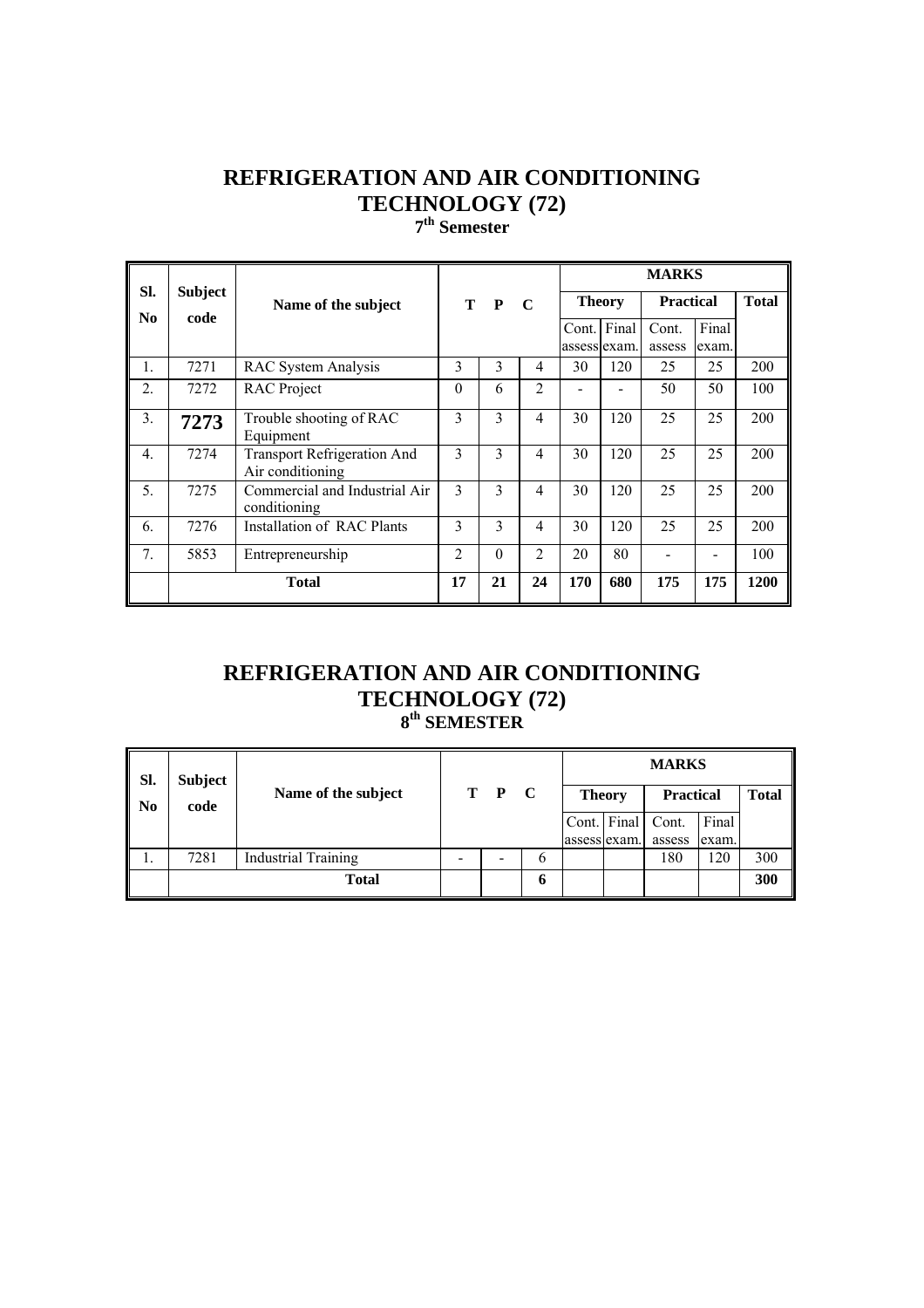# REFRIGERATION AND AIR CONDITIONING TECHNOLOGY (72)

## 7th Semester

| Sl. No | Subject code | Name of the subject | T | P | C | MARKS | | | | |
|---|---|---|---|---|---|---|---|---|---|---|
| | | | | | | Theory | | Practical | | Total |
| | | | | | | Cont. assess | Final exam. | Cont. assess | Final exam. | |
| 1. | 7271 | RAC System Analysis | 3 | 3 | 4 | 30 | 120 | 25 | 25 | 200 |
| 2. | 7272 | RAC Project | 0 | 6 | 2 | - | - | 50 | 50 | 100 |
| 3. | **7273** | Trouble shooting of RAC Equipment | 3 | 3 | 4 | 30 | 120 | 25 | 25 | 200 |
| 4. | 7274 | Transport Refrigeration And Air conditioning | 3 | 3 | 4 | 30 | 120 | 25 | 25 | 200 |
| 5. | 7275 | Commercial and Industrial Air conditioning | 3 | 3 | 4 | 30 | 120 | 25 | 25 | 200 |
| 6. | 7276 | Installation of RAC Plants | 3 | 3 | 4 | 30 | 120 | 25 | 25 | 200 |
| 7. | 5853 | Entrepreneurship | 2 | 0 | 2 | 20 | 80 | - | - | 100 |
| | | **Total** | **17** | **21** | **24** | **170** | **680** | **175** | **175** | **1200** |

# REFRIGERATION AND AIR CONDITIONING TECHNOLOGY (72)

## 8th SEMESTER

| Sl. No | Subject code | Name of the subject | T | P | C | MARKS | | | | |
|---|---|---|---|---|---|---|---|---|---|---|
| | | | | | | Theory | | Practical | | Total |
| | | | | | | Cont. assess | Final exam. | Cont. assess | Final exam. | |
| 1. | 7281 | Industrial Training | - | - | 6 | | | 180 | 120 | 300 |
| | | **Total** | | | **6** | | | | | **300** |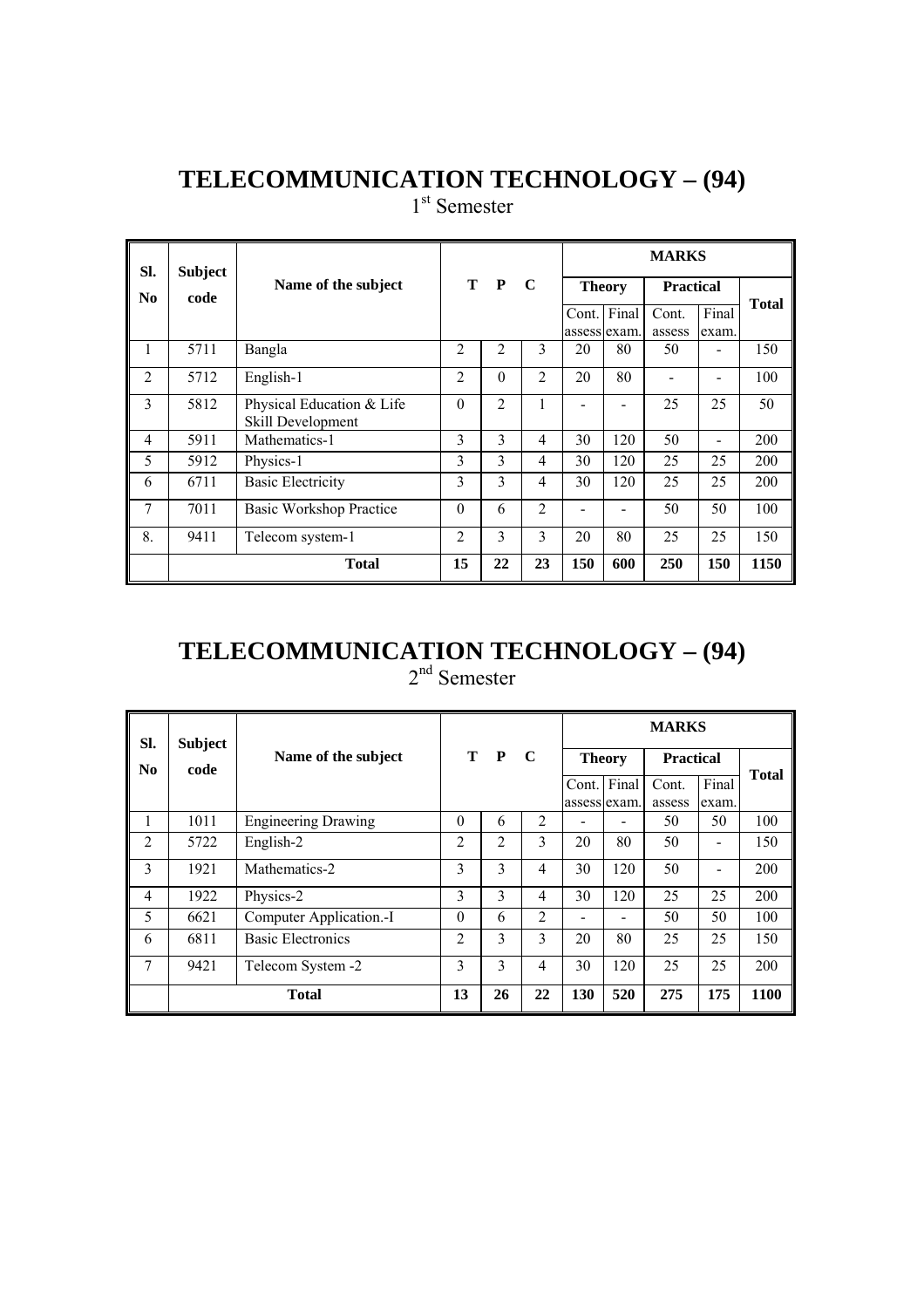# TELECOMMUNICATION TECHNOLOGY – (94)

1st Semester

| Sl. No | Subject code | Name of the subject | T | P | C | MARKS | | | | |
|---|---|---|---|---|---|---|---|---|---|---|
| | | | | | | Theory | | Practical | | Total |
| | | | | | | Cont. assess | Final exam. | Cont. assess | Final exam. | |
| 1 | 5711 | Bangla | 2 | 2 | 3 | 20 | 80 | 50 | - | 150 |
| 2 | 5712 | English-1 | 2 | 0 | 2 | 20 | 80 | - | - | 100 |
| 3 | 5812 | Physical Education & Life Skill Development | 0 | 2 | 1 | - | - | 25 | 25 | 50 |
| 4 | 5911 | Mathematics-1 | 3 | 3 | 4 | 30 | 120 | 50 | - | 200 |
| 5 | 5912 | Physics-1 | 3 | 3 | 4 | 30 | 120 | 25 | 25 | 200 |
| 6 | 6711 | Basic Electricity | 3 | 3 | 4 | 30 | 120 | 25 | 25 | 200 |
| 7 | 7011 | Basic Workshop Practice | 0 | 6 | 2 | - | - | 50 | 50 | 100 |
| 8. | 9411 | Telecom system-1 | 2 | 3 | 3 | 20 | 80 | 25 | 25 | 150 |
| | **Total** | | **15** | **22** | **23** | **150** | **600** | **250** | **150** | **1150** |

# TELECOMMUNICATION TECHNOLOGY – (94)

2nd Semester

| Sl. No | Subject code | Name of the subject | T | P | C | MARKS | | | | |
|---|---|---|---|---|---|---|---|---|---|---|
| | | | | | | Theory | | Practical | | Total |
| | | | | | | Cont. assess | Final exam. | Cont. assess | Final exam. | |
| 1 | 1011 | Engineering Drawing | 0 | 6 | 2 | - | - | 50 | 50 | 100 |
| 2 | 5722 | English-2 | 2 | 2 | 3 | 20 | 80 | 50 | - | 150 |
| 3 | 1921 | Mathematics-2 | 3 | 3 | 4 | 30 | 120 | 50 | - | 200 |
| 4 | 1922 | Physics-2 | 3 | 3 | 4 | 30 | 120 | 25 | 25 | 200 |
| 5 | 6621 | Computer Application.-I | 0 | 6 | 2 | - | - | 50 | 50 | 100 |
| 6 | 6811 | Basic Electronics | 2 | 3 | 3 | 20 | 80 | 25 | 25 | 150 |
| 7 | 9421 | Telecom System -2 | 3 | 3 | 4 | 30 | 120 | 25 | 25 | 200 |
| | **Total** | | **13** | **26** | **22** | **130** | **520** | **275** | **175** | **1100** |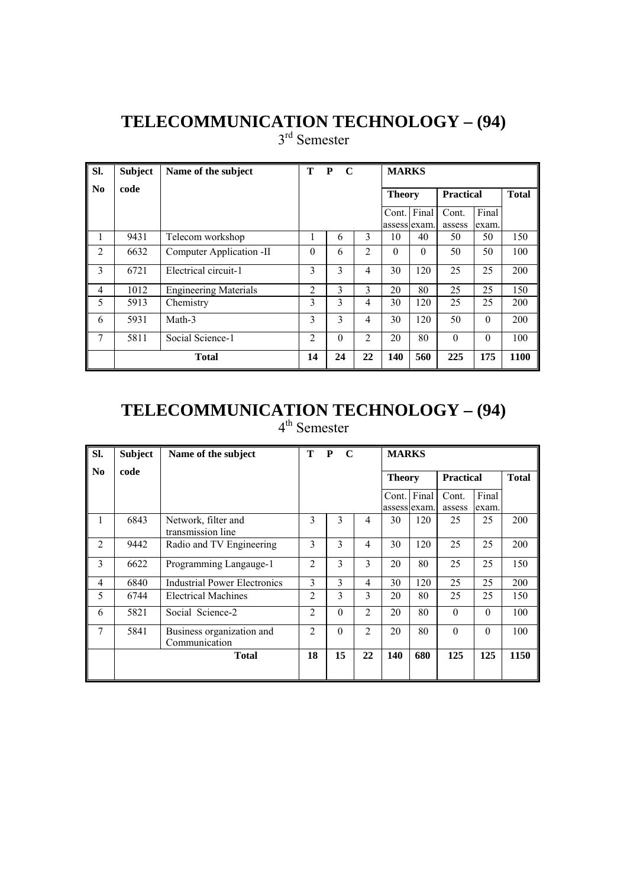# TELECOMMUNICATION TECHNOLOGY – (94)

3rd Semester

| Sl. No | Subject code | Name of the subject | T | P | C | MARKS | | | | |
|---|---|---|---|---|---|---|---|---|---|---|
| | | | | | | Theory | | Practical | | Total |
| | | | | | | Cont. assess | Final exam. | Cont. assess | Final exam. | |
| 1 | 9431 | Telecom workshop | 1 | 6 | 3 | 10 | 40 | 50 | 50 | 150 |
| 2 | 6632 | Computer Application -II | 0 | 6 | 2 | 0 | 0 | 50 | 50 | 100 |
| 3 | 6721 | Electrical circuit-1 | 3 | 3 | 4 | 30 | 120 | 25 | 25 | 200 |
| 4 | 1012 | Engineering Materials | 2 | 3 | 3 | 20 | 80 | 25 | 25 | 150 |
| 5 | 5913 | Chemistry | 3 | 3 | 4 | 30 | 120 | 25 | 25 | 200 |
| 6 | 5931 | Math-3 | 3 | 3 | 4 | 30 | 120 | 50 | 0 | 200 |
| 7 | 5811 | Social Science-1 | 2 | 0 | 2 | 20 | 80 | 0 | 0 | 100 |
| | | **Total** | **14** | **24** | **22** | **140** | **560** | **225** | **175** | **1100** |

# TELECOMMUNICATION TECHNOLOGY – (94)

4th Semester

| Sl. No | Subject code | Name of the subject | T | P | C | MARKS | | | | |
|---|---|---|---|---|---|---|---|---|---|---|
| | | | | | | Theory | | Practical | | Total |
| | | | | | | Cont. assess | Final exam. | Cont. assess | Final exam. | |
| 1 | 6843 | Network, filter and transmission line | 3 | 3 | 4 | 30 | 120 | 25 | 25 | 200 |
| 2 | 9442 | Radio and TV Engineering | 3 | 3 | 4 | 30 | 120 | 25 | 25 | 200 |
| 3 | 6622 | Programming Langauge-1 | 2 | 3 | 3 | 20 | 80 | 25 | 25 | 150 |
| 4 | 6840 | Industrial Power Electronics | 3 | 3 | 4 | 30 | 120 | 25 | 25 | 200 |
| 5 | 6744 | Electrical Machines | 2 | 3 | 3 | 20 | 80 | 25 | 25 | 150 |
| 6 | 5821 | Social Science-2 | 2 | 0 | 2 | 20 | 80 | 0 | 0 | 100 |
| 7 | 5841 | Business organization and Communication | 2 | 0 | 2 | 20 | 80 | 0 | 0 | 100 |
| | | **Total** | **18** | **15** | **22** | **140** | **680** | **125** | **125** | **1150** |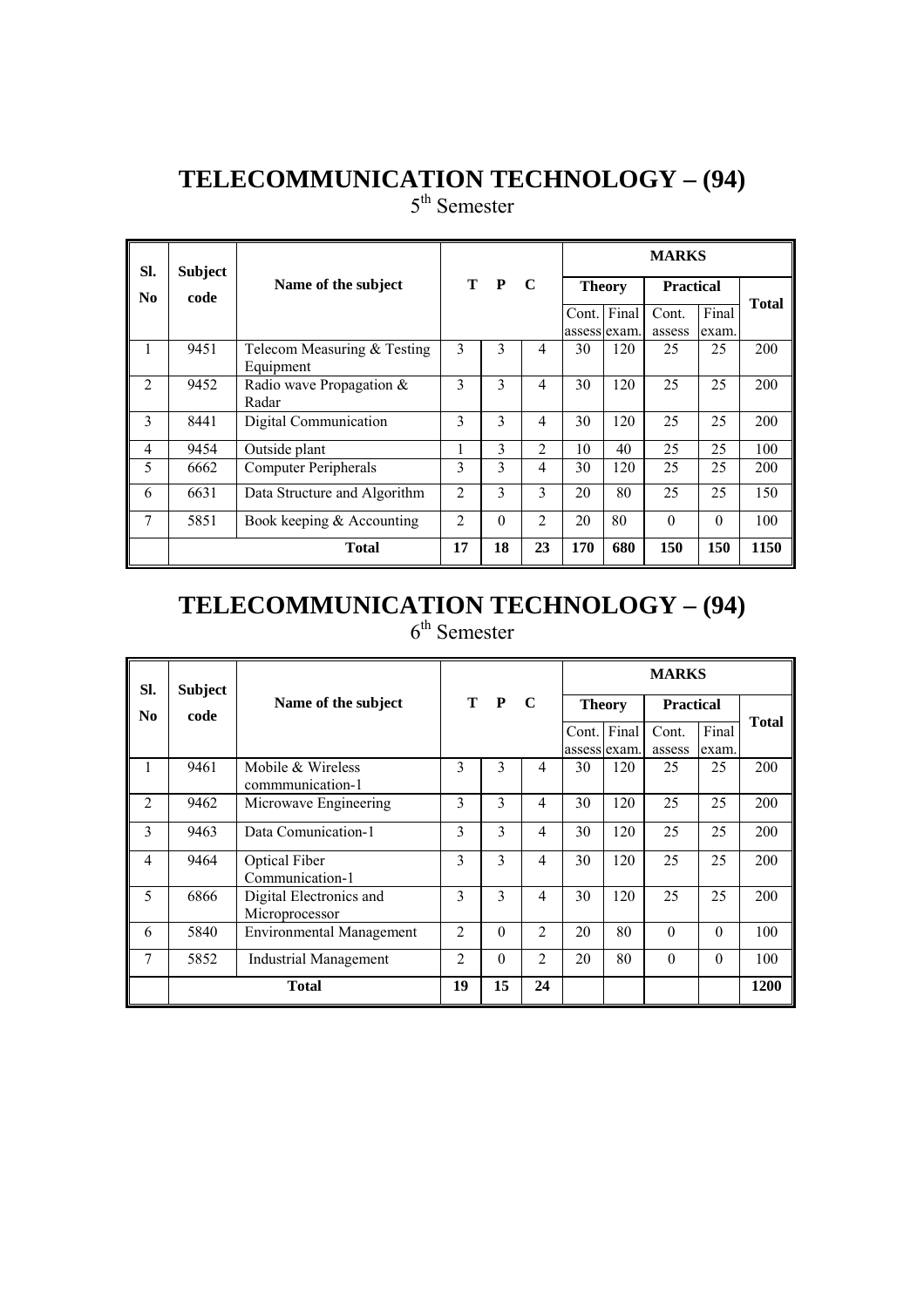# TELECOMMUNICATION TECHNOLOGY – (94)

5th Semester

| Sl. No | Subject code | Name of the subject | T | P | C | MARKS | | | | |
|---|---|---|---|---|---|---|---|---|---|---|
| | | | | | | Theory | | Practical | | Total |
| | | | | | | Cont. assess | Final exam. | Cont. assess | Final exam. | |
| 1 | 9451 | Telecom Measuring & Testing Equipment | 3 | 3 | 4 | 30 | 120 | 25 | 25 | 200 |
| 2 | 9452 | Radio wave Propagation & Radar | 3 | 3 | 4 | 30 | 120 | 25 | 25 | 200 |
| 3 | 8441 | Digital Communication | 3 | 3 | 4 | 30 | 120 | 25 | 25 | 200 |
| 4 | 9454 | Outside plant | 1 | 3 | 2 | 10 | 40 | 25 | 25 | 100 |
| 5 | 6662 | Computer Peripherals | 3 | 3 | 4 | 30 | 120 | 25 | 25 | 200 |
| 6 | 6631 | Data Structure and Algorithm | 2 | 3 | 3 | 20 | 80 | 25 | 25 | 150 |
| 7 | 5851 | Book keeping & Accounting | 2 | 0 | 2 | 20 | 80 | 0 | 0 | 100 |
| | | **Total** | **17** | **18** | **23** | **170** | **680** | **150** | **150** | **1150** |

# TELECOMMUNICATION TECHNOLOGY – (94)

6th Semester

| Sl. No | Subject code | Name of the subject | T | P | C | MARKS | | | | |
|---|---|---|---|---|---|---|---|---|---|---|
| | | | | | | Theory | | Practical | | Total |
| | | | | | | Cont. assess | Final exam. | Cont. assess | Final exam. | |
| 1 | 9461 | Mobile & Wireless commmunication-1 | 3 | 3 | 4 | 30 | 120 | 25 | 25 | 200 |
| 2 | 9462 | Microwave Engineering | 3 | 3 | 4 | 30 | 120 | 25 | 25 | 200 |
| 3 | 9463 | Data Comunication-1 | 3 | 3 | 4 | 30 | 120 | 25 | 25 | 200 |
| 4 | 9464 | Optical Fiber Communication-1 | 3 | 3 | 4 | 30 | 120 | 25 | 25 | 200 |
| 5 | 6866 | Digital Electronics and Microprocessor | 3 | 3 | 4 | 30 | 120 | 25 | 25 | 200 |
| 6 | 5840 | Environmental Management | 2 | 0 | 2 | 20 | 80 | 0 | 0 | 100 |
| 7 | 5852 | Industrial Management | 2 | 0 | 2 | 20 | 80 | 0 | 0 | 100 |
| | | **Total** | **19** | **15** | **24** | | | | | **1200** |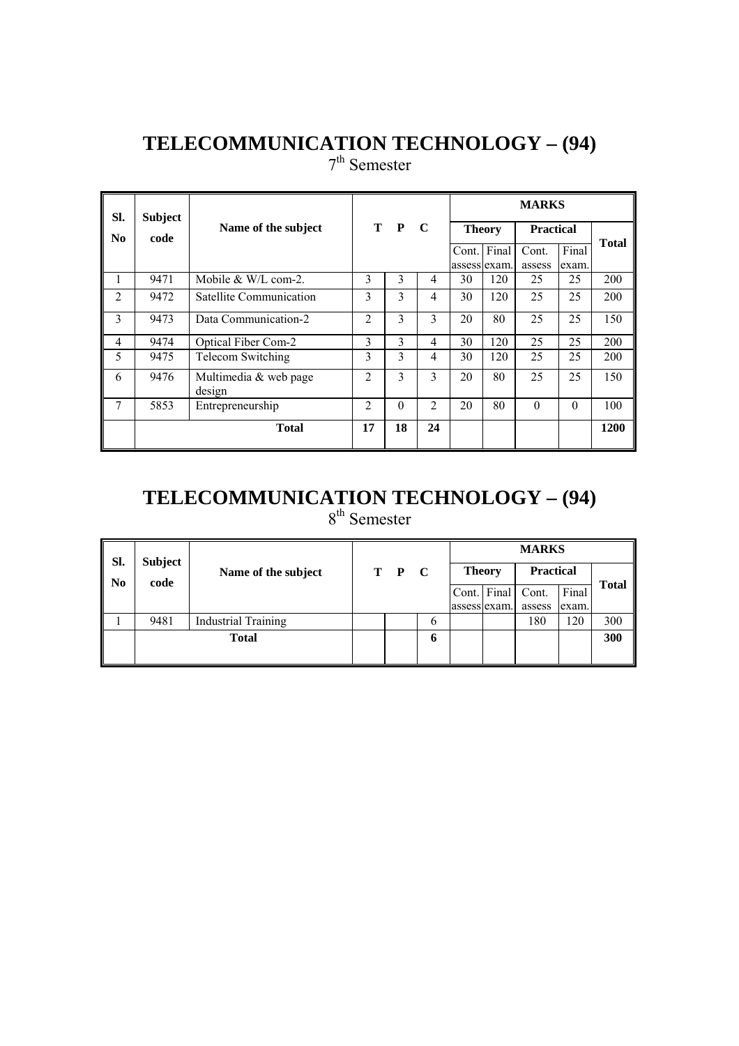# TELECOMMUNICATION TECHNOLOGY – (94)

7th Semester

| Sl. No | Subject code | Name of the subject | T | P | C | MARKS | | | | |
|---|---|---|---|---|---|---|---|---|---|---|
| | | | | | | Theory | | Practical | | Total |
| | | | | | | Cont. assess | Final exam. | Cont. assess | Final exam. | |
| 1 | 9471 | Mobile & W/L com-2. | 3 | 3 | 4 | 30 | 120 | 25 | 25 | 200 |
| 2 | 9472 | Satellite Communication | 3 | 3 | 4 | 30 | 120 | 25 | 25 | 200 |
| 3 | 9473 | Data Communication-2 | 2 | 3 | 3 | 20 | 80 | 25 | 25 | 150 |
| 4 | 9474 | Optical Fiber Com-2 | 3 | 3 | 4 | 30 | 120 | 25 | 25 | 200 |
| 5 | 9475 | Telecom Switching | 3 | 3 | 4 | 30 | 120 | 25 | 25 | 200 |
| 6 | 9476 | Multimedia & web page design | 2 | 3 | 3 | 20 | 80 | 25 | 25 | 150 |
| 7 | 5853 | Entrepreneurship | 2 | 0 | 2 | 20 | 80 | 0 | 0 | 100 |
| | | **Total** | **17** | **18** | **24** | | | | | **1200** |

# TELECOMMUNICATION TECHNOLOGY – (94)

8th Semester

| Sl. No | Subject code | Name of the subject | T | P | C | MARKS | | | | |
|---|---|---|---|---|---|---|---|---|---|---|
| | | | | | | Theory | | Practical | | Total |
| | | | | | | Cont. assess | Final exam. | Cont. assess | Final exam. | |
| 1 | 9481 | Industrial Training | | | 6 | | | 180 | 120 | 300 |
| | | **Total** | | | **6** | | | | | **300** |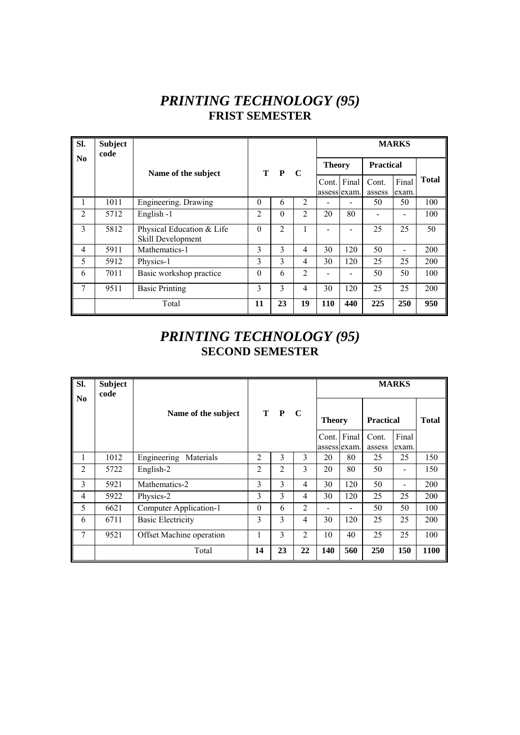# *PRINTING TECHNOLOGY (95)*

## FRIST SEMESTER

| Sl. No | Subject code | Name of the subject | T | P | C | MARKS | | | | |
|---|---|---|---|---|---|---|---|---|---|---|
| | | | | | | Theory | | Practical | | Total |
| | | | | | | Cont. assess | Final exam. | Cont. assess | Final exam. | |
| 1 | 1011 | Engineering. Drawing | 0 | 6 | 2 | - | - | 50 | 50 | 100 |
| 2 | 5712 | English -1 | 2 | 0 | 2 | 20 | 80 | - | - | 100 |
| 3 | 5812 | Physical Education & Life Skill Development | 0 | 2 | 1 | - | - | 25 | 25 | 50 |
| 4 | 5911 | Mathematics-1 | 3 | 3 | 4 | 30 | 120 | 50 | - | 200 |
| 5 | 5912 | Physics-1 | 3 | 3 | 4 | 30 | 120 | 25 | 25 | 200 |
| 6 | 7011 | Basic workshop practice | 0 | 6 | 2 | - | - | 50 | 50 | 100 |
| 7 | 9511 | Basic Printing | 3 | 3 | 4 | 30 | 120 | 25 | 25 | 200 |
| | | Total | **11** | **23** | **19** | **110** | **440** | **225** | **250** | **950** |

# *PRINTING TECHNOLOGY (95)*

## SECOND SEMESTER

| Sl. No | Subject code | Name of the subject | T | P | C | MARKS | | | | |
|---|---|---|---|---|---|---|---|---|---|---|
| | | | | | | Theory | | Practical | | Total |
| | | | | | | Cont. assess | Final exam. | Cont. assess | Final exam. | |
| 1 | 1012 | Engineering Materials | 2 | 3 | 3 | 20 | 80 | 25 | 25 | 150 |
| 2 | 5722 | English-2 | 2 | 2 | 3 | 20 | 80 | 50 | - | 150 |
| 3 | 5921 | Mathematics-2 | 3 | 3 | 4 | 30 | 120 | 50 | - | 200 |
| 4 | 5922 | Physics-2 | 3 | 3 | 4 | 30 | 120 | 25 | 25 | 200 |
| 5 | 6621 | Computer Application-1 | 0 | 6 | 2 | - | - | 50 | 50 | 100 |
| 6 | 6711 | Basic Electricity | 3 | 3 | 4 | 30 | 120 | 25 | 25 | 200 |
| 7 | 9521 | Offset Machine operation | 1 | 3 | 2 | 10 | 40 | 25 | 25 | 100 |
| | | Total | **14** | **23** | **22** | **140** | **560** | **250** | **150** | **1100** |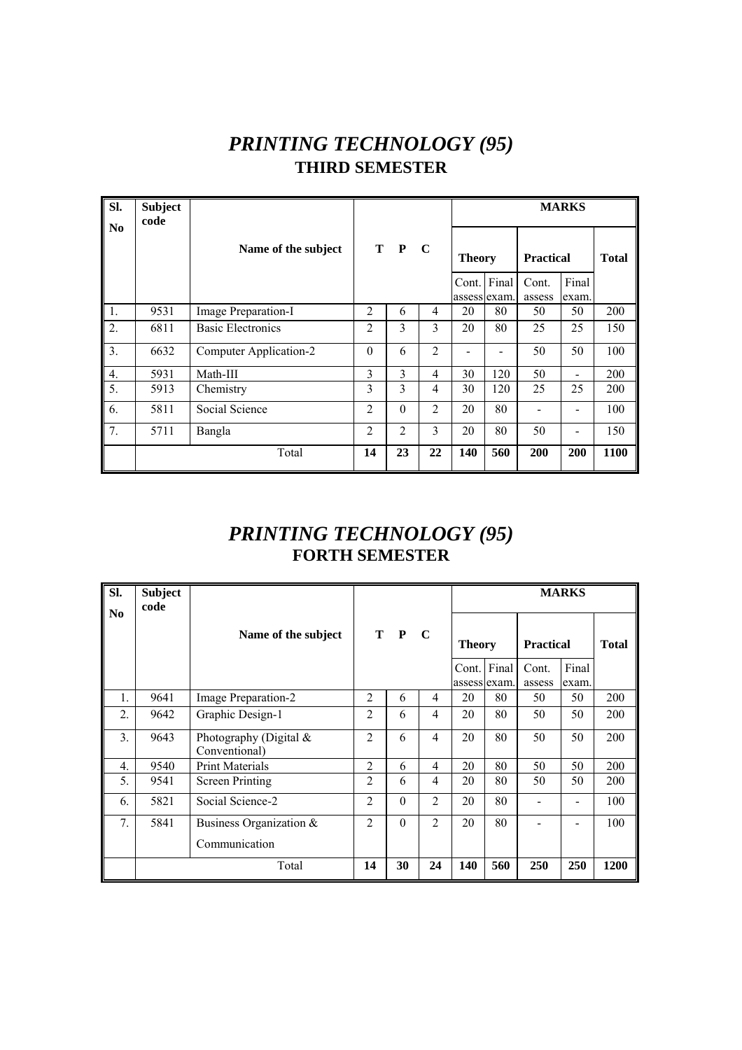# *PRINTING TECHNOLOGY (95)*

## THIRD SEMESTER

| Sl. No | Subject code | Name of the subject | T | P | C | MARKS | | | | |
|---|---|---|---|---|---|---|---|---|---|---|
| | | | | | | Theory | | Practical | | Total |
| | | | | | | Cont. assess | Final exam. | Cont. assess | Final exam. | |
| 1. | 9531 | Image Preparation-I | 2 | 6 | 4 | 20 | 80 | 50 | 50 | 200 |
| 2. | 6811 | Basic Electronics | 2 | 3 | 3 | 20 | 80 | 25 | 25 | 150 |
| 3. | 6632 | Computer Application-2 | 0 | 6 | 2 | - | - | 50 | 50 | 100 |
| 4. | 5931 | Math-III | 3 | 3 | 4 | 30 | 120 | 50 | - | 200 |
| 5. | 5913 | Chemistry | 3 | 3 | 4 | 30 | 120 | 25 | 25 | 200 |
| 6. | 5811 | Social Science | 2 | 0 | 2 | 20 | 80 | - | - | 100 |
| 7. | 5711 | Bangla | 2 | 2 | 3 | 20 | 80 | 50 | - | 150 |
| | | Total | **14** | **23** | **22** | **140** | **560** | **200** | **200** | **1100** |

# *PRINTING TECHNOLOGY (95)*

## FORTH SEMESTER

| Sl. No | Subject code | Name of the subject | T | P | C | MARKS | | | | |
|---|---|---|---|---|---|---|---|---|---|---|
| | | | | | | Theory | | Practical | | Total |
| | | | | | | Cont. assess | Final exam. | Cont. assess | Final exam. | |
| 1. | 9641 | Image Preparation-2 | 2 | 6 | 4 | 20 | 80 | 50 | 50 | 200 |
| 2. | 9642 | Graphic Design-1 | 2 | 6 | 4 | 20 | 80 | 50 | 50 | 200 |
| 3. | 9643 | Photography (Digital & Conventional) | 2 | 6 | 4 | 20 | 80 | 50 | 50 | 200 |
| 4. | 9540 | Print Materials | 2 | 6 | 4 | 20 | 80 | 50 | 50 | 200 |
| 5. | 9541 | Screen Printing | 2 | 6 | 4 | 20 | 80 | 50 | 50 | 200 |
| 6. | 5821 | Social Science-2 | 2 | 0 | 2 | 20 | 80 | - | - | 100 |
| 7. | 5841 | Business Organization & Communication | 2 | 0 | 2 | 20 | 80 | - | - | 100 |
| | | Total | **14** | **30** | **24** | **140** | **560** | **250** | **250** | **1200** |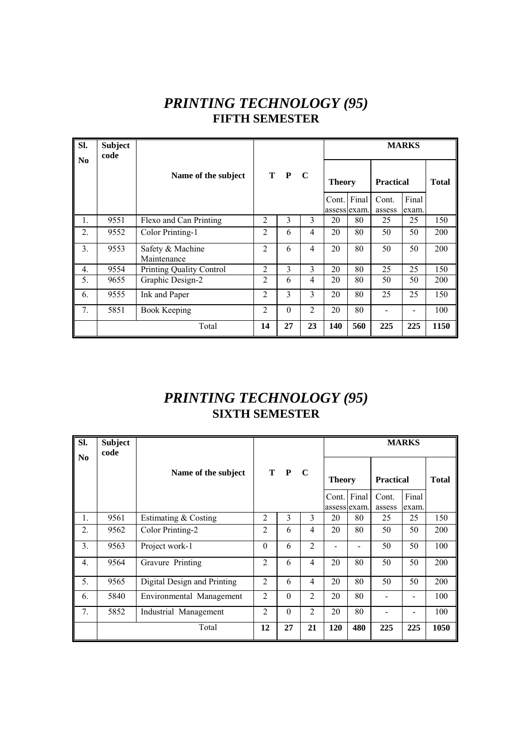# *PRINTING TECHNOLOGY (95)*
## FIFTH SEMESTER

| Sl. No | Subject code | Name of the subject | T | P | C | MARKS | | | | |
|---|---|---|---|---|---|---|---|---|---|---|
| | | | | | | Theory | | Practical | | Total |
| | | | | | | Cont. assess | Final exam. | Cont. assess | Final exam. | |
| 1. | 9551 | Flexo and Can Printing | 2 | 3 | 3 | 20 | 80 | 25 | 25 | 150 |
| 2. | 9552 | Color Printing-1 | 2 | 6 | 4 | 20 | 80 | 50 | 50 | 200 |
| 3. | 9553 | Safety & Machine Maintenance | 2 | 6 | 4 | 20 | 80 | 50 | 50 | 200 |
| 4. | 9554 | Printing Quality Control | 2 | 3 | 3 | 20 | 80 | 25 | 25 | 150 |
| 5. | 9655 | Graphic Design-2 | 2 | 6 | 4 | 20 | 80 | 50 | 50 | 200 |
| 6. | 9555 | Ink and Paper | 2 | 3 | 3 | 20 | 80 | 25 | 25 | 150 |
| 7. | 5851 | Book Keeping | 2 | 0 | 2 | 20 | 80 | - | - | 100 |
| | | Total | **14** | **27** | **23** | **140** | **560** | **225** | **225** | **1150** |

# *PRINTING TECHNOLOGY (95)*
## SIXTH SEMESTER

| Sl. No | Subject code | Name of the subject | T | P | C | MARKS | | | | |
|---|---|---|---|---|---|---|---|---|---|---|
| | | | | | | Theory | | Practical | | Total |
| | | | | | | Cont. assess | Final exam. | Cont. assess | Final exam. | |
| 1. | 9561 | Estimating & Costing | 2 | 3 | 3 | 20 | 80 | 25 | 25 | 150 |
| 2. | 9562 | Color Printing-2 | 2 | 6 | 4 | 20 | 80 | 50 | 50 | 200 |
| 3. | 9563 | Project work-1 | 0 | 6 | 2 | - | - | 50 | 50 | 100 |
| 4. | 9564 | Gravure Printing | 2 | 6 | 4 | 20 | 80 | 50 | 50 | 200 |
| 5. | 9565 | Digital Design and Printing | 2 | 6 | 4 | 20 | 80 | 50 | 50 | 200 |
| 6. | 5840 | Environmental Management | 2 | 0 | 2 | 20 | 80 | - | - | 100 |
| 7. | 5852 | Industrial Management | 2 | 0 | 2 | 20 | 80 | - | - | 100 |
| | | Total | **12** | **27** | **21** | **120** | **480** | **225** | **225** | **1050** |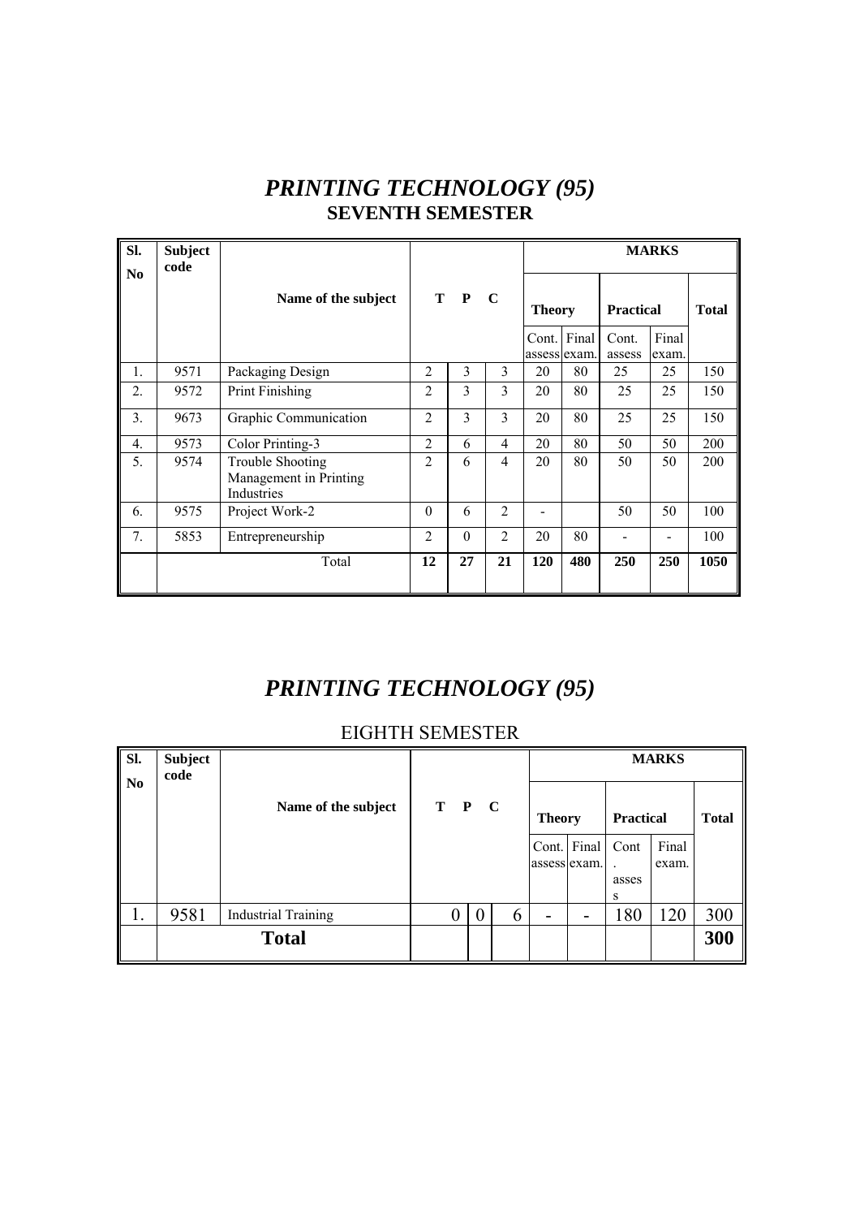# *PRINTING TECHNOLOGY (95)*

## SEVENTH SEMESTER

| Sl. No | Subject code | Name of the subject | T | P | C | MARKS | | | | |
|---|---|---|---|---|---|---|---|---|---|---|
| | | | | | | Theory | | Practical | | Total |
| | | | | | | Cont. assess | Final exam. | Cont. assess | Final exam. | |
| 1. | 9571 | Packaging Design | 2 | 3 | 3 | 20 | 80 | 25 | 25 | 150 |
| 2. | 9572 | Print Finishing | 2 | 3 | 3 | 20 | 80 | 25 | 25 | 150 |
| 3. | 9673 | Graphic Communication | 2 | 3 | 3 | 20 | 80 | 25 | 25 | 150 |
| 4. | 9573 | Color Printing-3 | 2 | 6 | 4 | 20 | 80 | 50 | 50 | 200 |
| 5. | 9574 | Trouble Shooting Management in Printing Industries | 2 | 6 | 4 | 20 | 80 | 50 | 50 | 200 |
| 6. | 9575 | Project Work-2 | 0 | 6 | 2 | - | | 50 | 50 | 100 |
| 7. | 5853 | Entrepreneurship | 2 | 0 | 2 | 20 | 80 | - | - | 100 |
| | | Total | **12** | **27** | **21** | **120** | **480** | **250** | **250** | **1050** |

# *PRINTING TECHNOLOGY (95)*

## EIGHTH SEMESTER

| Sl. No | Subject code | Name of the subject | T | P | C | MARKS | | | | |
|---|---|---|---|---|---|---|---|---|---|---|
| | | | | | | Theory | | Practical | | Total |
| | | | | | | Cont. assess | Final exam. | Cont. assess | Final exam. | |
| 1. | 9581 | Industrial Training | 0 | 0 | 6 | - | - | 180 | 120 | 300 |
| | | **Total** | | | | | | | | **300** |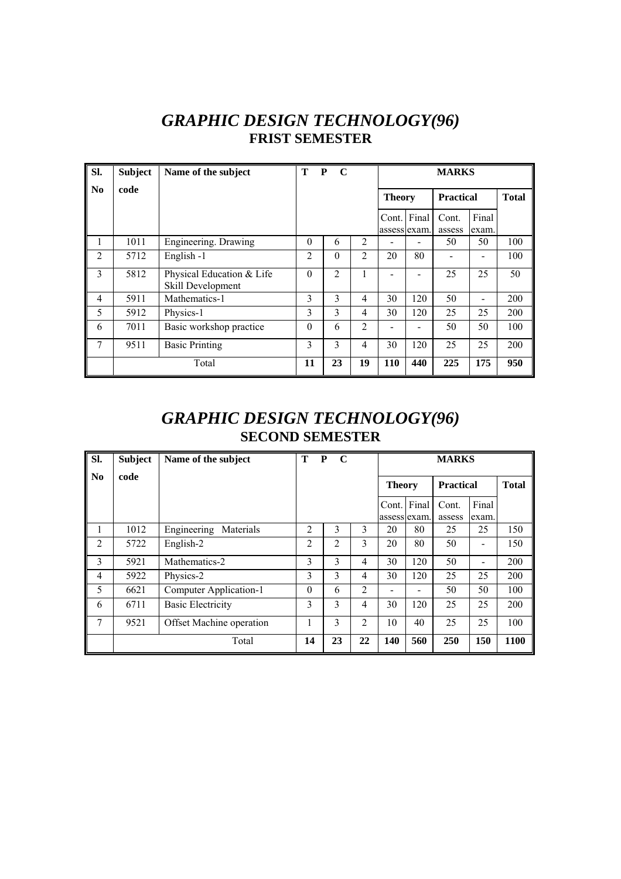# *GRAPHIC DESIGN TECHNOLOGY(96)*

## FRIST SEMESTER

| Sl. No | Subject code | Name of the subject | T | P | C | MARKS | | | | |
|---|---|---|---|---|---|---|---|---|---|---|
| | | | | | | Theory | | Practical | | Total |
| | | | | | | Cont. assess | Final exam. | Cont. assess | Final exam. | |
| 1 | 1011 | Engineering. Drawing | 0 | 6 | 2 | - | - | 50 | 50 | 100 |
| 2 | 5712 | English -1 | 2 | 0 | 2 | 20 | 80 | - | - | 100 |
| 3 | 5812 | Physical Education & Life Skill Development | 0 | 2 | 1 | - | - | 25 | 25 | 50 |
| 4 | 5911 | Mathematics-1 | 3 | 3 | 4 | 30 | 120 | 50 | - | 200 |
| 5 | 5912 | Physics-1 | 3 | 3 | 4 | 30 | 120 | 25 | 25 | 200 |
| 6 | 7011 | Basic workshop practice | 0 | 6 | 2 | - | - | 50 | 50 | 100 |
| 7 | 9511 | Basic Printing | 3 | 3 | 4 | 30 | 120 | 25 | 25 | 200 |
| | | Total | 11 | 23 | 19 | 110 | 440 | 225 | 175 | 950 |

# *GRAPHIC DESIGN TECHNOLOGY(96)*

## SECOND SEMESTER

| Sl. No | Subject code | Name of the subject | T | P | C | MARKS | | | | |
|---|---|---|---|---|---|---|---|---|---|---|
| | | | | | | Theory | | Practical | | Total |
| | | | | | | Cont. assess | Final exam. | Cont. assess | Final exam. | |
| 1 | 1012 | Engineering Materials | 2 | 3 | 3 | 20 | 80 | 25 | 25 | 150 |
| 2 | 5722 | English-2 | 2 | 2 | 3 | 20 | 80 | 50 | - | 150 |
| 3 | 5921 | Mathematics-2 | 3 | 3 | 4 | 30 | 120 | 50 | - | 200 |
| 4 | 5922 | Physics-2 | 3 | 3 | 4 | 30 | 120 | 25 | 25 | 200 |
| 5 | 6621 | Computer Application-1 | 0 | 6 | 2 | - | - | 50 | 50 | 100 |
| 6 | 6711 | Basic Electricity | 3 | 3 | 4 | 30 | 120 | 25 | 25 | 200 |
| 7 | 9521 | Offset Machine operation | 1 | 3 | 2 | 10 | 40 | 25 | 25 | 100 |
| | | Total | 14 | 23 | 22 | 140 | 560 | 250 | 150 | 1100 |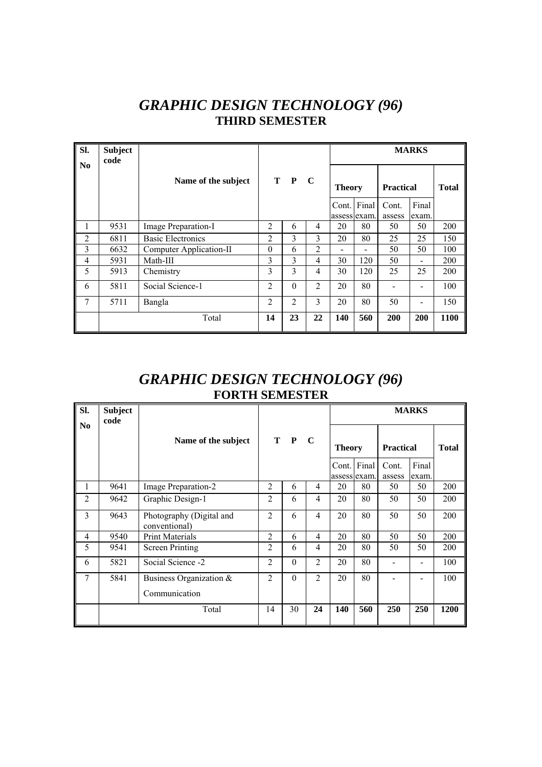# *GRAPHIC DESIGN TECHNOLOGY (96)*

## THIRD SEMESTER

| Sl. No | Subject code | Name of the subject | T | P | C | MARKS | | | | |
|---|---|---|---|---|---|---|---|---|---|---|
| | | | | | | Theory | | Practical | | Total |
| | | | | | | Cont. assess | Final exam. | Cont. assess | Final exam. | |
| 1 | 9531 | Image Preparation-I | 2 | 6 | 4 | 20 | 80 | 50 | 50 | 200 |
| 2 | 6811 | Basic Electronics | 2 | 3 | 3 | 20 | 80 | 25 | 25 | 150 |
| 3 | 6632 | Computer Application-II | 0 | 6 | 2 | - | - | 50 | 50 | 100 |
| 4 | 5931 | Math-III | 3 | 3 | 4 | 30 | 120 | 50 | - | 200 |
| 5 | 5913 | Chemistry | 3 | 3 | 4 | 30 | 120 | 25 | 25 | 200 |
| 6 | 5811 | Social Science-1 | 2 | 0 | 2 | 20 | 80 | - | - | 100 |
| 7 | 5711 | Bangla | 2 | 2 | 3 | 20 | 80 | 50 | - | 150 |
| | | Total | **14** | **23** | **22** | **140** | **560** | **200** | **200** | **1100** |

# *GRAPHIC DESIGN TECHNOLOGY (96)*

## FORTH SEMESTER

| Sl. No | Subject code | Name of the subject | T | P | C | MARKS | | | | |
|---|---|---|---|---|---|---|---|---|---|---|
| | | | | | | Theory | | Practical | | Total |
| | | | | | | Cont. assess | Final exam. | Cont. assess | Final exam. | |
| 1 | 9641 | Image Preparation-2 | 2 | 6 | 4 | 20 | 80 | 50 | 50 | 200 |
| 2 | 9642 | Graphic Design-1 | 2 | 6 | 4 | 20 | 80 | 50 | 50 | 200 |
| 3 | 9643 | Photography (Digital and conventional) | 2 | 6 | 4 | 20 | 80 | 50 | 50 | 200 |
| 4 | 9540 | Print Materials | 2 | 6 | 4 | 20 | 80 | 50 | 50 | 200 |
| 5 | 9541 | Screen Printing | 2 | 6 | 4 | 20 | 80 | 50 | 50 | 200 |
| 6 | 5821 | Social Science -2 | 2 | 0 | 2 | 20 | 80 | - | - | 100 |
| 7 | 5841 | Business Organization & Communication | 2 | 0 | 2 | 20 | 80 | - | - | 100 |
| | | Total | 14 | 30 | **24** | **140** | **560** | **250** | **250** | **1200** |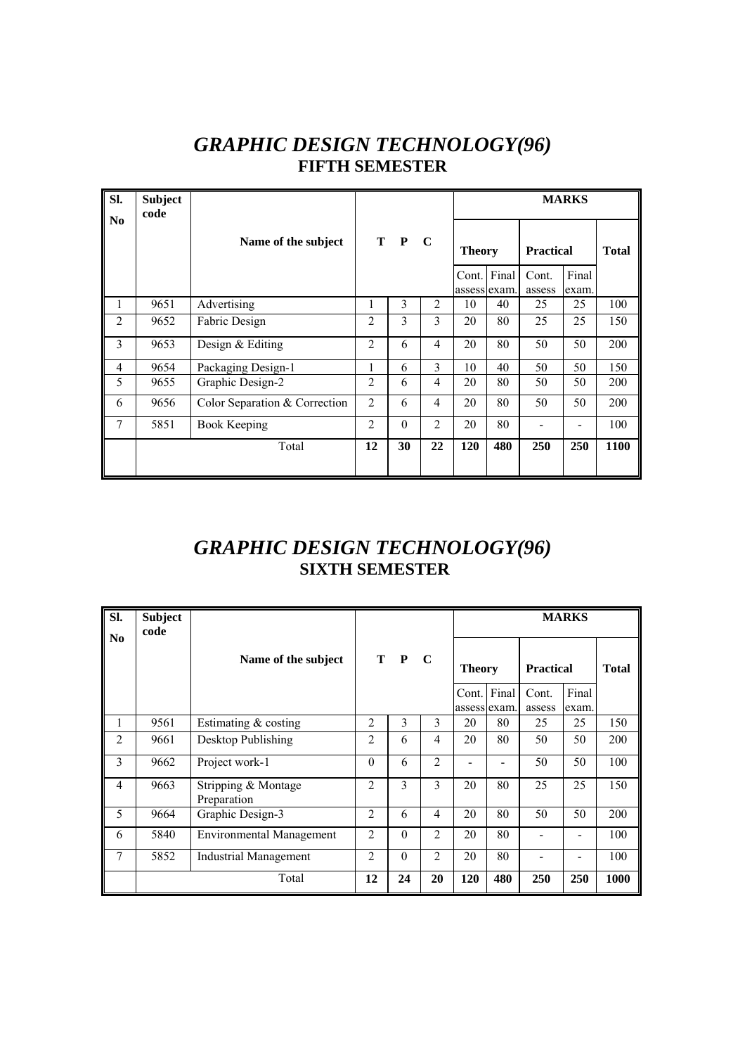# *GRAPHIC DESIGN TECHNOLOGY(96)*

## FIFTH SEMESTER

| Sl. No | Subject code | Name of the subject | T | P | C | MARKS | | | | |
|---|---|---|---|---|---|---|---|---|---|---|
| | | | | | | Theory | | Practical | | Total |
| | | | | | | Cont. assess | Final exam. | Cont. assess | Final exam. | |
| 1 | 9651 | Advertising | 1 | 3 | 2 | 10 | 40 | 25 | 25 | 100 |
| 2 | 9652 | Fabric Design | 2 | 3 | 3 | 20 | 80 | 25 | 25 | 150 |
| 3 | 9653 | Design & Editing | 2 | 6 | 4 | 20 | 80 | 50 | 50 | 200 |
| 4 | 9654 | Packaging Design-1 | 1 | 6 | 3 | 10 | 40 | 50 | 50 | 150 |
| 5 | 9655 | Graphic Design-2 | 2 | 6 | 4 | 20 | 80 | 50 | 50 | 200 |
| 6 | 9656 | Color Separation & Correction | 2 | 6 | 4 | 20 | 80 | 50 | 50 | 200 |
| 7 | 5851 | Book Keeping | 2 | 0 | 2 | 20 | 80 | - | - | 100 |
| | | Total | **12** | **30** | **22** | **120** | **480** | **250** | **250** | **1100** |

# *GRAPHIC DESIGN TECHNOLOGY(96)*

## SIXTH SEMESTER

| Sl. No | Subject code | Name of the subject | T | P | C | MARKS | | | | |
|---|---|---|---|---|---|---|---|---|---|---|
| | | | | | | Theory | | Practical | | Total |
| | | | | | | Cont. assess | Final exam. | Cont. assess | Final exam. | |
| 1 | 9561 | Estimating & costing | 2 | 3 | 3 | 20 | 80 | 25 | 25 | 150 |
| 2 | 9661 | Desktop Publishing | 2 | 6 | 4 | 20 | 80 | 50 | 50 | 200 |
| 3 | 9662 | Project work-1 | 0 | 6 | 2 | - | - | 50 | 50 | 100 |
| 4 | 9663 | Stripping & Montage Preparation | 2 | 3 | 3 | 20 | 80 | 25 | 25 | 150 |
| 5 | 9664 | Graphic Design-3 | 2 | 6 | 4 | 20 | 80 | 50 | 50 | 200 |
| 6 | 5840 | Environmental Management | 2 | 0 | 2 | 20 | 80 | - | - | 100 |
| 7 | 5852 | Industrial Management | 2 | 0 | 2 | 20 | 80 | - | - | 100 |
| | | Total | **12** | **24** | **20** | **120** | **480** | **250** | **250** | **1000** |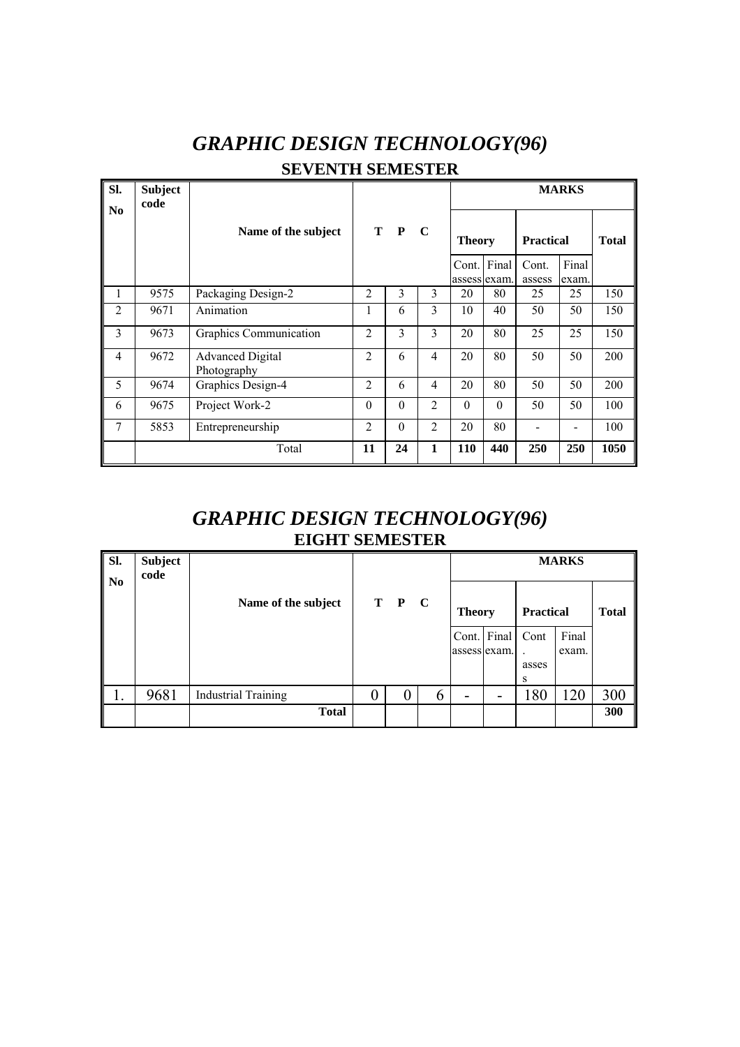# *GRAPHIC DESIGN TECHNOLOGY(96)*

## SEVENTH SEMESTER

| Sl. No | Subject code | Name of the subject | T | P | C | MARKS | | | | |
|---|---|---|---|---|---|---|---|---|---|---|
| | | | | | | Theory | | Practical | | Total |
| | | | | | | Cont. assess | Final exam. | Cont. assess | Final exam. | |
| 1 | 9575 | Packaging Design-2 | 2 | 3 | 3 | 20 | 80 | 25 | 25 | 150 |
| 2 | 9671 | Animation | 1 | 6 | 3 | 10 | 40 | 50 | 50 | 150 |
| 3 | 9673 | Graphics Communication | 2 | 3 | 3 | 20 | 80 | 25 | 25 | 150 |
| 4 | 9672 | Advanced Digital Photography | 2 | 6 | 4 | 20 | 80 | 50 | 50 | 200 |
| 5 | 9674 | Graphics Design-4 | 2 | 6 | 4 | 20 | 80 | 50 | 50 | 200 |
| 6 | 9675 | Project Work-2 | 0 | 0 | 2 | 0 | 0 | 50 | 50 | 100 |
| 7 | 5853 | Entrepreneurship | 2 | 0 | 2 | 20 | 80 | - | - | 100 |
| | | Total | **11** | **24** | **1** | **110** | **440** | **250** | **250** | **1050** |

# *GRAPHIC DESIGN TECHNOLOGY(96)*

## EIGHT SEMESTER

| Sl. No | Subject code | Name of the subject | T | P | C | MARKS | | | | |
|---|---|---|---|---|---|---|---|---|---|---|
| | | | | | | Theory | | Practical | | Total |
| | | | | | | Cont. assess | Final exam. | Cont. assess | Final exam. | |
| 1. | 9681 | Industrial Training | 0 | 0 | 6 | - | - | 180 | 120 | 300 |
| | | **Total** | | | | | | | | **300** |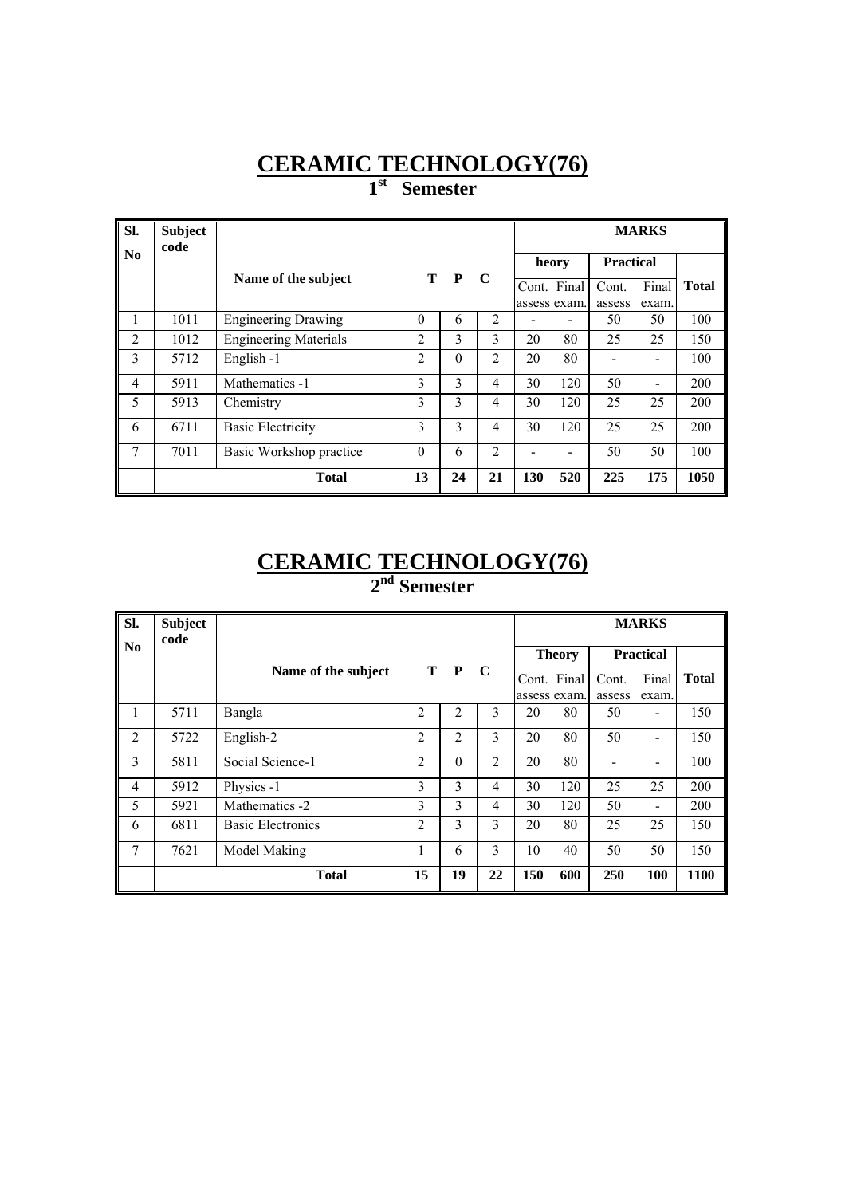# CERAMIC TECHNOLOGY(76)

## 1st Semester

| Sl. No | Subject code | Name of the subject | T | P | C | MARKS | | | | |
|---|---|---|---|---|---|---|---|---|---|---|
| | | | | | | heory | | Practical | | Total |
| | | | | | | Cont. assess | Final exam. | Cont. assess | Final exam. | |
| 1 | 1011 | Engineering Drawing | 0 | 6 | 2 | - | - | 50 | 50 | 100 |
| 2 | 1012 | Engineering Materials | 2 | 3 | 3 | 20 | 80 | 25 | 25 | 150 |
| 3 | 5712 | English -1 | 2 | 0 | 2 | 20 | 80 | - | - | 100 |
| 4 | 5911 | Mathematics -1 | 3 | 3 | 4 | 30 | 120 | 50 | - | 200 |
| 5 | 5913 | Chemistry | 3 | 3 | 4 | 30 | 120 | 25 | 25 | 200 |
| 6 | 6711 | Basic Electricity | 3 | 3 | 4 | 30 | 120 | 25 | 25 | 200 |
| 7 | 7011 | Basic Workshop practice | 0 | 6 | 2 | - | - | 50 | 50 | 100 |
| | | **Total** | **13** | **24** | **21** | **130** | **520** | **225** | **175** | **1050** |

# CERAMIC TECHNOLOGY(76)

## 2nd Semester

| Sl. No | Subject code | Name of the subject | T | P | C | MARKS | | | | |
|---|---|---|---|---|---|---|---|---|---|---|
| | | | | | | Theory | | Practical | | Total |
| | | | | | | Cont. assess | Final exam. | Cont. assess | Final exam. | |
| 1 | 5711 | Bangla | 2 | 2 | 3 | 20 | 80 | 50 | - | 150 |
| 2 | 5722 | English-2 | 2 | 2 | 3 | 20 | 80 | 50 | - | 150 |
| 3 | 5811 | Social Science-1 | 2 | 0 | 2 | 20 | 80 | - | - | 100 |
| 4 | 5912 | Physics -1 | 3 | 3 | 4 | 30 | 120 | 25 | 25 | 200 |
| 5 | 5921 | Mathematics -2 | 3 | 3 | 4 | 30 | 120 | 50 | - | 200 |
| 6 | 6811 | Basic Electronics | 2 | 3 | 3 | 20 | 80 | 25 | 25 | 150 |
| 7 | 7621 | Model Making | 1 | 6 | 3 | 10 | 40 | 50 | 50 | 150 |
| | | **Total** | **15** | **19** | **22** | **150** | **600** | **250** | **100** | **1100** |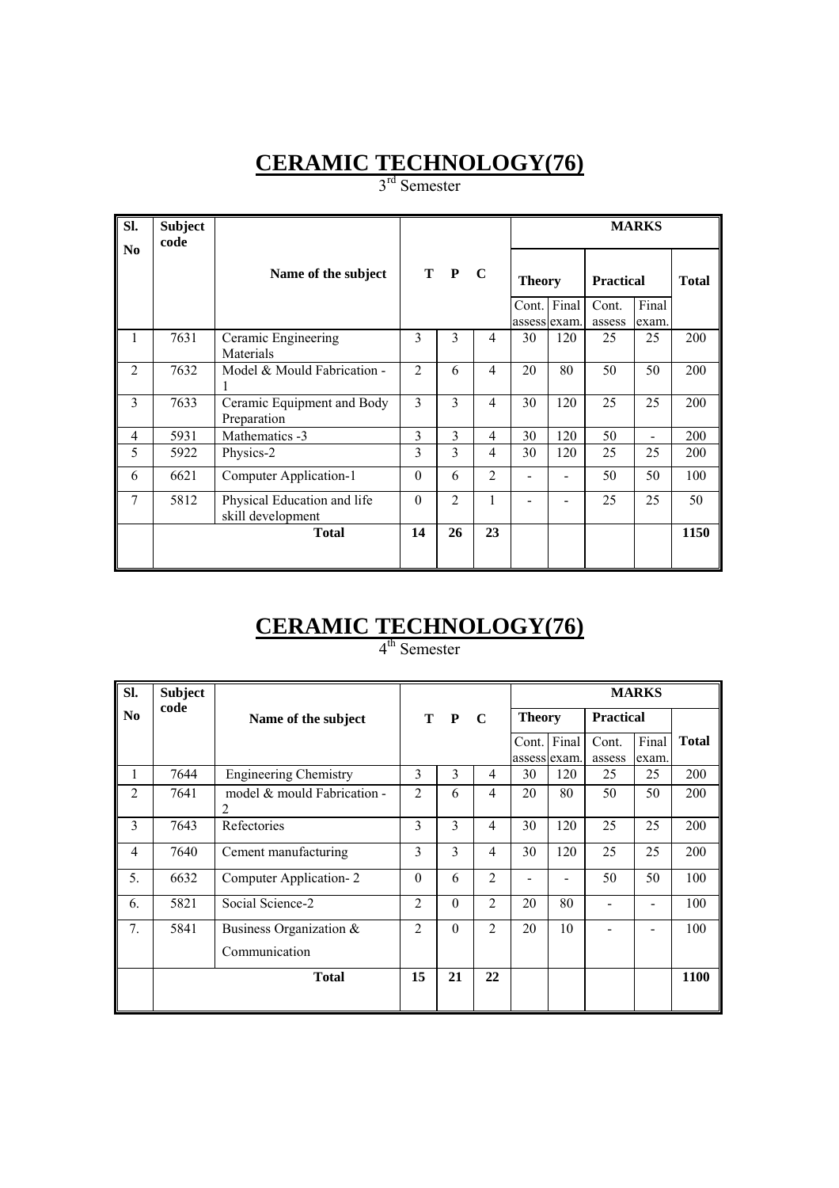# CERAMIC TECHNOLOGY(76)

3rd Semester

| Sl. No | Subject code | Name of the subject | T | P | C | MARKS | | | | |
|---|---|---|---|---|---|---|---|---|---|---|
| | | | | | | Theory | | Practical | | Total |
| | | | | | | Cont. assess | Final exam. | Cont. assess | Final exam. | |
| 1 | 7631 | Ceramic Engineering Materials | 3 | 3 | 4 | 30 | 120 | 25 | 25 | 200 |
| 2 | 7632 | Model & Mould Fabrication - 1 | 2 | 6 | 4 | 20 | 80 | 50 | 50 | 200 |
| 3 | 7633 | Ceramic Equipment and Body Preparation | 3 | 3 | 4 | 30 | 120 | 25 | 25 | 200 |
| 4 | 5931 | Mathematics -3 | 3 | 3 | 4 | 30 | 120 | 50 | - | 200 |
| 5 | 5922 | Physics-2 | 3 | 3 | 4 | 30 | 120 | 25 | 25 | 200 |
| 6 | 6621 | Computer Application-1 | 0 | 6 | 2 | - | - | 50 | 50 | 100 |
| 7 | 5812 | Physical Education and life skill development | 0 | 2 | 1 | - | - | 25 | 25 | 50 |
| | | Total | 14 | 26 | 23 | | | | | 1150 |

# CERAMIC TECHNOLOGY(76)

4th Semester

| Sl. No | Subject code | Name of the subject | T | P | C | MARKS | | | | |
|---|---|---|---|---|---|---|---|---|---|---|
| | | | | | | Theory | | Practical | | |
| | | | | | | Cont. assess | Final exam. | Cont. assess | Final exam. | Total |
| 1 | 7644 | Engineering Chemistry | 3 | 3 | 4 | 30 | 120 | 25 | 25 | 200 |
| 2 | 7641 | model & mould Fabrication - 2 | 2 | 6 | 4 | 20 | 80 | 50 | 50 | 200 |
| 3 | 7643 | Refectories | 3 | 3 | 4 | 30 | 120 | 25 | 25 | 200 |
| 4 | 7640 | Cement manufacturing | 3 | 3 | 4 | 30 | 120 | 25 | 25 | 200 |
| 5. | 6632 | Computer Application- 2 | 0 | 6 | 2 | - | - | 50 | 50 | 100 |
| 6. | 5821 | Social Science-2 | 2 | 0 | 2 | 20 | 80 | - | - | 100 |
| 7. | 5841 | Business Organization & Communication | 2 | 0 | 2 | 20 | 10 | - | - | 100 |
| | | Total | 15 | 21 | 22 | | | | | 1100 |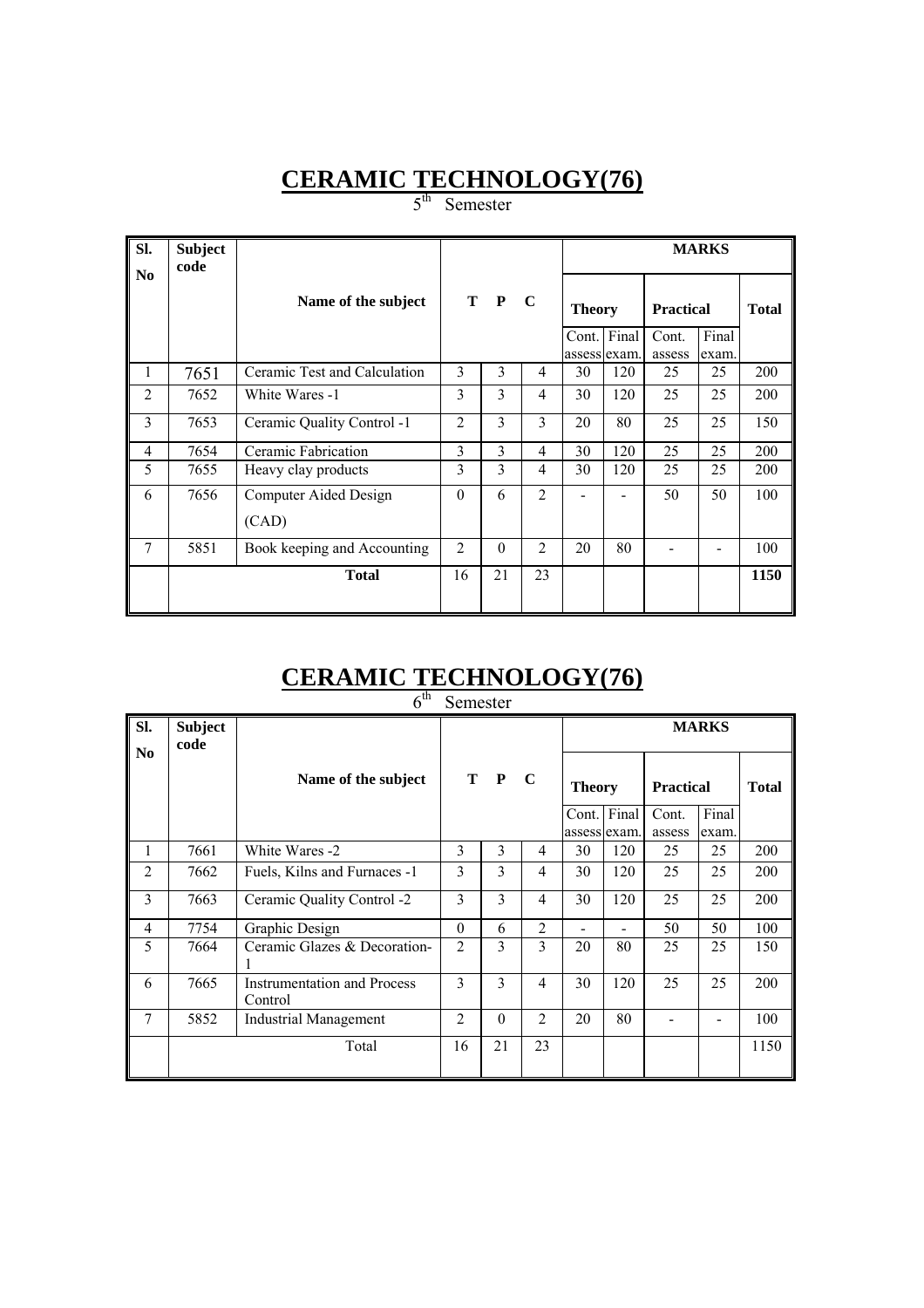# CERAMIC TECHNOLOGY(76)

5[th] Semester

| Sl. No | Subject code | Name of the subject | T | P | C | MARKS | | | | |
|---|---|---|---|---|---|---|---|---|---|---|
| | | | | | | Theory | | Practical | | Total |
| | | | | | | Cont. assess | Final exam. | Cont. assess | Final exam. | |
| 1 | 7651 | Ceramic Test and Calculation | 3 | 3 | 4 | 30 | 120 | 25 | 25 | 200 |
| 2 | 7652 | White Wares -1 | 3 | 3 | 4 | 30 | 120 | 25 | 25 | 200 |
| 3 | 7653 | Ceramic Quality Control -1 | 2 | 3 | 3 | 20 | 80 | 25 | 25 | 150 |
| 4 | 7654 | Ceramic Fabrication | 3 | 3 | 4 | 30 | 120 | 25 | 25 | 200 |
| 5 | 7655 | Heavy clay products | 3 | 3 | 4 | 30 | 120 | 25 | 25 | 200 |
| 6 | 7656 | Computer Aided Design (CAD) | 0 | 6 | 2 | - | - | 50 | 50 | 100 |
| 7 | 5851 | Book keeping and Accounting | 2 | 0 | 2 | 20 | 80 | - | - | 100 |
| | | **Total** | 16 | 21 | 23 | | | | | **1150** |

# CERAMIC TECHNOLOGY(76)

6[th] Semester

| Sl. No | Subject code | Name of the subject | T | P | C | MARKS | | | | |
|---|---|---|---|---|---|---|---|---|---|---|
| | | | | | | Theory | | Practical | | Total |
| | | | | | | Cont. assess | Final exam. | Cont. assess | Final exam. | |
| 1 | 7661 | White Wares -2 | 3 | 3 | 4 | 30 | 120 | 25 | 25 | 200 |
| 2 | 7662 | Fuels, Kilns and Furnaces -1 | 3 | 3 | 4 | 30 | 120 | 25 | 25 | 200 |
| 3 | 7663 | Ceramic Quality Control -2 | 3 | 3 | 4 | 30 | 120 | 25 | 25 | 200 |
| 4 | 7754 | Graphic Design | 0 | 6 | 2 | - | - | 50 | 50 | 100 |
| 5 | 7664 | Ceramic Glazes & Decoration-1 | 2 | 3 | 3 | 20 | 80 | 25 | 25 | 150 |
| 6 | 7665 | Instrumentation and Process Control | 3 | 3 | 4 | 30 | 120 | 25 | 25 | 200 |
| 7 | 5852 | Industrial Management | 2 | 0 | 2 | 20 | 80 | - | - | 100 |
| | | Total | 16 | 21 | 23 | | | | | 1150 |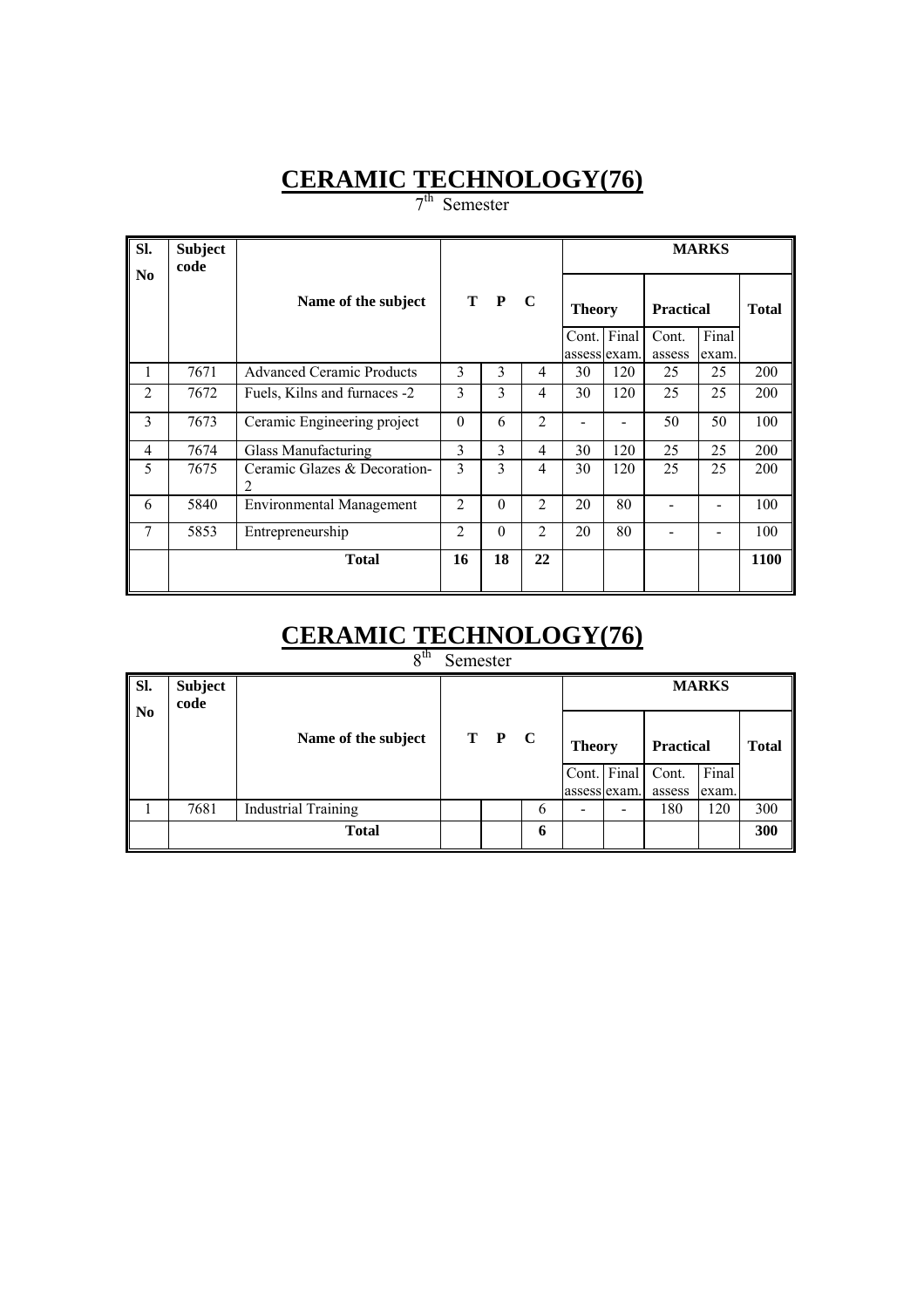# CERAMIC TECHNOLOGY(76)

7th Semester

| Sl. No | Subject code | Name of the subject | T | P | C | MARKS | | | | |
|---|---|---|---|---|---|---|---|---|---|---|
| | | | | | | Theory | | Practical | | Total |
| | | | | | | Cont. assess | Final exam. | Cont. assess | Final exam. | |
| 1 | 7671 | Advanced Ceramic Products | 3 | 3 | 4 | 30 | 120 | 25 | 25 | 200 |
| 2 | 7672 | Fuels, Kilns and furnaces -2 | 3 | 3 | 4 | 30 | 120 | 25 | 25 | 200 |
| 3 | 7673 | Ceramic Engineering project | 0 | 6 | 2 | - | - | 50 | 50 | 100 |
| 4 | 7674 | Glass Manufacturing | 3 | 3 | 4 | 30 | 120 | 25 | 25 | 200 |
| 5 | 7675 | Ceramic Glazes & Decoration-2 | 3 | 3 | 4 | 30 | 120 | 25 | 25 | 200 |
| 6 | 5840 | Environmental Management | 2 | 0 | 2 | 20 | 80 | - | - | 100 |
| 7 | 5853 | Entrepreneurship | 2 | 0 | 2 | 20 | 80 | - | - | 100 |
| | | **Total** | **16** | **18** | **22** | | | | | **1100** |

# CERAMIC TECHNOLOGY(76)

8th Semester

| Sl. No | Subject code | Name of the subject | T | P | C | MARKS | | | | |
|---|---|---|---|---|---|---|---|---|---|---|
| | | | | | | Theory | | Practical | | Total |
| | | | | | | Cont. assess | Final exam. | Cont. assess | Final exam. | |
| 1 | 7681 | Industrial Training | | | 6 | - | - | 180 | 120 | 300 |
| | | **Total** | | | **6** | | | | | **300** |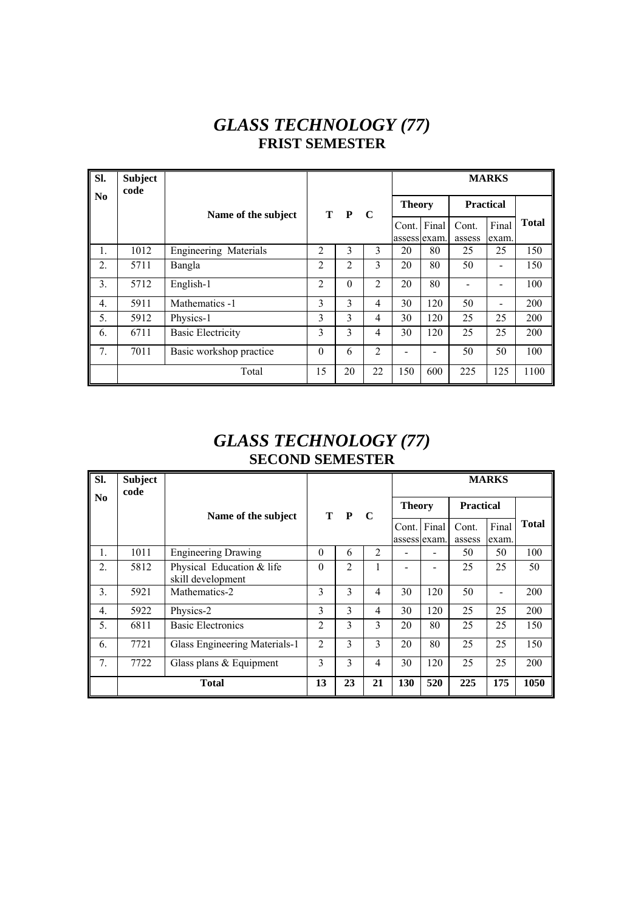# *GLASS TECHNOLOGY (77)*
## FRIST SEMESTER

| Sl. No | Subject code | Name of the subject | T | P | C | MARKS | | | | |
|---|---|---|---|---|---|---|---|---|---|---|
| | | | | | | Theory | | Practical | | Total |
| | | | | | | Cont. assess | Final exam. | Cont. assess | Final exam. | |
| 1. | 1012 | Engineering Materials | 2 | 3 | 3 | 20 | 80 | 25 | 25 | 150 |
| 2. | 5711 | Bangla | 2 | 2 | 3 | 20 | 80 | 50 | - | 150 |
| 3. | 5712 | English-1 | 2 | 0 | 2 | 20 | 80 | - | - | 100 |
| 4. | 5911 | Mathematics -1 | 3 | 3 | 4 | 30 | 120 | 50 | - | 200 |
| 5. | 5912 | Physics-1 | 3 | 3 | 4 | 30 | 120 | 25 | 25 | 200 |
| 6. | 6711 | Basic Electricity | 3 | 3 | 4 | 30 | 120 | 25 | 25 | 200 |
| 7. | 7011 | Basic workshop practice | 0 | 6 | 2 | - | - | 50 | 50 | 100 |
| | | Total | 15 | 20 | 22 | 150 | 600 | 225 | 125 | 1100 |

# *GLASS TECHNOLOGY (77)*
## SECOND SEMESTER

| Sl. No | Subject code | Name of the subject | T | P | C | MARKS | | | | |
|---|---|---|---|---|---|---|---|---|---|---|
| | | | | | | Theory | | Practical | | Total |
| | | | | | | Cont. assess | Final exam. | Cont. assess | Final exam. | |
| 1. | 1011 | Engineering Drawing | 0 | 6 | 2 | - | - | 50 | 50 | 100 |
| 2. | 5812 | Physical Education & life skill development | 0 | 2 | 1 | - | - | 25 | 25 | 50 |
| 3. | 5921 | Mathematics-2 | 3 | 3 | 4 | 30 | 120 | 50 | - | 200 |
| 4. | 5922 | Physics-2 | 3 | 3 | 4 | 30 | 120 | 25 | 25 | 200 |
| 5. | 6811 | Basic Electronics | 2 | 3 | 3 | 20 | 80 | 25 | 25 | 150 |
| 6. | 7721 | Glass Engineering Materials-1 | 2 | 3 | 3 | 20 | 80 | 25 | 25 | 150 |
| 7. | 7722 | Glass plans & Equipment | 3 | 3 | 4 | 30 | 120 | 25 | 25 | 200 |
| | | **Total** | **13** | **23** | **21** | **130** | **520** | **225** | **175** | **1050** |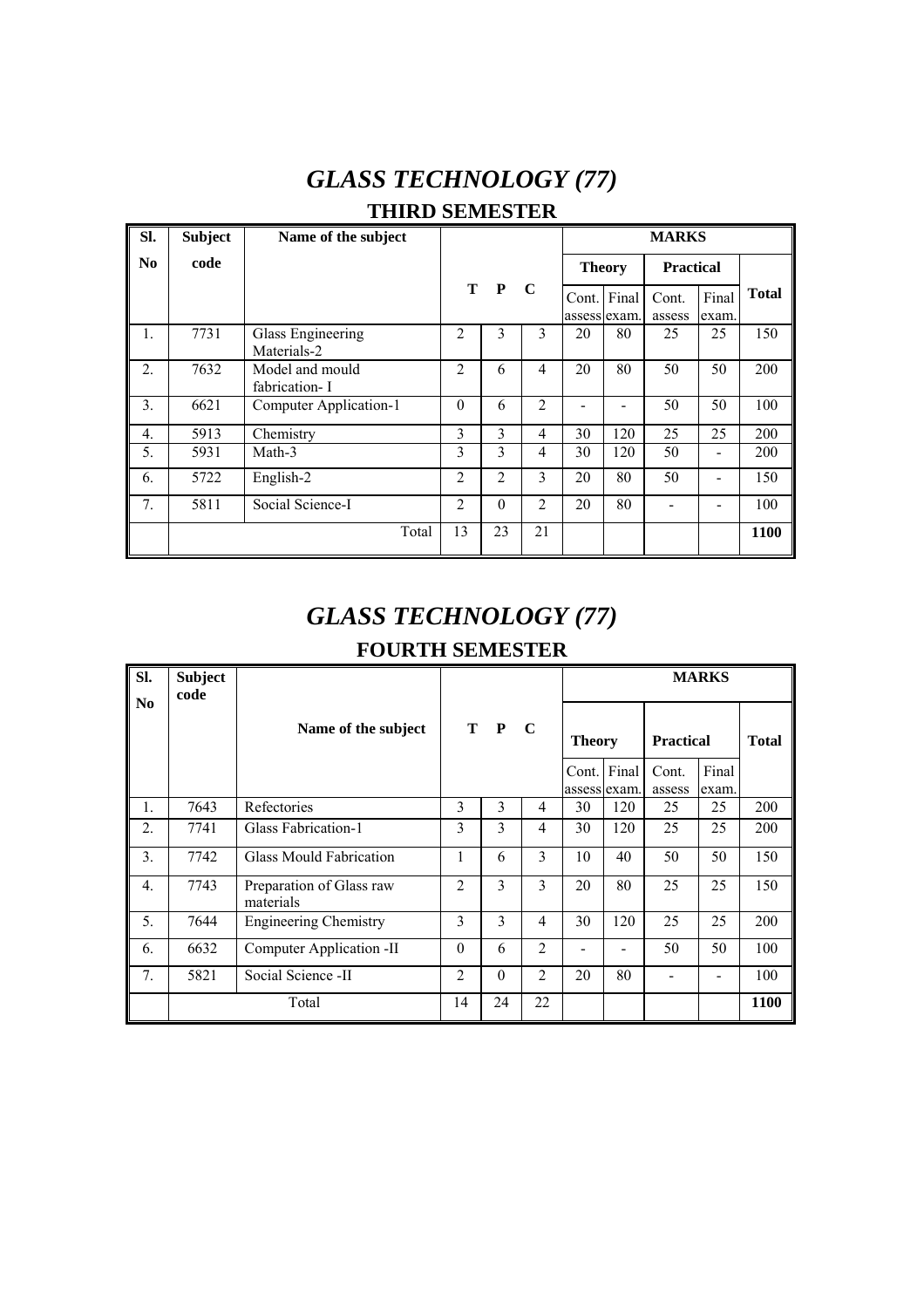# *GLASS TECHNOLOGY (77)*

## THIRD SEMESTER

| Sl. No | Subject code | Name of the subject | T | P | C | MARKS | | | | |
|---|---|---|---|---|---|---|---|---|---|---|
| | | | | | | Theory | | Practical | | Total |
| | | | | | | Cont. assess | Final exam. | Cont. assess | Final exam. | |
| 1. | 7731 | Glass Engineering Materials-2 | 2 | 3 | 3 | 20 | 80 | 25 | 25 | 150 |
| 2. | 7632 | Model and mould fabrication- I | 2 | 6 | 4 | 20 | 80 | 50 | 50 | 200 |
| 3. | 6621 | Computer Application-1 | 0 | 6 | 2 | - | - | 50 | 50 | 100 |
| 4. | 5913 | Chemistry | 3 | 3 | 4 | 30 | 120 | 25 | 25 | 200 |
| 5. | 5931 | Math-3 | 3 | 3 | 4 | 30 | 120 | 50 | - | 200 |
| 6. | 5722 | English-2 | 2 | 2 | 3 | 20 | 80 | 50 | - | 150 |
| 7. | 5811 | Social Science-I | 2 | 0 | 2 | 20 | 80 | - | - | 100 |
| | | Total | 13 | 23 | 21 | | | | | **1100** |

# *GLASS TECHNOLOGY (77)*

## FOURTH SEMESTER

| Sl. No | Subject code | Name of the subject | T | P | C | MARKS | | | | |
|---|---|---|---|---|---|---|---|---|---|---|
| | | | | | | Theory | | Practical | | Total |
| | | | | | | Cont. assess | Final exam. | Cont. assess | Final exam. | |
| 1. | 7643 | Refectories | 3 | 3 | 4 | 30 | 120 | 25 | 25 | 200 |
| 2. | 7741 | Glass Fabrication-1 | 3 | 3 | 4 | 30 | 120 | 25 | 25 | 200 |
| 3. | 7742 | Glass Mould Fabrication | 1 | 6 | 3 | 10 | 40 | 50 | 50 | 150 |
| 4. | 7743 | Preparation of Glass raw materials | 2 | 3 | 3 | 20 | 80 | 25 | 25 | 150 |
| 5. | 7644 | Engineering Chemistry | 3 | 3 | 4 | 30 | 120 | 25 | 25 | 200 |
| 6. | 6632 | Computer Application -II | 0 | 6 | 2 | - | - | 50 | 50 | 100 |
| 7. | 5821 | Social Science -II | 2 | 0 | 2 | 20 | 80 | - | - | 100 |
| | | Total | 14 | 24 | 22 | | | | | **1100** |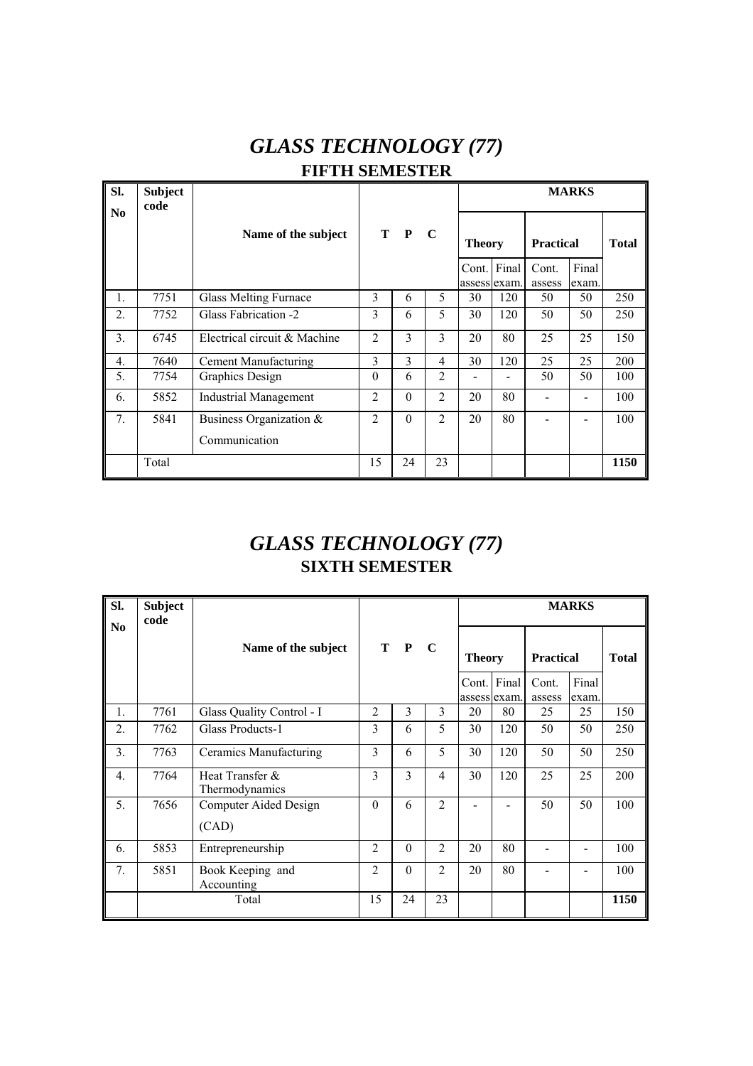# *GLASS TECHNOLOGY (77)*

## FIFTH SEMESTER

| Sl. No | Subject code | Name of the subject | T | P | C | MARKS | | | | |
|---|---|---|---|---|---|---|---|---|---|---|
| | | | | | | Theory | | Practical | | Total |
| | | | | | | Cont. assess | Final exam. | Cont. assess | Final exam. | |
| 1. | 7751 | Glass Melting Furnace | 3 | 6 | 5 | 30 | 120 | 50 | 50 | 250 |
| 2. | 7752 | Glass Fabrication -2 | 3 | 6 | 5 | 30 | 120 | 50 | 50 | 250 |
| 3. | 6745 | Electrical circuit & Machine | 2 | 3 | 3 | 20 | 80 | 25 | 25 | 150 |
| 4. | 7640 | Cement Manufacturing | 3 | 3 | 4 | 30 | 120 | 25 | 25 | 200 |
| 5. | 7754 | Graphics Design | 0 | 6 | 2 | - | - | 50 | 50 | 100 |
| 6. | 5852 | Industrial Management | 2 | 0 | 2 | 20 | 80 | - | - | 100 |
| 7. | 5841 | Business Organization & Communication | 2 | 0 | 2 | 20 | 80 | - | - | 100 |
| | Total | | 15 | 24 | 23 | | | | | **1150** |

# *GLASS TECHNOLOGY (77)*

## SIXTH SEMESTER

| Sl. No | Subject code | Name of the subject | T | P | C | MARKS | | | | |
|---|---|---|---|---|---|---|---|---|---|---|
| | | | | | | Theory | | Practical | | Total |
| | | | | | | Cont. assess | Final exam. | Cont. assess | Final exam. | |
| 1. | 7761 | Glass Quality Control - I | 2 | 3 | 3 | 20 | 80 | 25 | 25 | 150 |
| 2. | 7762 | Glass Products-1 | 3 | 6 | 5 | 30 | 120 | 50 | 50 | 250 |
| 3. | 7763 | Ceramics Manufacturing | 3 | 6 | 5 | 30 | 120 | 50 | 50 | 250 |
| 4. | 7764 | Heat Transfer & Thermodynamics | 3 | 3 | 4 | 30 | 120 | 25 | 25 | 200 |
| 5. | 7656 | Computer Aided Design (CAD) | 0 | 6 | 2 | - | - | 50 | 50 | 100 |
| 6. | 5853 | Entrepreneurship | 2 | 0 | 2 | 20 | 80 | - | - | 100 |
| 7. | 5851 | Book Keeping and Accounting | 2 | 0 | 2 | 20 | 80 | - | - | 100 |
| | | Total | 15 | 24 | 23 | | | | | **1150** |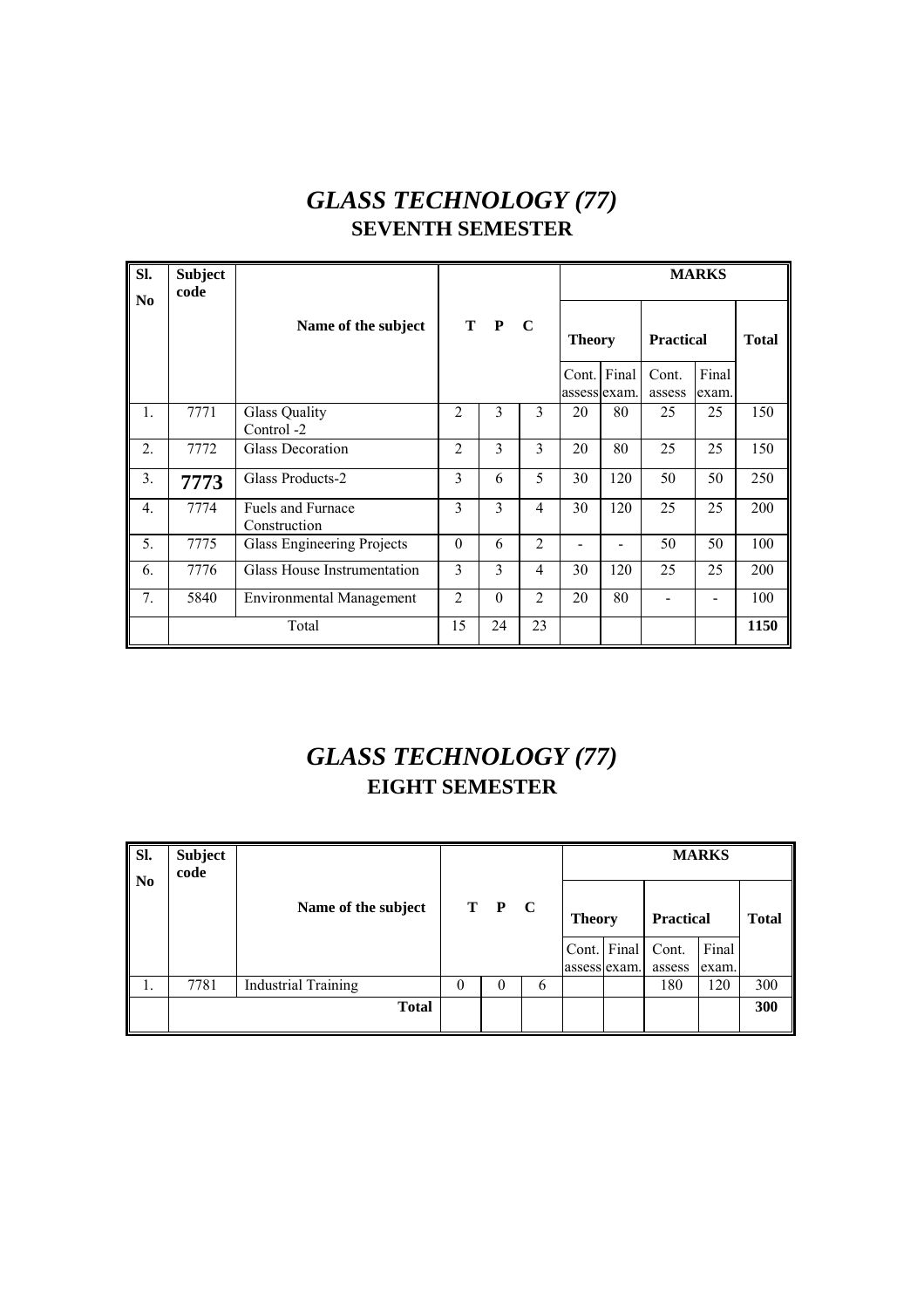# *GLASS TECHNOLOGY (77)*

## SEVENTH SEMESTER

| Sl. No | Subject code | Name of the subject | T | P | C | MARKS | | | | |
|---|---|---|---|---|---|---|---|---|---|---|
| | | | | | | Theory | | Practical | | Total |
| | | | | | | Cont. assess | Final exam. | Cont. assess | Final exam. | |
| 1. | 7771 | Glass Quality Control -2 | 2 | 3 | 3 | 20 | 80 | 25 | 25 | 150 |
| 2. | 7772 | Glass Decoration | 2 | 3 | 3 | 20 | 80 | 25 | 25 | 150 |
| 3. | **7773** | Glass Products-2 | 3 | 6 | 5 | 30 | 120 | 50 | 50 | 250 |
| 4. | 7774 | Fuels and Furnace Construction | 3 | 3 | 4 | 30 | 120 | 25 | 25 | 200 |
| 5. | 7775 | Glass Engineering Projects | 0 | 6 | 2 | - | - | 50 | 50 | 100 |
| 6. | 7776 | Glass House Instrumentation | 3 | 3 | 4 | 30 | 120 | 25 | 25 | 200 |
| 7. | 5840 | Environmental Management | 2 | 0 | 2 | 20 | 80 | - | - | 100 |
| | | Total | 15 | 24 | 23 | | | | | **1150** |

# *GLASS TECHNOLOGY (77)*

## EIGHT SEMESTER

| Sl. No | Subject code | Name of the subject | T | P | C | MARKS | | | | |
|---|---|---|---|---|---|---|---|---|---|---|
| | | | | | | Theory | | Practical | | Total |
| | | | | | | Cont. assess | Final exam. | Cont. assess | Final exam. | |
| 1. | 7781 | Industrial Training | 0 | 0 | 6 | | | 180 | 120 | 300 |
| | | **Total** | | | | | | | | **300** |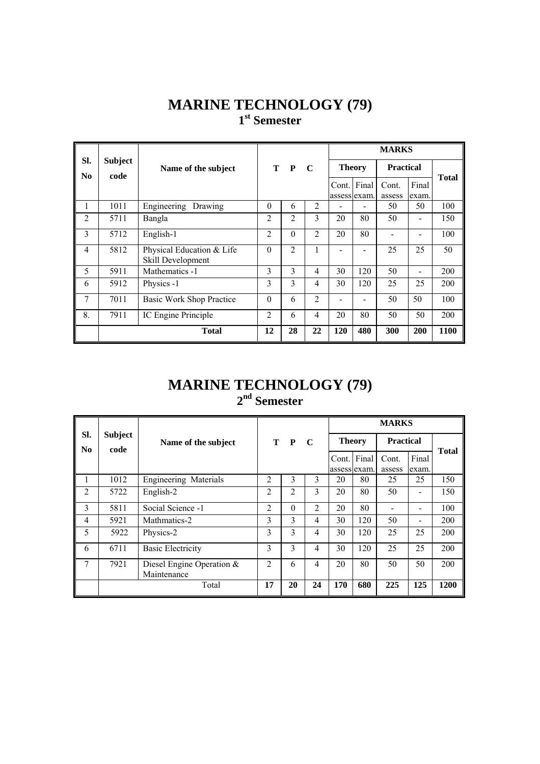# MARINE TECHNOLOGY (79)

## 1st Semester

| Sl. No | Subject code | Name of the subject | T | P | C | MARKS | | | | |
|---|---|---|---|---|---|---|---|---|---|---|
| | | | | | | Theory | | Practical | | Total |
| | | | | | | Cont. assess | Final exam. | Cont. assess | Final exam. | |
| 1 | 1011 | Engineering Drawing | 0 | 6 | 2 | - | - | 50 | 50 | 100 |
| 2 | 5711 | Bangla | 2 | 2 | 3 | 20 | 80 | 50 | - | 150 |
| 3 | 5712 | English-1 | 2 | 0 | 2 | 20 | 80 | - | - | 100 |
| 4 | 5812 | Physical Education & Life Skill Development | 0 | 2 | 1 | - | - | 25 | 25 | 50 |
| 5 | 5911 | Mathematics -1 | 3 | 3 | 4 | 30 | 120 | 50 | - | 200 |
| 6 | 5912 | Physics -1 | 3 | 3 | 4 | 30 | 120 | 25 | 25 | 200 |
| 7 | 7011 | Basic Work Shop Practice | 0 | 6 | 2 | - | - | 50 | 50 | 100 |
| 8. | 7911 | IC Engine Principle | 2 | 6 | 4 | 20 | 80 | 50 | 50 | 200 |
| | | **Total** | **12** | **28** | **22** | **120** | **480** | **300** | **200** | **1100** |

# MARINE TECHNOLOGY (79)

## 2nd Semester

| Sl. No | Subject code | Name of the subject | T | P | C | MARKS | | | | |
|---|---|---|---|---|---|---|---|---|---|---|
| | | | | | | Theory | | Practical | | Total |
| | | | | | | Cont. assess | Final exam. | Cont. assess | Final exam. | |
| 1 | 1012 | Engineering Materials | 2 | 3 | 3 | 20 | 80 | 25 | 25 | 150 |
| 2 | 5722 | English-2 | 2 | 2 | 3 | 20 | 80 | 50 | - | 150 |
| 3 | 5811 | Social Science -1 | 2 | 0 | 2 | 20 | 80 | - | - | 100 |
| 4 | 5921 | Mathmatics-2 | 3 | 3 | 4 | 30 | 120 | 50 | - | 200 |
| 5 | 5922 | Physics-2 | 3 | 3 | 4 | 30 | 120 | 25 | 25 | 200 |
| 6 | 6711 | Basic Electricity | 3 | 3 | 4 | 30 | 120 | 25 | 25 | 200 |
| 7 | 7921 | Diesel Engine Operation & Maintenance | 2 | 6 | 4 | 20 | 80 | 50 | 50 | 200 |
| | | Total | **17** | **20** | **24** | **170** | **680** | **225** | **125** | **1200** |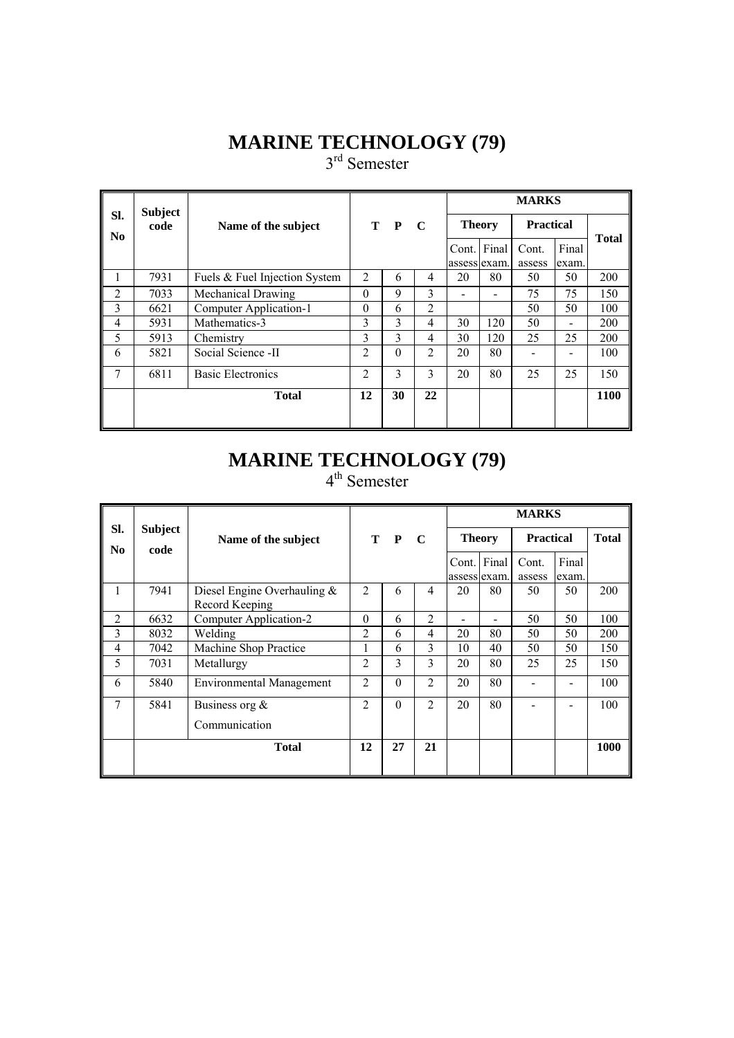# MARINE TECHNOLOGY (79)

3rd Semester

| Sl. No | Subject code | Name of the subject | T | P | C | MARKS | | | | |
|---|---|---|---|---|---|---|---|---|---|---|
| | | | | | | Theory | | Practical | | Total |
| | | | | | | Cont. assess | Final exam. | Cont. assess | Final exam. | |
| 1 | 7931 | Fuels & Fuel Injection System | 2 | 6 | 4 | 20 | 80 | 50 | 50 | 200 |
| 2 | 7033 | Mechanical Drawing | 0 | 9 | 3 | - | - | 75 | 75 | 150 |
| 3 | 6621 | Computer Application-1 | 0 | 6 | 2 | | | 50 | 50 | 100 |
| 4 | 5931 | Mathematics-3 | 3 | 3 | 4 | 30 | 120 | 50 | - | 200 |
| 5 | 5913 | Chemistry | 3 | 3 | 4 | 30 | 120 | 25 | 25 | 200 |
| 6 | 5821 | Social Science -II | 2 | 0 | 2 | 20 | 80 | - | - | 100 |
| 7 | 6811 | Basic Electronics | 2 | 3 | 3 | 20 | 80 | 25 | 25 | 150 |
| | | **Total** | **12** | **30** | **22** | | | | | **1100** |

# MARINE TECHNOLOGY (79)

4th Semester

| Sl. No | Subject code | Name of the subject | T | P | C | MARKS | | | | |
|---|---|---|---|---|---|---|---|---|---|---|
| | | | | | | Theory | | Practical | | Total |
| | | | | | | Cont. assess | Final exam. | Cont. assess | Final exam. | |
| 1 | 7941 | Diesel Engine Overhauling & Record Keeping | 2 | 6 | 4 | 20 | 80 | 50 | 50 | 200 |
| 2 | 6632 | Computer Application-2 | 0 | 6 | 2 | - | - | 50 | 50 | 100 |
| 3 | 8032 | Welding | 2 | 6 | 4 | 20 | 80 | 50 | 50 | 200 |
| 4 | 7042 | Machine Shop Practice | 1 | 6 | 3 | 10 | 40 | 50 | 50 | 150 |
| 5 | 7031 | Metallurgy | 2 | 3 | 3 | 20 | 80 | 25 | 25 | 150 |
| 6 | 5840 | Environmental Management | 2 | 0 | 2 | 20 | 80 | - | - | 100 |
| 7 | 5841 | Business org & Communication | 2 | 0 | 2 | 20 | 80 | - | - | 100 |
| | | **Total** | **12** | **27** | **21** | | | | | **1000** |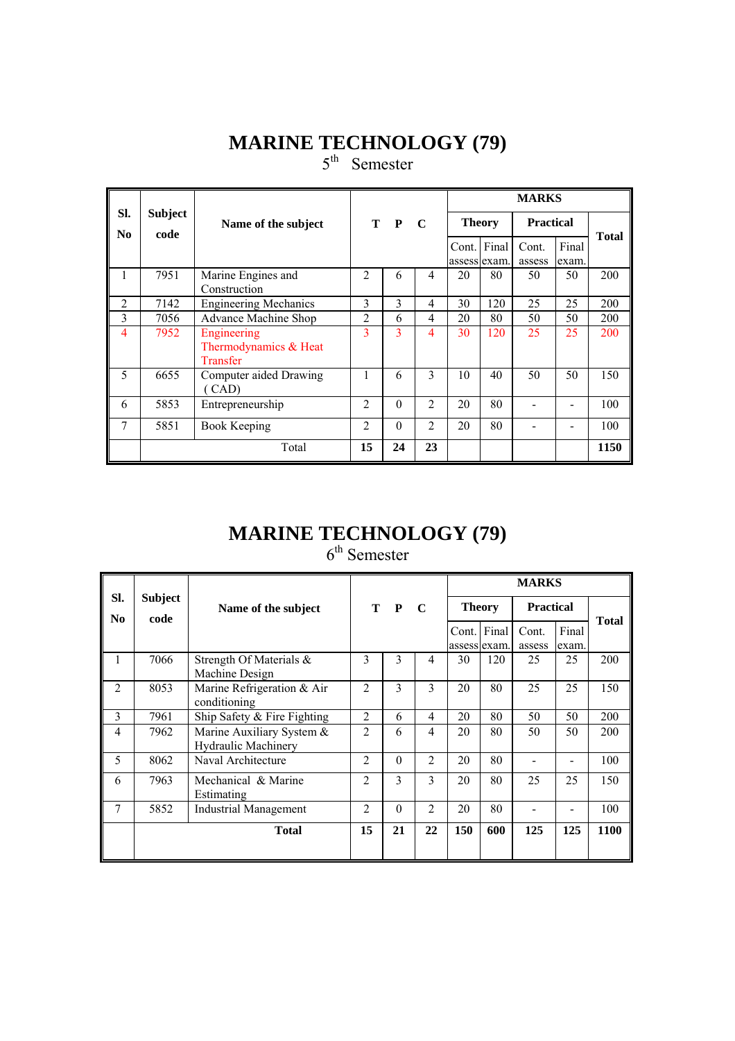# MARINE TECHNOLOGY (79)

5th Semester

| Sl. No | Subject code | Name of the subject | T | P | C | MARKS | | | | |
|---|---|---|---|---|---|---|---|---|---|---|
| | | | | | | Theory | | Practical | | Total |
| | | | | | | Cont. assess | Final exam. | Cont. assess | Final exam. | |
| 1 | 7951 | Marine Engines and Construction | 2 | 6 | 4 | 20 | 80 | 50 | 50 | 200 |
| 2 | 7142 | Engineering Mechanics | 3 | 3 | 4 | 30 | 120 | 25 | 25 | 200 |
| 3 | 7056 | Advance Machine Shop | 2 | 6 | 4 | 20 | 80 | 50 | 50 | 200 |
| 4 | 7952 | Engineering Thermodynamics & Heat Transfer | 3 | 3 | 4 | 30 | 120 | 25 | 25 | 200 |
| 5 | 6655 | Computer aided Drawing ( CAD) | 1 | 6 | 3 | 10 | 40 | 50 | 50 | 150 |
| 6 | 5853 | Entrepreneurship | 2 | 0 | 2 | 20 | 80 | - | - | 100 |
| 7 | 5851 | Book Keeping | 2 | 0 | 2 | 20 | 80 | - | - | 100 |
| | | Total | **15** | **24** | **23** | | | | | **1150** |

# MARINE TECHNOLOGY (79)

6th Semester

| Sl. No | Subject code | Name of the subject | T | P | C | MARKS | | | | |
|---|---|---|---|---|---|---|---|---|---|---|
| | | | | | | Theory | | Practical | | Total |
| | | | | | | Cont. assess | Final exam. | Cont. assess | Final exam. | |
| 1 | 7066 | Strength Of Materials & Machine Design | 3 | 3 | 4 | 30 | 120 | 25 | 25 | 200 |
| 2 | 8053 | Marine Refrigeration & Air conditioning | 2 | 3 | 3 | 20 | 80 | 25 | 25 | 150 |
| 3 | 7961 | Ship Safety & Fire Fighting | 2 | 6 | 4 | 20 | 80 | 50 | 50 | 200 |
| 4 | 7962 | Marine Auxiliary System & Hydraulic Machinery | 2 | 6 | 4 | 20 | 80 | 50 | 50 | 200 |
| 5 | 8062 | Naval Architecture | 2 | 0 | 2 | 20 | 80 | - | - | 100 |
| 6 | 7963 | Mechanical & Marine Estimating | 2 | 3 | 3 | 20 | 80 | 25 | 25 | 150 |
| 7 | 5852 | Industrial Management | 2 | 0 | 2 | 20 | 80 | - | - | 100 |
| | | **Total** | **15** | **21** | **22** | **150** | **600** | **125** | **125** | **1100** |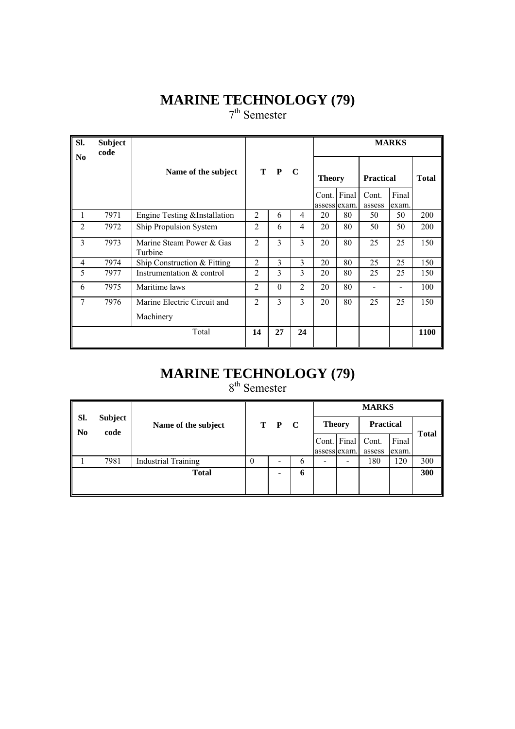# MARINE TECHNOLOGY (79)

7th Semester

| Sl. No | Subject code | Name of the subject | T | P | C | MARKS | | | | |
|---|---|---|---|---|---|---|---|---|---|---|
| | | | | | | Theory | | Practical | | Total |
| | | | | | | Cont. assess | Final exam. | Cont. assess | Final exam. | |
| 1 | 7971 | Engine Testing &Installation | 2 | 6 | 4 | 20 | 80 | 50 | 50 | 200 |
| 2 | 7972 | Ship Propulsion System | 2 | 6 | 4 | 20 | 80 | 50 | 50 | 200 |
| 3 | 7973 | Marine Steam Power & Gas Turbine | 2 | 3 | 3 | 20 | 80 | 25 | 25 | 150 |
| 4 | 7974 | Ship Construction & Fitting | 2 | 3 | 3 | 20 | 80 | 25 | 25 | 150 |
| 5 | 7977 | Instrumentation & control | 2 | 3 | 3 | 20 | 80 | 25 | 25 | 150 |
| 6 | 7975 | Maritime laws | 2 | 0 | 2 | 20 | 80 | - | - | 100 |
| 7 | 7976 | Marine Electric Circuit and Machinery | 2 | 3 | 3 | 20 | 80 | 25 | 25 | 150 |
| | | Total | **14** | **27** | **24** | | | | | **1100** |

# MARINE TECHNOLOGY (79)

8th Semester

| Sl. No | Subject code | Name of the subject | T | P | C | MARKS | | | | |
|---|---|---|---|---|---|---|---|---|---|---|
| | | | | | | Theory | | Practical | | Total |
| | | | | | | Cont. assess | Final exam. | Cont. assess | Final exam. | |
| 1 | 7981 | Industrial Training | 0 | - | 6 | - | - | 180 | 120 | 300 |
| | | **Total** | | **-** | **6** | | | | | **300** |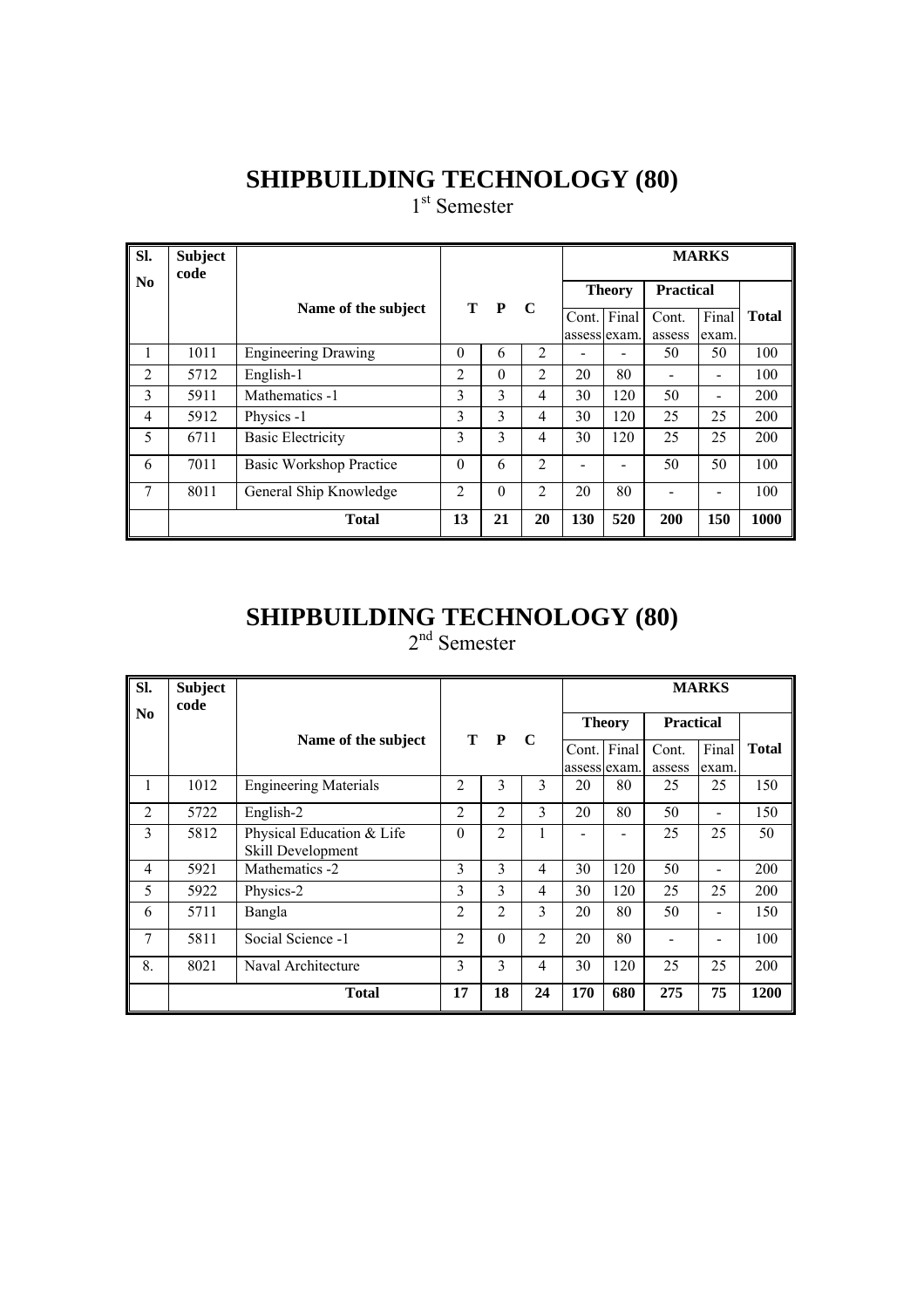# SHIPBUILDING TECHNOLOGY (80)

1st Semester

| Sl. No | Subject code | Name of the subject | T | P | C | MARKS | | | | |
|---|---|---|---|---|---|---|---|---|---|---|
| | | | | | | Theory | | Practical | | Total |
| | | | | | | Cont. assess | Final exam. | Cont. assess | Final exam. | |
| 1 | 1011 | Engineering Drawing | 0 | 6 | 2 | - | - | 50 | 50 | 100 |
| 2 | 5712 | English-1 | 2 | 0 | 2 | 20 | 80 | - | - | 100 |
| 3 | 5911 | Mathematics -1 | 3 | 3 | 4 | 30 | 120 | 50 | - | 200 |
| 4 | 5912 | Physics -1 | 3 | 3 | 4 | 30 | 120 | 25 | 25 | 200 |
| 5 | 6711 | Basic Electricity | 3 | 3 | 4 | 30 | 120 | 25 | 25 | 200 |
| 6 | 7011 | Basic Workshop Practice | 0 | 6 | 2 | - | - | 50 | 50 | 100 |
| 7 | 8011 | General Ship Knowledge | 2 | 0 | 2 | 20 | 80 | - | - | 100 |
| | | **Total** | **13** | **21** | **20** | **130** | **520** | **200** | **150** | **1000** |

# SHIPBUILDING TECHNOLOGY (80)

2nd Semester

| Sl. No | Subject code | Name of the subject | T | P | C | MARKS | | | | |
|---|---|---|---|---|---|---|---|---|---|---|
| | | | | | | Theory | | Practical | | Total |
| | | | | | | Cont. assess | Final exam. | Cont. assess | Final exam. | |
| 1 | 1012 | Engineering Materials | 2 | 3 | 3 | 20 | 80 | 25 | 25 | 150 |
| 2 | 5722 | English-2 | 2 | 2 | 3 | 20 | 80 | 50 | - | 150 |
| 3 | 5812 | Physical Education & Life Skill Development | 0 | 2 | 1 | - | - | 25 | 25 | 50 |
| 4 | 5921 | Mathematics -2 | 3 | 3 | 4 | 30 | 120 | 50 | - | 200 |
| 5 | 5922 | Physics-2 | 3 | 3 | 4 | 30 | 120 | 25 | 25 | 200 |
| 6 | 5711 | Bangla | 2 | 2 | 3 | 20 | 80 | 50 | - | 150 |
| 7 | 5811 | Social Science -1 | 2 | 0 | 2 | 20 | 80 | - | - | 100 |
| 8. | 8021 | Naval Architecture | 3 | 3 | 4 | 30 | 120 | 25 | 25 | 200 |
| | | **Total** | **17** | **18** | **24** | **170** | **680** | **275** | **75** | **1200** |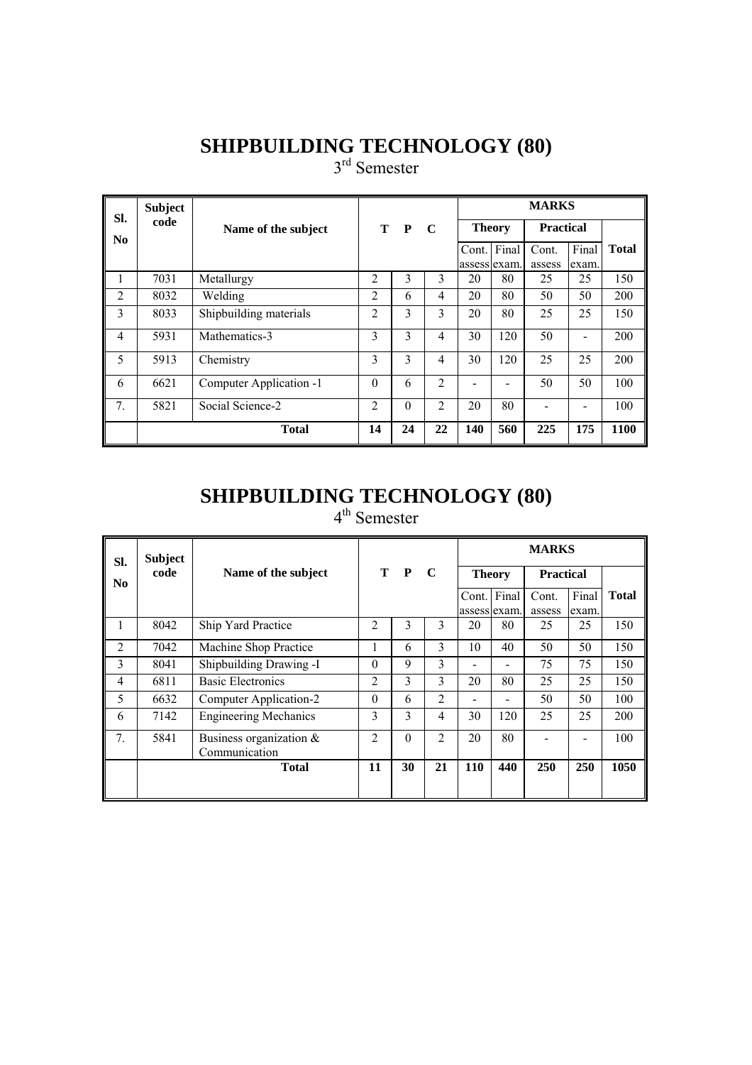# SHIPBUILDING TECHNOLOGY (80)

3rd Semester

| Sl. No | Subject code | Name of the subject | T | P | C | MARKS | | | | |
|---|---|---|---|---|---|---|---|---|---|---|
| | | | | | | Theory | | Practical | | Total |
| | | | | | | Cont. assess | Final exam. | Cont. assess | Final exam. | |
| 1 | 7031 | Metallurgy | 2 | 3 | 3 | 20 | 80 | 25 | 25 | 150 |
| 2 | 8032 | Welding | 2 | 6 | 4 | 20 | 80 | 50 | 50 | 200 |
| 3 | 8033 | Shipbuilding materials | 2 | 3 | 3 | 20 | 80 | 25 | 25 | 150 |
| 4 | 5931 | Mathematics-3 | 3 | 3 | 4 | 30 | 120 | 50 | - | 200 |
| 5 | 5913 | Chemistry | 3 | 3 | 4 | 30 | 120 | 25 | 25 | 200 |
| 6 | 6621 | Computer Application -1 | 0 | 6 | 2 | - | - | 50 | 50 | 100 |
| 7. | 5821 | Social Science-2 | 2 | 0 | 2 | 20 | 80 | - | - | 100 |
| | | **Total** | **14** | **24** | **22** | **140** | **560** | **225** | **175** | **1100** |

# SHIPBUILDING TECHNOLOGY (80)

4th Semester

| Sl. No | Subject code | Name of the subject | T | P | C | MARKS | | | | |
|---|---|---|---|---|---|---|---|---|---|---|
| | | | | | | Theory | | Practical | | Total |
| | | | | | | Cont. assess | Final exam. | Cont. assess | Final exam. | |
| 1 | 8042 | Ship Yard Practice | 2 | 3 | 3 | 20 | 80 | 25 | 25 | 150 |
| 2 | 7042 | Machine Shop Practice | 1 | 6 | 3 | 10 | 40 | 50 | 50 | 150 |
| 3 | 8041 | Shipbuilding Drawing -I | 0 | 9 | 3 | - | - | 75 | 75 | 150 |
| 4 | 6811 | Basic Electronics | 2 | 3 | 3 | 20 | 80 | 25 | 25 | 150 |
| 5 | 6632 | Computer Application-2 | 0 | 6 | 2 | - | - | 50 | 50 | 100 |
| 6 | 7142 | Engineering Mechanics | 3 | 3 | 4 | 30 | 120 | 25 | 25 | 200 |
| 7. | 5841 | Business organization & Communication | 2 | 0 | 2 | 20 | 80 | - | - | 100 |
| | | **Total** | **11** | **30** | **21** | **110** | **440** | **250** | **250** | **1050** |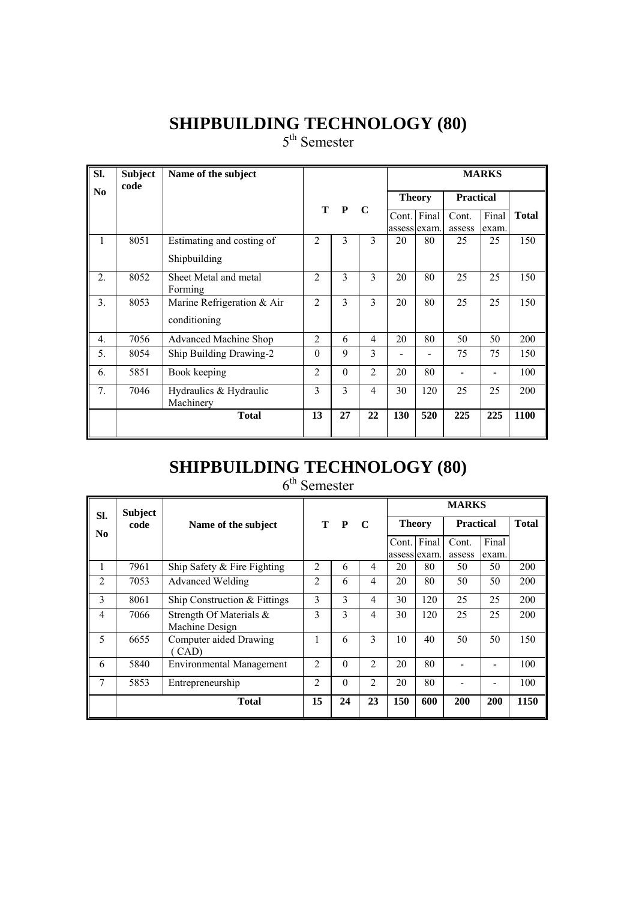# SHIPBUILDING TECHNOLOGY (80)

5th Semester

| Sl. No | Subject code | Name of the subject | T | P | C | MARKS | | | | |
|---|---|---|---|---|---|---|---|---|---|---|
| | | | | | | Theory | | Practical | | Total |
| | | | | | | Cont. assess | Final exam. | Cont. assess | Final exam. | |
| 1 | 8051 | Estimating and costing of Shipbuilding | 2 | 3 | 3 | 20 | 80 | 25 | 25 | 150 |
| 2. | 8052 | Sheet Metal and metal Forming | 2 | 3 | 3 | 20 | 80 | 25 | 25 | 150 |
| 3. | 8053 | Marine Refrigeration & Air conditioning | 2 | 3 | 3 | 20 | 80 | 25 | 25 | 150 |
| 4. | 7056 | Advanced Machine Shop | 2 | 6 | 4 | 20 | 80 | 50 | 50 | 200 |
| 5. | 8054 | Ship Building Drawing-2 | 0 | 9 | 3 | - | - | 75 | 75 | 150 |
| 6. | 5851 | Book keeping | 2 | 0 | 2 | 20 | 80 | - | - | 100 |
| 7. | 7046 | Hydraulics & Hydraulic Machinery | 3 | 3 | 4 | 30 | 120 | 25 | 25 | 200 |
| | | **Total** | **13** | **27** | **22** | **130** | **520** | **225** | **225** | **1100** |

# SHIPBUILDING TECHNOLOGY (80)

6th Semester

| Sl. No | Subject code | Name of the subject | T | P | C | MARKS | | | | |
|---|---|---|---|---|---|---|---|---|---|---|
| | | | | | | Theory | | Practical | | Total |
| | | | | | | Cont. assess | Final exam. | Cont. assess | Final exam. | |
| 1 | 7961 | Ship Safety & Fire Fighting | 2 | 6 | 4 | 20 | 80 | 50 | 50 | 200 |
| 2 | 7053 | Advanced Welding | 2 | 6 | 4 | 20 | 80 | 50 | 50 | 200 |
| 3 | 8061 | Ship Construction & Fittings | 3 | 3 | 4 | 30 | 120 | 25 | 25 | 200 |
| 4 | 7066 | Strength Of Materials & Machine Design | 3 | 3 | 4 | 30 | 120 | 25 | 25 | 200 |
| 5 | 6655 | Computer aided Drawing ( CAD) | 1 | 6 | 3 | 10 | 40 | 50 | 50 | 150 |
| 6 | 5840 | Environmental Management | 2 | 0 | 2 | 20 | 80 | - | - | 100 |
| 7 | 5853 | Entrepreneurship | 2 | 0 | 2 | 20 | 80 | - | - | 100 |
| | | **Total** | **15** | **24** | **23** | **150** | **600** | **200** | **200** | **1150** |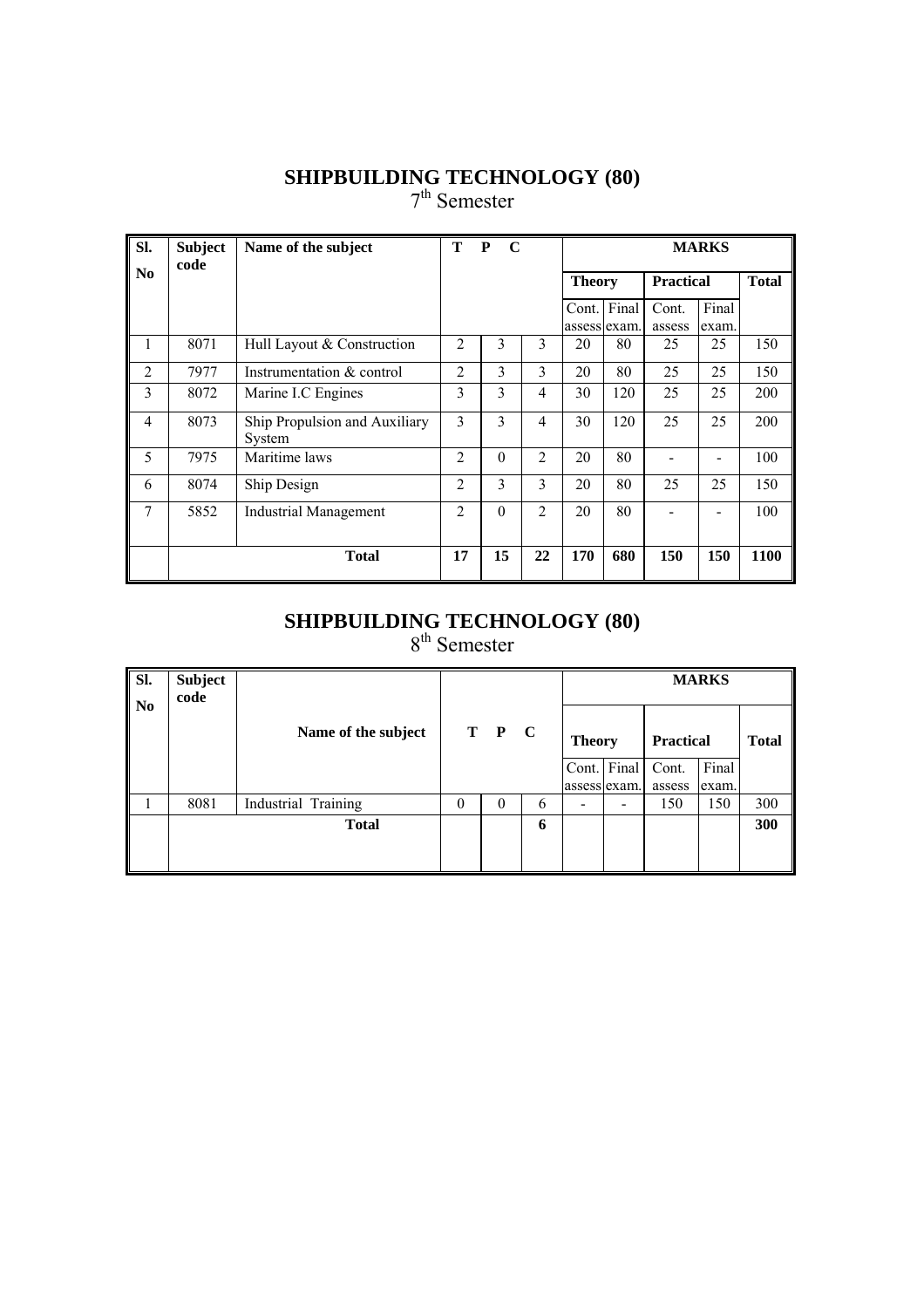# SHIPBUILDING TECHNOLOGY (80)

7th Semester

| Sl. No | Subject code | Name of the subject | T | P | C | MARKS | | | | |
|---|---|---|---|---|---|---|---|---|---|---|
| | | | | | | Theory | | Practical | | Total |
| | | | | | | Cont. assess | Final exam. | Cont. assess | Final exam. | |
| 1 | 8071 | Hull Layout & Construction | 2 | 3 | 3 | 20 | 80 | 25 | 25 | 150 |
| 2 | 7977 | Instrumentation & control | 2 | 3 | 3 | 20 | 80 | 25 | 25 | 150 |
| 3 | 8072 | Marine I.C Engines | 3 | 3 | 4 | 30 | 120 | 25 | 25 | 200 |
| 4 | 8073 | Ship Propulsion and Auxiliary System | 3 | 3 | 4 | 30 | 120 | 25 | 25 | 200 |
| 5 | 7975 | Maritime laws | 2 | 0 | 2 | 20 | 80 | - | - | 100 |
| 6 | 8074 | Ship Design | 2 | 3 | 3 | 20 | 80 | 25 | 25 | 150 |
| 7 | 5852 | Industrial Management | 2 | 0 | 2 | 20 | 80 | - | - | 100 |
| | | **Total** | **17** | **15** | **22** | **170** | **680** | **150** | **150** | **1100** |

# SHIPBUILDING TECHNOLOGY (80)

8th Semester

| Sl. No | Subject code | Name of the subject | T | P | C | MARKS | | | | |
|---|---|---|---|---|---|---|---|---|---|---|
| | | | | | | Theory | | Practical | | Total |
| | | | | | | Cont. assess | Final exam. | Cont. assess | Final exam. | |
| 1 | 8081 | Industrial Training | 0 | 0 | 6 | - | - | 150 | 150 | 300 |
| | | **Total** | | | **6** | | | | | **300** |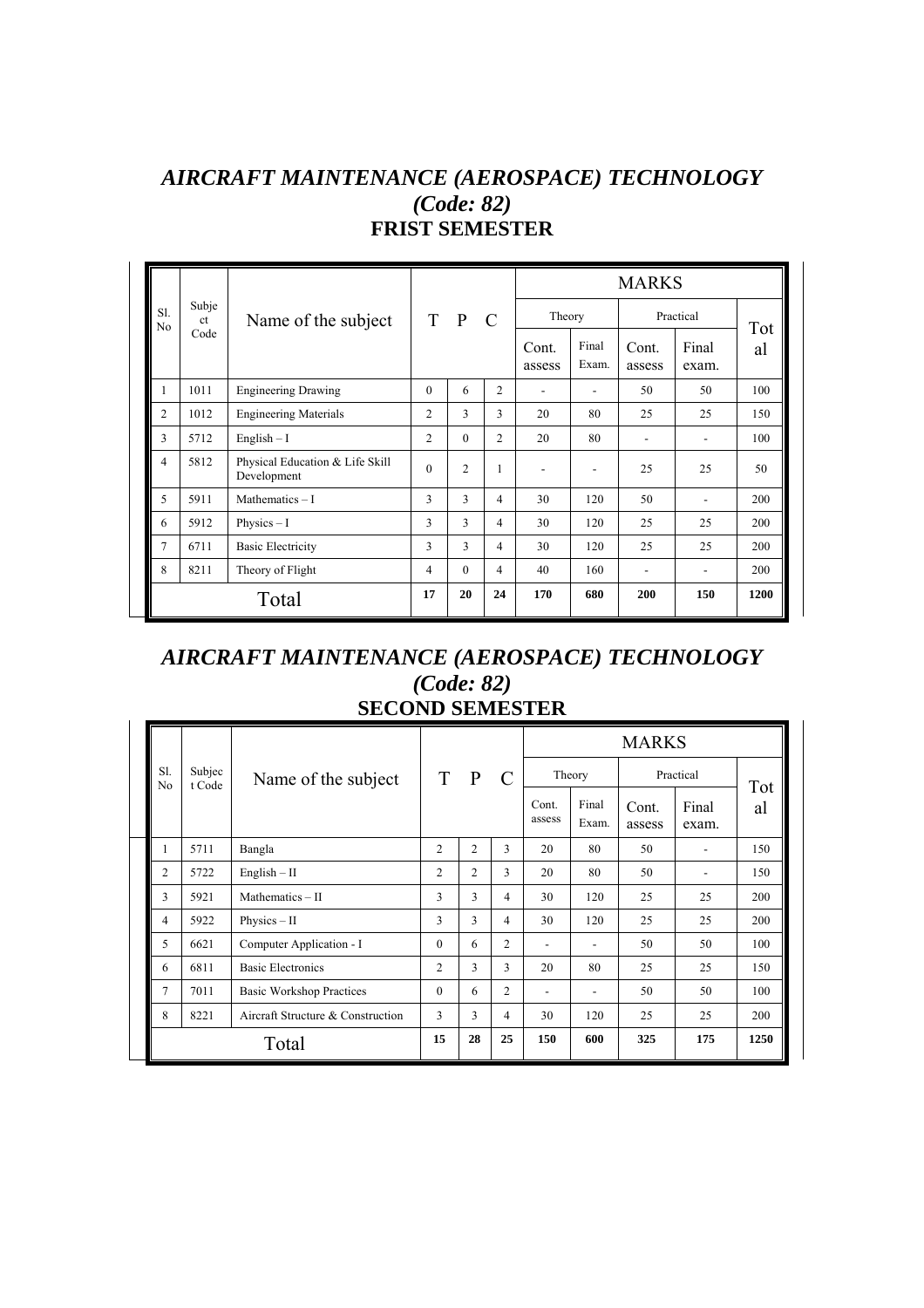## *AIRCRAFT MAINTENANCE (AEROSPACE) TECHNOLOGY*
## *(Code: 82)*
## FRIST SEMESTER

| Sl. No | Subject Code | Name of the subject | T | P | C | MARKS | | | | |
|---|---|---|---|---|---|---|---|---|---|---|
| | | | | | | Theory | | Practical | | Total |
| | | | | | | Cont. assess | Final Exam. | Cont. assess | Final exam. | |
| 1 | 1011 | Engineering Drawing | 0 | 6 | 2 | - | - | 50 | 50 | 100 |
| 2 | 1012 | Engineering Materials | 2 | 3 | 3 | 20 | 80 | 25 | 25 | 150 |
| 3 | 5712 | English – I | 2 | 0 | 2 | 20 | 80 | - | - | 100 |
| 4 | 5812 | Physical Education & Life Skill Development | 0 | 2 | 1 | - | - | 25 | 25 | 50 |
| 5 | 5911 | Mathematics – I | 3 | 3 | 4 | 30 | 120 | 50 | - | 200 |
| 6 | 5912 | Physics – I | 3 | 3 | 4 | 30 | 120 | 25 | 25 | 200 |
| 7 | 6711 | Basic Electricity | 3 | 3 | 4 | 30 | 120 | 25 | 25 | 200 |
| 8 | 8211 | Theory of Flight | 4 | 0 | 4 | 40 | 160 | - | - | 200 |
| | | Total | **17** | **20** | **24** | **170** | **680** | **200** | **150** | **1200** |

## *AIRCRAFT MAINTENANCE (AEROSPACE) TECHNOLOGY*
## *(Code: 82)*
## SECOND SEMESTER

| Sl. No | Subject Code | Name of the subject | T | P | C | MARKS | | | | |
|---|---|---|---|---|---|---|---|---|---|---|
| | | | | | | Theory | | Practical | | Total |
| | | | | | | Cont. assess | Final Exam. | Cont. assess | Final exam. | |
| 1 | 5711 | Bangla | 2 | 2 | 3 | 20 | 80 | 50 | - | 150 |
| 2 | 5722 | English – II | 2 | 2 | 3 | 20 | 80 | 50 | - | 150 |
| 3 | 5921 | Mathematics – II | 3 | 3 | 4 | 30 | 120 | 25 | 25 | 200 |
| 4 | 5922 | Physics – II | 3 | 3 | 4 | 30 | 120 | 25 | 25 | 200 |
| 5 | 6621 | Computer Application - I | 0 | 6 | 2 | - | - | 50 | 50 | 100 |
| 6 | 6811 | Basic Electronics | 2 | 3 | 3 | 20 | 80 | 25 | 25 | 150 |
| 7 | 7011 | Basic Workshop Practices | 0 | 6 | 2 | - | - | 50 | 50 | 100 |
| 8 | 8221 | Aircraft Structure & Construction | 3 | 3 | 4 | 30 | 120 | 25 | 25 | 200 |
| | | Total | **15** | **28** | **25** | **150** | **600** | **325** | **175** | **1250** |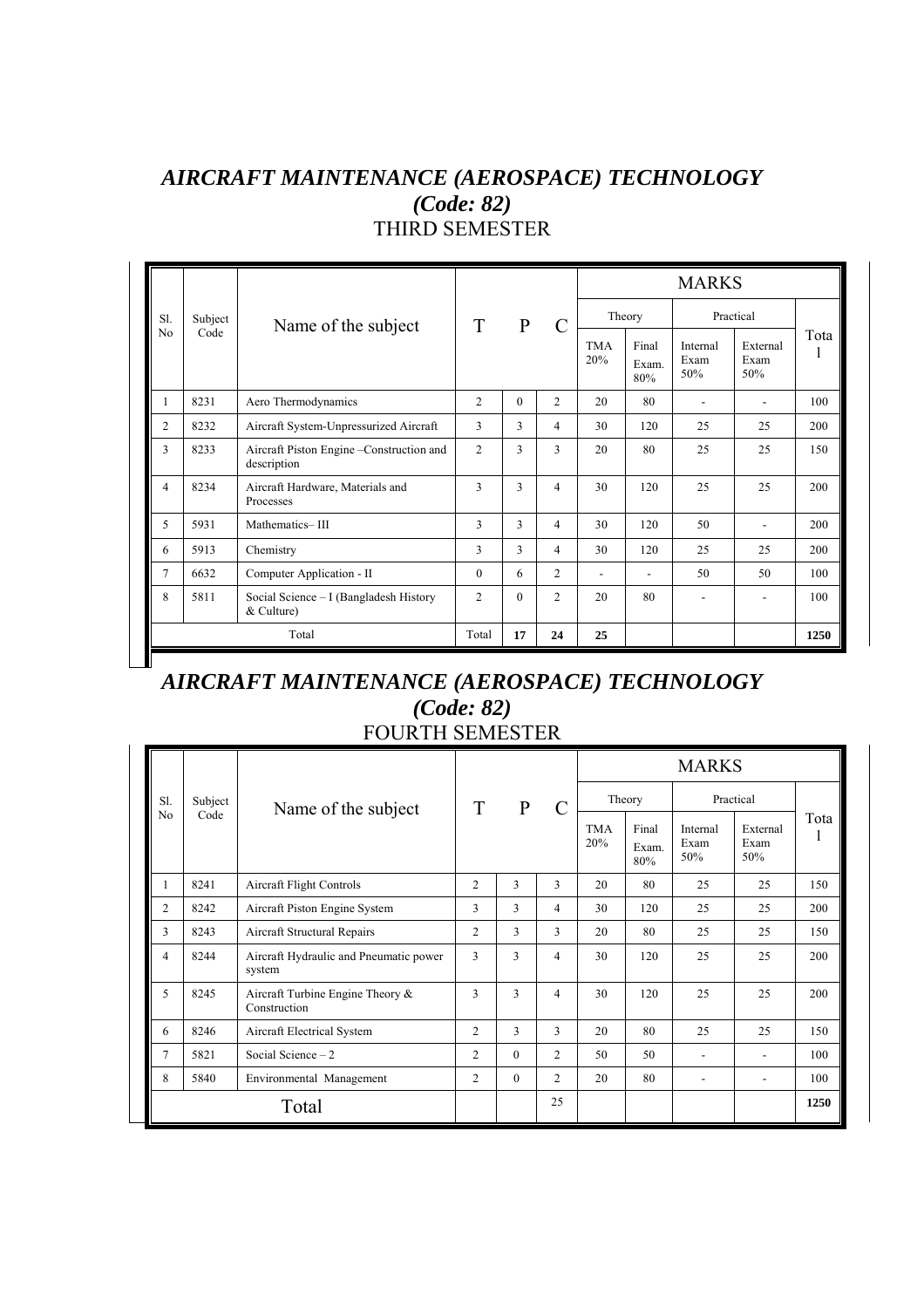# *AIRCRAFT MAINTENANCE (AEROSPACE) TECHNOLOGY*

## *(Code: 82)*

### THIRD SEMESTER

| Sl. No | Subject Code | Name of the subject | T | P | C | MARKS | | | | |
|---|---|---|---|---|---|---|---|---|---|---|
| | | | | | | Theory | | Practical | | Total |
| | | | | | | TMA 20% | Final Exam. 80% | Internal Exam 50% | External Exam 50% | |
| 1 | 8231 | Aero Thermodynamics | 2 | 0 | 2 | 20 | 80 | - | - | 100 |
| 2 | 8232 | Aircraft System-Unpressurized Aircraft | 3 | 3 | 4 | 30 | 120 | 25 | 25 | 200 |
| 3 | 8233 | Aircraft Piston Engine –Construction and description | 2 | 3 | 3 | 20 | 80 | 25 | 25 | 150 |
| 4 | 8234 | Aircraft Hardware, Materials and Processes | 3 | 3 | 4 | 30 | 120 | 25 | 25 | 200 |
| 5 | 5931 | Mathematics– III | 3 | 3 | 4 | 30 | 120 | 50 | - | 200 |
| 6 | 5913 | Chemistry | 3 | 3 | 4 | 30 | 120 | 25 | 25 | 200 |
| 7 | 6632 | Computer Application - II | 0 | 6 | 2 | - | - | 50 | 50 | 100 |
| 8 | 5811 | Social Science – I (Bangladesh History & Culture) | 2 | 0 | 2 | 20 | 80 | - | - | 100 |
| Total | | | Total | **17** | **24** | **25** | | | | **1250** |

# *AIRCRAFT MAINTENANCE (AEROSPACE) TECHNOLOGY*

## *(Code: 82)*

### FOURTH SEMESTER

| Sl. No | Subject Code | Name of the subject | T | P | C | MARKS | | | | |
|---|---|---|---|---|---|---|---|---|---|---|
| | | | | | | Theory | | Practical | | Total |
| | | | | | | TMA 20% | Final Exam. 80% | Internal Exam 50% | External Exam 50% | |
| 1 | 8241 | Aircraft Flight Controls | 2 | 3 | 3 | 20 | 80 | 25 | 25 | 150 |
| 2 | 8242 | Aircraft Piston Engine System | 3 | 3 | 4 | 30 | 120 | 25 | 25 | 200 |
| 3 | 8243 | Aircraft Structural Repairs | 2 | 3 | 3 | 20 | 80 | 25 | 25 | 150 |
| 4 | 8244 | Aircraft Hydraulic and Pneumatic power system | 3 | 3 | 4 | 30 | 120 | 25 | 25 | 200 |
| 5 | 8245 | Aircraft Turbine Engine Theory & Construction | 3 | 3 | 4 | 30 | 120 | 25 | 25 | 200 |
| 6 | 8246 | Aircraft Electrical System | 2 | 3 | 3 | 20 | 80 | 25 | 25 | 150 |
| 7 | 5821 | Social Science – 2 | 2 | 0 | 2 | 50 | 50 | - | - | 100 |
| 8 | 5840 | Environmental Management | 2 | 0 | 2 | 20 | 80 | - | - | 100 |
| Total | | | | | 25 | | | | | **1250** |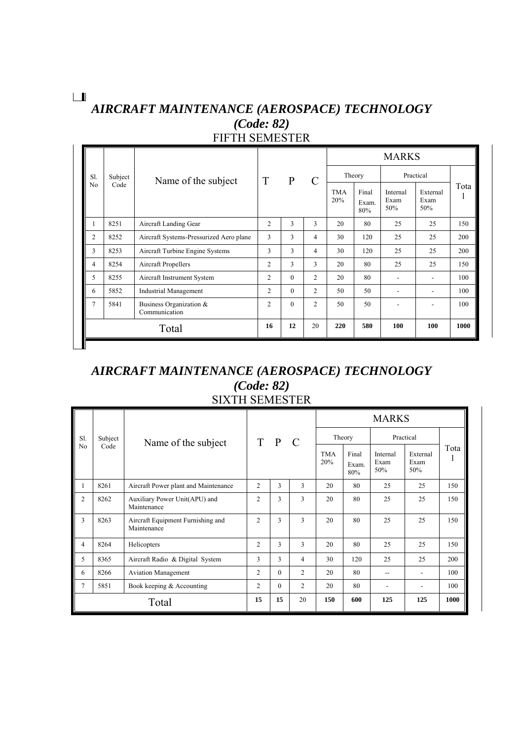# *AIRCRAFT MAINTENANCE (AEROSPACE) TECHNOLOGY*

## *(Code: 82)*

## FIFTH SEMESTER

| Sl. No | Subject Code | Name of the subject | T | P | C | MARKS | | | | |
|---|---|---|---|---|---|---|---|---|---|---|
| | | | | | | Theory | | Practical | | Total |
| | | | | | | TMA 20% | Final Exam. 80% | Internal Exam 50% | External Exam 50% | |
| 1 | 8251 | Aircraft Landing Gear | 2 | 3 | 3 | 20 | 80 | 25 | 25 | 150 |
| 2 | 8252 | Aircraft Systems-Pressurized Aero plane | 3 | 3 | 4 | 30 | 120 | 25 | 25 | 200 |
| 3 | 8253 | Aircraft Turbine Engine Systems | 3 | 3 | 4 | 30 | 120 | 25 | 25 | 200 |
| 4 | 8254 | Aircraft Propellers | 2 | 3 | 3 | 20 | 80 | 25 | 25 | 150 |
| 5 | 8255 | Aircraft Instrument System | 2 | 0 | 2 | 20 | 80 | - | - | 100 |
| 6 | 5852 | Industrial Management | 2 | 0 | 2 | 50 | 50 | - | - | 100 |
| 7 | 5841 | Business Organization & Communication | 2 | 0 | 2 | 50 | 50 | - | - | 100 |
| | | Total | 16 | 12 | 20 | 220 | 580 | 100 | 100 | 1000 |

# *AIRCRAFT MAINTENANCE (AEROSPACE) TECHNOLOGY*

## *(Code: 82)*

## SIXTH SEMESTER

| Sl. No | Subject Code | Name of the subject | T | P | C | MARKS | | | | |
|---|---|---|---|---|---|---|---|---|---|---|
| | | | | | | Theory | | Practical | | Total |
| | | | | | | TMA 20% | Final Exam. 80% | Internal Exam 50% | External Exam 50% | |
| 1 | 8261 | Aircraft Power plant and Maintenance | 2 | 3 | 3 | 20 | 80 | 25 | 25 | 150 |
| 2 | 8262 | Auxiliary Power Unit(APU) and Maintenance | 2 | 3 | 3 | 20 | 80 | 25 | 25 | 150 |
| 3 | 8263 | Aircraft Equipment Furnishing and Maintenance | 2 | 3 | 3 | 20 | 80 | 25 | 25 | 150 |
| 4 | 8264 | Helicopters | 2 | 3 | 3 | 20 | 80 | 25 | 25 | 150 |
| 5 | 8365 | Aircraft Radio & Digital System | 3 | 3 | 4 | 30 | 120 | 25 | 25 | 200 |
| 6 | 8266 | Aviation Management | 2 | 0 | 2 | 20 | 80 | -- | - | 100 |
| 7 | 5851 | Book keeping & Accounting | 2 | 0 | 2 | 20 | 80 | - | - | 100 |
| | | Total | 15 | 15 | 20 | 150 | 600 | 125 | 125 | 1000 |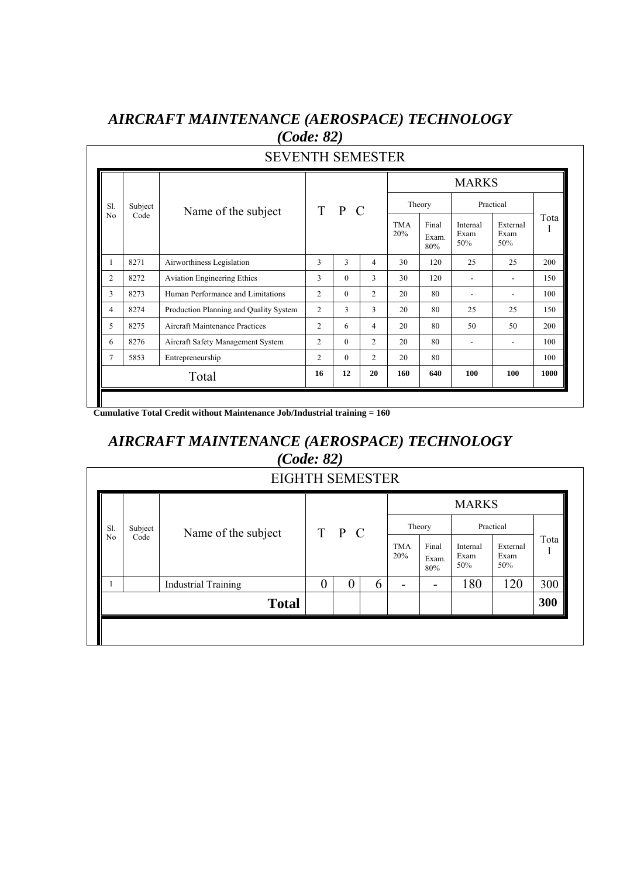## *AIRCRAFT MAINTENANCE (AEROSPACE) TECHNOLOGY*
## *(Code: 82)*

### SEVENTH SEMESTER

| Sl. No | Subject Code | Name of the subject | T | P | C | MARKS | | | | |
|---|---|---|---|---|---|---|---|---|---|---|
| | | | | | | Theory | | Practical | | Total |
| | | | | | | TMA 20% | Final Exam. 80% | Internal Exam 50% | External Exam 50% | |
| 1 | 8271 | Airworthiness Legislation | 3 | 3 | 4 | 30 | 120 | 25 | 25 | 200 |
| 2 | 8272 | Aviation Engineering Ethics | 3 | 0 | 3 | 30 | 120 | - | - | 150 |
| 3 | 8273 | Human Performance and Limitations | 2 | 0 | 2 | 20 | 80 | - | - | 100 |
| 4 | 8274 | Production Planning and Quality System | 2 | 3 | 3 | 20 | 80 | 25 | 25 | 150 |
| 5 | 8275 | Aircraft Maintenance Practices | 2 | 6 | 4 | 20 | 80 | 50 | 50 | 200 |
| 6 | 8276 | Aircraft Safety Management System | 2 | 0 | 2 | 20 | 80 | - | - | 100 |
| 7 | 5853 | Entrepreneurship | 2 | 0 | 2 | 20 | 80 | | | 100 |
| | | Total | **16** | **12** | **20** | **160** | **640** | **100** | **100** | **1000** |

**Cumulative Total Credit without Maintenance Job/Industrial training = 160**

## *AIRCRAFT MAINTENANCE (AEROSPACE) TECHNOLOGY*
## *(Code: 82)*

### EIGHTH SEMESTER

| Sl. No | Subject Code | Name of the subject | T | P | C | MARKS | | | | |
|---|---|---|---|---|---|---|---|---|---|---|
| | | | | | | Theory | | Practical | | Total |
| | | | | | | TMA 20% | Final Exam. 80% | Internal Exam 50% | External Exam 50% | |
| 1 | | Industrial Training | 0 | 0 | 6 | - | - | 180 | 120 | 300 |
| | | **Total** | | | | | | | | **300** |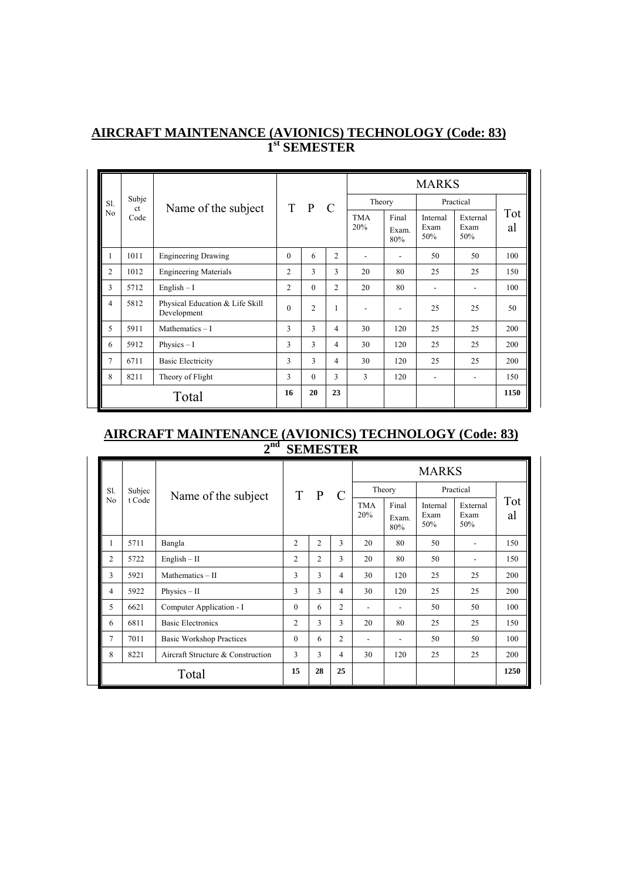## AIRCRAFT MAINTENANCE (AVIONICS) TECHNOLOGY (Code: 83)
### 1st SEMESTER

| Sl. No | Subject Code | Name of the subject | T | P | C | MARKS | | | | |
|---|---|---|---|---|---|---|---|---|---|---|
| | | | | | | Theory | | Practical | | Total |
| | | | | | | TMA 20% | Final Exam. 80% | Internal Exam 50% | External Exam 50% | |
| 1 | 1011 | Engineering Drawing | 0 | 6 | 2 | - | - | 50 | 50 | 100 |
| 2 | 1012 | Engineering Materials | 2 | 3 | 3 | 20 | 80 | 25 | 25 | 150 |
| 3 | 5712 | English – I | 2 | 0 | 2 | 20 | 80 | - | - | 100 |
| 4 | 5812 | Physical Education & Life Skill Development | 0 | 2 | 1 | - | - | 25 | 25 | 50 |
| 5 | 5911 | Mathematics – I | 3 | 3 | 4 | 30 | 120 | 25 | 25 | 200 |
| 6 | 5912 | Physics – I | 3 | 3 | 4 | 30 | 120 | 25 | 25 | 200 |
| 7 | 6711 | Basic Electricity | 3 | 3 | 4 | 30 | 120 | 25 | 25 | 200 |
| 8 | 8211 | Theory of Flight | 3 | 0 | 3 | 3 | 120 | - | - | 150 |
| | | Total | 16 | 20 | 23 | | | | | 1150 |

## AIRCRAFT MAINTENANCE (AVIONICS) TECHNOLOGY (Code: 83)
### 2nd SEMESTER

| Sl. No | Subject Code | Name of the subject | T | P | C | MARKS | | | | |
|---|---|---|---|---|---|---|---|---|---|---|
| | | | | | | Theory | | Practical | | Total |
| | | | | | | TMA 20% | Final Exam. 80% | Internal Exam 50% | External Exam 50% | |
| 1 | 5711 | Bangla | 2 | 2 | 3 | 20 | 80 | 50 | - | 150 |
| 2 | 5722 | English – II | 2 | 2 | 3 | 20 | 80 | 50 | - | 150 |
| 3 | 5921 | Mathematics – II | 3 | 3 | 4 | 30 | 120 | 25 | 25 | 200 |
| 4 | 5922 | Physics – II | 3 | 3 | 4 | 30 | 120 | 25 | 25 | 200 |
| 5 | 6621 | Computer Application - I | 0 | 6 | 2 | - | - | 50 | 50 | 100 |
| 6 | 6811 | Basic Electronics | 2 | 3 | 3 | 20 | 80 | 25 | 25 | 150 |
| 7 | 7011 | Basic Workshop Practices | 0 | 6 | 2 | - | - | 50 | 50 | 100 |
| 8 | 8221 | Aircraft Structure & Construction | 3 | 3 | 4 | 30 | 120 | 25 | 25 | 200 |
| | | Total | 15 | 28 | 25 | | | | | 1250 |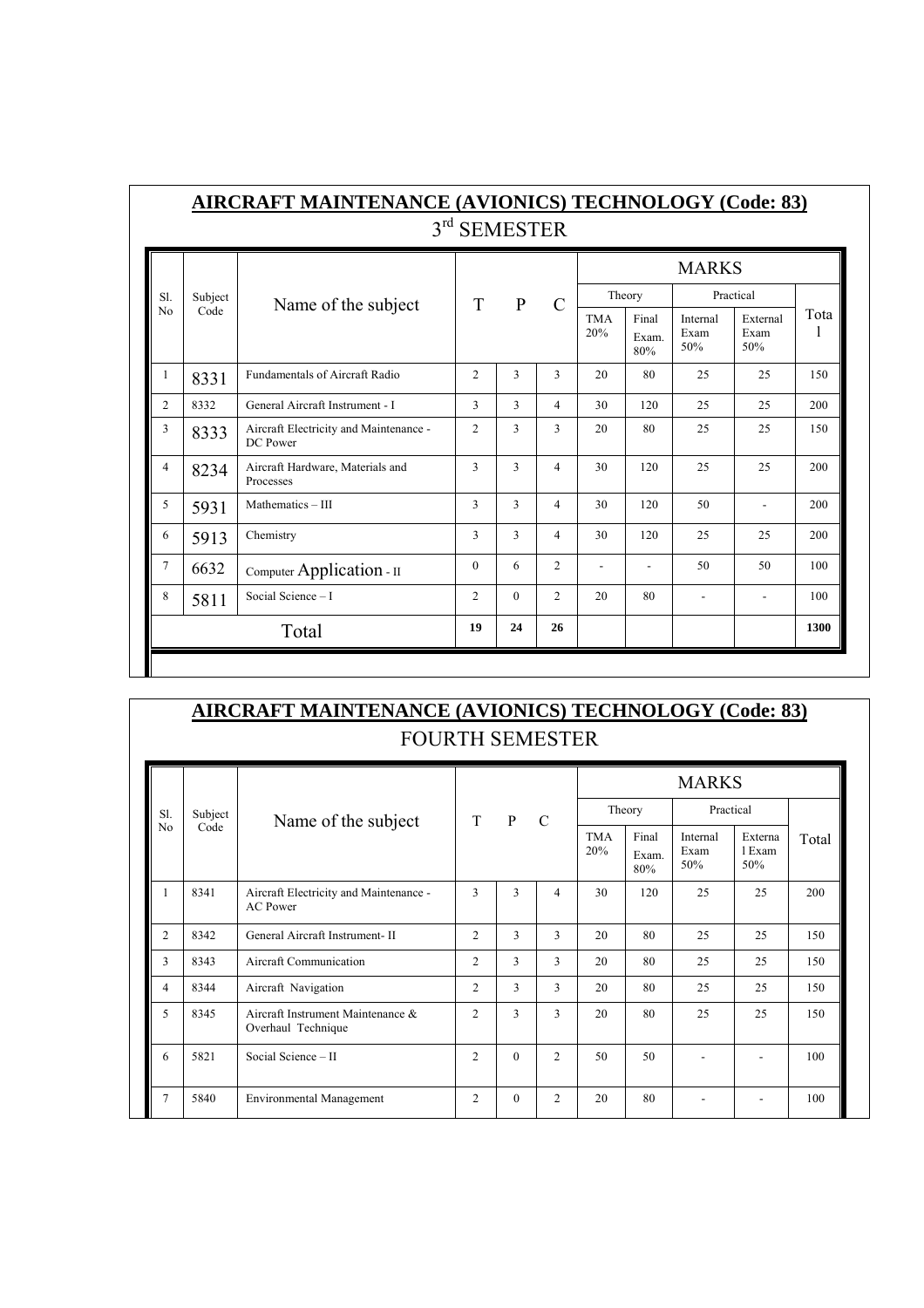## AIRCRAFT MAINTENANCE (AVIONICS) TECHNOLOGY (Code: 83)

### 3rd SEMESTER

| Sl. No | Subject Code | Name of the subject | T | P | C | MARKS | | | | |
|---|---|---|---|---|---|---|---|---|---|---|
| | | | | | | Theory | | Practical | | Total |
| | | | | | | TMA 20% | Final Exam. 80% | Internal Exam 50% | External Exam 50% | |
| 1 | 8331 | Fundamentals of Aircraft Radio | 2 | 3 | 3 | 20 | 80 | 25 | 25 | 150 |
| 2 | 8332 | General Aircraft Instrument - I | 3 | 3 | 4 | 30 | 120 | 25 | 25 | 200 |
| 3 | 8333 | Aircraft Electricity and Maintenance - DC Power | 2 | 3 | 3 | 20 | 80 | 25 | 25 | 150 |
| 4 | 8234 | Aircraft Hardware, Materials and Processes | 3 | 3 | 4 | 30 | 120 | 25 | 25 | 200 |
| 5 | 5931 | Mathematics – III | 3 | 3 | 4 | 30 | 120 | 50 | - | 200 |
| 6 | 5913 | Chemistry | 3 | 3 | 4 | 30 | 120 | 25 | 25 | 200 |
| 7 | 6632 | Computer Application - II | 0 | 6 | 2 | - | - | 50 | 50 | 100 |
| 8 | 5811 | Social Science – I | 2 | 0 | 2 | 20 | 80 | - | - | 100 |
| | | Total | **19** | **24** | **26** | | | | | **1300** |

## AIRCRAFT MAINTENANCE (AVIONICS) TECHNOLOGY (Code: 83)

### FOURTH SEMESTER

| Sl. No | Subject Code | Name of the subject | T | P | C | MARKS | | | | |
|---|---|---|---|---|---|---|---|---|---|---|
| | | | | | | Theory | | Practical | | Total |
| | | | | | | TMA 20% | Final Exam. 80% | Internal Exam 50% | External Exam 50% | |
| 1 | 8341 | Aircraft Electricity and Maintenance - AC Power | 3 | 3 | 4 | 30 | 120 | 25 | 25 | 200 |
| 2 | 8342 | General Aircraft Instrument- II | 2 | 3 | 3 | 20 | 80 | 25 | 25 | 150 |
| 3 | 8343 | Aircraft Communication | 2 | 3 | 3 | 20 | 80 | 25 | 25 | 150 |
| 4 | 8344 | Aircraft Navigation | 2 | 3 | 3 | 20 | 80 | 25 | 25 | 150 |
| 5 | 8345 | Aircraft Instrument Maintenance & Overhaul Technique | 2 | 3 | 3 | 20 | 80 | 25 | 25 | 150 |
| 6 | 5821 | Social Science – II | 2 | 0 | 2 | 50 | 50 | - | - | 100 |
| 7 | 5840 | Environmental Management | 2 | 0 | 2 | 20 | 80 | - | - | 100 |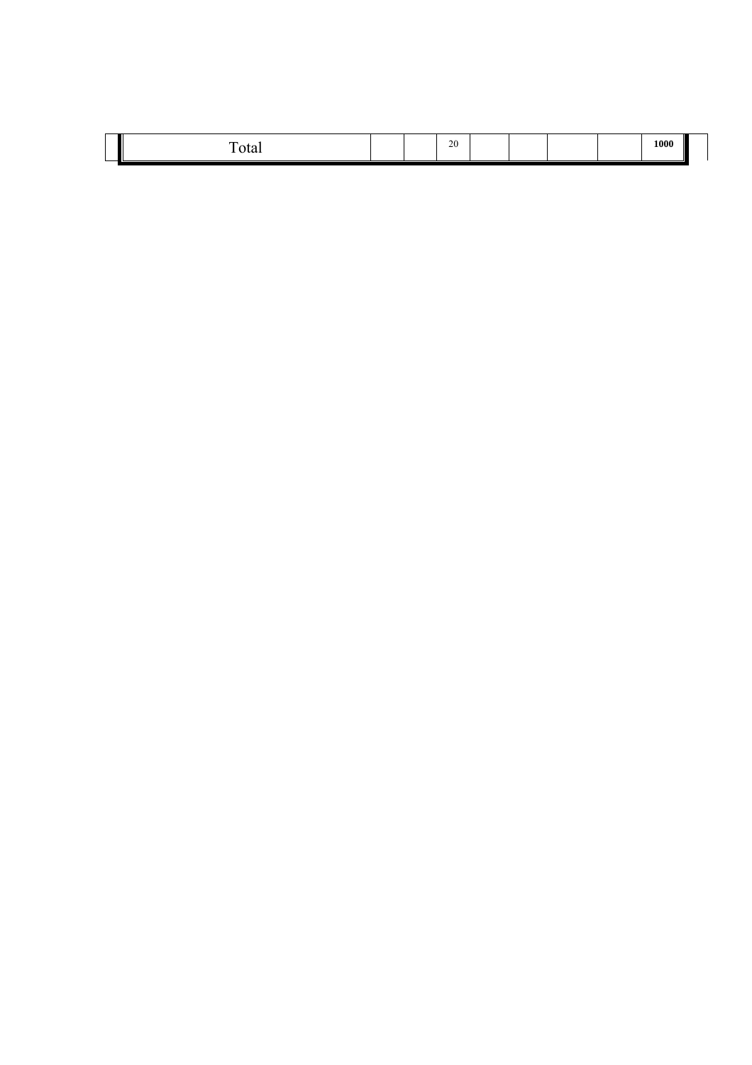| Total | | | 20 | | | | | **1000** |
|---|---|---|---|---|---|---|---|---|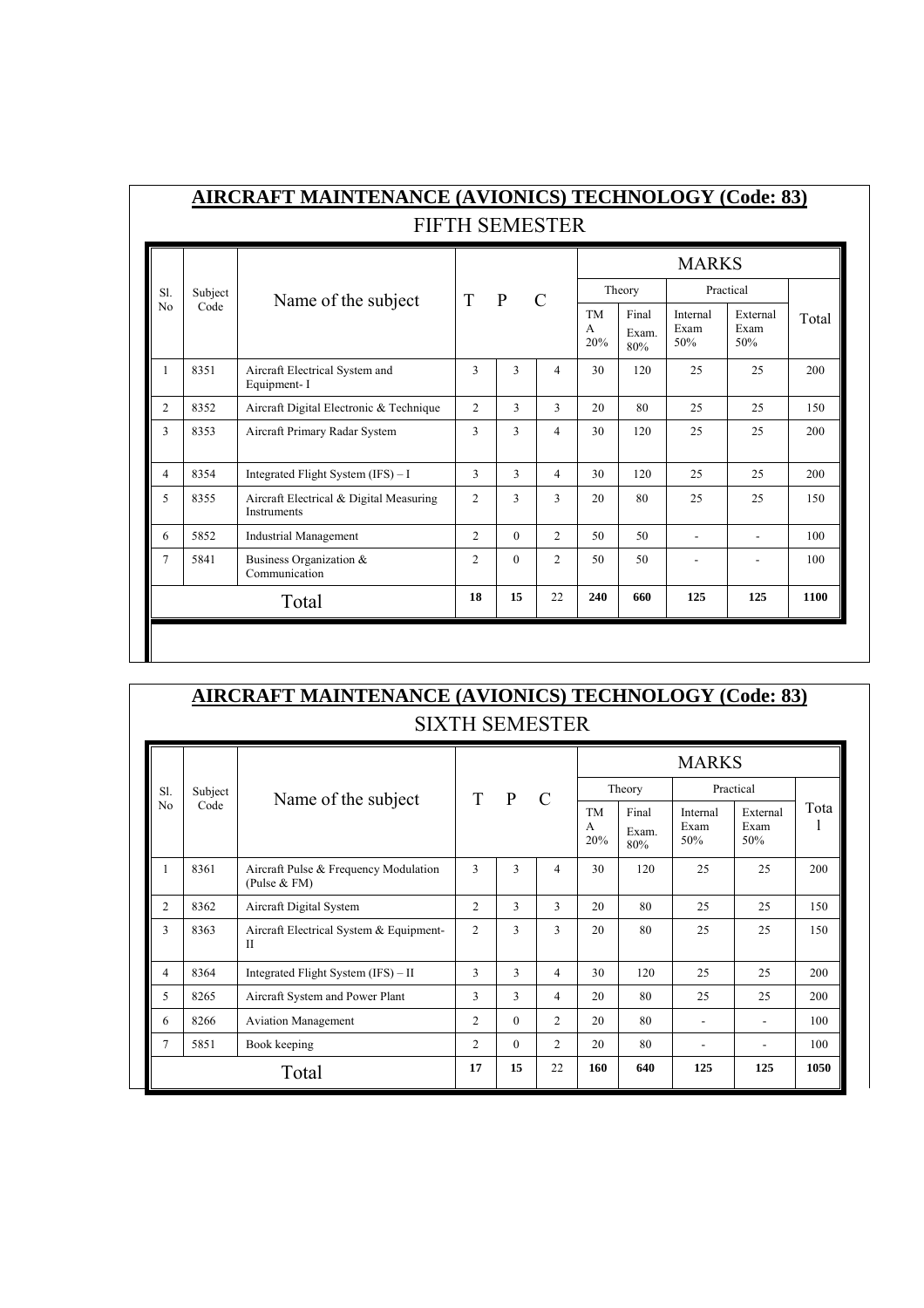## AIRCRAFT MAINTENANCE (AVIONICS) TECHNOLOGY (Code: 83)

### FIFTH SEMESTER

| Sl. No | Subject Code | Name of the subject | T | P | C | MARKS | | | | |
|---|---|---|---|---|---|---|---|---|---|---|
| | | | | | | Theory | | Practical | | Total |
| | | | | | | TMA 20% | Final Exam. 80% | Internal Exam 50% | External Exam 50% | |
| 1 | 8351 | Aircraft Electrical System and Equipment- I | 3 | 3 | 4 | 30 | 120 | 25 | 25 | 200 |
| 2 | 8352 | Aircraft Digital Electronic & Technique | 2 | 3 | 3 | 20 | 80 | 25 | 25 | 150 |
| 3 | 8353 | Aircraft Primary Radar System | 3 | 3 | 4 | 30 | 120 | 25 | 25 | 200 |
| 4 | 8354 | Integrated Flight System (IFS) – I | 3 | 3 | 4 | 30 | 120 | 25 | 25 | 200 |
| 5 | 8355 | Aircraft Electrical & Digital Measuring Instruments | 2 | 3 | 3 | 20 | 80 | 25 | 25 | 150 |
| 6 | 5852 | Industrial Management | 2 | 0 | 2 | 50 | 50 | - | - | 100 |
| 7 | 5841 | Business Organization & Communication | 2 | 0 | 2 | 50 | 50 | - | - | 100 |
| | | Total | 18 | 15 | 22 | 240 | 660 | 125 | 125 | 1100 |

## AIRCRAFT MAINTENANCE (AVIONICS) TECHNOLOGY (Code: 83)

### SIXTH SEMESTER

| Sl. No | Subject Code | Name of the subject | T | P | C | MARKS | | | | |
|---|---|---|---|---|---|---|---|---|---|---|
| | | | | | | Theory | | Practical | | Total |
| | | | | | | TMA 20% | Final Exam. 80% | Internal Exam 50% | External Exam 50% | |
| 1 | 8361 | Aircraft Pulse & Frequency Modulation (Pulse & FM) | 3 | 3 | 4 | 30 | 120 | 25 | 25 | 200 |
| 2 | 8362 | Aircraft Digital System | 2 | 3 | 3 | 20 | 80 | 25 | 25 | 150 |
| 3 | 8363 | Aircraft Electrical System & Equipment-II | 2 | 3 | 3 | 20 | 80 | 25 | 25 | 150 |
| 4 | 8364 | Integrated Flight System (IFS) – II | 3 | 3 | 4 | 30 | 120 | 25 | 25 | 200 |
| 5 | 8265 | Aircraft System and Power Plant | 3 | 3 | 4 | 20 | 80 | 25 | 25 | 200 |
| 6 | 8266 | Aviation Management | 2 | 0 | 2 | 20 | 80 | - | - | 100 |
| 7 | 5851 | Book keeping | 2 | 0 | 2 | 20 | 80 | - | - | 100 |
| | | Total | 17 | 15 | 22 | 160 | 640 | 125 | 125 | 1050 |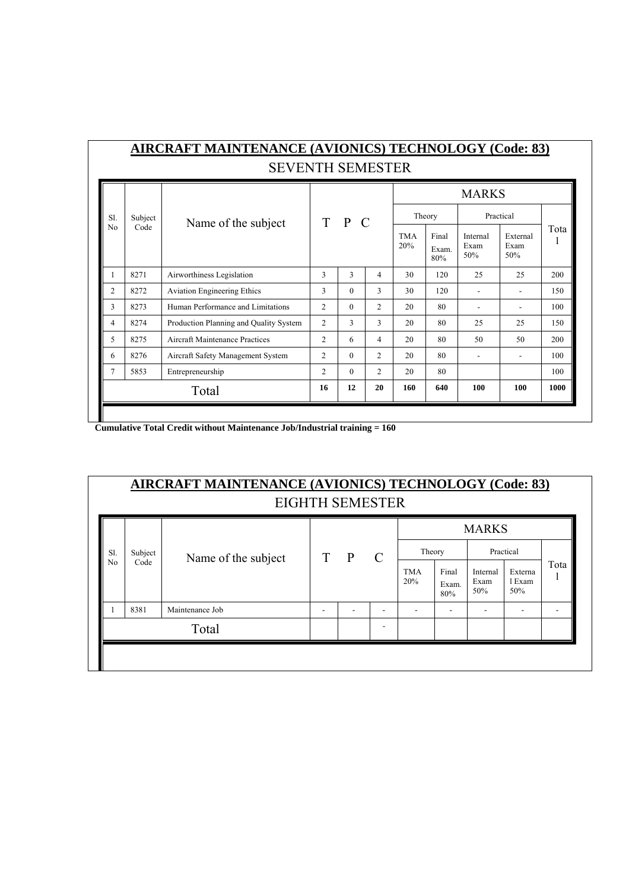## AIRCRAFT MAINTENANCE (AVIONICS) TECHNOLOGY (Code: 83)

### SEVENTH SEMESTER

| Sl. No | Subject Code | Name of the subject | T | P | C | MARKS | | | | |
|---|---|---|---|---|---|---|---|---|---|---|
| | | | | | | Theory | | Practical | | Total |
| | | | | | | TMA 20% | Final Exam. 80% | Internal Exam 50% | External Exam 50% | |
| 1 | 8271 | Airworthiness Legislation | 3 | 3 | 4 | 30 | 120 | 25 | 25 | 200 |
| 2 | 8272 | Aviation Engineering Ethics | 3 | 0 | 3 | 30 | 120 | - | - | 150 |
| 3 | 8273 | Human Performance and Limitations | 2 | 0 | 2 | 20 | 80 | - | - | 100 |
| 4 | 8274 | Production Planning and Quality System | 2 | 3 | 3 | 20 | 80 | 25 | 25 | 150 |
| 5 | 8275 | Aircraft Maintenance Practices | 2 | 6 | 4 | 20 | 80 | 50 | 50 | 200 |
| 6 | 8276 | Aircraft Safety Management System | 2 | 0 | 2 | 20 | 80 | - | - | 100 |
| 7 | 5853 | Entrepreneurship | 2 | 0 | 2 | 20 | 80 | | | 100 |
| | | Total | 16 | 12 | 20 | 160 | 640 | 100 | 100 | 1000 |

**Cumulative Total Credit without Maintenance Job/Industrial training = 160**

## AIRCRAFT MAINTENANCE (AVIONICS) TECHNOLOGY (Code: 83)

### EIGHTH SEMESTER

| Sl. No | Subject Code | Name of the subject | T | P | C | MARKS | | | | |
|---|---|---|---|---|---|---|---|---|---|---|
| | | | | | | Theory | | Practical | | Total |
| | | | | | | TMA 20% | Final Exam. 80% | Internal Exam 50% | External Exam 50% | |
| 1 | 8381 | Maintenance Job | - | - | - | - | - | - | - | - |
| | | Total | | | - | | | | | |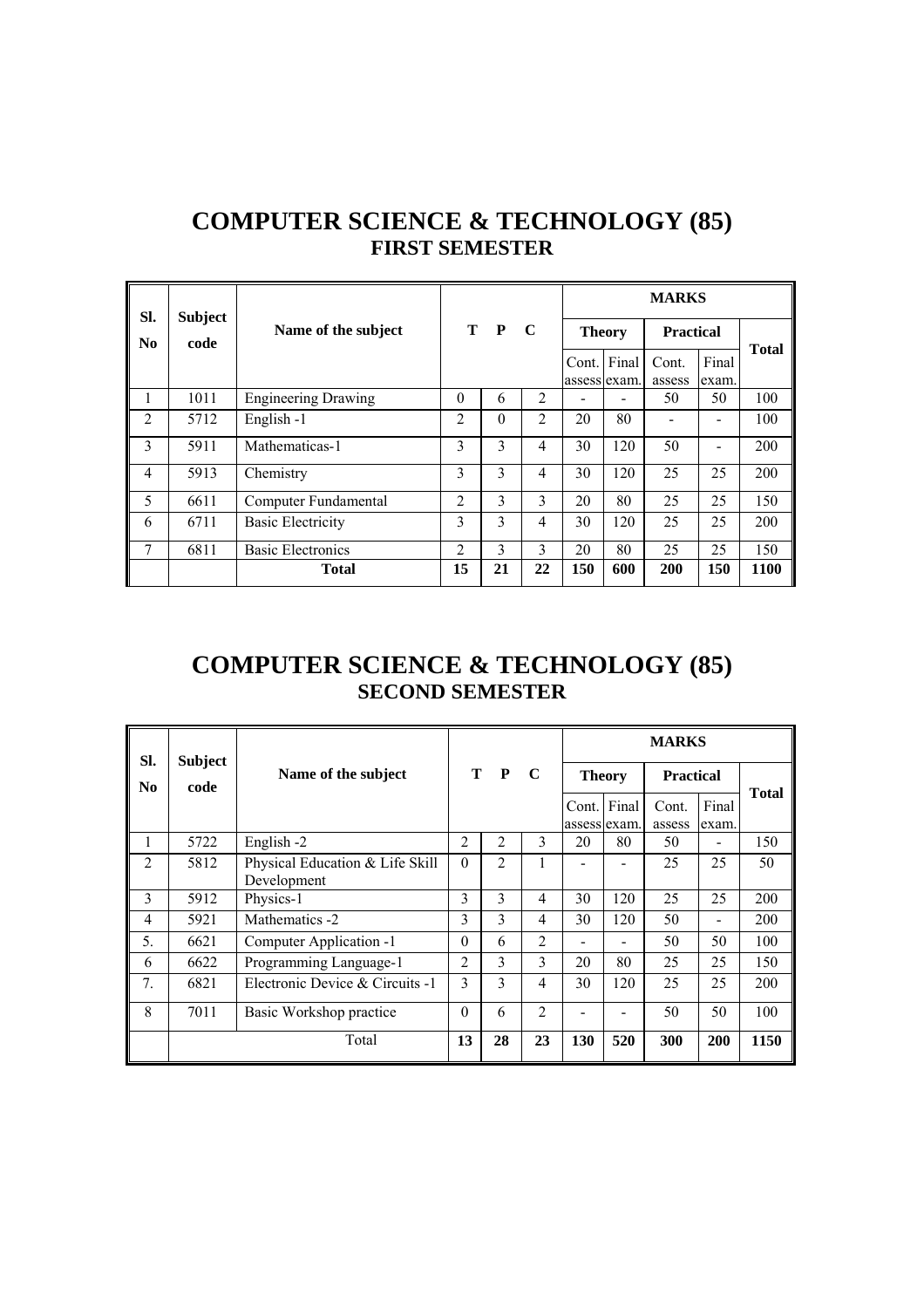# COMPUTER SCIENCE & TECHNOLOGY (85)

## FIRST SEMESTER

| Sl. No | Subject code | Name of the subject | T | P | C | MARKS | | | | |
|---|---|---|---|---|---|---|---|---|---|---|
| | | | | | | Theory | | Practical | | Total |
| | | | | | | Cont. assess | Final exam. | Cont. assess | Final exam. | |
| 1 | 1011 | Engineering Drawing | 0 | 6 | 2 | - | - | 50 | 50 | 100 |
| 2 | 5712 | English -1 | 2 | 0 | 2 | 20 | 80 | - | - | 100 |
| 3 | 5911 | Mathematicas-1 | 3 | 3 | 4 | 30 | 120 | 50 | - | 200 |
| 4 | 5913 | Chemistry | 3 | 3 | 4 | 30 | 120 | 25 | 25 | 200 |
| 5 | 6611 | Computer Fundamental | 2 | 3 | 3 | 20 | 80 | 25 | 25 | 150 |
| 6 | 6711 | Basic Electricity | 3 | 3 | 4 | 30 | 120 | 25 | 25 | 200 |
| 7 | 6811 | Basic Electronics | 2 | 3 | 3 | 20 | 80 | 25 | 25 | 150 |
| | | **Total** | **15** | **21** | **22** | **150** | **600** | **200** | **150** | **1100** |

# COMPUTER SCIENCE & TECHNOLOGY (85)

## SECOND SEMESTER

| Sl. No | Subject code | Name of the subject | T | P | C | MARKS | | | | |
|---|---|---|---|---|---|---|---|---|---|---|
| | | | | | | Theory | | Practical | | Total |
| | | | | | | Cont. assess | Final exam. | Cont. assess | Final exam. | |
| 1 | 5722 | English -2 | 2 | 2 | 3 | 20 | 80 | 50 | - | 150 |
| 2 | 5812 | Physical Education & Life Skill Development | 0 | 2 | 1 | - | - | 25 | 25 | 50 |
| 3 | 5912 | Physics-1 | 3 | 3 | 4 | 30 | 120 | 25 | 25 | 200 |
| 4 | 5921 | Mathematics -2 | 3 | 3 | 4 | 30 | 120 | 50 | - | 200 |
| 5. | 6621 | Computer Application -1 | 0 | 6 | 2 | - | - | 50 | 50 | 100 |
| 6 | 6622 | Programming Language-1 | 2 | 3 | 3 | 20 | 80 | 25 | 25 | 150 |
| 7. | 6821 | Electronic Device & Circuits -1 | 3 | 3 | 4 | 30 | 120 | 25 | 25 | 200 |
| 8 | 7011 | Basic Workshop practice | 0 | 6 | 2 | - | - | 50 | 50 | 100 |
| | | Total | **13** | **28** | **23** | **130** | **520** | **300** | **200** | **1150** |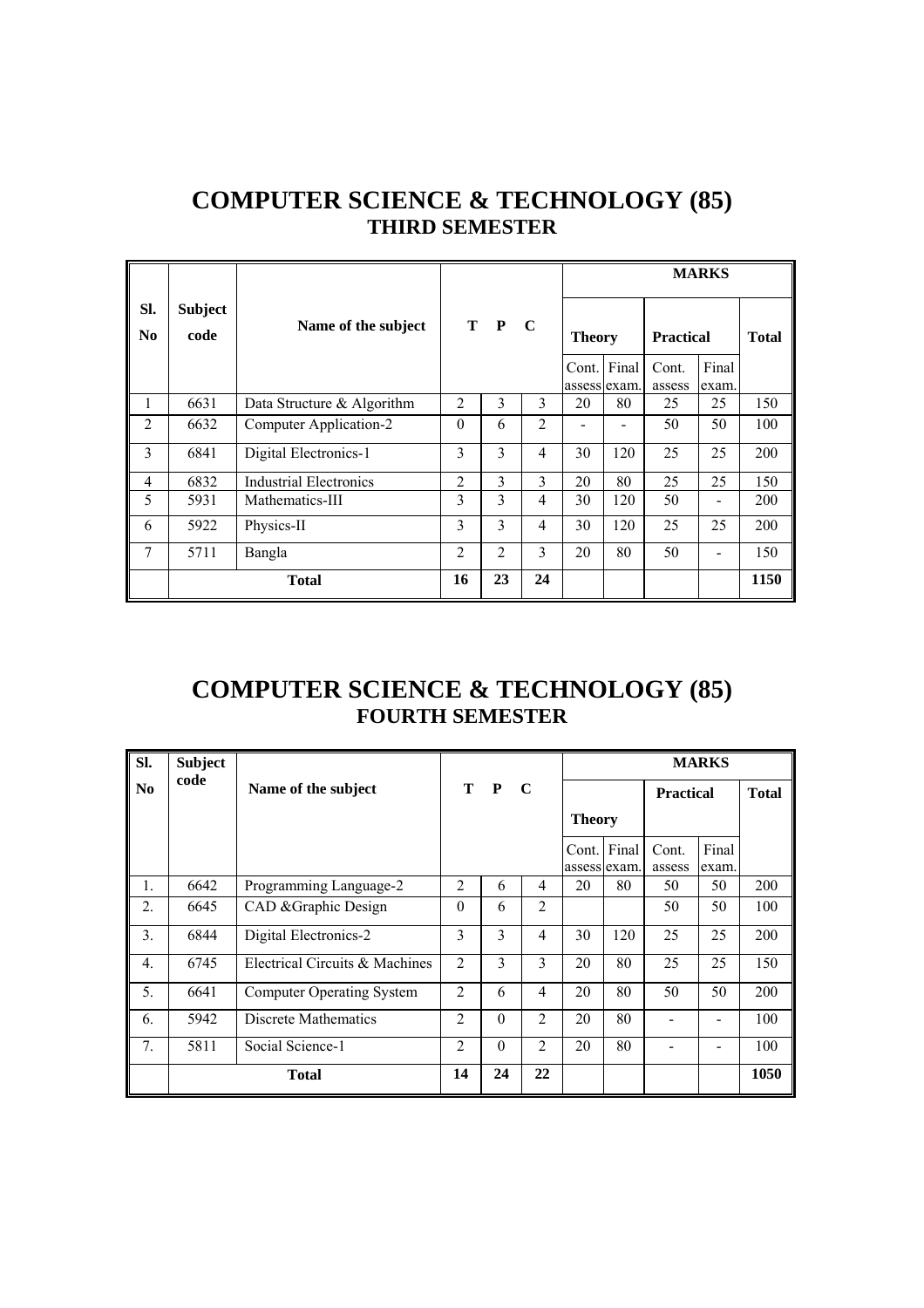# COMPUTER SCIENCE & TECHNOLOGY (85)

## THIRD SEMESTER

| Sl. No | Subject code | Name of the subject | T | P | C | MARKS | | | | |
|---|---|---|---|---|---|---|---|---|---|---|
| | | | | | | Theory | | Practical | | Total |
| | | | | | | Cont. assess | Final exam. | Cont. assess | Final exam. | |
| 1 | 6631 | Data Structure & Algorithm | 2 | 3 | 3 | 20 | 80 | 25 | 25 | 150 |
| 2 | 6632 | Computer Application-2 | 0 | 6 | 2 | - | - | 50 | 50 | 100 |
| 3 | 6841 | Digital Electronics-1 | 3 | 3 | 4 | 30 | 120 | 25 | 25 | 200 |
| 4 | 6832 | Industrial Electronics | 2 | 3 | 3 | 20 | 80 | 25 | 25 | 150 |
| 5 | 5931 | Mathematics-III | 3 | 3 | 4 | 30 | 120 | 50 | - | 200 |
| 6 | 5922 | Physics-II | 3 | 3 | 4 | 30 | 120 | 25 | 25 | 200 |
| 7 | 5711 | Bangla | 2 | 2 | 3 | 20 | 80 | 50 | - | 150 |
| | | **Total** | **16** | **23** | **24** | | | | | **1150** |

# COMPUTER SCIENCE & TECHNOLOGY (85)

## FOURTH SEMESTER

| Sl. No | Subject code | Name of the subject | T | P | C | MARKS | | | | |
|---|---|---|---|---|---|---|---|---|---|---|
| | | | | | | Theory | | Practical | | Total |
| | | | | | | Cont. assess | Final exam. | Cont. assess | Final exam. | |
| 1. | 6642 | Programming Language-2 | 2 | 6 | 4 | 20 | 80 | 50 | 50 | 200 |
| 2. | 6645 | CAD &Graphic Design | 0 | 6 | 2 | | | 50 | 50 | 100 |
| 3. | 6844 | Digital Electronics-2 | 3 | 3 | 4 | 30 | 120 | 25 | 25 | 200 |
| 4. | 6745 | Electrical Circuits & Machines | 2 | 3 | 3 | 20 | 80 | 25 | 25 | 150 |
| 5. | 6641 | Computer Operating System | 2 | 6 | 4 | 20 | 80 | 50 | 50 | 200 |
| 6. | 5942 | Discrete Mathematics | 2 | 0 | 2 | 20 | 80 | - | - | 100 |
| 7. | 5811 | Social Science-1 | 2 | 0 | 2 | 20 | 80 | - | - | 100 |
| | | **Total** | **14** | **24** | **22** | | | | | **1050** |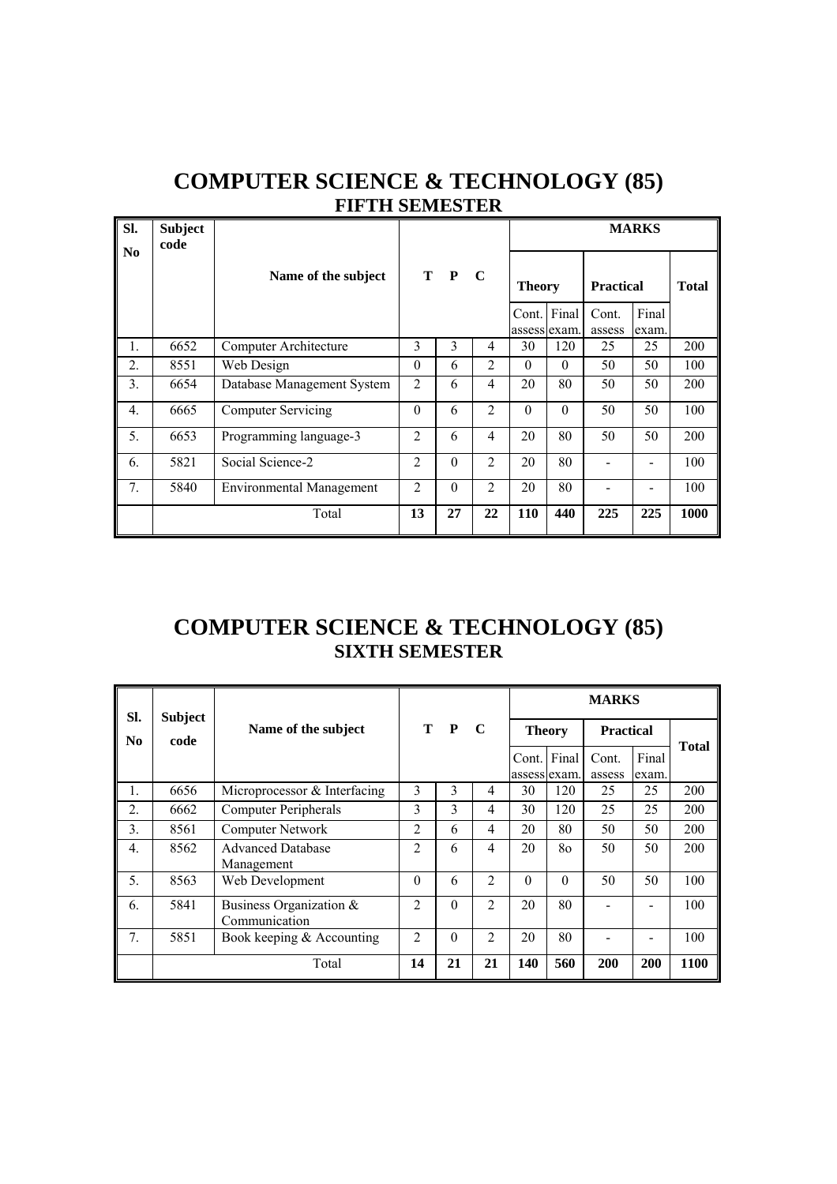# COMPUTER SCIENCE & TECHNOLOGY (85)

## FIFTH SEMESTER

| Sl. No | Subject code | Name of the subject | T | P | C | MARKS | | | | |
|---|---|---|---|---|---|---|---|---|---|---|
| | | | | | | Theory | | Practical | | Total |
| | | | | | | Cont. assess | Final exam. | Cont. assess | Final exam. | |
| 1. | 6652 | Computer Architecture | 3 | 3 | 4 | 30 | 120 | 25 | 25 | 200 |
| 2. | 8551 | Web Design | 0 | 6 | 2 | 0 | 0 | 50 | 50 | 100 |
| 3. | 6654 | Database Management System | 2 | 6 | 4 | 20 | 80 | 50 | 50 | 200 |
| 4. | 6665 | Computer Servicing | 0 | 6 | 2 | 0 | 0 | 50 | 50 | 100 |
| 5. | 6653 | Programming language-3 | 2 | 6 | 4 | 20 | 80 | 50 | 50 | 200 |
| 6. | 5821 | Social Science-2 | 2 | 0 | 2 | 20 | 80 | - | - | 100 |
| 7. | 5840 | Environmental Management | 2 | 0 | 2 | 20 | 80 | - | - | 100 |
| | | Total | **13** | **27** | **22** | **110** | **440** | **225** | **225** | **1000** |

# COMPUTER SCIENCE & TECHNOLOGY (85)

## SIXTH SEMESTER

| Sl. No | Subject code | Name of the subject | T | P | C | MARKS | | | | |
|---|---|---|---|---|---|---|---|---|---|---|
| | | | | | | Theory | | Practical | | Total |
| | | | | | | Cont. assess | Final exam. | Cont. assess | Final exam. | |
| 1. | 6656 | Microprocessor & Interfacing | 3 | 3 | 4 | 30 | 120 | 25 | 25 | 200 |
| 2. | 6662 | Computer Peripherals | 3 | 3 | 4 | 30 | 120 | 25 | 25 | 200 |
| 3. | 8561 | Computer Network | 2 | 6 | 4 | 20 | 80 | 50 | 50 | 200 |
| 4. | 8562 | Advanced Database Management | 2 | 6 | 4 | 20 | 8o | 50 | 50 | 200 |
| 5. | 8563 | Web Development | 0 | 6 | 2 | 0 | 0 | 50 | 50 | 100 |
| 6. | 5841 | Business Organization & Communication | 2 | 0 | 2 | 20 | 80 | - | - | 100 |
| 7. | 5851 | Book keeping & Accounting | 2 | 0 | 2 | 20 | 80 | - | - | 100 |
| | | Total | **14** | **21** | **21** | **140** | **560** | **200** | **200** | **1100** |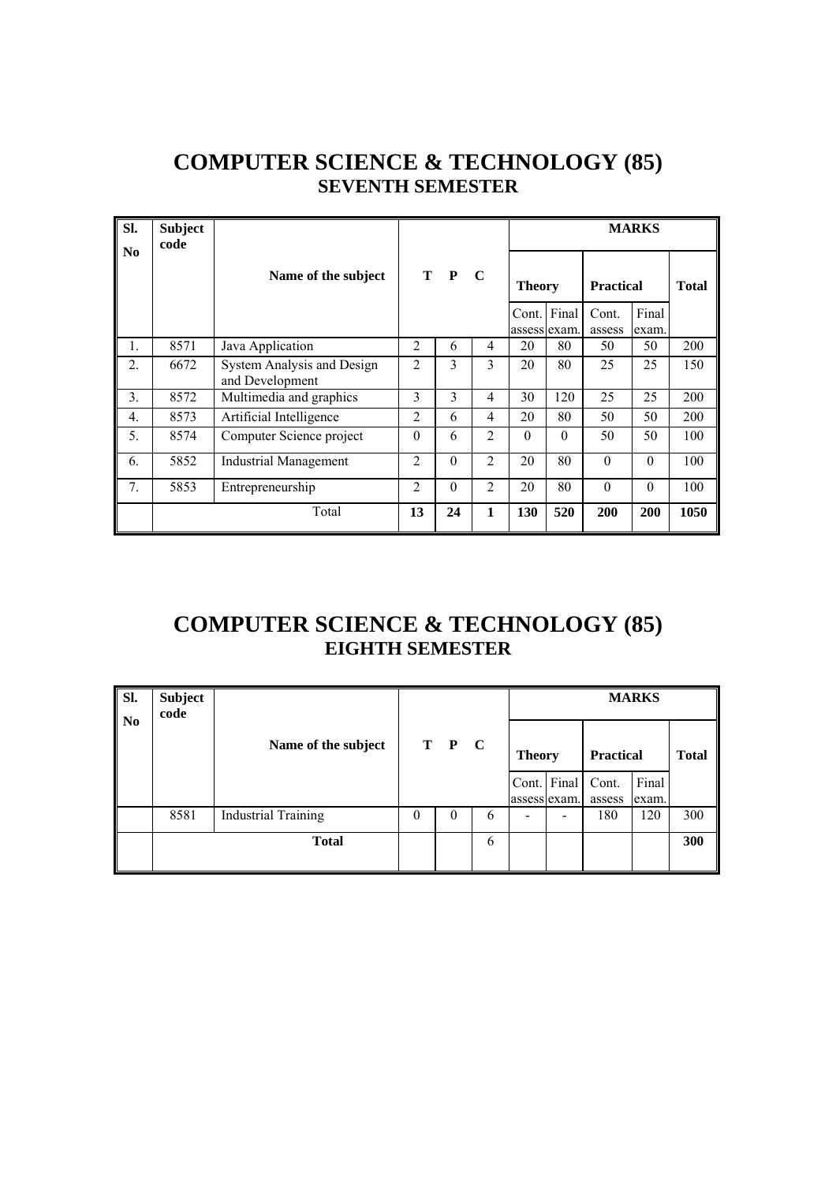# COMPUTER SCIENCE & TECHNOLOGY (85)

## SEVENTH SEMESTER

| Sl. No | Subject code | Name of the subject | T | P | C | MARKS | | | | |
|---|---|---|---|---|---|---|---|---|---|---|
| | | | | | | Theory | | Practical | | Total |
| | | | | | | Cont. assess | Final exam. | Cont. assess | Final exam. | |
| 1. | 8571 | Java Application | 2 | 6 | 4 | 20 | 80 | 50 | 50 | 200 |
| 2. | 6672 | System Analysis and Design and Development | 2 | 3 | 3 | 20 | 80 | 25 | 25 | 150 |
| 3. | 8572 | Multimedia and graphics | 3 | 3 | 4 | 30 | 120 | 25 | 25 | 200 |
| 4. | 8573 | Artificial Intelligence | 2 | 6 | 4 | 20 | 80 | 50 | 50 | 200 |
| 5. | 8574 | Computer Science project | 0 | 6 | 2 | 0 | 0 | 50 | 50 | 100 |
| 6. | 5852 | Industrial Management | 2 | 0 | 2 | 20 | 80 | 0 | 0 | 100 |
| 7. | 5853 | Entrepreneurship | 2 | 0 | 2 | 20 | 80 | 0 | 0 | 100 |
| | | Total | **13** | **24** | **1** | **130** | **520** | **200** | **200** | **1050** |

# COMPUTER SCIENCE & TECHNOLOGY (85)

## EIGHTH SEMESTER

| Sl. No | Subject code | Name of the subject | T | P | C | MARKS | | | | |
|---|---|---|---|---|---|---|---|---|---|---|
| | | | | | | Theory | | Practical | | Total |
| | | | | | | Cont. assess | Final exam. | Cont. assess | Final exam. | |
| | 8581 | Industrial Training | 0 | 0 | 6 | - | - | 180 | 120 | 300 |
| | | **Total** | | | 6 | | | | | **300** |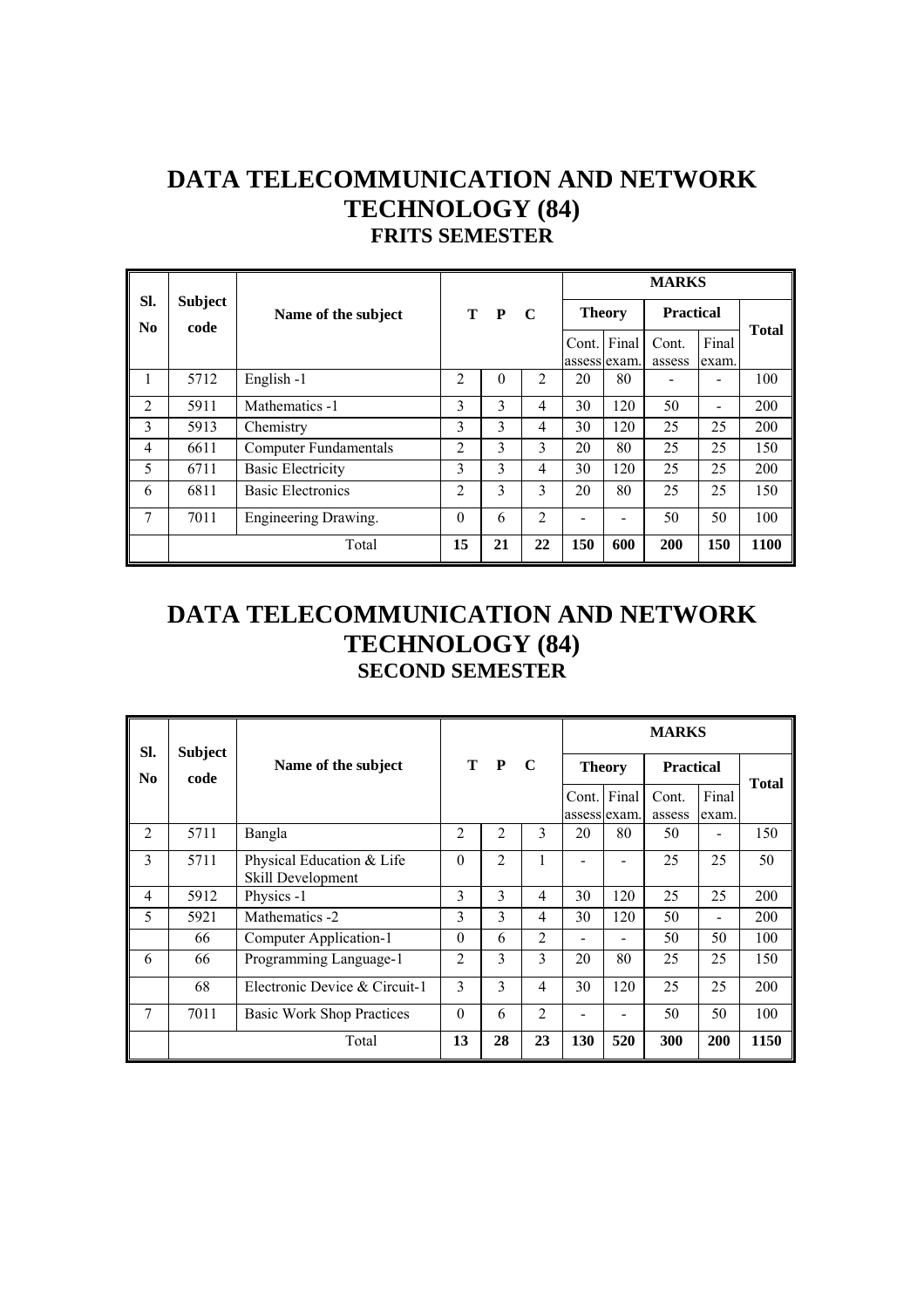# DATA TELECOMMUNICATION AND NETWORK TECHNOLOGY (84)

## FRITS SEMESTER

| Sl. No | Subject code | Name of the subject | T | P | C | MARKS | | | | |
|---|---|---|---|---|---|---|---|---|---|---|
| | | | | | | Theory | | Practical | | Total |
| | | | | | | Cont. assess | Final exam. | Cont. assess | Final exam. | |
| 1 | 5712 | English -1 | 2 | 0 | 2 | 20 | 80 | - | - | 100 |
| 2 | 5911 | Mathematics -1 | 3 | 3 | 4 | 30 | 120 | 50 | - | 200 |
| 3 | 5913 | Chemistry | 3 | 3 | 4 | 30 | 120 | 25 | 25 | 200 |
| 4 | 6611 | Computer Fundamentals | 2 | 3 | 3 | 20 | 80 | 25 | 25 | 150 |
| 5 | 6711 | Basic Electricity | 3 | 3 | 4 | 30 | 120 | 25 | 25 | 200 |
| 6 | 6811 | Basic Electronics | 2 | 3 | 3 | 20 | 80 | 25 | 25 | 150 |
| 7 | 7011 | Engineering Drawing. | 0 | 6 | 2 | - | - | 50 | 50 | 100 |
| | | Total | **15** | **21** | **22** | **150** | **600** | **200** | **150** | **1100** |

# DATA TELECOMMUNICATION AND NETWORK TECHNOLOGY (84)

## SECOND SEMESTER

| Sl. No | Subject code | Name of the subject | T | P | C | MARKS | | | | |
|---|---|---|---|---|---|---|---|---|---|---|
| | | | | | | Theory | | Practical | | Total |
| | | | | | | Cont. assess | Final exam. | Cont. assess | Final exam. | |
| 2 | 5711 | Bangla | 2 | 2 | 3 | 20 | 80 | 50 | - | 150 |
| 3 | 5711 | Physical Education & Life Skill Development | 0 | 2 | 1 | - | - | 25 | 25 | 50 |
| 4 | 5912 | Physics -1 | 3 | 3 | 4 | 30 | 120 | 25 | 25 | 200 |
| 5 | 5921 | Mathematics -2 | 3 | 3 | 4 | 30 | 120 | 50 | - | 200 |
| | 66 | Computer Application-1 | 0 | 6 | 2 | - | - | 50 | 50 | 100 |
| 6 | 66 | Programming Language-1 | 2 | 3 | 3 | 20 | 80 | 25 | 25 | 150 |
| | 68 | Electronic Device & Circuit-1 | 3 | 3 | 4 | 30 | 120 | 25 | 25 | 200 |
| 7 | 7011 | Basic Work Shop Practices | 0 | 6 | 2 | - | - | 50 | 50 | 100 |
| | | Total | **13** | **28** | **23** | **130** | **520** | **300** | **200** | **1150** |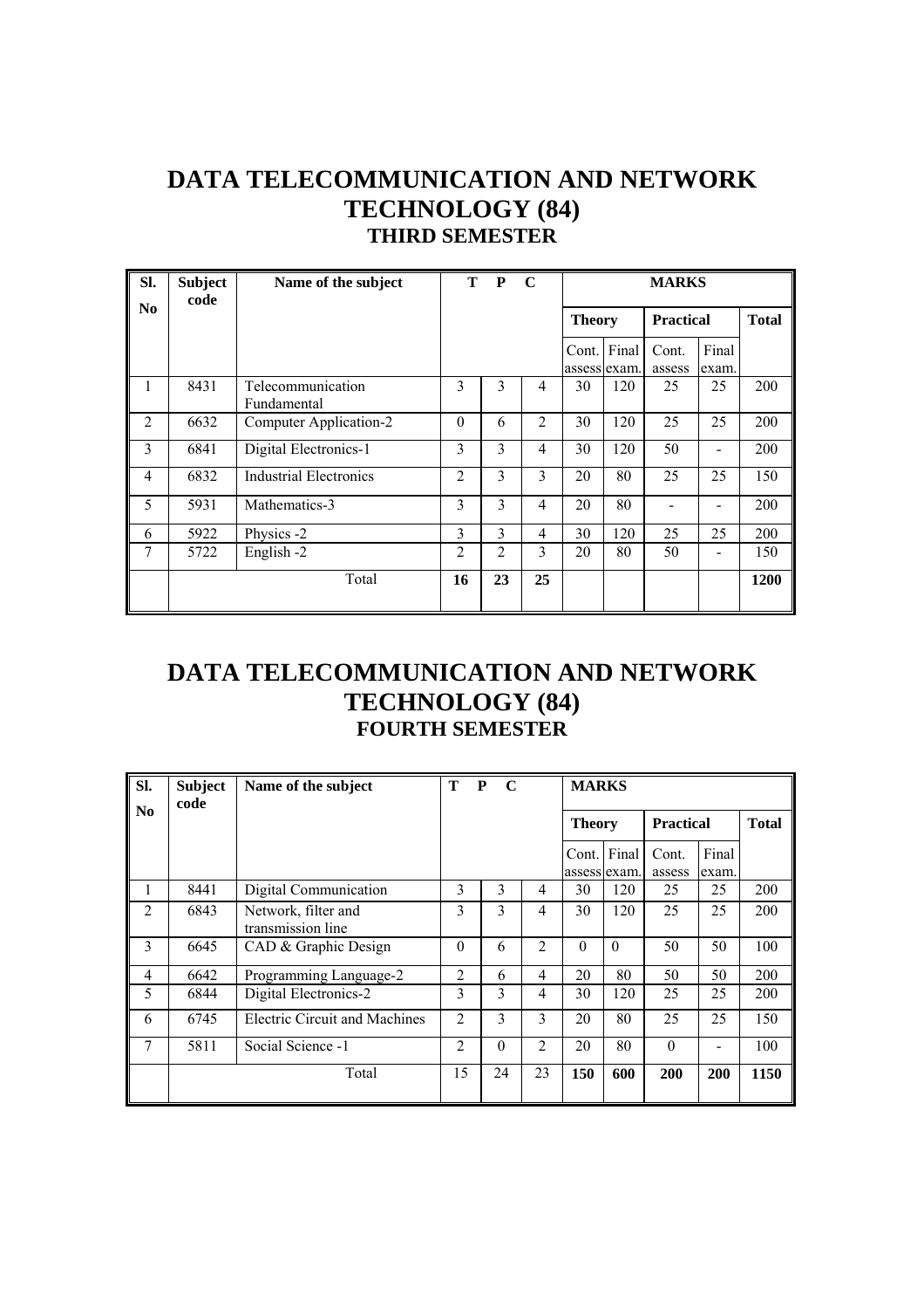# DATA TELECOMMUNICATION AND NETWORK TECHNOLOGY (84)

## THIRD SEMESTER

| Sl. No | Subject code | Name of the subject | T | P | C | MARKS | | | | |
|---|---|---|---|---|---|---|---|---|---|---|
| | | | | | | Theory | | Practical | | Total |
| | | | | | | Cont. assess | Final exam. | Cont. assess | Final exam. | |
| 1 | 8431 | Telecommunication Fundamental | 3 | 3 | 4 | 30 | 120 | 25 | 25 | 200 |
| 2 | 6632 | Computer Application-2 | 0 | 6 | 2 | 30 | 120 | 25 | 25 | 200 |
| 3 | 6841 | Digital Electronics-1 | 3 | 3 | 4 | 30 | 120 | 50 | - | 200 |
| 4 | 6832 | Industrial Electronics | 2 | 3 | 3 | 20 | 80 | 25 | 25 | 150 |
| 5 | 5931 | Mathematics-3 | 3 | 3 | 4 | 20 | 80 | - | - | 200 |
| 6 | 5922 | Physics -2 | 3 | 3 | 4 | 30 | 120 | 25 | 25 | 200 |
| 7 | 5722 | English -2 | 2 | 2 | 3 | 20 | 80 | 50 | - | 150 |
| | | Total | **16** | **23** | **25** | | | | | **1200** |

# DATA TELECOMMUNICATION AND NETWORK TECHNOLOGY (84)

## FOURTH SEMESTER

| Sl. No | Subject code | Name of the subject | T | P | C | MARKS | | | | |
|---|---|---|---|---|---|---|---|---|---|---|
| | | | | | | Theory | | Practical | | Total |
| | | | | | | Cont. assess | Final exam. | Cont. assess | Final exam. | |
| 1 | 8441 | Digital Communication | 3 | 3 | 4 | 30 | 120 | 25 | 25 | 200 |
| 2 | 6843 | Network, filter and transmission line | 3 | 3 | 4 | 30 | 120 | 25 | 25 | 200 |
| 3 | 6645 | CAD & Graphic Design | 0 | 6 | 2 | 0 | 0 | 50 | 50 | 100 |
| 4 | 6642 | Programming Language-2 | 2 | 6 | 4 | 20 | 80 | 50 | 50 | 200 |
| 5 | 6844 | Digital Electronics-2 | 3 | 3 | 4 | 30 | 120 | 25 | 25 | 200 |
| 6 | 6745 | Electric Circuit and Machines | 2 | 3 | 3 | 20 | 80 | 25 | 25 | 150 |
| 7 | 5811 | Social Science -1 | 2 | 0 | 2 | 20 | 80 | 0 | - | 100 |
| | | Total | 15 | 24 | 23 | **150** | **600** | **200** | **200** | **1150** |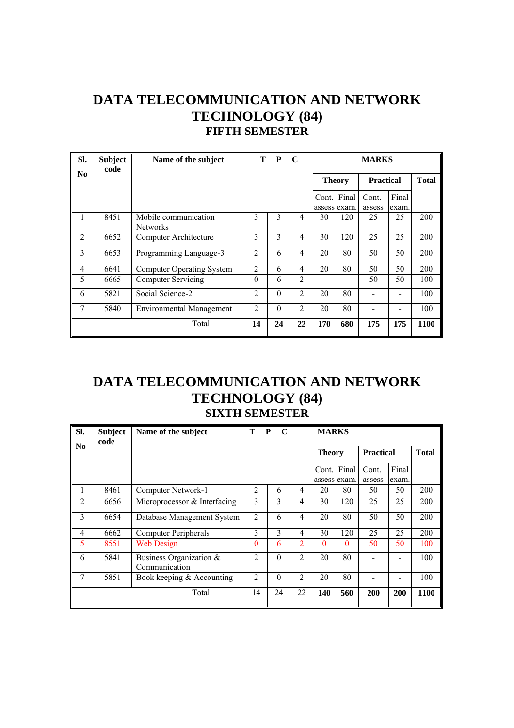# DATA TELECOMMUNICATION AND NETWORK TECHNOLOGY (84)

## FIFTH SEMESTER

| Sl. No | Subject code | Name of the subject | T | P | C | MARKS | | | | |
|---|---|---|---|---|---|---|---|---|---|---|
| | | | | | | Theory | | Practical | | Total |
| | | | | | | Cont. assess | Final exam. | Cont. assess | Final exam. | |
| 1 | 8451 | Mobile communication Networks | 3 | 3 | 4 | 30 | 120 | 25 | 25 | 200 |
| 2 | 6652 | Computer Architecture | 3 | 3 | 4 | 30 | 120 | 25 | 25 | 200 |
| 3 | 6653 | Programming Language-3 | 2 | 6 | 4 | 20 | 80 | 50 | 50 | 200 |
| 4 | 6641 | Computer Operating System | 2 | 6 | 4 | 20 | 80 | 50 | 50 | 200 |
| 5 | 6665 | Computer Servicing | 0 | 6 | 2 | | | 50 | 50 | 100 |
| 6 | 5821 | Social Science-2 | 2 | 0 | 2 | 20 | 80 | - | - | 100 |
| 7 | 5840 | Environmental Management | 2 | 0 | 2 | 20 | 80 | - | - | 100 |
| | | Total | **14** | **24** | **22** | **170** | **680** | **175** | **175** | **1100** |

# DATA TELECOMMUNICATION AND NETWORK TECHNOLOGY (84)

## SIXTH SEMESTER

| Sl. No | Subject code | Name of the subject | T | P | C | MARKS | | | | |
|---|---|---|---|---|---|---|---|---|---|---|
| | | | | | | Theory | | Practical | | Total |
| | | | | | | Cont. assess | Final exam. | Cont. assess | Final exam. | |
| 1 | 8461 | Computer Network-1 | 2 | 6 | 4 | 20 | 80 | 50 | 50 | 200 |
| 2 | 6656 | Microprocessor & Interfacing | 3 | 3 | 4 | 30 | 120 | 25 | 25 | 200 |
| 3 | 6654 | Database Management System | 2 | 6 | 4 | 20 | 80 | 50 | 50 | 200 |
| 4 | 6662 | Computer Peripherals | 3 | 3 | 4 | 30 | 120 | 25 | 25 | 200 |
| 5 | 8551 | Web Design | 0 | 6 | 2 | 0 | 0 | 50 | 50 | 100 |
| 6 | 5841 | Business Organization & Communication | 2 | 0 | 2 | 20 | 80 | - | - | 100 |
| 7 | 5851 | Book keeping & Accounting | 2 | 0 | 2 | 20 | 80 | - | - | 100 |
| | | Total | 14 | 24 | 22 | **140** | **560** | **200** | **200** | **1100** |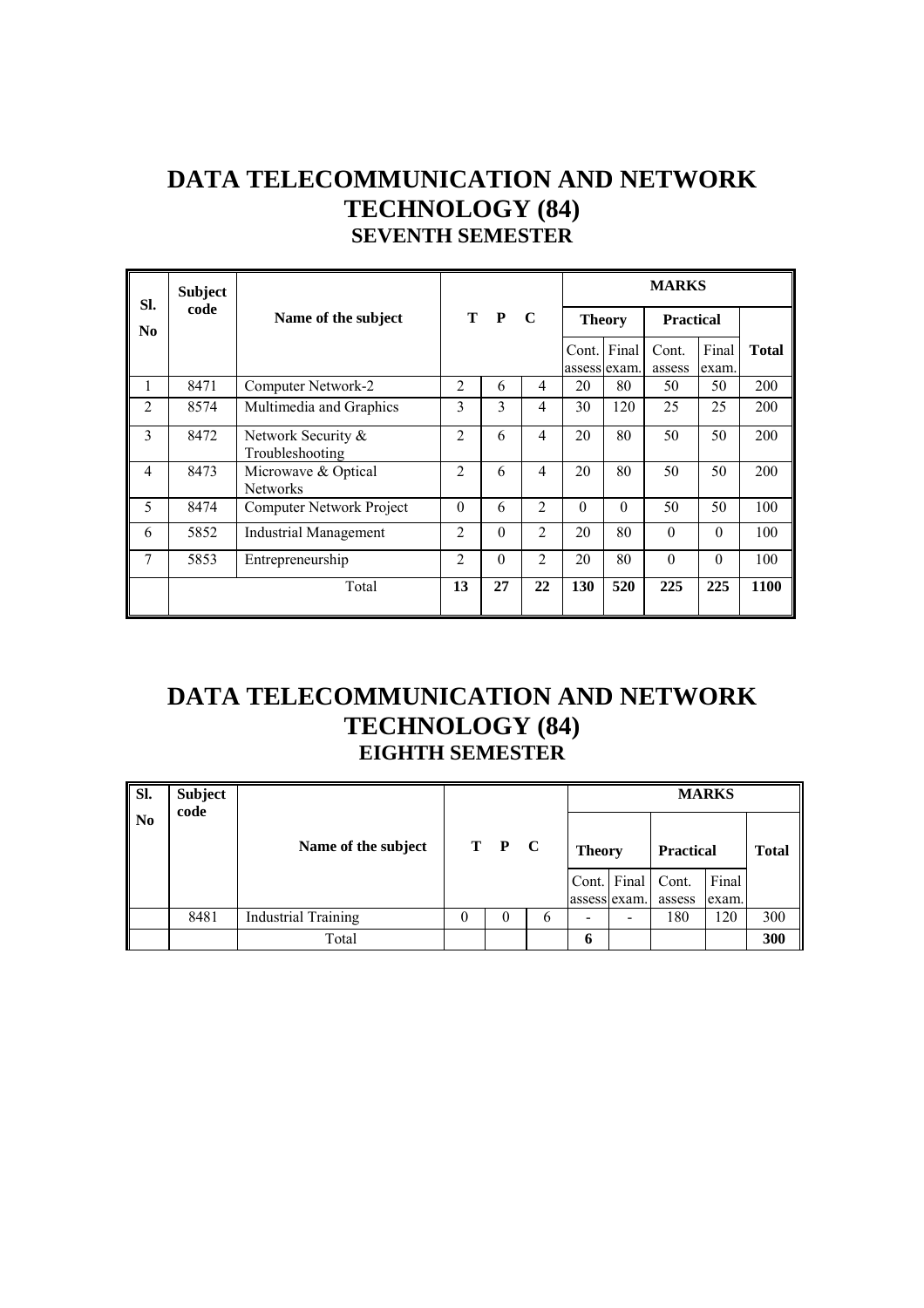# DATA TELECOMMUNICATION AND NETWORK TECHNOLOGY (84)

## SEVENTH SEMESTER

| Sl. No | Subject code | Name of the subject | T | P | C | MARKS | | | | |
|---|---|---|---|---|---|---|---|---|---|---|
| | | | | | | Theory | | Practical | | Total |
| | | | | | | Cont. assess | Final exam. | Cont. assess | Final exam. | |
| 1 | 8471 | Computer Network-2 | 2 | 6 | 4 | 20 | 80 | 50 | 50 | 200 |
| 2 | 8574 | Multimedia and Graphics | 3 | 3 | 4 | 30 | 120 | 25 | 25 | 200 |
| 3 | 8472 | Network Security & Troubleshooting | 2 | 6 | 4 | 20 | 80 | 50 | 50 | 200 |
| 4 | 8473 | Microwave & Optical Networks | 2 | 6 | 4 | 20 | 80 | 50 | 50 | 200 |
| 5 | 8474 | Computer Network Project | 0 | 6 | 2 | 0 | 0 | 50 | 50 | 100 |
| 6 | 5852 | Industrial Management | 2 | 0 | 2 | 20 | 80 | 0 | 0 | 100 |
| 7 | 5853 | Entrepreneurship | 2 | 0 | 2 | 20 | 80 | 0 | 0 | 100 |
| | | Total | **13** | **27** | **22** | **130** | **520** | **225** | **225** | **1100** |

# DATA TELECOMMUNICATION AND NETWORK TECHNOLOGY (84)

## EIGHTH SEMESTER

| Sl. No | Subject code | Name of the subject | T | P | C | MARKS | | | | |
|---|---|---|---|---|---|---|---|---|---|---|
| | | | | | | Theory | | Practical | | Total |
| | | | | | | Cont. assess | Final exam. | Cont. assess | Final exam. | |
| | 8481 | Industrial Training | 0 | 0 | 6 | - | - | 180 | 120 | 300 |
| | | Total | | | | **6** | | | | **300** |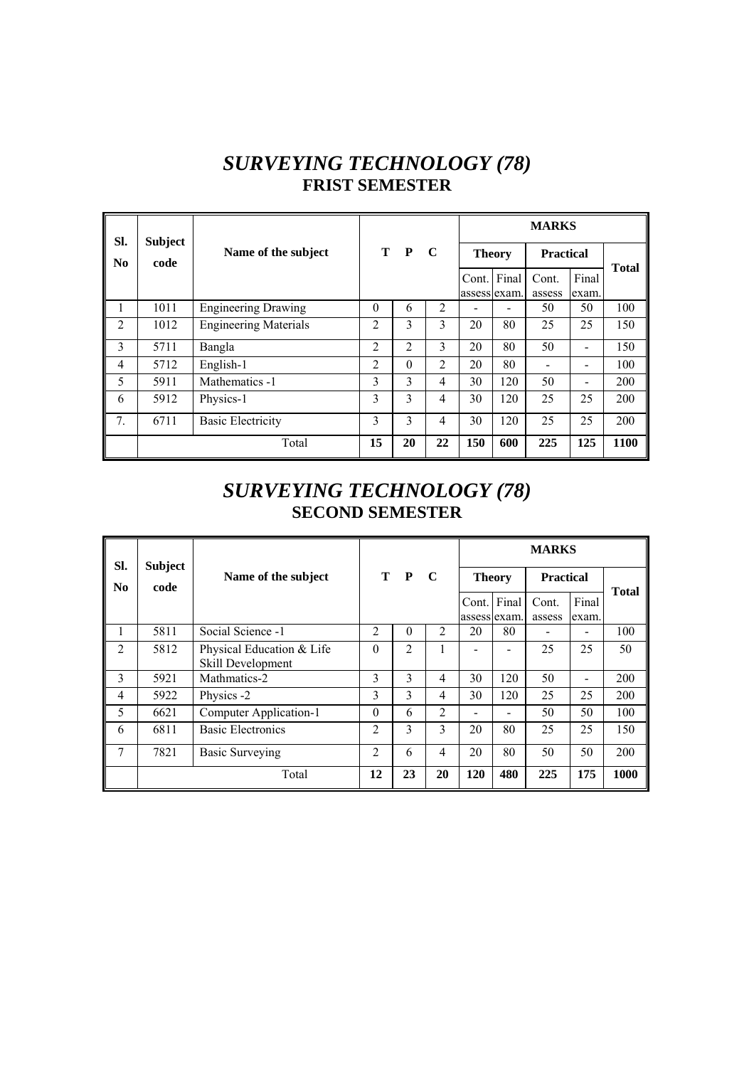# *SURVEYING TECHNOLOGY (78)*
## FRIST SEMESTER

| Sl. No | Subject code | Name of the subject | T | P | C | MARKS | | | | |
|---|---|---|---|---|---|---|---|---|---|---|
| | | | | | | Theory | | Practical | | Total |
| | | | | | | Cont. assess | Final exam. | Cont. assess | Final exam. | |
| 1 | 1011 | Engineering Drawing | 0 | 6 | 2 | - | - | 50 | 50 | 100 |
| 2 | 1012 | Engineering Materials | 2 | 3 | 3 | 20 | 80 | 25 | 25 | 150 |
| 3 | 5711 | Bangla | 2 | 2 | 3 | 20 | 80 | 50 | - | 150 |
| 4 | 5712 | English-1 | 2 | 0 | 2 | 20 | 80 | - | - | 100 |
| 5 | 5911 | Mathematics -1 | 3 | 3 | 4 | 30 | 120 | 50 | - | 200 |
| 6 | 5912 | Physics-1 | 3 | 3 | 4 | 30 | 120 | 25 | 25 | 200 |
| 7. | 6711 | Basic Electricity | 3 | 3 | 4 | 30 | 120 | 25 | 25 | 200 |
| | | Total | **15** | **20** | **22** | **150** | **600** | **225** | **125** | **1100** |

# *SURVEYING TECHNOLOGY (78)*
## SECOND SEMESTER

| Sl. No | Subject code | Name of the subject | T | P | C | MARKS | | | | |
|---|---|---|---|---|---|---|---|---|---|---|
| | | | | | | Theory | | Practical | | Total |
| | | | | | | Cont. assess | Final exam. | Cont. assess | Final exam. | |
| 1 | 5811 | Social Science -1 | 2 | 0 | 2 | 20 | 80 | - | - | 100 |
| 2 | 5812 | Physical Education & Life Skill Development | 0 | 2 | 1 | - | - | 25 | 25 | 50 |
| 3 | 5921 | Mathmatics-2 | 3 | 3 | 4 | 30 | 120 | 50 | - | 200 |
| 4 | 5922 | Physics -2 | 3 | 3 | 4 | 30 | 120 | 25 | 25 | 200 |
| 5 | 6621 | Computer Application-1 | 0 | 6 | 2 | - | - | 50 | 50 | 100 |
| 6 | 6811 | Basic Electronics | 2 | 3 | 3 | 20 | 80 | 25 | 25 | 150 |
| 7 | 7821 | Basic Surveying | 2 | 6 | 4 | 20 | 80 | 50 | 50 | 200 |
| | | Total | **12** | **23** | **20** | **120** | **480** | **225** | **175** | **1000** |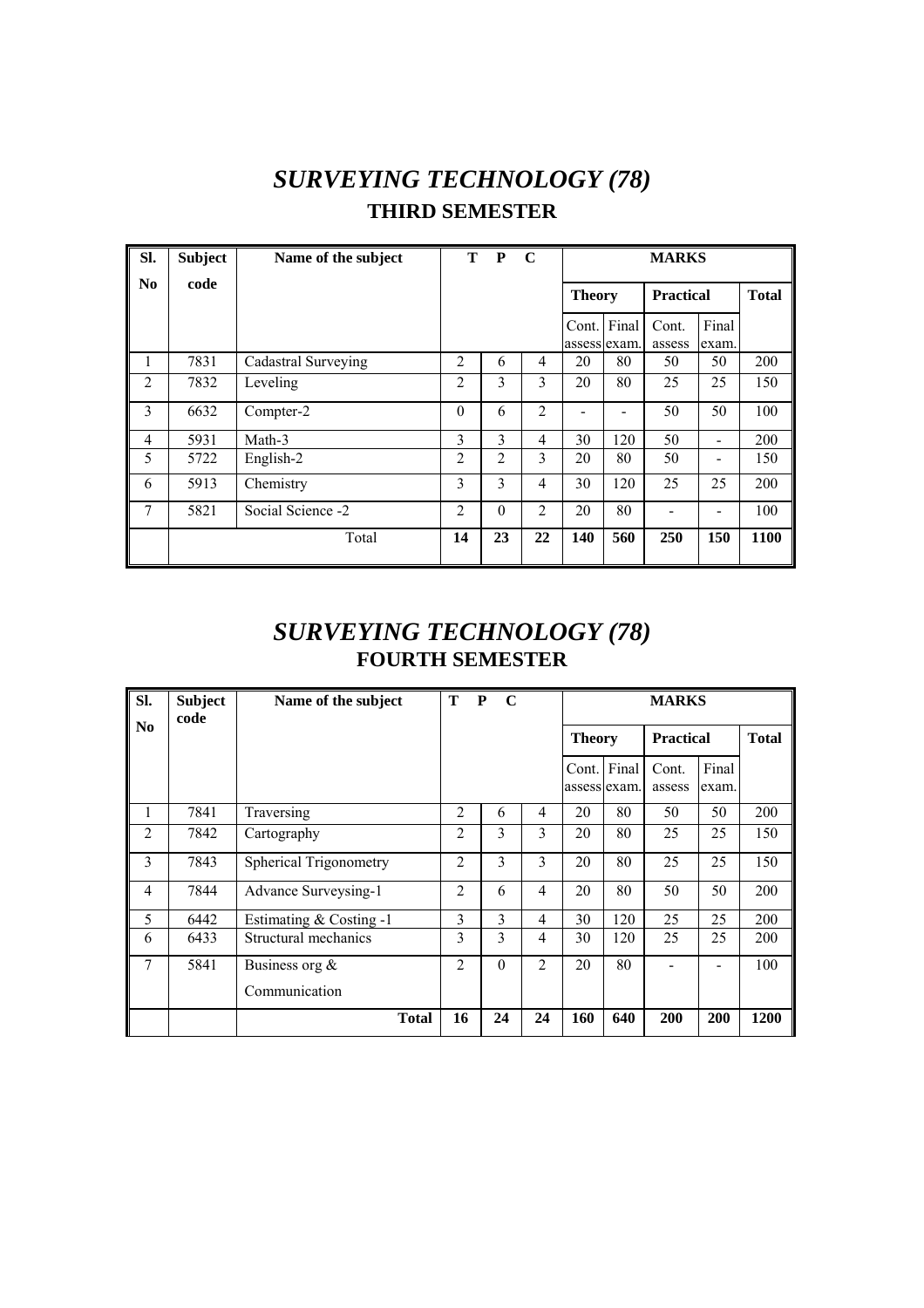# *SURVEYING TECHNOLOGY (78)*

## THIRD SEMESTER

| Sl. No | Subject code | Name of the subject | T | P | C | MARKS | | | | |
|---|---|---|---|---|---|---|---|---|---|---|
| | | | | | | Theory | | Practical | | Total |
| | | | | | | Cont. assess | Final exam. | Cont. assess | Final exam. | |
| 1 | 7831 | Cadastral Surveying | 2 | 6 | 4 | 20 | 80 | 50 | 50 | 200 |
| 2 | 7832 | Leveling | 2 | 3 | 3 | 20 | 80 | 25 | 25 | 150 |
| 3 | 6632 | Compter-2 | 0 | 6 | 2 | - | - | 50 | 50 | 100 |
| 4 | 5931 | Math-3 | 3 | 3 | 4 | 30 | 120 | 50 | - | 200 |
| 5 | 5722 | English-2 | 2 | 2 | 3 | 20 | 80 | 50 | - | 150 |
| 6 | 5913 | Chemistry | 3 | 3 | 4 | 30 | 120 | 25 | 25 | 200 |
| 7 | 5821 | Social Science -2 | 2 | 0 | 2 | 20 | 80 | - | - | 100 |
| | | Total | **14** | **23** | **22** | **140** | **560** | **250** | **150** | **1100** |

# *SURVEYING TECHNOLOGY (78)*

## FOURTH SEMESTER

| Sl. No | Subject code | Name of the subject | T | P | C | MARKS | | | | |
|---|---|---|---|---|---|---|---|---|---|---|
| | | | | | | Theory | | Practical | | Total |
| | | | | | | Cont. assess | Final exam. | Cont. assess | Final exam. | |
| 1 | 7841 | Traversing | 2 | 6 | 4 | 20 | 80 | 50 | 50 | 200 |
| 2 | 7842 | Cartography | 2 | 3 | 3 | 20 | 80 | 25 | 25 | 150 |
| 3 | 7843 | Spherical Trigonometry | 2 | 3 | 3 | 20 | 80 | 25 | 25 | 150 |
| 4 | 7844 | Advance Surveysing-1 | 2 | 6 | 4 | 20 | 80 | 50 | 50 | 200 |
| 5 | 6442 | Estimating & Costing -1 | 3 | 3 | 4 | 30 | 120 | 25 | 25 | 200 |
| 6 | 6433 | Structural mechanics | 3 | 3 | 4 | 30 | 120 | 25 | 25 | 200 |
| 7 | 5841 | Business org & Communication | 2 | 0 | 2 | 20 | 80 | - | - | 100 |
| | | **Total** | **16** | **24** | **24** | **160** | **640** | **200** | **200** | **1200** |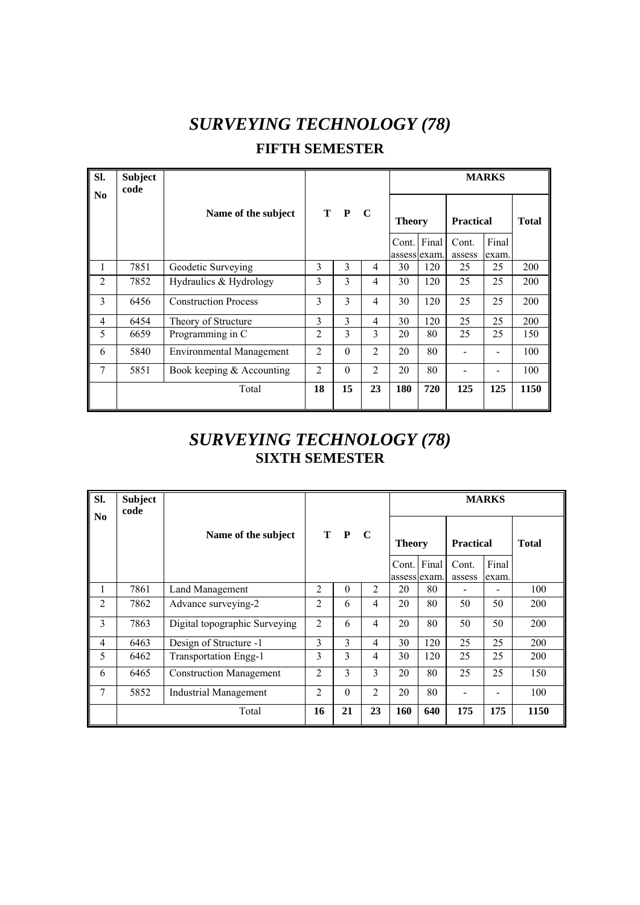# *SURVEYING TECHNOLOGY (78)*

## FIFTH SEMESTER

| Sl. No | Subject code | Name of the subject | T | P | C | MARKS | | | | |
|---|---|---|---|---|---|---|---|---|---|---|
| | | | | | | Theory | | Practical | | Total |
| | | | | | | Cont. assess | Final exam. | Cont. assess | Final exam. | |
| 1 | 7851 | Geodetic Surveying | 3 | 3 | 4 | 30 | 120 | 25 | 25 | 200 |
| 2 | 7852 | Hydraulics & Hydrology | 3 | 3 | 4 | 30 | 120 | 25 | 25 | 200 |
| 3 | 6456 | Construction Process | 3 | 3 | 4 | 30 | 120 | 25 | 25 | 200 |
| 4 | 6454 | Theory of Structure | 3 | 3 | 4 | 30 | 120 | 25 | 25 | 200 |
| 5 | 6659 | Programming in C | 2 | 3 | 3 | 20 | 80 | 25 | 25 | 150 |
| 6 | 5840 | Environmental Management | 2 | 0 | 2 | 20 | 80 | - | - | 100 |
| 7 | 5851 | Book keeping & Accounting | 2 | 0 | 2 | 20 | 80 | - | - | 100 |
| | | Total | **18** | **15** | **23** | **180** | **720** | **125** | **125** | **1150** |

# *SURVEYING TECHNOLOGY (78)*

## SIXTH SEMESTER

| Sl. No | Subject code | Name of the subject | T | P | C | MARKS | | | | |
|---|---|---|---|---|---|---|---|---|---|---|
| | | | | | | Theory | | Practical | | Total |
| | | | | | | Cont. assess | Final exam. | Cont. assess | Final exam. | |
| 1 | 7861 | Land Management | 2 | 0 | 2 | 20 | 80 | - | - | 100 |
| 2 | 7862 | Advance surveying-2 | 2 | 6 | 4 | 20 | 80 | 50 | 50 | 200 |
| 3 | 7863 | Digital topographic Surveying | 2 | 6 | 4 | 20 | 80 | 50 | 50 | 200 |
| 4 | 6463 | Design of Structure -1 | 3 | 3 | 4 | 30 | 120 | 25 | 25 | 200 |
| 5 | 6462 | Transportation Engg-1 | 3 | 3 | 4 | 30 | 120 | 25 | 25 | 200 |
| 6 | 6465 | Construction Management | 2 | 3 | 3 | 20 | 80 | 25 | 25 | 150 |
| 7 | 5852 | Industrial Management | 2 | 0 | 2 | 20 | 80 | - | - | 100 |
| | | Total | **16** | **21** | **23** | **160** | **640** | **175** | **175** | **1150** |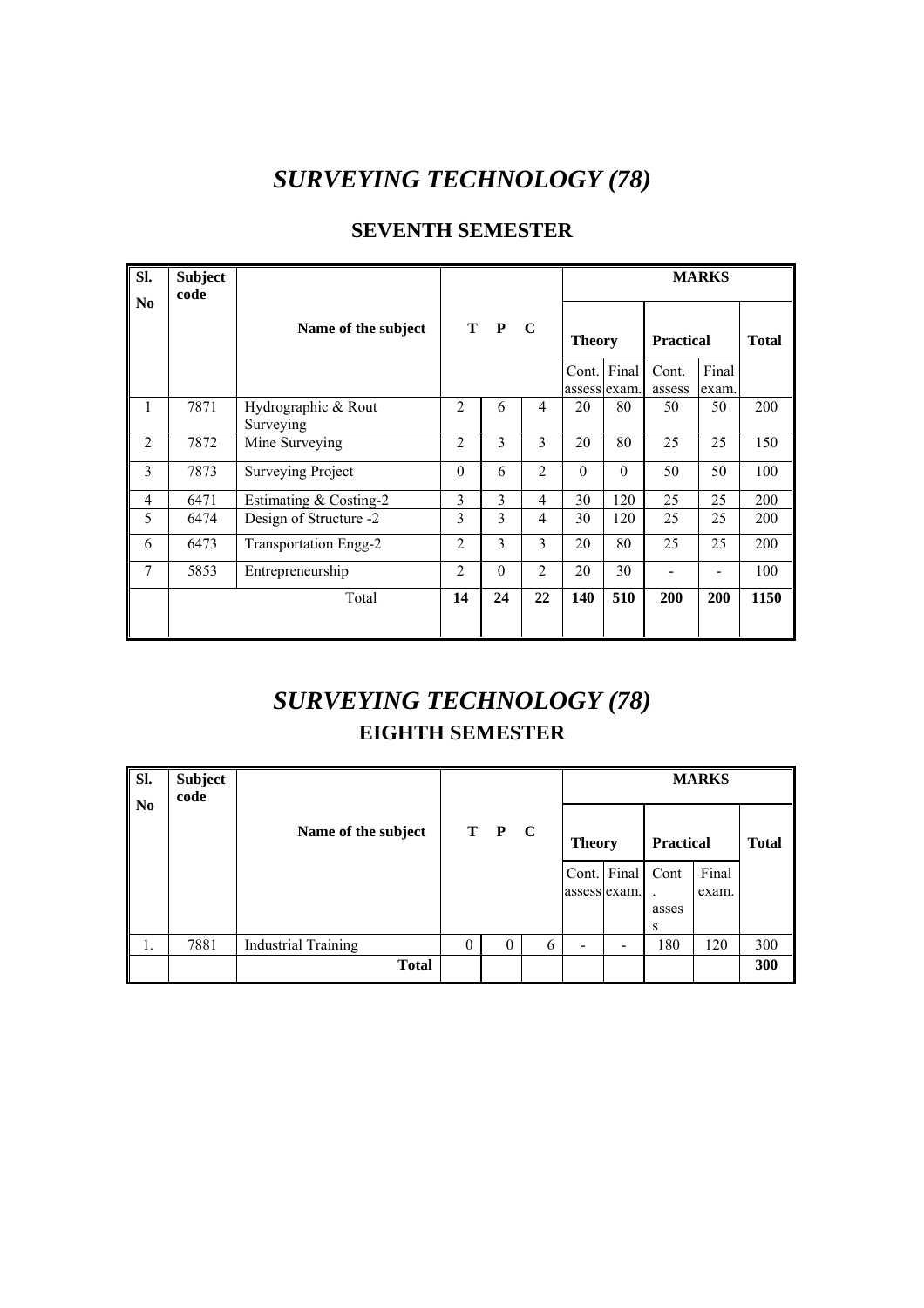# *SURVEYING TECHNOLOGY (78)*

## SEVENTH SEMESTER

| Sl. No | Subject code | Name of the subject | T | P | C | MARKS | | | | |
|---|---|---|---|---|---|---|---|---|---|---|
| | | | | | | Theory | | Practical | | Total |
| | | | | | | Cont. assess | Final exam. | Cont. assess | Final exam. | |
| 1 | 7871 | Hydrographic & Rout Surveying | 2 | 6 | 4 | 20 | 80 | 50 | 50 | 200 |
| 2 | 7872 | Mine Surveying | 2 | 3 | 3 | 20 | 80 | 25 | 25 | 150 |
| 3 | 7873 | Surveying Project | 0 | 6 | 2 | 0 | 0 | 50 | 50 | 100 |
| 4 | 6471 | Estimating & Costing-2 | 3 | 3 | 4 | 30 | 120 | 25 | 25 | 200 |
| 5 | 6474 | Design of Structure -2 | 3 | 3 | 4 | 30 | 120 | 25 | 25 | 200 |
| 6 | 6473 | Transportation Engg-2 | 2 | 3 | 3 | 20 | 80 | 25 | 25 | 200 |
| 7 | 5853 | Entrepreneurship | 2 | 0 | 2 | 20 | 30 | - | - | 100 |
| | | Total | **14** | **24** | **22** | **140** | **510** | **200** | **200** | **1150** |

# *SURVEYING TECHNOLOGY (78)*

## EIGHTH SEMESTER

| Sl. No | Subject code | Name of the subject | T | P | C | MARKS | | | | |
|---|---|---|---|---|---|---|---|---|---|---|
| | | | | | | Theory | | Practical | | Total |
| | | | | | | Cont. assess | Final exam. | Cont. assess | Final exam. | |
| 1. | 7881 | Industrial Training | 0 | 0 | 6 | - | - | 180 | 120 | 300 |
| | | **Total** | | | | | | | | **300** |